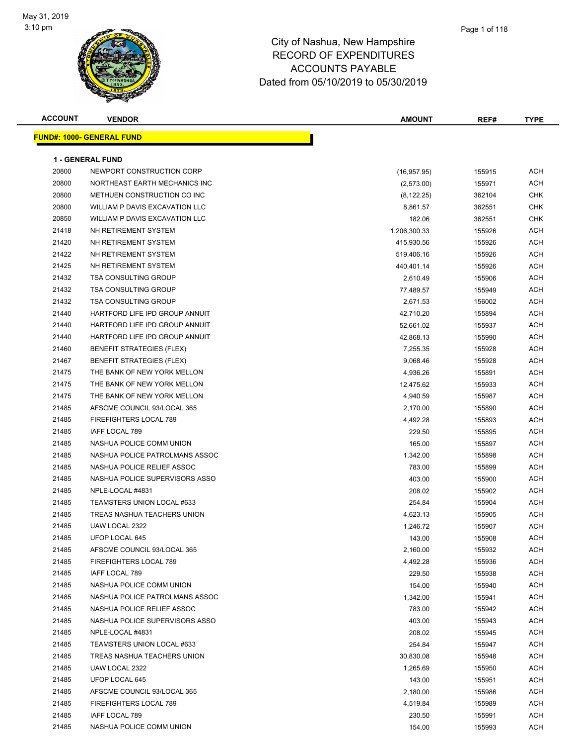City of Nashua, New Hampshire
RECORD OF EXPENDITURES
ACCOUNTS PAYABLE
Dated from 05/10/2019 to 05/30/2019

May 31, 2019
3:10 pm

| ACCOUNT | VENDOR | AMOUNT | REF# | TYPE |
|---|---|---|---|---|

**FUND#: 1000- GENERAL FUND**

**1 - GENERAL FUND**

| ACCOUNT | VENDOR | AMOUNT | REF# | TYPE |
|---|---|---|---|---|
| 20800 | NEWPORT CONSTRUCTION CORP | (16,957.95) | 155915 | ACH |
| 20800 | NORTHEAST EARTH MECHANICS INC | (2,573.00) | 155971 | ACH |
| 20800 | METHUEN CONSTRUCTION CO INC | (8,122.25) | 362104 | CHK |
| 20800 | WILLIAM P DAVIS EXCAVATION LLC | 8,861.57 | 362551 | CHK |
| 20850 | WILLIAM P DAVIS EXCAVATION LLC | 182.06 | 362551 | CHK |
| 21418 | NH RETIREMENT SYSTEM | 1,206,300.33 | 155926 | ACH |
| 21420 | NH RETIREMENT SYSTEM | 415,930.56 | 155926 | ACH |
| 21422 | NH RETIREMENT SYSTEM | 519,406.16 | 155926 | ACH |
| 21425 | NH RETIREMENT SYSTEM | 440,401.14 | 155926 | ACH |
| 21432 | TSA CONSULTING GROUP | 2,610.49 | 155906 | ACH |
| 21432 | TSA CONSULTING GROUP | 77,489.57 | 155949 | ACH |
| 21432 | TSA CONSULTING GROUP | 2,671.53 | 156002 | ACH |
| 21440 | HARTFORD LIFE IPD GROUP ANNUIT | 42,710.20 | 155894 | ACH |
| 21440 | HARTFORD LIFE IPD GROUP ANNUIT | 52,661.02 | 155937 | ACH |
| 21440 | HARTFORD LIFE IPD GROUP ANNUIT | 42,868.13 | 155990 | ACH |
| 21460 | BENEFIT STRATEGIES (FLEX) | 7,255.35 | 155928 | ACH |
| 21467 | BENEFIT STRATEGIES (FLEX) | 9,068.46 | 155928 | ACH |
| 21475 | THE BANK OF NEW YORK MELLON | 4,936.26 | 155891 | ACH |
| 21475 | THE BANK OF NEW YORK MELLON | 12,475.62 | 155933 | ACH |
| 21475 | THE BANK OF NEW YORK MELLON | 4,940.59 | 155987 | ACH |
| 21485 | AFSCME COUNCIL 93/LOCAL 365 | 2,170.00 | 155890 | ACH |
| 21485 | FIREFIGHTERS LOCAL 789 | 4,492.28 | 155893 | ACH |
| 21485 | IAFF LOCAL 789 | 229.50 | 155895 | ACH |
| 21485 | NASHUA POLICE COMM UNION | 165.00 | 155897 | ACH |
| 21485 | NASHUA POLICE PATROLMANS ASSOC | 1,342.00 | 155898 | ACH |
| 21485 | NASHUA POLICE RELIEF ASSOC | 783.00 | 155899 | ACH |
| 21485 | NASHUA POLICE SUPERVISORS ASSO | 403.00 | 155900 | ACH |
| 21485 | NPLE-LOCAL #4831 | 208.02 | 155902 | ACH |
| 21485 | TEAMSTERS UNION LOCAL #633 | 254.84 | 155904 | ACH |
| 21485 | TREAS NASHUA TEACHERS UNION | 4,623.13 | 155905 | ACH |
| 21485 | UAW LOCAL 2322 | 1,246.72 | 155907 | ACH |
| 21485 | UFOP LOCAL 645 | 143.00 | 155908 | ACH |
| 21485 | AFSCME COUNCIL 93/LOCAL 365 | 2,160.00 | 155932 | ACH |
| 21485 | FIREFIGHTERS LOCAL 789 | 4,492.28 | 155936 | ACH |
| 21485 | IAFF LOCAL 789 | 229.50 | 155938 | ACH |
| 21485 | NASHUA POLICE COMM UNION | 154.00 | 155940 | ACH |
| 21485 | NASHUA POLICE PATROLMANS ASSOC | 1,342.00 | 155941 | ACH |
| 21485 | NASHUA POLICE RELIEF ASSOC | 783.00 | 155942 | ACH |
| 21485 | NASHUA POLICE SUPERVISORS ASSO | 403.00 | 155943 | ACH |
| 21485 | NPLE-LOCAL #4831 | 208.02 | 155945 | ACH |
| 21485 | TEAMSTERS UNION LOCAL #633 | 254.84 | 155947 | ACH |
| 21485 | TREAS NASHUA TEACHERS UNION | 30,830.08 | 155948 | ACH |
| 21485 | UAW LOCAL 2322 | 1,265.69 | 155950 | ACH |
| 21485 | UFOP LOCAL 645 | 143.00 | 155951 | ACH |
| 21485 | AFSCME COUNCIL 93/LOCAL 365 | 2,180.00 | 155986 | ACH |
| 21485 | FIREFIGHTERS LOCAL 789 | 4,519.84 | 155989 | ACH |
| 21485 | IAFF LOCAL 789 | 230.50 | 155991 | ACH |
| 21485 | NASHUA POLICE COMM UNION | 154.00 | 155993 | ACH |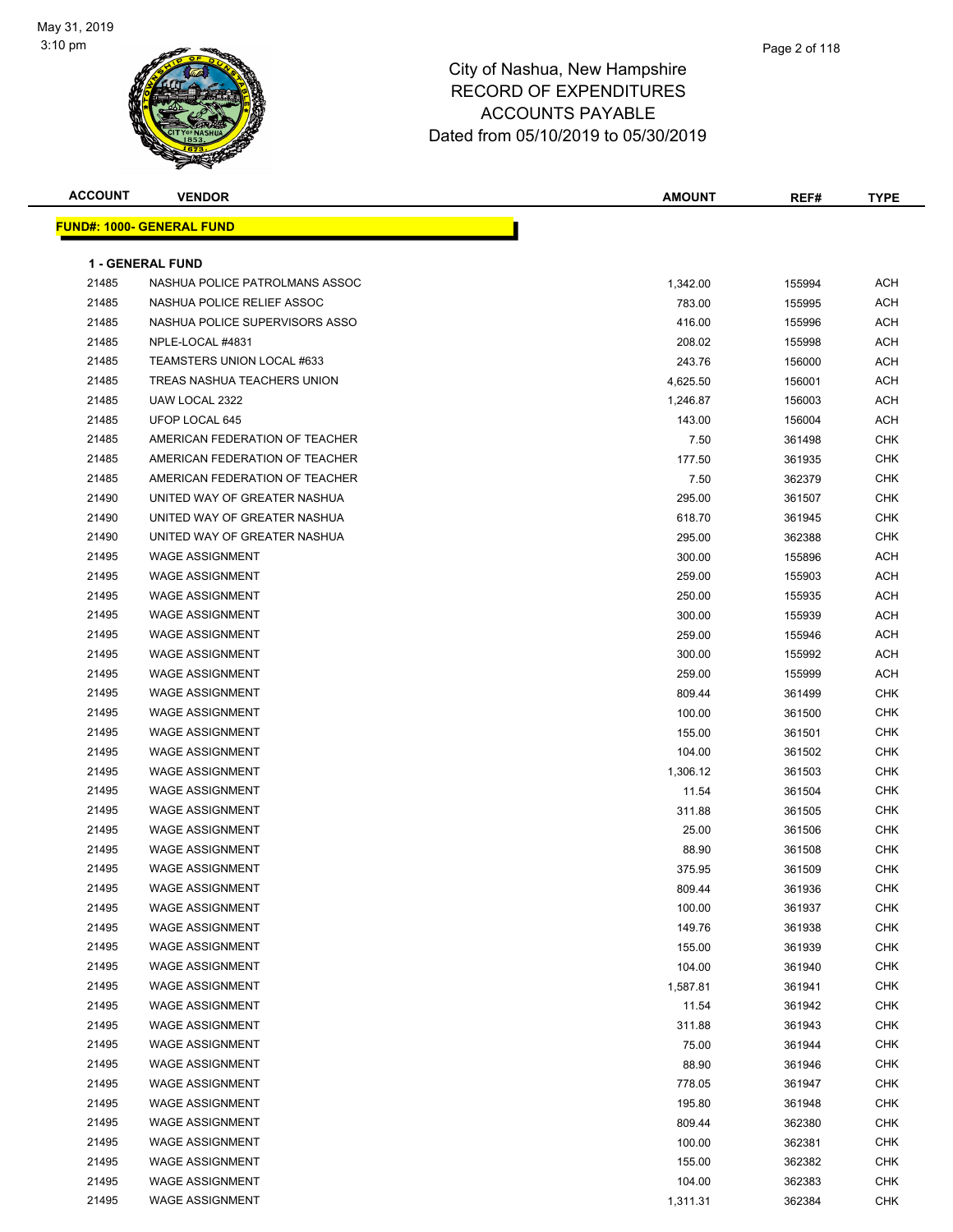# City of Nashua, New Hampshire
## RECORD OF EXPENDITURES
## ACCOUNTS PAYABLE
## Dated from 05/10/2019 to 05/30/2019

**FUND#: 1000- GENERAL FUND**

**1 - GENERAL FUND**

| ACCOUNT | VENDOR | AMOUNT | REF# | TYPE |
|---|---|---|---|---|
| 21485 | NASHUA POLICE PATROLMANS ASSOC | 1,342.00 | 155994 | ACH |
| 21485 | NASHUA POLICE RELIEF ASSOC | 783.00 | 155995 | ACH |
| 21485 | NASHUA POLICE SUPERVISORS ASSO | 416.00 | 155996 | ACH |
| 21485 | NPLE-LOCAL #4831 | 208.02 | 155998 | ACH |
| 21485 | TEAMSTERS UNION LOCAL #633 | 243.76 | 156000 | ACH |
| 21485 | TREAS NASHUA TEACHERS UNION | 4,625.50 | 156001 | ACH |
| 21485 | UAW LOCAL 2322 | 1,246.87 | 156003 | ACH |
| 21485 | UFOP LOCAL 645 | 143.00 | 156004 | ACH |
| 21485 | AMERICAN FEDERATION OF TEACHER | 7.50 | 361498 | CHK |
| 21485 | AMERICAN FEDERATION OF TEACHER | 177.50 | 361935 | CHK |
| 21485 | AMERICAN FEDERATION OF TEACHER | 7.50 | 362379 | CHK |
| 21490 | UNITED WAY OF GREATER NASHUA | 295.00 | 361507 | CHK |
| 21490 | UNITED WAY OF GREATER NASHUA | 618.70 | 361945 | CHK |
| 21490 | UNITED WAY OF GREATER NASHUA | 295.00 | 362388 | CHK |
| 21495 | WAGE ASSIGNMENT | 300.00 | 155896 | ACH |
| 21495 | WAGE ASSIGNMENT | 259.00 | 155903 | ACH |
| 21495 | WAGE ASSIGNMENT | 250.00 | 155935 | ACH |
| 21495 | WAGE ASSIGNMENT | 300.00 | 155939 | ACH |
| 21495 | WAGE ASSIGNMENT | 259.00 | 155946 | ACH |
| 21495 | WAGE ASSIGNMENT | 300.00 | 155992 | ACH |
| 21495 | WAGE ASSIGNMENT | 259.00 | 155999 | ACH |
| 21495 | WAGE ASSIGNMENT | 809.44 | 361499 | CHK |
| 21495 | WAGE ASSIGNMENT | 100.00 | 361500 | CHK |
| 21495 | WAGE ASSIGNMENT | 155.00 | 361501 | CHK |
| 21495 | WAGE ASSIGNMENT | 104.00 | 361502 | CHK |
| 21495 | WAGE ASSIGNMENT | 1,306.12 | 361503 | CHK |
| 21495 | WAGE ASSIGNMENT | 11.54 | 361504 | CHK |
| 21495 | WAGE ASSIGNMENT | 311.88 | 361505 | CHK |
| 21495 | WAGE ASSIGNMENT | 25.00 | 361506 | CHK |
| 21495 | WAGE ASSIGNMENT | 88.90 | 361508 | CHK |
| 21495 | WAGE ASSIGNMENT | 375.95 | 361509 | CHK |
| 21495 | WAGE ASSIGNMENT | 809.44 | 361936 | CHK |
| 21495 | WAGE ASSIGNMENT | 100.00 | 361937 | CHK |
| 21495 | WAGE ASSIGNMENT | 149.76 | 361938 | CHK |
| 21495 | WAGE ASSIGNMENT | 155.00 | 361939 | CHK |
| 21495 | WAGE ASSIGNMENT | 104.00 | 361940 | CHK |
| 21495 | WAGE ASSIGNMENT | 1,587.81 | 361941 | CHK |
| 21495 | WAGE ASSIGNMENT | 11.54 | 361942 | CHK |
| 21495 | WAGE ASSIGNMENT | 311.88 | 361943 | CHK |
| 21495 | WAGE ASSIGNMENT | 75.00 | 361944 | CHK |
| 21495 | WAGE ASSIGNMENT | 88.90 | 361946 | CHK |
| 21495 | WAGE ASSIGNMENT | 778.05 | 361947 | CHK |
| 21495 | WAGE ASSIGNMENT | 195.80 | 361948 | CHK |
| 21495 | WAGE ASSIGNMENT | 809.44 | 362380 | CHK |
| 21495 | WAGE ASSIGNMENT | 100.00 | 362381 | CHK |
| 21495 | WAGE ASSIGNMENT | 155.00 | 362382 | CHK |
| 21495 | WAGE ASSIGNMENT | 104.00 | 362383 | CHK |
| 21495 | WAGE ASSIGNMENT | 1,311.31 | 362384 | CHK |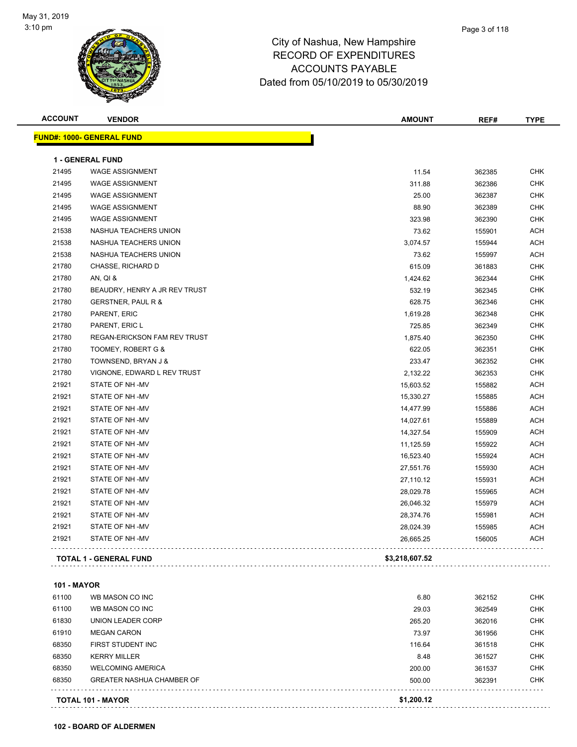City of Nashua, New Hampshire
RECORD OF EXPENDITURES
ACCOUNTS PAYABLE
Dated from 05/10/2019 to 05/30/2019

| ACCOUNT | VENDOR | AMOUNT | REF# | TYPE |
|---|---|---|---|---|

**FUND#: 1000- GENERAL FUND**

**1 - GENERAL FUND**

| ACCOUNT | VENDOR | AMOUNT | REF# | TYPE |
|---|---|---|---|---|
| 21495 | WAGE ASSIGNMENT | 11.54 | 362385 | CHK |
| 21495 | WAGE ASSIGNMENT | 311.88 | 362386 | CHK |
| 21495 | WAGE ASSIGNMENT | 25.00 | 362387 | CHK |
| 21495 | WAGE ASSIGNMENT | 88.90 | 362389 | CHK |
| 21495 | WAGE ASSIGNMENT | 323.98 | 362390 | CHK |
| 21538 | NASHUA TEACHERS UNION | 73.62 | 155901 | ACH |
| 21538 | NASHUA TEACHERS UNION | 3,074.57 | 155944 | ACH |
| 21538 | NASHUA TEACHERS UNION | 73.62 | 155997 | ACH |
| 21780 | CHASSE, RICHARD D | 615.09 | 361883 | CHK |
| 21780 | AN, QI & | 1,424.62 | 362344 | CHK |
| 21780 | BEAUDRY, HENRY A JR REV TRUST | 532.19 | 362345 | CHK |
| 21780 | GERSTNER, PAUL R & | 628.75 | 362346 | CHK |
| 21780 | PARENT, ERIC | 1,619.28 | 362348 | CHK |
| 21780 | PARENT, ERIC L | 725.85 | 362349 | CHK |
| 21780 | REGAN-ERICKSON FAM REV TRUST | 1,875.40 | 362350 | CHK |
| 21780 | TOOMEY, ROBERT G & | 622.05 | 362351 | CHK |
| 21780 | TOWNSEND, BRYAN J & | 233.47 | 362352 | CHK |
| 21780 | VIGNONE, EDWARD L REV TRUST | 2,132.22 | 362353 | CHK |
| 21921 | STATE OF NH -MV | 15,603.52 | 155882 | ACH |
| 21921 | STATE OF NH -MV | 15,330.27 | 155885 | ACH |
| 21921 | STATE OF NH -MV | 14,477.99 | 155886 | ACH |
| 21921 | STATE OF NH -MV | 14,027.61 | 155889 | ACH |
| 21921 | STATE OF NH -MV | 14,327.54 | 155909 | ACH |
| 21921 | STATE OF NH -MV | 11,125.59 | 155922 | ACH |
| 21921 | STATE OF NH -MV | 16,523.40 | 155924 | ACH |
| 21921 | STATE OF NH -MV | 27,551.76 | 155930 | ACH |
| 21921 | STATE OF NH -MV | 27,110.12 | 155931 | ACH |
| 21921 | STATE OF NH -MV | 28,029.78 | 155965 | ACH |
| 21921 | STATE OF NH -MV | 26,046.32 | 155979 | ACH |
| 21921 | STATE OF NH -MV | 28,374.76 | 155981 | ACH |
| 21921 | STATE OF NH -MV | 28,024.39 | 155985 | ACH |
| 21921 | STATE OF NH -MV | 26,665.25 | 156005 | ACH |
| | **TOTAL 1 - GENERAL FUND** | **$3,218,607.52** | | |

**101 - MAYOR**

| ACCOUNT | VENDOR | AMOUNT | REF# | TYPE |
|---|---|---|---|---|
| 61100 | WB MASON CO INC | 6.80 | 362152 | CHK |
| 61100 | WB MASON CO INC | 29.03 | 362549 | CHK |
| 61830 | UNION LEADER CORP | 265.20 | 362016 | CHK |
| 61910 | MEGAN CARON | 73.97 | 361956 | CHK |
| 68350 | FIRST STUDENT INC | 116.64 | 361518 | CHK |
| 68350 | KERRY MILLER | 8.48 | 361527 | CHK |
| 68350 | WELCOMING AMERICA | 200.00 | 361537 | CHK |
| 68350 | GREATER NASHUA CHAMBER OF | 500.00 | 362391 | CHK |
| | **TOTAL 101 - MAYOR** | **$1,200.12** | | |

**102 - BOARD OF ALDERMEN**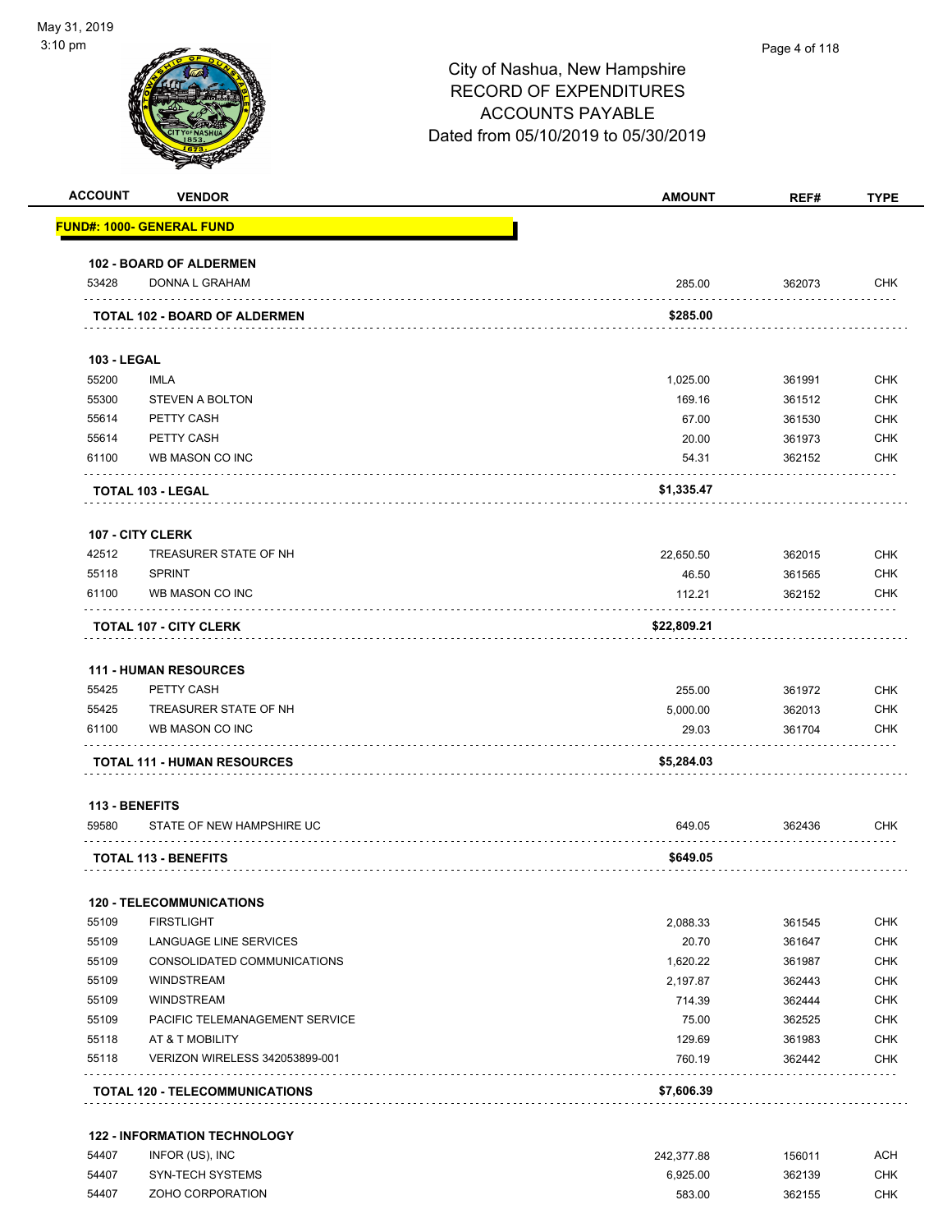City of Nashua, New Hampshire
RECORD OF EXPENDITURES
ACCOUNTS PAYABLE
Dated from 05/10/2019 to 05/30/2019

| ACCOUNT | VENDOR | AMOUNT | REF# | TYPE |
|---|---|---|---|---|
| **FUND#: 1000- GENERAL FUND** | | | | |
| **102 - BOARD OF ALDERMEN** | | | | |
| 53428 | DONNA L GRAHAM | 285.00 | 362073 | CHK |
| **TOTAL 102 - BOARD OF ALDERMEN** | | **$285.00** | | |
| **103 - LEGAL** | | | | |
| 55200 | IMLA | 1,025.00 | 361991 | CHK |
| 55300 | STEVEN A BOLTON | 169.16 | 361512 | CHK |
| 55614 | PETTY CASH | 67.00 | 361530 | CHK |
| 55614 | PETTY CASH | 20.00 | 361973 | CHK |
| 61100 | WB MASON CO INC | 54.31 | 362152 | CHK |
| **TOTAL 103 - LEGAL** | | **$1,335.47** | | |
| **107 - CITY CLERK** | | | | |
| 42512 | TREASURER STATE OF NH | 22,650.50 | 362015 | CHK |
| 55118 | SPRINT | 46.50 | 361565 | CHK |
| 61100 | WB MASON CO INC | 112.21 | 362152 | CHK |
| **TOTAL 107 - CITY CLERK** | | **$22,809.21** | | |
| **111 - HUMAN RESOURCES** | | | | |
| 55425 | PETTY CASH | 255.00 | 361972 | CHK |
| 55425 | TREASURER STATE OF NH | 5,000.00 | 362013 | CHK |
| 61100 | WB MASON CO INC | 29.03 | 361704 | CHK |
| **TOTAL 111 - HUMAN RESOURCES** | | **$5,284.03** | | |
| **113 - BENEFITS** | | | | |
| 59580 | STATE OF NEW HAMPSHIRE UC | 649.05 | 362436 | CHK |
| **TOTAL 113 - BENEFITS** | | **$649.05** | | |
| **120 - TELECOMMUNICATIONS** | | | | |
| 55109 | FIRSTLIGHT | 2,088.33 | 361545 | CHK |
| 55109 | LANGUAGE LINE SERVICES | 20.70 | 361647 | CHK |
| 55109 | CONSOLIDATED COMMUNICATIONS | 1,620.22 | 361987 | CHK |
| 55109 | WINDSTREAM | 2,197.87 | 362443 | CHK |
| 55109 | WINDSTREAM | 714.39 | 362444 | CHK |
| 55109 | PACIFIC TELEMANAGEMENT SERVICE | 75.00 | 362525 | CHK |
| 55118 | AT & T MOBILITY | 129.69 | 361983 | CHK |
| 55118 | VERIZON WIRELESS 342053899-001 | 760.19 | 362442 | CHK |
| **TOTAL 120 - TELECOMMUNICATIONS** | | **$7,606.39** | | |
| **122 - INFORMATION TECHNOLOGY** | | | | |
| 54407 | INFOR (US), INC | 242,377.88 | 156011 | ACH |
| 54407 | SYN-TECH SYSTEMS | 6,925.00 | 362139 | CHK |
| 54407 | ZOHO CORPORATION | 583.00 | 362155 | CHK |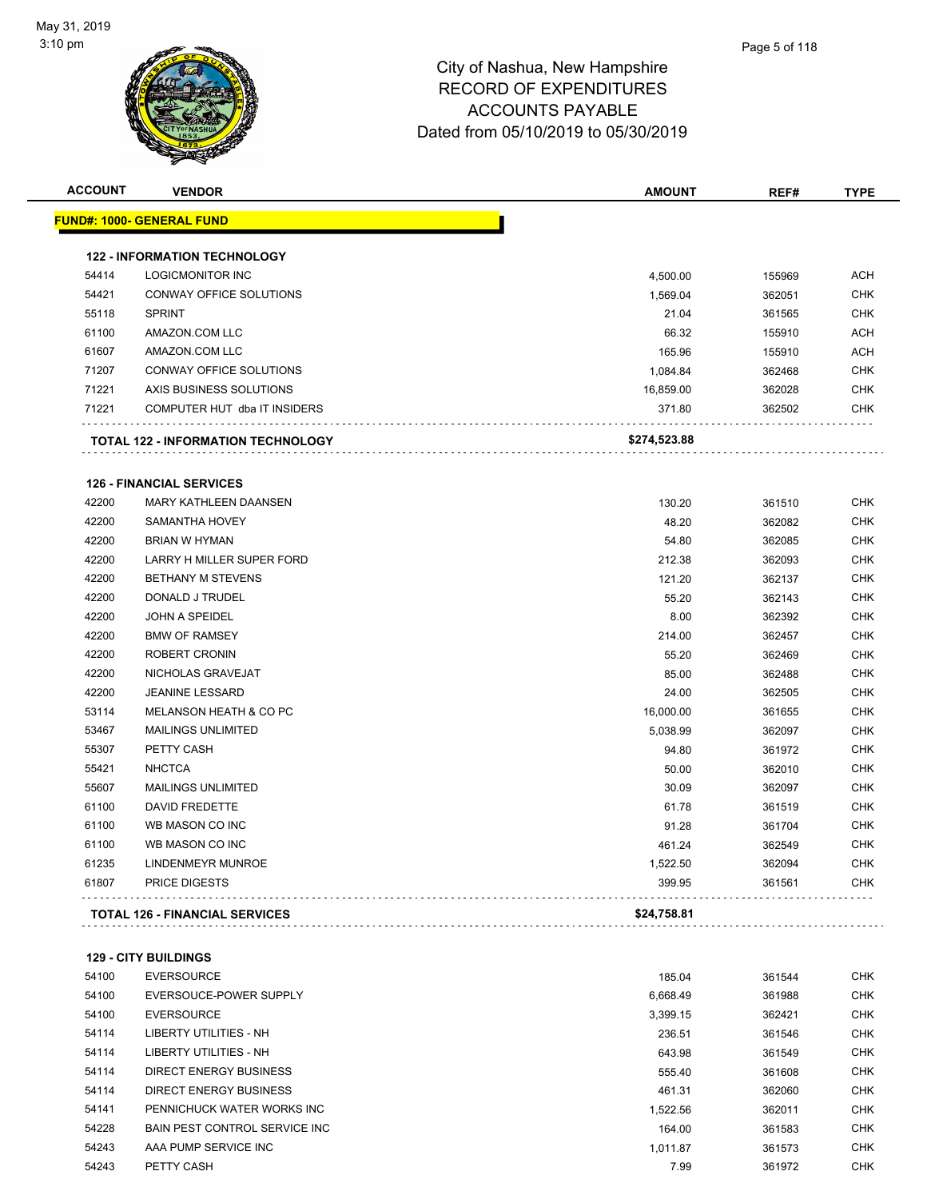# City of Nashua, New Hampshire
## RECORD OF EXPENDITURES
## ACCOUNTS PAYABLE
## Dated from 05/10/2019 to 05/30/2019

May 31, 2019
3:10 pm

| ACCOUNT | VENDOR | AMOUNT | REF# | TYPE |
|---|---|---|---|---|
| **FUND#: 1000- GENERAL FUND** | | | | |
| **122 - INFORMATION TECHNOLOGY** | | | | |
| 54414 | LOGICMONITOR INC | 4,500.00 | 155969 | ACH |
| 54421 | CONWAY OFFICE SOLUTIONS | 1,569.04 | 362051 | CHK |
| 55118 | SPRINT | 21.04 | 361565 | CHK |
| 61100 | AMAZON.COM LLC | 66.32 | 155910 | ACH |
| 61607 | AMAZON.COM LLC | 165.96 | 155910 | ACH |
| 71207 | CONWAY OFFICE SOLUTIONS | 1,084.84 | 362468 | CHK |
| 71221 | AXIS BUSINESS SOLUTIONS | 16,859.00 | 362028 | CHK |
| 71221 | COMPUTER HUT dba IT INSIDERS | 371.80 | 362502 | CHK |
| | **TOTAL 122 - INFORMATION TECHNOLOGY** | **$274,523.88** | | |
| **126 - FINANCIAL SERVICES** | | | | |
| 42200 | MARY KATHLEEN DAANSEN | 130.20 | 361510 | CHK |
| 42200 | SAMANTHA HOVEY | 48.20 | 362082 | CHK |
| 42200 | BRIAN W HYMAN | 54.80 | 362085 | CHK |
| 42200 | LARRY H MILLER SUPER FORD | 212.38 | 362093 | CHK |
| 42200 | BETHANY M STEVENS | 121.20 | 362137 | CHK |
| 42200 | DONALD J TRUDEL | 55.20 | 362143 | CHK |
| 42200 | JOHN A SPEIDEL | 8.00 | 362392 | CHK |
| 42200 | BMW OF RAMSEY | 214.00 | 362457 | CHK |
| 42200 | ROBERT CRONIN | 55.20 | 362469 | CHK |
| 42200 | NICHOLAS GRAVEJAT | 85.00 | 362488 | CHK |
| 42200 | JEANINE LESSARD | 24.00 | 362505 | CHK |
| 53114 | MELANSON HEATH & CO PC | 16,000.00 | 361655 | CHK |
| 53467 | MAILINGS UNLIMITED | 5,038.99 | 362097 | CHK |
| 55307 | PETTY CASH | 94.80 | 361972 | CHK |
| 55421 | NHCTCA | 50.00 | 362010 | CHK |
| 55607 | MAILINGS UNLIMITED | 30.09 | 362097 | CHK |
| 61100 | DAVID FREDETTE | 61.78 | 361519 | CHK |
| 61100 | WB MASON CO INC | 91.28 | 361704 | CHK |
| 61100 | WB MASON CO INC | 461.24 | 362549 | CHK |
| 61235 | LINDENMEYR MUNROE | 1,522.50 | 362094 | CHK |
| 61807 | PRICE DIGESTS | 399.95 | 361561 | CHK |
| | **TOTAL 126 - FINANCIAL SERVICES** | **$24,758.81** | | |
| **129 - CITY BUILDINGS** | | | | |
| 54100 | EVERSOURCE | 185.04 | 361544 | CHK |
| 54100 | EVERSOUCE-POWER SUPPLY | 6,668.49 | 361988 | CHK |
| 54100 | EVERSOURCE | 3,399.15 | 362421 | CHK |
| 54114 | LIBERTY UTILITIES - NH | 236.51 | 361546 | CHK |
| 54114 | LIBERTY UTILITIES - NH | 643.98 | 361549 | CHK |
| 54114 | DIRECT ENERGY BUSINESS | 555.40 | 361608 | CHK |
| 54114 | DIRECT ENERGY BUSINESS | 461.31 | 362060 | CHK |
| 54141 | PENNICHUCK WATER WORKS INC | 1,522.56 | 362011 | CHK |
| 54228 | BAIN PEST CONTROL SERVICE INC | 164.00 | 361583 | CHK |
| 54243 | AAA PUMP SERVICE INC | 1,011.87 | 361573 | CHK |
| 54243 | PETTY CASH | 7.99 | 361972 | CHK |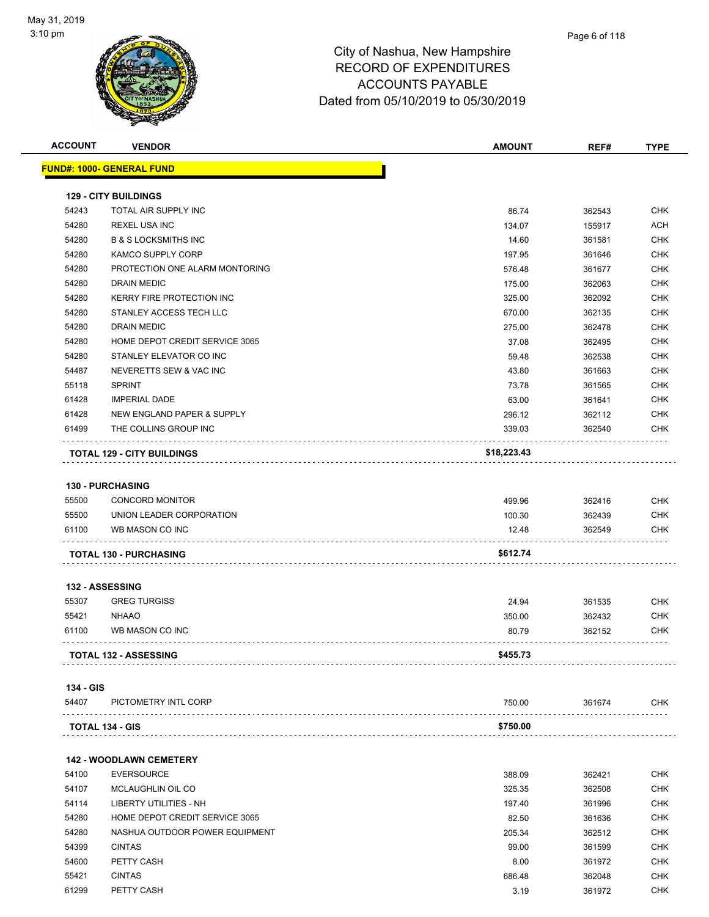City of Nashua, New Hampshire
RECORD OF EXPENDITURES
ACCOUNTS PAYABLE
Dated from 05/10/2019 to 05/30/2019

| ACCOUNT | VENDOR | AMOUNT | REF# | TYPE |
|---|---|---|---|---|
| **FUND#: 1000- GENERAL FUND** | | | | |
| **129 - CITY BUILDINGS** | | | | |
| 54243 | TOTAL AIR SUPPLY INC | 86.74 | 362543 | CHK |
| 54280 | REXEL USA INC | 134.07 | 155917 | ACH |
| 54280 | B & S LOCKSMITHS INC | 14.60 | 361581 | CHK |
| 54280 | KAMCO SUPPLY CORP | 197.95 | 361646 | CHK |
| 54280 | PROTECTION ONE ALARM MONTORING | 576.48 | 361677 | CHK |
| 54280 | DRAIN MEDIC | 175.00 | 362063 | CHK |
| 54280 | KERRY FIRE PROTECTION INC | 325.00 | 362092 | CHK |
| 54280 | STANLEY ACCESS TECH LLC | 670.00 | 362135 | CHK |
| 54280 | DRAIN MEDIC | 275.00 | 362478 | CHK |
| 54280 | HOME DEPOT CREDIT SERVICE 3065 | 37.08 | 362495 | CHK |
| 54280 | STANLEY ELEVATOR CO INC | 59.48 | 362538 | CHK |
| 54487 | NEVERETTS SEW & VAC INC | 43.80 | 361663 | CHK |
| 55118 | SPRINT | 73.78 | 361565 | CHK |
| 61428 | IMPERIAL DADE | 63.00 | 361641 | CHK |
| 61428 | NEW ENGLAND PAPER & SUPPLY | 296.12 | 362112 | CHK |
| 61499 | THE COLLINS GROUP INC | 339.03 | 362540 | CHK |
| **TOTAL 129 - CITY BUILDINGS** | | **$18,223.43** | | |
| **130 - PURCHASING** | | | | |
| 55500 | CONCORD MONITOR | 499.96 | 362416 | CHK |
| 55500 | UNION LEADER CORPORATION | 100.30 | 362439 | CHK |
| 61100 | WB MASON CO INC | 12.48 | 362549 | CHK |
| **TOTAL 130 - PURCHASING** | | **$612.74** | | |
| **132 - ASSESSING** | | | | |
| 55307 | GREG TURGISS | 24.94 | 361535 | CHK |
| 55421 | NHAAO | 350.00 | 362432 | CHK |
| 61100 | WB MASON CO INC | 80.79 | 362152 | CHK |
| **TOTAL 132 - ASSESSING** | | **$455.73** | | |
| **134 - GIS** | | | | |
| 54407 | PICTOMETRY INTL CORP | 750.00 | 361674 | CHK |
| **TOTAL 134 - GIS** | | **$750.00** | | |
| **142 - WOODLAWN CEMETERY** | | | | |
| 54100 | EVERSOURCE | 388.09 | 362421 | CHK |
| 54107 | MCLAUGHLIN OIL CO | 325.35 | 362508 | CHK |
| 54114 | LIBERTY UTILITIES - NH | 197.40 | 361996 | CHK |
| 54280 | HOME DEPOT CREDIT SERVICE 3065 | 82.50 | 361636 | CHK |
| 54280 | NASHUA OUTDOOR POWER EQUIPMENT | 205.34 | 362512 | CHK |
| 54399 | CINTAS | 99.00 | 361599 | CHK |
| 54600 | PETTY CASH | 8.00 | 361972 | CHK |
| 55421 | CINTAS | 686.48 | 362048 | CHK |
| 61299 | PETTY CASH | 3.19 | 361972 | CHK |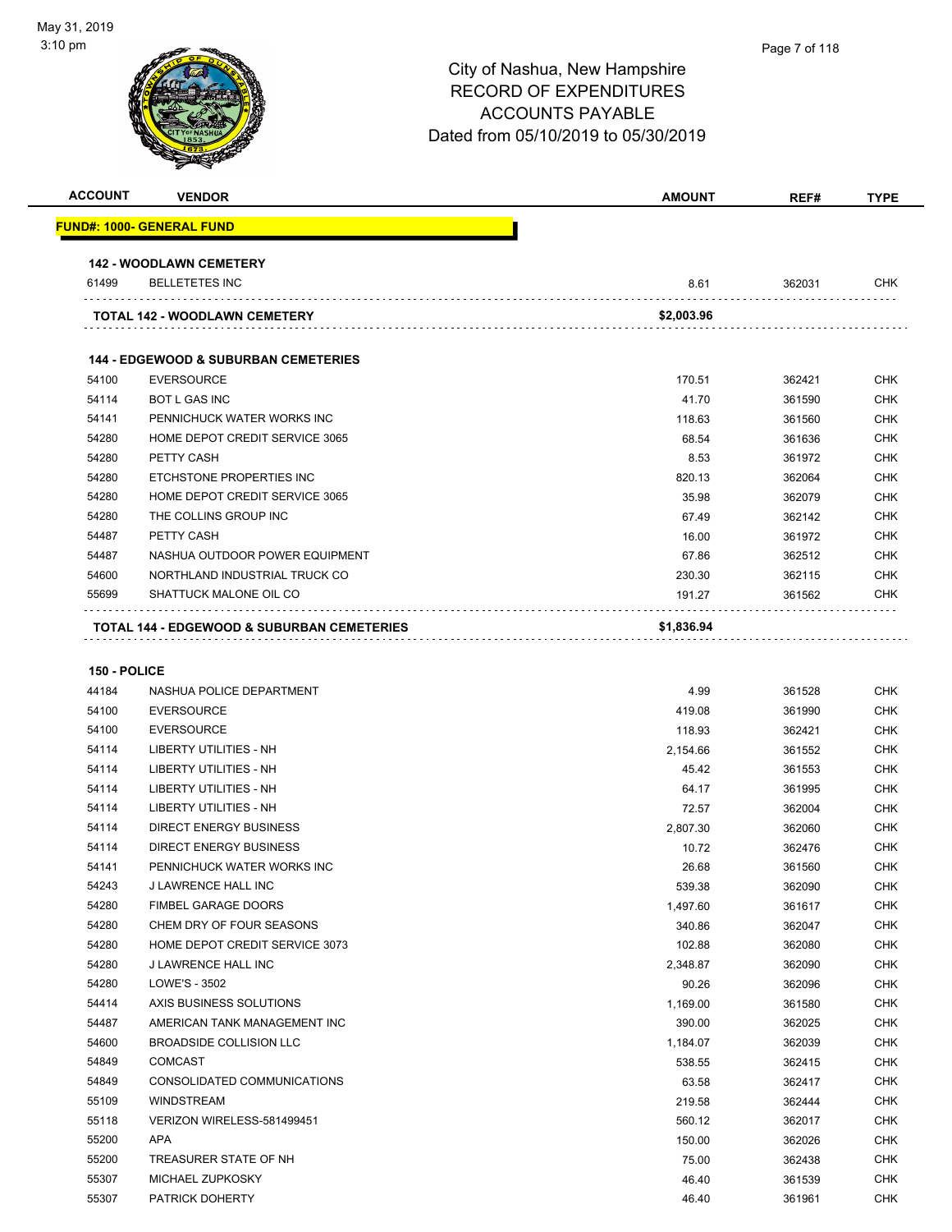City of Nashua, New Hampshire
RECORD OF EXPENDITURES
ACCOUNTS PAYABLE
Dated from 05/10/2019 to 05/30/2019

| ACCOUNT | VENDOR | AMOUNT | REF# | TYPE |
|---|---|---|---|---|
| **FUND#: 1000- GENERAL FUND** | | | | |
| **142 - WOODLAWN CEMETERY** | | | | |
| 61499 | BELLETETES INC | 8.61 | 362031 | CHK |
| **TOTAL 142 - WOODLAWN CEMETERY** | | **$2,003.96** | | |
| **144 - EDGEWOOD & SUBURBAN CEMETERIES** | | | | |
| 54100 | EVERSOURCE | 170.51 | 362421 | CHK |
| 54114 | BOT L GAS INC | 41.70 | 361590 | CHK |
| 54141 | PENNICHUCK WATER WORKS INC | 118.63 | 361560 | CHK |
| 54280 | HOME DEPOT CREDIT SERVICE 3065 | 68.54 | 361636 | CHK |
| 54280 | PETTY CASH | 8.53 | 361972 | CHK |
| 54280 | ETCHSTONE PROPERTIES INC | 820.13 | 362064 | CHK |
| 54280 | HOME DEPOT CREDIT SERVICE 3065 | 35.98 | 362079 | CHK |
| 54280 | THE COLLINS GROUP INC | 67.49 | 362142 | CHK |
| 54487 | PETTY CASH | 16.00 | 361972 | CHK |
| 54487 | NASHUA OUTDOOR POWER EQUIPMENT | 67.86 | 362512 | CHK |
| 54600 | NORTHLAND INDUSTRIAL TRUCK CO | 230.30 | 362115 | CHK |
| 55699 | SHATTUCK MALONE OIL CO | 191.27 | 361562 | CHK |
| **TOTAL 144 - EDGEWOOD & SUBURBAN CEMETERIES** | | **$1,836.94** | | |
| **150 - POLICE** | | | | |
| 44184 | NASHUA POLICE DEPARTMENT | 4.99 | 361528 | CHK |
| 54100 | EVERSOURCE | 419.08 | 361990 | CHK |
| 54100 | EVERSOURCE | 118.93 | 362421 | CHK |
| 54114 | LIBERTY UTILITIES - NH | 2,154.66 | 361552 | CHK |
| 54114 | LIBERTY UTILITIES - NH | 45.42 | 361553 | CHK |
| 54114 | LIBERTY UTILITIES - NH | 64.17 | 361995 | CHK |
| 54114 | LIBERTY UTILITIES - NH | 72.57 | 362004 | CHK |
| 54114 | DIRECT ENERGY BUSINESS | 2,807.30 | 362060 | CHK |
| 54114 | DIRECT ENERGY BUSINESS | 10.72 | 362476 | CHK |
| 54141 | PENNICHUCK WATER WORKS INC | 26.68 | 361560 | CHK |
| 54243 | J LAWRENCE HALL INC | 539.38 | 362090 | CHK |
| 54280 | FIMBEL GARAGE DOORS | 1,497.60 | 361617 | CHK |
| 54280 | CHEM DRY OF FOUR SEASONS | 340.86 | 362047 | CHK |
| 54280 | HOME DEPOT CREDIT SERVICE 3073 | 102.88 | 362080 | CHK |
| 54280 | J LAWRENCE HALL INC | 2,348.87 | 362090 | CHK |
| 54280 | LOWE'S - 3502 | 90.26 | 362096 | CHK |
| 54414 | AXIS BUSINESS SOLUTIONS | 1,169.00 | 361580 | CHK |
| 54487 | AMERICAN TANK MANAGEMENT INC | 390.00 | 362025 | CHK |
| 54600 | BROADSIDE COLLISION LLC | 1,184.07 | 362039 | CHK |
| 54849 | COMCAST | 538.55 | 362415 | CHK |
| 54849 | CONSOLIDATED COMMUNICATIONS | 63.58 | 362417 | CHK |
| 55109 | WINDSTREAM | 219.58 | 362444 | CHK |
| 55118 | VERIZON WIRELESS-581499451 | 560.12 | 362017 | CHK |
| 55200 | APA | 150.00 | 362026 | CHK |
| 55200 | TREASURER STATE OF NH | 75.00 | 362438 | CHK |
| 55307 | MICHAEL ZUPKOSKY | 46.40 | 361539 | CHK |
| 55307 | PATRICK DOHERTY | 46.40 | 361961 | CHK |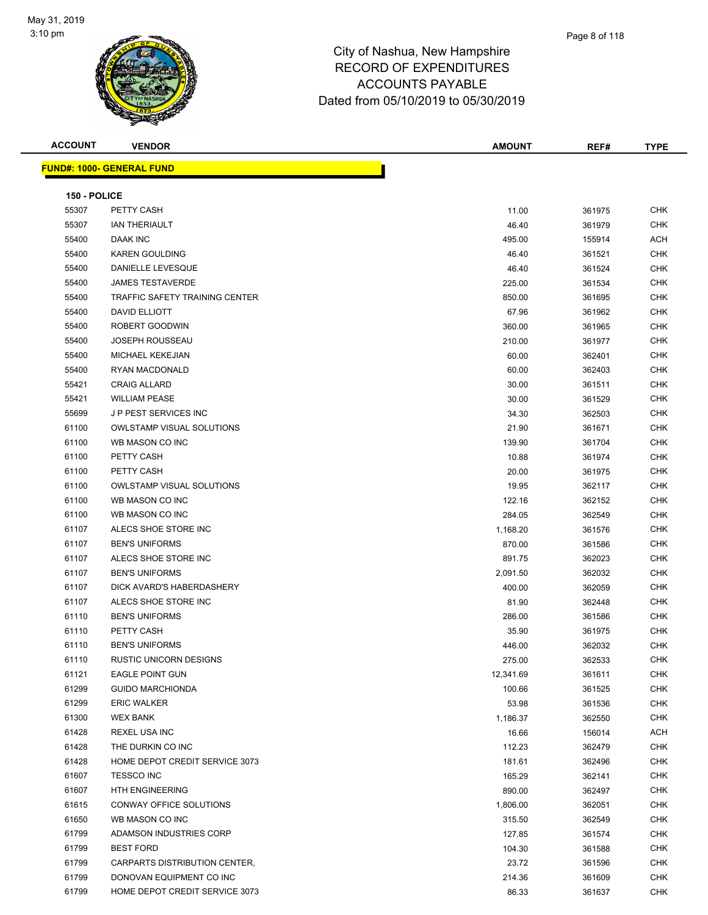# City of Nashua, New Hampshire
## RECORD OF EXPENDITURES
## ACCOUNTS PAYABLE
## Dated from 05/10/2019 to 05/30/2019

May 31, 2019
3:10 pm

| ACCOUNT | VENDOR | AMOUNT | REF# | TYPE |
|---|---|---|---|---|

**FUND#: 1000- GENERAL FUND**

**150 - POLICE**

| ACCOUNT | VENDOR | AMOUNT | REF# | TYPE |
|---|---|---|---|---|
| 55307 | PETTY CASH | 11.00 | 361975 | CHK |
| 55307 | IAN THERIAULT | 46.40 | 361979 | CHK |
| 55400 | DAAK INC | 495.00 | 155914 | ACH |
| 55400 | KAREN GOULDING | 46.40 | 361521 | CHK |
| 55400 | DANIELLE LEVESQUE | 46.40 | 361524 | CHK |
| 55400 | JAMES TESTAVERDE | 225.00 | 361534 | CHK |
| 55400 | TRAFFIC SAFETY TRAINING CENTER | 850.00 | 361695 | CHK |
| 55400 | DAVID ELLIOTT | 67.96 | 361962 | CHK |
| 55400 | ROBERT GOODWIN | 360.00 | 361965 | CHK |
| 55400 | JOSEPH ROUSSEAU | 210.00 | 361977 | CHK |
| 55400 | MICHAEL KEKEJIAN | 60.00 | 362401 | CHK |
| 55400 | RYAN MACDONALD | 60.00 | 362403 | CHK |
| 55421 | CRAIG ALLARD | 30.00 | 361511 | CHK |
| 55421 | WILLIAM PEASE | 30.00 | 361529 | CHK |
| 55699 | J P PEST SERVICES INC | 34.30 | 362503 | CHK |
| 61100 | OWLSTAMP VISUAL SOLUTIONS | 21.90 | 361671 | CHK |
| 61100 | WB MASON CO INC | 139.90 | 361704 | CHK |
| 61100 | PETTY CASH | 10.88 | 361974 | CHK |
| 61100 | PETTY CASH | 20.00 | 361975 | CHK |
| 61100 | OWLSTAMP VISUAL SOLUTIONS | 19.95 | 362117 | CHK |
| 61100 | WB MASON CO INC | 122.16 | 362152 | CHK |
| 61100 | WB MASON CO INC | 284.05 | 362549 | CHK |
| 61107 | ALECS SHOE STORE INC | 1,168.20 | 361576 | CHK |
| 61107 | BEN'S UNIFORMS | 870.00 | 361586 | CHK |
| 61107 | ALECS SHOE STORE INC | 891.75 | 362023 | CHK |
| 61107 | BEN'S UNIFORMS | 2,091.50 | 362032 | CHK |
| 61107 | DICK AVARD'S HABERDASHERY | 400.00 | 362059 | CHK |
| 61107 | ALECS SHOE STORE INC | 81.90 | 362448 | CHK |
| 61110 | BEN'S UNIFORMS | 286.00 | 361586 | CHK |
| 61110 | PETTY CASH | 35.90 | 361975 | CHK |
| 61110 | BEN'S UNIFORMS | 446.00 | 362032 | CHK |
| 61110 | RUSTIC UNICORN DESIGNS | 275.00 | 362533 | CHK |
| 61121 | EAGLE POINT GUN | 12,341.69 | 361611 | CHK |
| 61299 | GUIDO MARCHIONDA | 100.66 | 361525 | CHK |
| 61299 | ERIC WALKER | 53.98 | 361536 | CHK |
| 61300 | WEX BANK | 1,186.37 | 362550 | CHK |
| 61428 | REXEL USA INC | 16.66 | 156014 | ACH |
| 61428 | THE DURKIN CO INC | 112.23 | 362479 | CHK |
| 61428 | HOME DEPOT CREDIT SERVICE 3073 | 181.61 | 362496 | CHK |
| 61607 | TESSCO INC | 165.29 | 362141 | CHK |
| 61607 | HTH ENGINEERING | 890.00 | 362497 | CHK |
| 61615 | CONWAY OFFICE SOLUTIONS | 1,806.00 | 362051 | CHK |
| 61650 | WB MASON CO INC | 315.50 | 362549 | CHK |
| 61799 | ADAMSON INDUSTRIES CORP | 127.85 | 361574 | CHK |
| 61799 | BEST FORD | 104.30 | 361588 | CHK |
| 61799 | CARPARTS DISTRIBUTION CENTER, | 23.72 | 361596 | CHK |
| 61799 | DONOVAN EQUIPMENT CO INC | 214.36 | 361609 | CHK |
| 61799 | HOME DEPOT CREDIT SERVICE 3073 | 86.33 | 361637 | CHK |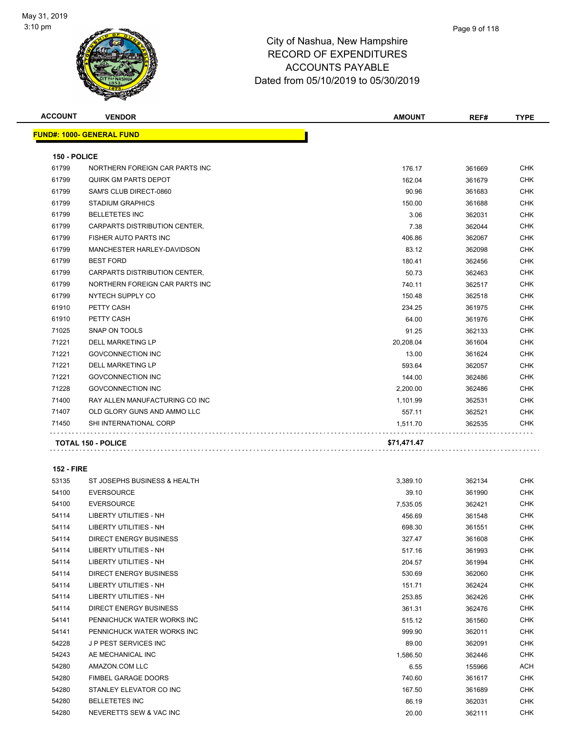City of Nashua, New Hampshire
RECORD OF EXPENDITURES
ACCOUNTS PAYABLE
Dated from 05/10/2019 to 05/30/2019

May 31, 2019
3:10 pm

| ACCOUNT | VENDOR | AMOUNT | REF# | TYPE |
|---|---|---|---|---|
| **FUND#: 1000- GENERAL FUND** | | | | |
| **150 - POLICE** | | | | |
| 61799 | NORTHERN FOREIGN CAR PARTS INC | 176.17 | 361669 | CHK |
| 61799 | QUIRK GM PARTS DEPOT | 162.04 | 361679 | CHK |
| 61799 | SAM'S CLUB DIRECT-0860 | 90.96 | 361683 | CHK |
| 61799 | STADIUM GRAPHICS | 150.00 | 361688 | CHK |
| 61799 | BELLETETES INC | 3.06 | 362031 | CHK |
| 61799 | CARPARTS DISTRIBUTION CENTER, | 7.38 | 362044 | CHK |
| 61799 | FISHER AUTO PARTS INC | 406.86 | 362067 | CHK |
| 61799 | MANCHESTER HARLEY-DAVIDSON | 83.12 | 362098 | CHK |
| 61799 | BEST FORD | 180.41 | 362456 | CHK |
| 61799 | CARPARTS DISTRIBUTION CENTER, | 50.73 | 362463 | CHK |
| 61799 | NORTHERN FOREIGN CAR PARTS INC | 740.11 | 362517 | CHK |
| 61799 | NYTECH SUPPLY CO | 150.48 | 362518 | CHK |
| 61910 | PETTY CASH | 234.25 | 361975 | CHK |
| 61910 | PETTY CASH | 64.00 | 361976 | CHK |
| 71025 | SNAP ON TOOLS | 91.25 | 362133 | CHK |
| 71221 | DELL MARKETING LP | 20,208.04 | 361604 | CHK |
| 71221 | GOVCONNECTION INC | 13.00 | 361624 | CHK |
| 71221 | DELL MARKETING LP | 593.64 | 362057 | CHK |
| 71221 | GOVCONNECTION INC | 144.00 | 362486 | CHK |
| 71228 | GOVCONNECTION INC | 2,200.00 | 362486 | CHK |
| 71400 | RAY ALLEN MANUFACTURING CO INC | 1,101.99 | 362531 | CHK |
| 71407 | OLD GLORY GUNS AND AMMO LLC | 557.11 | 362521 | CHK |
| 71450 | SHI INTERNATIONAL CORP | 1,511.70 | 362535 | CHK |
| **TOTAL 150 - POLICE** | | **$71,471.47** | | |
| **152 - FIRE** | | | | |
| 53135 | ST JOSEPHS BUSINESS & HEALTH | 3,389.10 | 362134 | CHK |
| 54100 | EVERSOURCE | 39.10 | 361990 | CHK |
| 54100 | EVERSOURCE | 7,535.05 | 362421 | CHK |
| 54114 | LIBERTY UTILITIES - NH | 456.69 | 361548 | CHK |
| 54114 | LIBERTY UTILITIES - NH | 698.30 | 361551 | CHK |
| 54114 | DIRECT ENERGY BUSINESS | 327.47 | 361608 | CHK |
| 54114 | LIBERTY UTILITIES - NH | 517.16 | 361993 | CHK |
| 54114 | LIBERTY UTILITIES - NH | 204.57 | 361994 | CHK |
| 54114 | DIRECT ENERGY BUSINESS | 530.69 | 362060 | CHK |
| 54114 | LIBERTY UTILITIES - NH | 151.71 | 362424 | CHK |
| 54114 | LIBERTY UTILITIES - NH | 253.85 | 362426 | CHK |
| 54114 | DIRECT ENERGY BUSINESS | 361.31 | 362476 | CHK |
| 54141 | PENNICHUCK WATER WORKS INC | 515.12 | 361560 | CHK |
| 54141 | PENNICHUCK WATER WORKS INC | 999.90 | 362011 | CHK |
| 54228 | J P PEST SERVICES INC | 89.00 | 362091 | CHK |
| 54243 | AE MECHANICAL INC | 1,586.50 | 362446 | CHK |
| 54280 | AMAZON.COM LLC | 6.55 | 155966 | ACH |
| 54280 | FIMBEL GARAGE DOORS | 740.60 | 361617 | CHK |
| 54280 | STANLEY ELEVATOR CO INC | 167.50 | 361689 | CHK |
| 54280 | BELLETETES INC | 86.19 | 362031 | CHK |
| 54280 | NEVERETTS SEW & VAC INC | 20.00 | 362111 | CHK |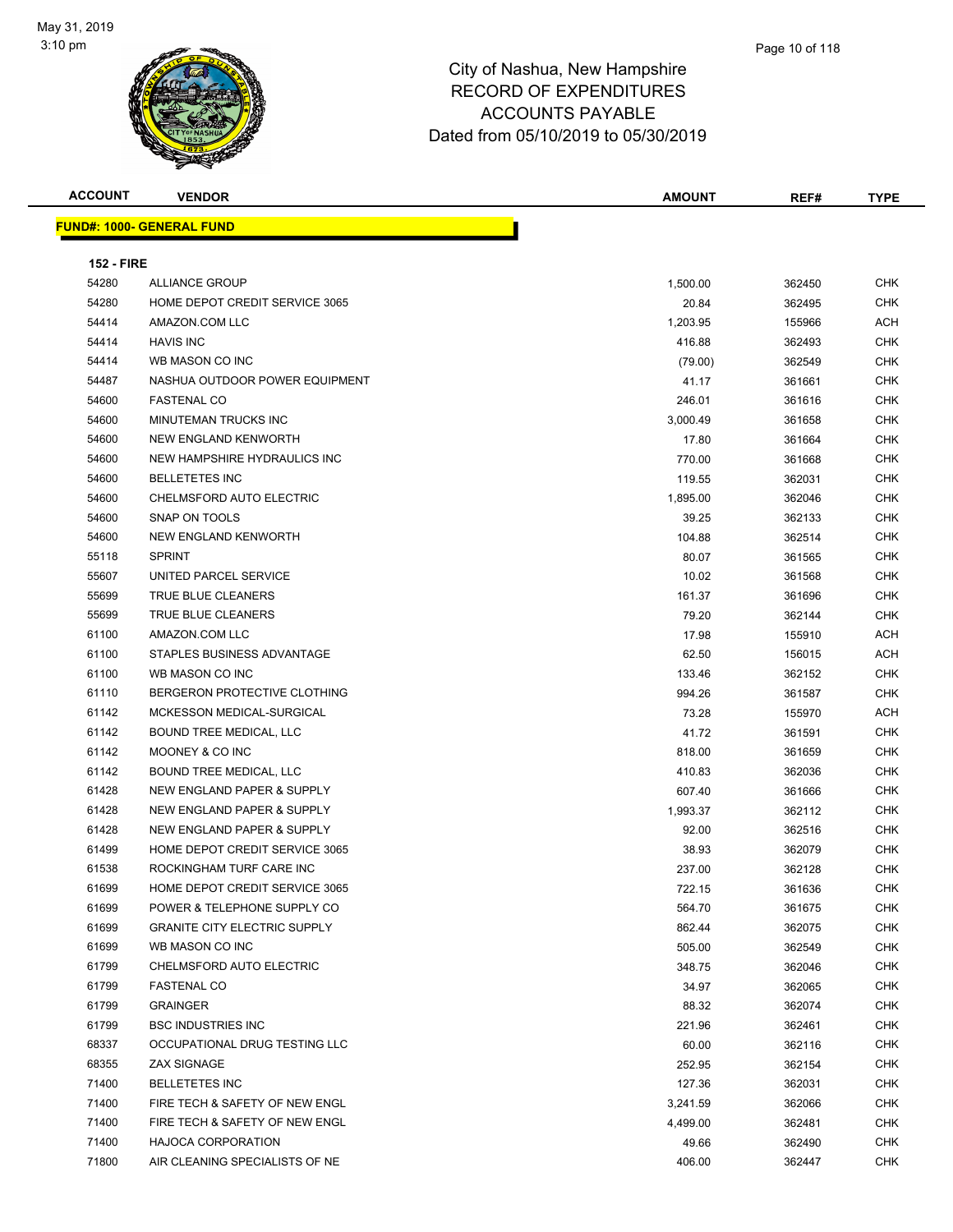# City of Nashua, New Hampshire
## RECORD OF EXPENDITURES
## ACCOUNTS PAYABLE
## Dated from 05/10/2019 to 05/30/2019

May 31, 2019
3:10 pm

| ACCOUNT | VENDOR | AMOUNT | REF# | TYPE |
|---|---|---|---|---|
| **FUND#: 1000- GENERAL FUND** | | | | |
| **152 - FIRE** | | | | |
| 54280 | ALLIANCE GROUP | 1,500.00 | 362450 | CHK |
| 54280 | HOME DEPOT CREDIT SERVICE 3065 | 20.84 | 362495 | CHK |
| 54414 | AMAZON.COM LLC | 1,203.95 | 155966 | ACH |
| 54414 | HAVIS INC | 416.88 | 362493 | CHK |
| 54414 | WB MASON CO INC | (79.00) | 362549 | CHK |
| 54487 | NASHUA OUTDOOR POWER EQUIPMENT | 41.17 | 361661 | CHK |
| 54600 | FASTENAL CO | 246.01 | 361616 | CHK |
| 54600 | MINUTEMAN TRUCKS INC | 3,000.49 | 361658 | CHK |
| 54600 | NEW ENGLAND KENWORTH | 17.80 | 361664 | CHK |
| 54600 | NEW HAMPSHIRE HYDRAULICS INC | 770.00 | 361668 | CHK |
| 54600 | BELLETETES INC | 119.55 | 362031 | CHK |
| 54600 | CHELMSFORD AUTO ELECTRIC | 1,895.00 | 362046 | CHK |
| 54600 | SNAP ON TOOLS | 39.25 | 362133 | CHK |
| 54600 | NEW ENGLAND KENWORTH | 104.88 | 362514 | CHK |
| 55118 | SPRINT | 80.07 | 361565 | CHK |
| 55607 | UNITED PARCEL SERVICE | 10.02 | 361568 | CHK |
| 55699 | TRUE BLUE CLEANERS | 161.37 | 361696 | CHK |
| 55699 | TRUE BLUE CLEANERS | 79.20 | 362144 | CHK |
| 61100 | AMAZON.COM LLC | 17.98 | 155910 | ACH |
| 61100 | STAPLES BUSINESS ADVANTAGE | 62.50 | 156015 | ACH |
| 61100 | WB MASON CO INC | 133.46 | 362152 | CHK |
| 61110 | BERGERON PROTECTIVE CLOTHING | 994.26 | 361587 | CHK |
| 61142 | MCKESSON MEDICAL-SURGICAL | 73.28 | 155970 | ACH |
| 61142 | BOUND TREE MEDICAL, LLC | 41.72 | 361591 | CHK |
| 61142 | MOONEY & CO INC | 818.00 | 361659 | CHK |
| 61142 | BOUND TREE MEDICAL, LLC | 410.83 | 362036 | CHK |
| 61428 | NEW ENGLAND PAPER & SUPPLY | 607.40 | 361666 | CHK |
| 61428 | NEW ENGLAND PAPER & SUPPLY | 1,993.37 | 362112 | CHK |
| 61428 | NEW ENGLAND PAPER & SUPPLY | 92.00 | 362516 | CHK |
| 61499 | HOME DEPOT CREDIT SERVICE 3065 | 38.93 | 362079 | CHK |
| 61538 | ROCKINGHAM TURF CARE INC | 237.00 | 362128 | CHK |
| 61699 | HOME DEPOT CREDIT SERVICE 3065 | 722.15 | 361636 | CHK |
| 61699 | POWER & TELEPHONE SUPPLY CO | 564.70 | 361675 | CHK |
| 61699 | GRANITE CITY ELECTRIC SUPPLY | 862.44 | 362075 | CHK |
| 61699 | WB MASON CO INC | 505.00 | 362549 | CHK |
| 61799 | CHELMSFORD AUTO ELECTRIC | 348.75 | 362046 | CHK |
| 61799 | FASTENAL CO | 34.97 | 362065 | CHK |
| 61799 | GRAINGER | 88.32 | 362074 | CHK |
| 61799 | BSC INDUSTRIES INC | 221.96 | 362461 | CHK |
| 68337 | OCCUPATIONAL DRUG TESTING LLC | 60.00 | 362116 | CHK |
| 68355 | ZAX SIGNAGE | 252.95 | 362154 | CHK |
| 71400 | BELLETETES INC | 127.36 | 362031 | CHK |
| 71400 | FIRE TECH & SAFETY OF NEW ENGL | 3,241.59 | 362066 | CHK |
| 71400 | FIRE TECH & SAFETY OF NEW ENGL | 4,499.00 | 362481 | CHK |
| 71400 | HAJOCA CORPORATION | 49.66 | 362490 | CHK |
| 71800 | AIR CLEANING SPECIALISTS OF NE | 406.00 | 362447 | CHK |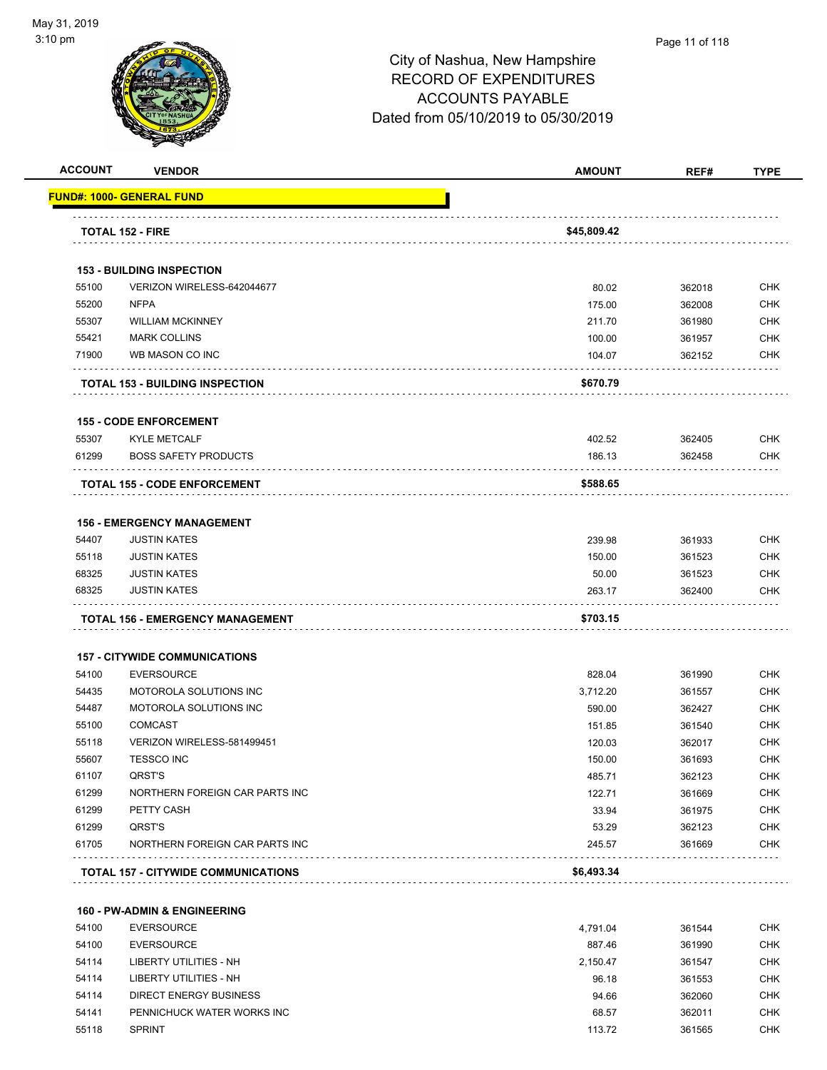# City of Nashua, New Hampshire
## RECORD OF EXPENDITURES
## ACCOUNTS PAYABLE
## Dated from 05/10/2019 to 05/30/2019

| ACCOUNT | VENDOR | AMOUNT | REF# | TYPE |
|---|---|---|---|---|
| **FUND#: 1000- GENERAL FUND** | | | | |
| | **TOTAL 152 - FIRE** | **$45,809.42** | | |
| | **153 - BUILDING INSPECTION** | | | |
| 55100 | VERIZON WIRELESS-642044677 | 80.02 | 362018 | CHK |
| 55200 | NFPA | 175.00 | 362008 | CHK |
| 55307 | WILLIAM MCKINNEY | 211.70 | 361980 | CHK |
| 55421 | MARK COLLINS | 100.00 | 361957 | CHK |
| 71900 | WB MASON CO INC | 104.07 | 362152 | CHK |
| | **TOTAL 153 - BUILDING INSPECTION** | **$670.79** | | |
| | **155 - CODE ENFORCEMENT** | | | |
| 55307 | KYLE METCALF | 402.52 | 362405 | CHK |
| 61299 | BOSS SAFETY PRODUCTS | 186.13 | 362458 | CHK |
| | **TOTAL 155 - CODE ENFORCEMENT** | **$588.65** | | |
| | **156 - EMERGENCY MANAGEMENT** | | | |
| 54407 | JUSTIN KATES | 239.98 | 361933 | CHK |
| 55118 | JUSTIN KATES | 150.00 | 361523 | CHK |
| 68325 | JUSTIN KATES | 50.00 | 361523 | CHK |
| 68325 | JUSTIN KATES | 263.17 | 362400 | CHK |
| | **TOTAL 156 - EMERGENCY MANAGEMENT** | **$703.15** | | |
| | **157 - CITYWIDE COMMUNICATIONS** | | | |
| 54100 | EVERSOURCE | 828.04 | 361990 | CHK |
| 54435 | MOTOROLA SOLUTIONS INC | 3,712.20 | 361557 | CHK |
| 54487 | MOTOROLA SOLUTIONS INC | 590.00 | 362427 | CHK |
| 55100 | COMCAST | 151.85 | 361540 | CHK |
| 55118 | VERIZON WIRELESS-581499451 | 120.03 | 362017 | CHK |
| 55607 | TESSCO INC | 150.00 | 361693 | CHK |
| 61107 | QRST'S | 485.71 | 362123 | CHK |
| 61299 | NORTHERN FOREIGN CAR PARTS INC | 122.71 | 361669 | CHK |
| 61299 | PETTY CASH | 33.94 | 361975 | CHK |
| 61299 | QRST'S | 53.29 | 362123 | CHK |
| 61705 | NORTHERN FOREIGN CAR PARTS INC | 245.57 | 361669 | CHK |
| | **TOTAL 157 - CITYWIDE COMMUNICATIONS** | **$6,493.34** | | |
| | **160 - PW-ADMIN & ENGINEERING** | | | |
| 54100 | EVERSOURCE | 4,791.04 | 361544 | CHK |
| 54100 | EVERSOURCE | 887.46 | 361990 | CHK |
| 54114 | LIBERTY UTILITIES - NH | 2,150.47 | 361547 | CHK |
| 54114 | LIBERTY UTILITIES - NH | 96.18 | 361553 | CHK |
| 54114 | DIRECT ENERGY BUSINESS | 94.66 | 362060 | CHK |
| 54141 | PENNICHUCK WATER WORKS INC | 68.57 | 362011 | CHK |
| 55118 | SPRINT | 113.72 | 361565 | CHK |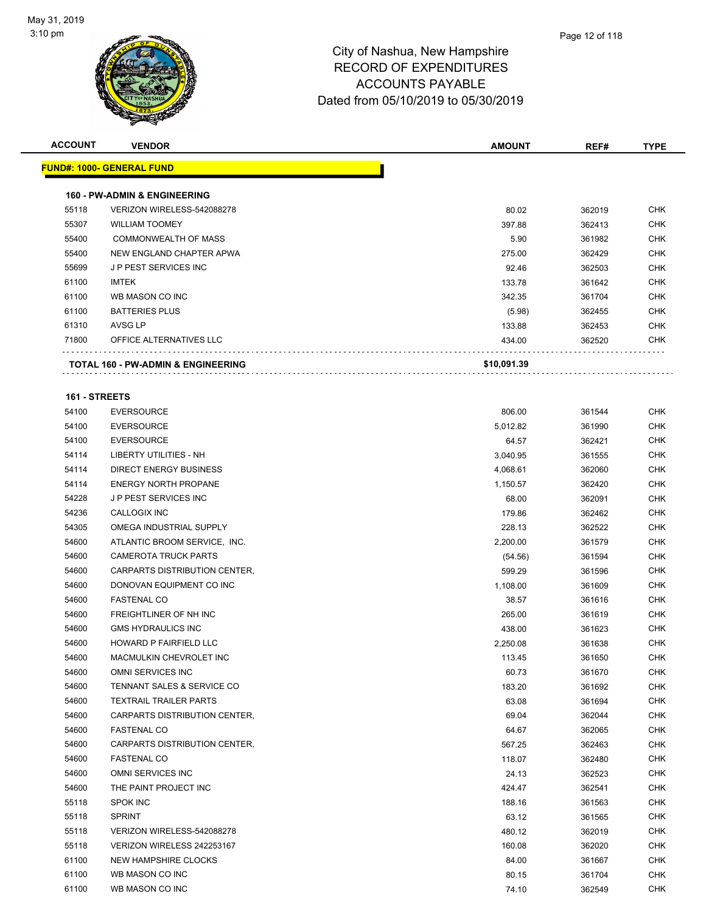City of Nashua, New Hampshire
RECORD OF EXPENDITURES
ACCOUNTS PAYABLE
Dated from 05/10/2019 to 05/30/2019

| ACCOUNT | VENDOR | AMOUNT | REF# | TYPE |
|---|---|---|---|---|
| **FUND#: 1000- GENERAL FUND** | | | | |
| **160 - PW-ADMIN & ENGINEERING** | | | | |
| 55118 | VERIZON WIRELESS-542088278 | 80.02 | 362019 | CHK |
| 55307 | WILLIAM TOOMEY | 397.88 | 362413 | CHK |
| 55400 | COMMONWEALTH OF MASS | 5.90 | 361982 | CHK |
| 55400 | NEW ENGLAND CHAPTER APWA | 275.00 | 362429 | CHK |
| 55699 | J P PEST SERVICES INC | 92.46 | 362503 | CHK |
| 61100 | IMTEK | 133.78 | 361642 | CHK |
| 61100 | WB MASON CO INC | 342.35 | 361704 | CHK |
| 61100 | BATTERIES PLUS | (5.98) | 362455 | CHK |
| 61310 | AVSG LP | 133.88 | 362453 | CHK |
| 71800 | OFFICE ALTERNATIVES LLC | 434.00 | 362520 | CHK |
| **TOTAL 160 - PW-ADMIN & ENGINEERING** | | **$10,091.39** | | |
| **161 - STREETS** | | | | |
| 54100 | EVERSOURCE | 806.00 | 361544 | CHK |
| 54100 | EVERSOURCE | 5,012.82 | 361990 | CHK |
| 54100 | EVERSOURCE | 64.57 | 362421 | CHK |
| 54114 | LIBERTY UTILITIES - NH | 3,040.95 | 361555 | CHK |
| 54114 | DIRECT ENERGY BUSINESS | 4,068.61 | 362060 | CHK |
| 54114 | ENERGY NORTH PROPANE | 1,150.57 | 362420 | CHK |
| 54228 | J P PEST SERVICES INC | 68.00 | 362091 | CHK |
| 54236 | CALLOGIX INC | 179.86 | 362462 | CHK |
| 54305 | OMEGA INDUSTRIAL SUPPLY | 228.13 | 362522 | CHK |
| 54600 | ATLANTIC BROOM SERVICE, INC. | 2,200.00 | 361579 | CHK |
| 54600 | CAMEROTA TRUCK PARTS | (54.56) | 361594 | CHK |
| 54600 | CARPARTS DISTRIBUTION CENTER, | 599.29 | 361596 | CHK |
| 54600 | DONOVAN EQUIPMENT CO INC | 1,108.00 | 361609 | CHK |
| 54600 | FASTENAL CO | 38.57 | 361616 | CHK |
| 54600 | FREIGHTLINER OF NH INC | 265.00 | 361619 | CHK |
| 54600 | GMS HYDRAULICS INC | 438.00 | 361623 | CHK |
| 54600 | HOWARD P FAIRFIELD LLC | 2,250.08 | 361638 | CHK |
| 54600 | MACMULKIN CHEVROLET INC | 113.45 | 361650 | CHK |
| 54600 | OMNI SERVICES INC | 60.73 | 361670 | CHK |
| 54600 | TENNANT SALES & SERVICE CO | 183.20 | 361692 | CHK |
| 54600 | TEXTRAIL TRAILER PARTS | 63.08 | 361694 | CHK |
| 54600 | CARPARTS DISTRIBUTION CENTER, | 69.04 | 362044 | CHK |
| 54600 | FASTENAL CO | 64.67 | 362065 | CHK |
| 54600 | CARPARTS DISTRIBUTION CENTER, | 567.25 | 362463 | CHK |
| 54600 | FASTENAL CO | 118.07 | 362480 | CHK |
| 54600 | OMNI SERVICES INC | 24.13 | 362523 | CHK |
| 54600 | THE PAINT PROJECT INC | 424.47 | 362541 | CHK |
| 55118 | SPOK INC | 188.16 | 361563 | CHK |
| 55118 | SPRINT | 63.12 | 361565 | CHK |
| 55118 | VERIZON WIRELESS-542088278 | 480.12 | 362019 | CHK |
| 55118 | VERIZON WIRELESS 242253167 | 160.08 | 362020 | CHK |
| 61100 | NEW HAMPSHIRE CLOCKS | 84.00 | 361667 | CHK |
| 61100 | WB MASON CO INC | 80.15 | 361704 | CHK |
| 61100 | WB MASON CO INC | 74.10 | 362549 | CHK |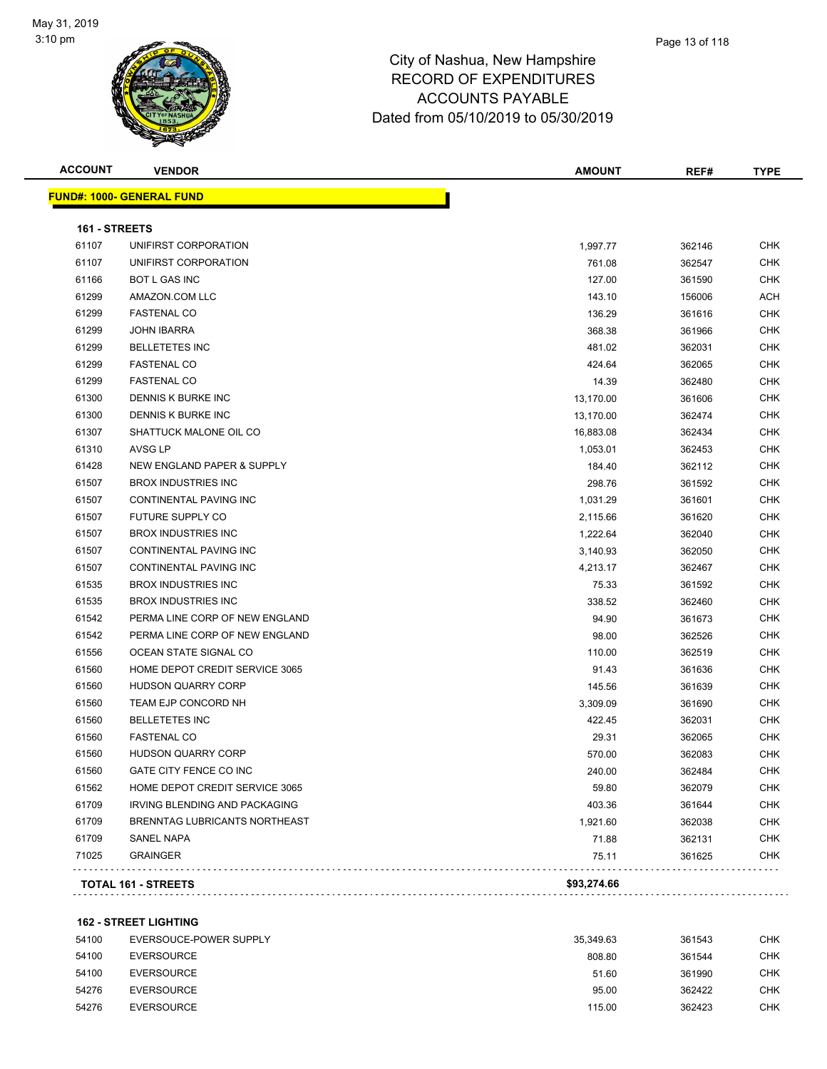# City of Nashua, New Hampshire
# RECORD OF EXPENDITURES
# ACCOUNTS PAYABLE
# Dated from 05/10/2019 to 05/30/2019

## FUND#: 1000- GENERAL FUND

### 161 - STREETS

| ACCOUNT | VENDOR | AMOUNT | REF# | TYPE |
|---|---|---|---|---|
| 61107 | UNIFIRST CORPORATION | 1,997.77 | 362146 | CHK |
| 61107 | UNIFIRST CORPORATION | 761.08 | 362547 | CHK |
| 61166 | BOT L GAS INC | 127.00 | 361590 | CHK |
| 61299 | AMAZON.COM LLC | 143.10 | 156006 | ACH |
| 61299 | FASTENAL CO | 136.29 | 361616 | CHK |
| 61299 | JOHN IBARRA | 368.38 | 361966 | CHK |
| 61299 | BELLETETES INC | 481.02 | 362031 | CHK |
| 61299 | FASTENAL CO | 424.64 | 362065 | CHK |
| 61299 | FASTENAL CO | 14.39 | 362480 | CHK |
| 61300 | DENNIS K BURKE INC | 13,170.00 | 361606 | CHK |
| 61300 | DENNIS K BURKE INC | 13,170.00 | 362474 | CHK |
| 61307 | SHATTUCK MALONE OIL CO | 16,883.08 | 362434 | CHK |
| 61310 | AVSG LP | 1,053.01 | 362453 | CHK |
| 61428 | NEW ENGLAND PAPER & SUPPLY | 184.40 | 362112 | CHK |
| 61507 | BROX INDUSTRIES INC | 298.76 | 361592 | CHK |
| 61507 | CONTINENTAL PAVING INC | 1,031.29 | 361601 | CHK |
| 61507 | FUTURE SUPPLY CO | 2,115.66 | 361620 | CHK |
| 61507 | BROX INDUSTRIES INC | 1,222.64 | 362040 | CHK |
| 61507 | CONTINENTAL PAVING INC | 3,140.93 | 362050 | CHK |
| 61507 | CONTINENTAL PAVING INC | 4,213.17 | 362467 | CHK |
| 61535 | BROX INDUSTRIES INC | 75.33 | 361592 | CHK |
| 61535 | BROX INDUSTRIES INC | 338.52 | 362460 | CHK |
| 61542 | PERMA LINE CORP OF NEW ENGLAND | 94.90 | 361673 | CHK |
| 61542 | PERMA LINE CORP OF NEW ENGLAND | 98.00 | 362526 | CHK |
| 61556 | OCEAN STATE SIGNAL CO | 110.00 | 362519 | CHK |
| 61560 | HOME DEPOT CREDIT SERVICE 3065 | 91.43 | 361636 | CHK |
| 61560 | HUDSON QUARRY CORP | 145.56 | 361639 | CHK |
| 61560 | TEAM EJP CONCORD NH | 3,309.09 | 361690 | CHK |
| 61560 | BELLETETES INC | 422.45 | 362031 | CHK |
| 61560 | FASTENAL CO | 29.31 | 362065 | CHK |
| 61560 | HUDSON QUARRY CORP | 570.00 | 362083 | CHK |
| 61560 | GATE CITY FENCE CO INC | 240.00 | 362484 | CHK |
| 61562 | HOME DEPOT CREDIT SERVICE 3065 | 59.80 | 362079 | CHK |
| 61709 | IRVING BLENDING AND PACKAGING | 403.36 | 361644 | CHK |
| 61709 | BRENNTAG LUBRICANTS NORTHEAST | 1,921.60 | 362038 | CHK |
| 61709 | SANEL NAPA | 71.88 | 362131 | CHK |
| 71025 | GRAINGER | 75.11 | 361625 | CHK |
| **TOTAL 161 - STREETS** | | **$93,274.66** | | |

### 162 - STREET LIGHTING

| ACCOUNT | VENDOR | AMOUNT | REF# | TYPE |
|---|---|---|---|---|
| 54100 | EVERSOUCE-POWER SUPPLY | 35,349.63 | 361543 | CHK |
| 54100 | EVERSOURCE | 808.80 | 361544 | CHK |
| 54100 | EVERSOURCE | 51.60 | 361990 | CHK |
| 54276 | EVERSOURCE | 95.00 | 362422 | CHK |
| 54276 | EVERSOURCE | 115.00 | 362423 | CHK |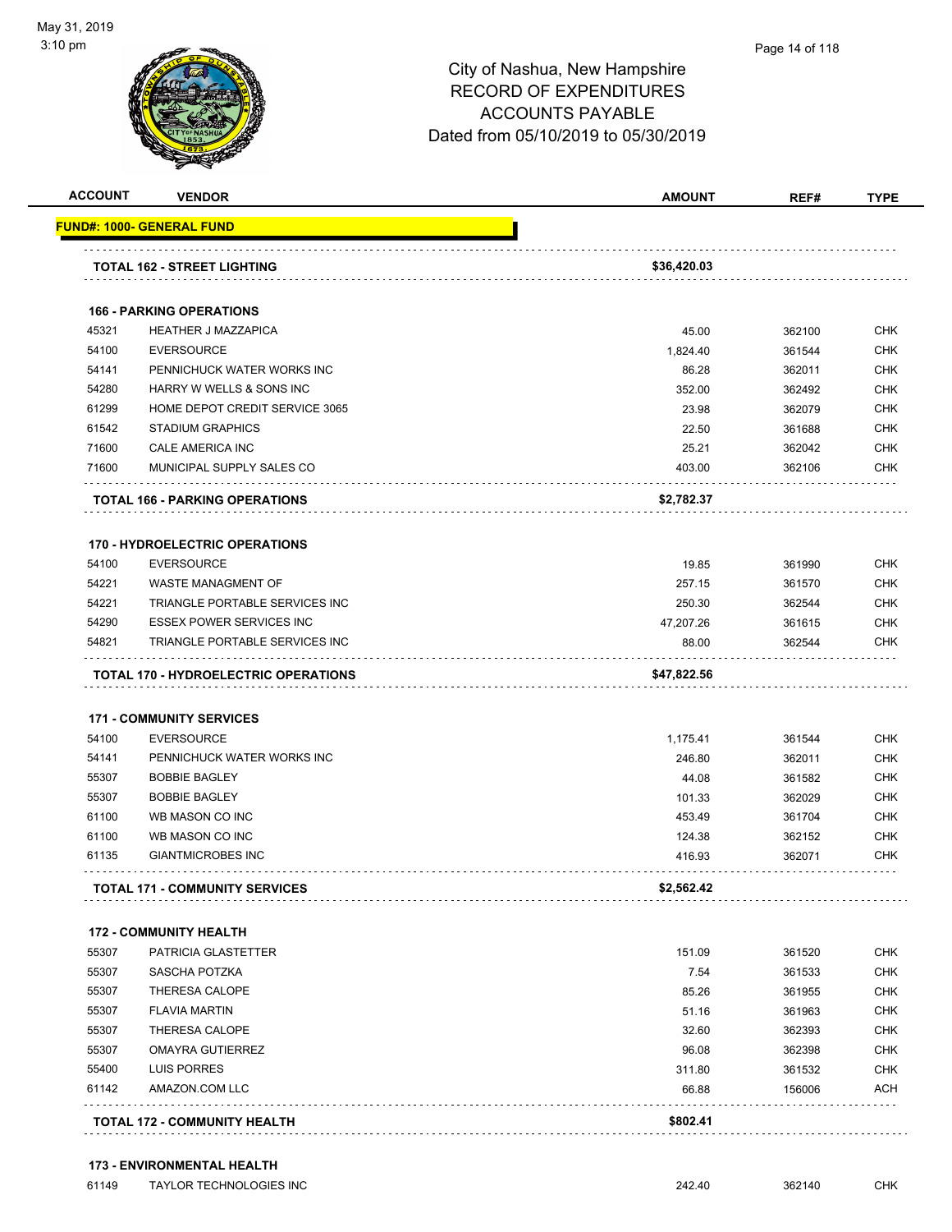# City of Nashua, New Hampshire
## RECORD OF EXPENDITURES
## ACCOUNTS PAYABLE
## Dated from 05/10/2019 to 05/30/2019

| ACCOUNT | VENDOR | AMOUNT | REF# | TYPE |
|---|---|---|---|---|
| **FUND#: 1000- GENERAL FUND** | | | | |
| | **TOTAL 162 - STREET LIGHTING** | **$36,420.03** | | |
| | **166 - PARKING OPERATIONS** | | | |
| 45321 | HEATHER J MAZZAPICA | 45.00 | 362100 | CHK |
| 54100 | EVERSOURCE | 1,824.40 | 361544 | CHK |
| 54141 | PENNICHUCK WATER WORKS INC | 86.28 | 362011 | CHK |
| 54280 | HARRY W WELLS & SONS INC | 352.00 | 362492 | CHK |
| 61299 | HOME DEPOT CREDIT SERVICE 3065 | 23.98 | 362079 | CHK |
| 61542 | STADIUM GRAPHICS | 22.50 | 361688 | CHK |
| 71600 | CALE AMERICA INC | 25.21 | 362042 | CHK |
| 71600 | MUNICIPAL SUPPLY SALES CO | 403.00 | 362106 | CHK |
| | **TOTAL 166 - PARKING OPERATIONS** | **$2,782.37** | | |
| | **170 - HYDROELECTRIC OPERATIONS** | | | |
| 54100 | EVERSOURCE | 19.85 | 361990 | CHK |
| 54221 | WASTE MANAGMENT OF | 257.15 | 361570 | CHK |
| 54221 | TRIANGLE PORTABLE SERVICES INC | 250.30 | 362544 | CHK |
| 54290 | ESSEX POWER SERVICES INC | 47,207.26 | 361615 | CHK |
| 54821 | TRIANGLE PORTABLE SERVICES INC | 88.00 | 362544 | CHK |
| | **TOTAL 170 - HYDROELECTRIC OPERATIONS** | **$47,822.56** | | |
| | **171 - COMMUNITY SERVICES** | | | |
| 54100 | EVERSOURCE | 1,175.41 | 361544 | CHK |
| 54141 | PENNICHUCK WATER WORKS INC | 246.80 | 362011 | CHK |
| 55307 | BOBBIE BAGLEY | 44.08 | 361582 | CHK |
| 55307 | BOBBIE BAGLEY | 101.33 | 362029 | CHK |
| 61100 | WB MASON CO INC | 453.49 | 361704 | CHK |
| 61100 | WB MASON CO INC | 124.38 | 362152 | CHK |
| 61135 | GIANTMICROBES INC | 416.93 | 362071 | CHK |
| | **TOTAL 171 - COMMUNITY SERVICES** | **$2,562.42** | | |
| | **172 - COMMUNITY HEALTH** | | | |
| 55307 | PATRICIA GLASTETTER | 151.09 | 361520 | CHK |
| 55307 | SASCHA POTZKA | 7.54 | 361533 | CHK |
| 55307 | THERESA CALOPE | 85.26 | 361955 | CHK |
| 55307 | FLAVIA MARTIN | 51.16 | 361963 | CHK |
| 55307 | THERESA CALOPE | 32.60 | 362393 | CHK |
| 55307 | OMAYRA GUTIERREZ | 96.08 | 362398 | CHK |
| 55400 | LUIS PORRES | 311.80 | 361532 | CHK |
| 61142 | AMAZON.COM LLC | 66.88 | 156006 | ACH |
| | **TOTAL 172 - COMMUNITY HEALTH** | **$802.41** | | |
| | **173 - ENVIRONMENTAL HEALTH** | | | |
| 61149 | TAYLOR TECHNOLOGIES INC | 242.40 | 362140 | CHK |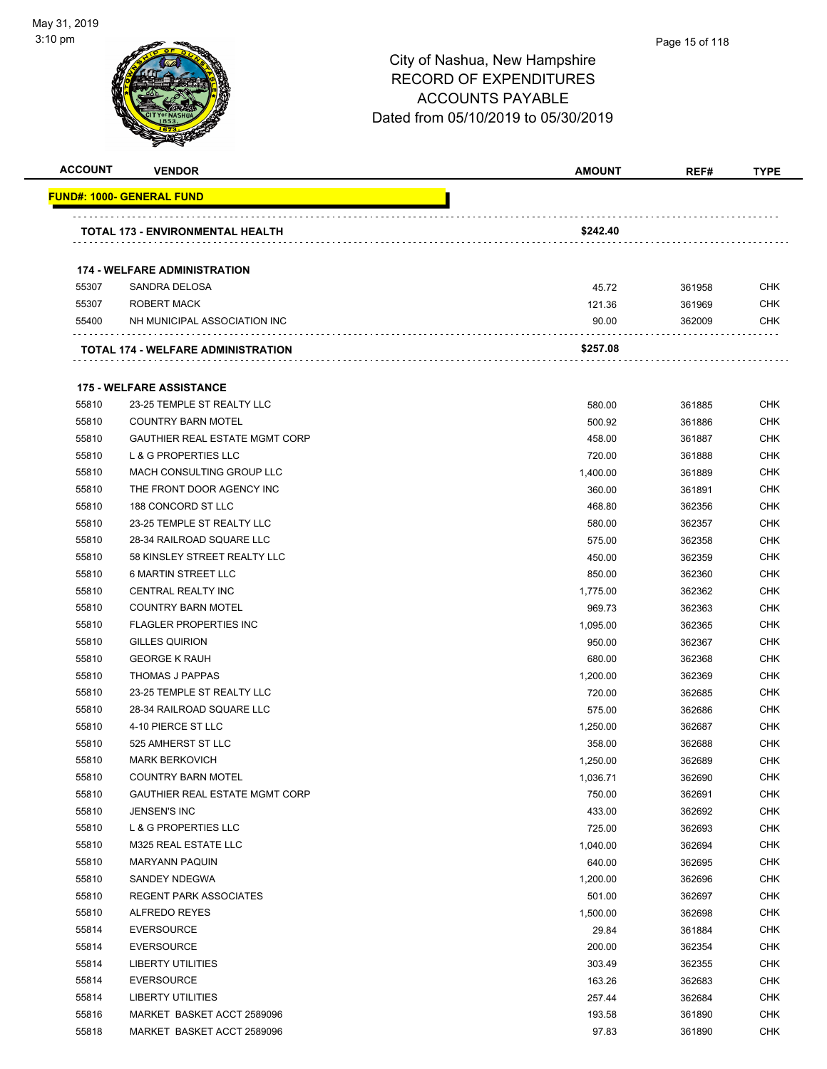# City of Nashua, New Hampshire
# RECORD OF EXPENDITURES
# ACCOUNTS PAYABLE
# Dated from 05/10/2019 to 05/30/2019

| ACCOUNT | VENDOR | AMOUNT | REF# | TYPE |
|---|---|---|---|---|
| **FUND#: 1000- GENERAL FUND** | | | | |
| | **TOTAL 173 - ENVIRONMENTAL HEALTH** | **$242.40** | | |
| | **174 - WELFARE ADMINISTRATION** | | | |
| 55307 | SANDRA DELOSA | 45.72 | 361958 | CHK |
| 55307 | ROBERT MACK | 121.36 | 361969 | CHK |
| 55400 | NH MUNICIPAL ASSOCIATION INC | 90.00 | 362009 | CHK |
| | **TOTAL 174 - WELFARE ADMINISTRATION** | **$257.08** | | |
| | **175 - WELFARE ASSISTANCE** | | | |
| 55810 | 23-25 TEMPLE ST REALTY LLC | 580.00 | 361885 | CHK |
| 55810 | COUNTRY BARN MOTEL | 500.92 | 361886 | CHK |
| 55810 | GAUTHIER REAL ESTATE MGMT CORP | 458.00 | 361887 | CHK |
| 55810 | L & G PROPERTIES LLC | 720.00 | 361888 | CHK |
| 55810 | MACH CONSULTING GROUP LLC | 1,400.00 | 361889 | CHK |
| 55810 | THE FRONT DOOR AGENCY INC | 360.00 | 361891 | CHK |
| 55810 | 188 CONCORD ST LLC | 468.80 | 362356 | CHK |
| 55810 | 23-25 TEMPLE ST REALTY LLC | 580.00 | 362357 | CHK |
| 55810 | 28-34 RAILROAD SQUARE LLC | 575.00 | 362358 | CHK |
| 55810 | 58 KINSLEY STREET REALTY LLC | 450.00 | 362359 | CHK |
| 55810 | 6 MARTIN STREET LLC | 850.00 | 362360 | CHK |
| 55810 | CENTRAL REALTY INC | 1,775.00 | 362362 | CHK |
| 55810 | COUNTRY BARN MOTEL | 969.73 | 362363 | CHK |
| 55810 | FLAGLER PROPERTIES INC | 1,095.00 | 362365 | CHK |
| 55810 | GILLES QUIRION | 950.00 | 362367 | CHK |
| 55810 | GEORGE K RAUH | 680.00 | 362368 | CHK |
| 55810 | THOMAS J PAPPAS | 1,200.00 | 362369 | CHK |
| 55810 | 23-25 TEMPLE ST REALTY LLC | 720.00 | 362685 | CHK |
| 55810 | 28-34 RAILROAD SQUARE LLC | 575.00 | 362686 | CHK |
| 55810 | 4-10 PIERCE ST LLC | 1,250.00 | 362687 | CHK |
| 55810 | 525 AMHERST ST LLC | 358.00 | 362688 | CHK |
| 55810 | MARK BERKOVICH | 1,250.00 | 362689 | CHK |
| 55810 | COUNTRY BARN MOTEL | 1,036.71 | 362690 | CHK |
| 55810 | GAUTHIER REAL ESTATE MGMT CORP | 750.00 | 362691 | CHK |
| 55810 | JENSEN'S INC | 433.00 | 362692 | CHK |
| 55810 | L & G PROPERTIES LLC | 725.00 | 362693 | CHK |
| 55810 | M325 REAL ESTATE LLC | 1,040.00 | 362694 | CHK |
| 55810 | MARYANN PAQUIN | 640.00 | 362695 | CHK |
| 55810 | SANDEY NDEGWA | 1,200.00 | 362696 | CHK |
| 55810 | REGENT PARK ASSOCIATES | 501.00 | 362697 | CHK |
| 55810 | ALFREDO REYES | 1,500.00 | 362698 | CHK |
| 55814 | EVERSOURCE | 29.84 | 361884 | CHK |
| 55814 | EVERSOURCE | 200.00 | 362354 | CHK |
| 55814 | LIBERTY UTILITIES | 303.49 | 362355 | CHK |
| 55814 | EVERSOURCE | 163.26 | 362683 | CHK |
| 55814 | LIBERTY UTILITIES | 257.44 | 362684 | CHK |
| 55816 | MARKET BASKET ACCT 2589096 | 193.58 | 361890 | CHK |
| 55818 | MARKET BASKET ACCT 2589096 | 97.83 | 361890 | CHK |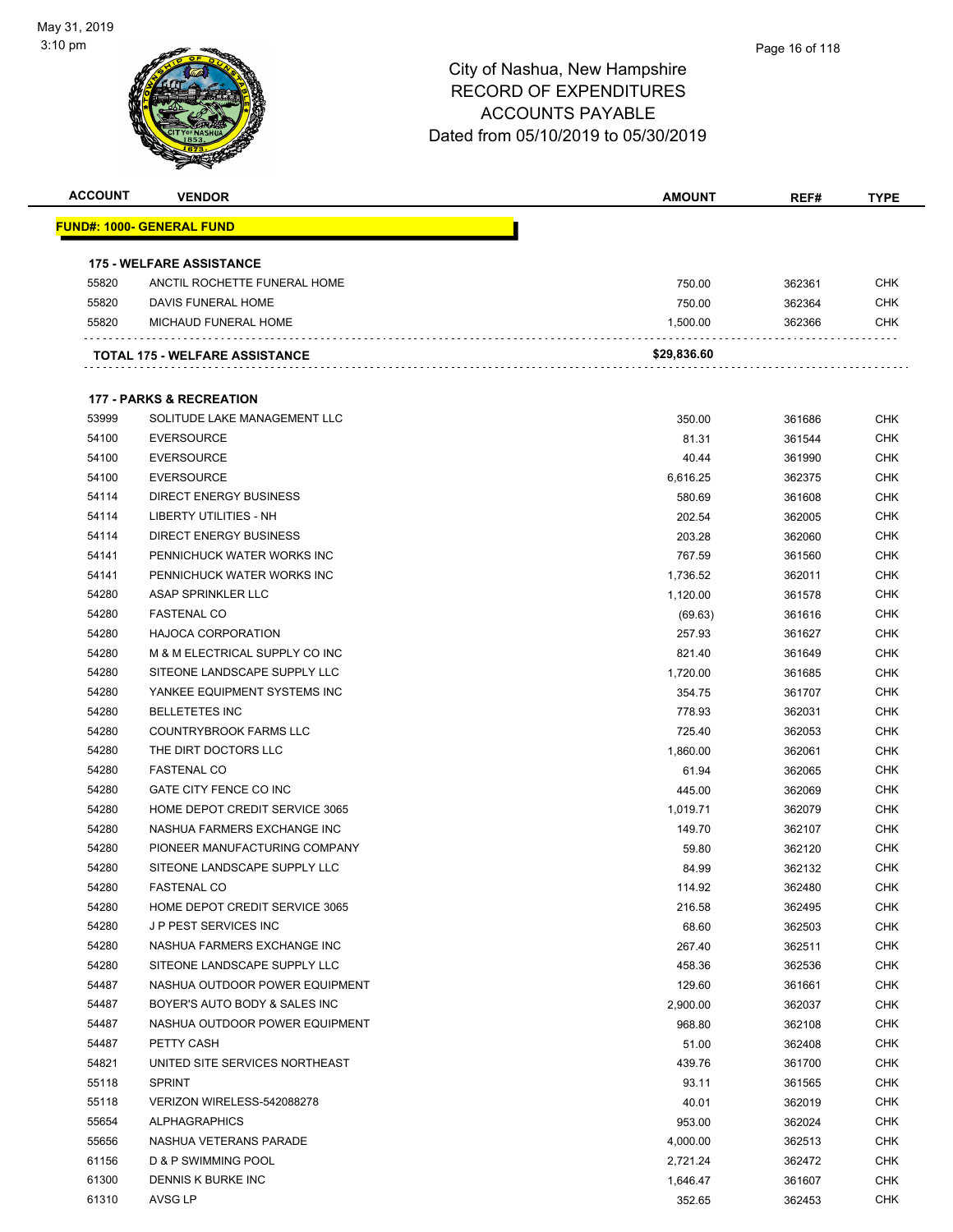# City of Nashua, New Hampshire
# RECORD OF EXPENDITURES
# ACCOUNTS PAYABLE
# Dated from 05/10/2019 to 05/30/2019

| ACCOUNT | VENDOR | AMOUNT | REF# | TYPE |
|---|---|---|---|---|
| **FUND#: 1000- GENERAL FUND** | | | | |
| **175 - WELFARE ASSISTANCE** | | | | |
| 55820 | ANCTIL ROCHETTE FUNERAL HOME | 750.00 | 362361 | CHK |
| 55820 | DAVIS FUNERAL HOME | 750.00 | 362364 | CHK |
| 55820 | MICHAUD FUNERAL HOME | 1,500.00 | 362366 | CHK |
| | **TOTAL 175 - WELFARE ASSISTANCE** | **$29,836.60** | | |
| **177 - PARKS & RECREATION** | | | | |
| 53999 | SOLITUDE LAKE MANAGEMENT LLC | 350.00 | 361686 | CHK |
| 54100 | EVERSOURCE | 81.31 | 361544 | CHK |
| 54100 | EVERSOURCE | 40.44 | 361990 | CHK |
| 54100 | EVERSOURCE | 6,616.25 | 362375 | CHK |
| 54114 | DIRECT ENERGY BUSINESS | 580.69 | 361608 | CHK |
| 54114 | LIBERTY UTILITIES - NH | 202.54 | 362005 | CHK |
| 54114 | DIRECT ENERGY BUSINESS | 203.28 | 362060 | CHK |
| 54141 | PENNICHUCK WATER WORKS INC | 767.59 | 361560 | CHK |
| 54141 | PENNICHUCK WATER WORKS INC | 1,736.52 | 362011 | CHK |
| 54280 | ASAP SPRINKLER LLC | 1,120.00 | 361578 | CHK |
| 54280 | FASTENAL CO | (69.63) | 361616 | CHK |
| 54280 | HAJOCA CORPORATION | 257.93 | 361627 | CHK |
| 54280 | M & M ELECTRICAL SUPPLY CO INC | 821.40 | 361649 | CHK |
| 54280 | SITEONE LANDSCAPE SUPPLY LLC | 1,720.00 | 361685 | CHK |
| 54280 | YANKEE EQUIPMENT SYSTEMS INC | 354.75 | 361707 | CHK |
| 54280 | BELLETETES INC | 778.93 | 362031 | CHK |
| 54280 | COUNTRYBROOK FARMS LLC | 725.40 | 362053 | CHK |
| 54280 | THE DIRT DOCTORS LLC | 1,860.00 | 362061 | CHK |
| 54280 | FASTENAL CO | 61.94 | 362065 | CHK |
| 54280 | GATE CITY FENCE CO INC | 445.00 | 362069 | CHK |
| 54280 | HOME DEPOT CREDIT SERVICE 3065 | 1,019.71 | 362079 | CHK |
| 54280 | NASHUA FARMERS EXCHANGE INC | 149.70 | 362107 | CHK |
| 54280 | PIONEER MANUFACTURING COMPANY | 59.80 | 362120 | CHK |
| 54280 | SITEONE LANDSCAPE SUPPLY LLC | 84.99 | 362132 | CHK |
| 54280 | FASTENAL CO | 114.92 | 362480 | CHK |
| 54280 | HOME DEPOT CREDIT SERVICE 3065 | 216.58 | 362495 | CHK |
| 54280 | J P PEST SERVICES INC | 68.60 | 362503 | CHK |
| 54280 | NASHUA FARMERS EXCHANGE INC | 267.40 | 362511 | CHK |
| 54280 | SITEONE LANDSCAPE SUPPLY LLC | 458.36 | 362536 | CHK |
| 54487 | NASHUA OUTDOOR POWER EQUIPMENT | 129.60 | 361661 | CHK |
| 54487 | BOYER'S AUTO BODY & SALES INC | 2,900.00 | 362037 | CHK |
| 54487 | NASHUA OUTDOOR POWER EQUIPMENT | 968.80 | 362108 | CHK |
| 54487 | PETTY CASH | 51.00 | 362408 | CHK |
| 54821 | UNITED SITE SERVICES NORTHEAST | 439.76 | 361700 | CHK |
| 55118 | SPRINT | 93.11 | 361565 | CHK |
| 55118 | VERIZON WIRELESS-542088278 | 40.01 | 362019 | CHK |
| 55654 | ALPHAGRAPHICS | 953.00 | 362024 | CHK |
| 55656 | NASHUA VETERANS PARADE | 4,000.00 | 362513 | CHK |
| 61156 | D & P SWIMMING POOL | 2,721.24 | 362472 | CHK |
| 61300 | DENNIS K BURKE INC | 1,646.47 | 361607 | CHK |
| 61310 | AVSG LP | 352.65 | 362453 | CHK |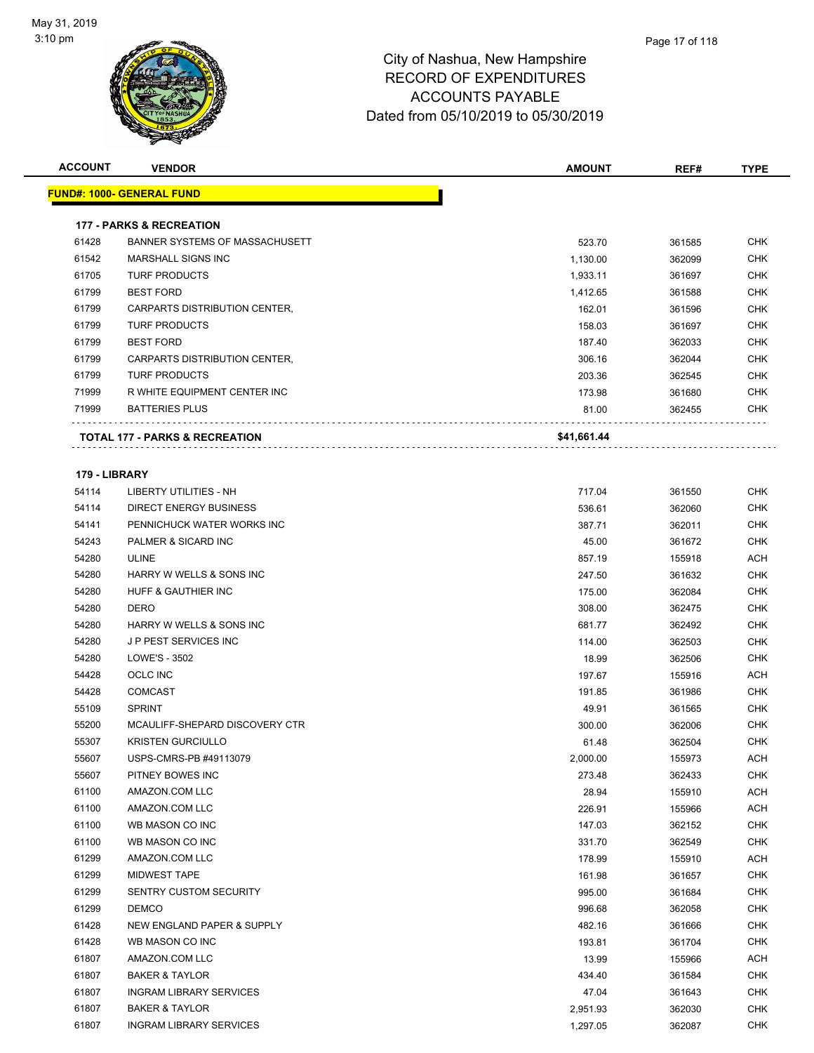City of Nashua, New Hampshire
RECORD OF EXPENDITURES
ACCOUNTS PAYABLE
Dated from 05/10/2019 to 05/30/2019

| ACCOUNT | VENDOR | AMOUNT | REF# | TYPE |
|---|---|---|---|---|
| **FUND#: 1000- GENERAL FUND** | | | | |
| **177 - PARKS & RECREATION** | | | | |
| 61428 | BANNER SYSTEMS OF MASSACHUSETT | 523.70 | 361585 | CHK |
| 61542 | MARSHALL SIGNS INC | 1,130.00 | 362099 | CHK |
| 61705 | TURF PRODUCTS | 1,933.11 | 361697 | CHK |
| 61799 | BEST FORD | 1,412.65 | 361588 | CHK |
| 61799 | CARPARTS DISTRIBUTION CENTER, | 162.01 | 361596 | CHK |
| 61799 | TURF PRODUCTS | 158.03 | 361697 | CHK |
| 61799 | BEST FORD | 187.40 | 362033 | CHK |
| 61799 | CARPARTS DISTRIBUTION CENTER, | 306.16 | 362044 | CHK |
| 61799 | TURF PRODUCTS | 203.36 | 362545 | CHK |
| 71999 | R WHITE EQUIPMENT CENTER INC | 173.98 | 361680 | CHK |
| 71999 | BATTERIES PLUS | 81.00 | 362455 | CHK |
| **TOTAL 177 - PARKS & RECREATION** | | **$41,661.44** | | |
| **179 - LIBRARY** | | | | |
| 54114 | LIBERTY UTILITIES - NH | 717.04 | 361550 | CHK |
| 54114 | DIRECT ENERGY BUSINESS | 536.61 | 362060 | CHK |
| 54141 | PENNICHUCK WATER WORKS INC | 387.71 | 362011 | CHK |
| 54243 | PALMER & SICARD INC | 45.00 | 361672 | CHK |
| 54280 | ULINE | 857.19 | 155918 | ACH |
| 54280 | HARRY W WELLS & SONS INC | 247.50 | 361632 | CHK |
| 54280 | HUFF & GAUTHIER INC | 175.00 | 362084 | CHK |
| 54280 | DERO | 308.00 | 362475 | CHK |
| 54280 | HARRY W WELLS & SONS INC | 681.77 | 362492 | CHK |
| 54280 | J P PEST SERVICES INC | 114.00 | 362503 | CHK |
| 54280 | LOWE'S - 3502 | 18.99 | 362506 | CHK |
| 54428 | OCLC INC | 197.67 | 155916 | ACH |
| 54428 | COMCAST | 191.85 | 361986 | CHK |
| 55109 | SPRINT | 49.91 | 361565 | CHK |
| 55200 | MCAULIFF-SHEPARD DISCOVERY CTR | 300.00 | 362006 | CHK |
| 55307 | KRISTEN GURCIULLO | 61.48 | 362504 | CHK |
| 55607 | USPS-CMRS-PB #49113079 | 2,000.00 | 155973 | ACH |
| 55607 | PITNEY BOWES INC | 273.48 | 362433 | CHK |
| 61100 | AMAZON.COM LLC | 28.94 | 155910 | ACH |
| 61100 | AMAZON.COM LLC | 226.91 | 155966 | ACH |
| 61100 | WB MASON CO INC | 147.03 | 362152 | CHK |
| 61100 | WB MASON CO INC | 331.70 | 362549 | CHK |
| 61299 | AMAZON.COM LLC | 178.99 | 155910 | ACH |
| 61299 | MIDWEST TAPE | 161.98 | 361657 | CHK |
| 61299 | SENTRY CUSTOM SECURITY | 995.00 | 361684 | CHK |
| 61299 | DEMCO | 996.68 | 362058 | CHK |
| 61428 | NEW ENGLAND PAPER & SUPPLY | 482.16 | 361666 | CHK |
| 61428 | WB MASON CO INC | 193.81 | 361704 | CHK |
| 61807 | AMAZON.COM LLC | 13.99 | 155966 | ACH |
| 61807 | BAKER & TAYLOR | 434.40 | 361584 | CHK |
| 61807 | INGRAM LIBRARY SERVICES | 47.04 | 361643 | CHK |
| 61807 | BAKER & TAYLOR | 2,951.93 | 362030 | CHK |
| 61807 | INGRAM LIBRARY SERVICES | 1,297.05 | 362087 | CHK |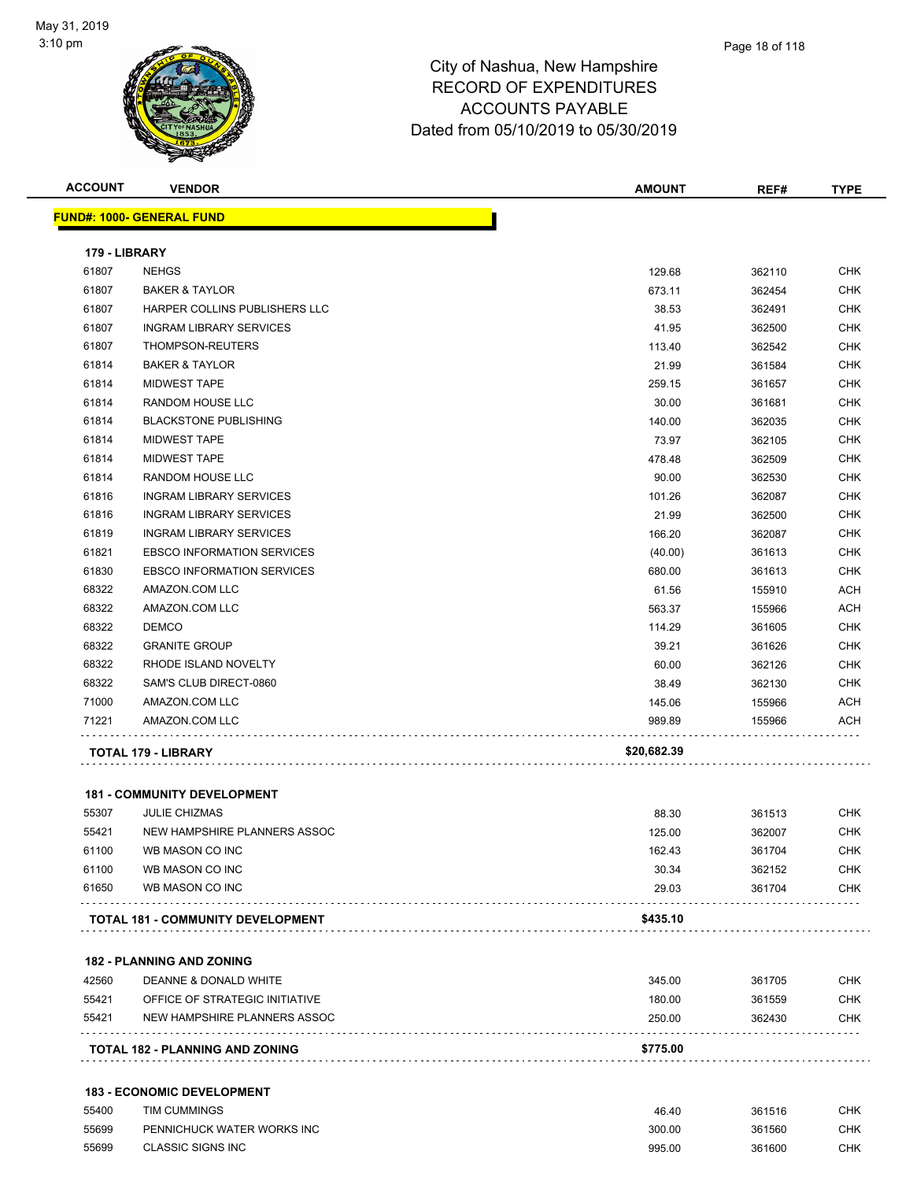City of Nashua, New Hampshire
RECORD OF EXPENDITURES
ACCOUNTS PAYABLE
Dated from 05/10/2019 to 05/30/2019

| ACCOUNT | VENDOR | AMOUNT | REF# | TYPE |
|---|---|---|---|---|
| **FUND#: 1000- GENERAL FUND** | | | | |
| **179 - LIBRARY** | | | | |
| 61807 | NEHGS | 129.68 | 362110 | CHK |
| 61807 | BAKER & TAYLOR | 673.11 | 362454 | CHK |
| 61807 | HARPER COLLINS PUBLISHERS LLC | 38.53 | 362491 | CHK |
| 61807 | INGRAM LIBRARY SERVICES | 41.95 | 362500 | CHK |
| 61807 | THOMPSON-REUTERS | 113.40 | 362542 | CHK |
| 61814 | BAKER & TAYLOR | 21.99 | 361584 | CHK |
| 61814 | MIDWEST TAPE | 259.15 | 361657 | CHK |
| 61814 | RANDOM HOUSE LLC | 30.00 | 361681 | CHK |
| 61814 | BLACKSTONE PUBLISHING | 140.00 | 362035 | CHK |
| 61814 | MIDWEST TAPE | 73.97 | 362105 | CHK |
| 61814 | MIDWEST TAPE | 478.48 | 362509 | CHK |
| 61814 | RANDOM HOUSE LLC | 90.00 | 362530 | CHK |
| 61816 | INGRAM LIBRARY SERVICES | 101.26 | 362087 | CHK |
| 61816 | INGRAM LIBRARY SERVICES | 21.99 | 362500 | CHK |
| 61819 | INGRAM LIBRARY SERVICES | 166.20 | 362087 | CHK |
| 61821 | EBSCO INFORMATION SERVICES | (40.00) | 361613 | CHK |
| 61830 | EBSCO INFORMATION SERVICES | 680.00 | 361613 | CHK |
| 68322 | AMAZON.COM LLC | 61.56 | 155910 | ACH |
| 68322 | AMAZON.COM LLC | 563.37 | 155966 | ACH |
| 68322 | DEMCO | 114.29 | 361605 | CHK |
| 68322 | GRANITE GROUP | 39.21 | 361626 | CHK |
| 68322 | RHODE ISLAND NOVELTY | 60.00 | 362126 | CHK |
| 68322 | SAM'S CLUB DIRECT-0860 | 38.49 | 362130 | CHK |
| 71000 | AMAZON.COM LLC | 145.06 | 155966 | ACH |
| 71221 | AMAZON.COM LLC | 989.89 | 155966 | ACH |
| **TOTAL 179 - LIBRARY** | | **$20,682.39** | | |
| **181 - COMMUNITY DEVELOPMENT** | | | | |
| 55307 | JULIE CHIZMAS | 88.30 | 361513 | CHK |
| 55421 | NEW HAMPSHIRE PLANNERS ASSOC | 125.00 | 362007 | CHK |
| 61100 | WB MASON CO INC | 162.43 | 361704 | CHK |
| 61100 | WB MASON CO INC | 30.34 | 362152 | CHK |
| 61650 | WB MASON CO INC | 29.03 | 361704 | CHK |
| **TOTAL 181 - COMMUNITY DEVELOPMENT** | | **$435.10** | | |
| **182 - PLANNING AND ZONING** | | | | |
| 42560 | DEANNE & DONALD WHITE | 345.00 | 361705 | CHK |
| 55421 | OFFICE OF STRATEGIC INITIATIVE | 180.00 | 361559 | CHK |
| 55421 | NEW HAMPSHIRE PLANNERS ASSOC | 250.00 | 362430 | CHK |
| **TOTAL 182 - PLANNING AND ZONING** | | **$775.00** | | |
| **183 - ECONOMIC DEVELOPMENT** | | | | |
| 55400 | TIM CUMMINGS | 46.40 | 361516 | CHK |
| 55699 | PENNICHUCK WATER WORKS INC | 300.00 | 361560 | CHK |
| 55699 | CLASSIC SIGNS INC | 995.00 | 361600 | CHK |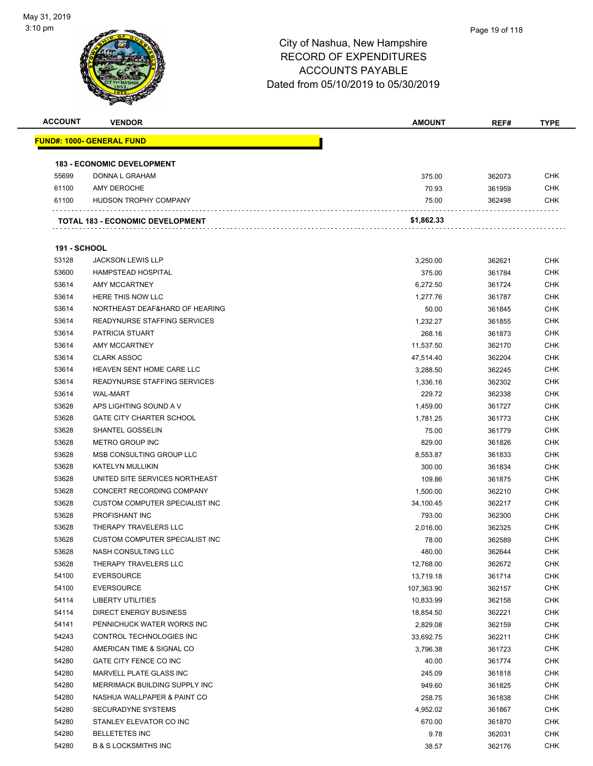City of Nashua, New Hampshire
RECORD OF EXPENDITURES
ACCOUNTS PAYABLE
Dated from 05/10/2019 to 05/30/2019

| ACCOUNT | VENDOR | AMOUNT | REF# | TYPE |
|---|---|---|---|---|
| **FUND#: 1000- GENERAL FUND** | | | | |
| **183 - ECONOMIC DEVELOPMENT** | | | | |
| 55699 | DONNA L GRAHAM | 375.00 | 362073 | CHK |
| 61100 | AMY DEROCHE | 70.93 | 361959 | CHK |
| 61100 | HUDSON TROPHY COMPANY | 75.00 | 362498 | CHK |
| | **TOTAL 183 - ECONOMIC DEVELOPMENT** | **$1,862.33** | | |
| **191 - SCHOOL** | | | | |
| 53128 | JACKSON LEWIS LLP | 3,250.00 | 362621 | CHK |
| 53600 | HAMPSTEAD HOSPITAL | 375.00 | 361784 | CHK |
| 53614 | AMY MCCARTNEY | 6,272.50 | 361724 | CHK |
| 53614 | HERE THIS NOW LLC | 1,277.76 | 361787 | CHK |
| 53614 | NORTHEAST DEAF&HARD OF HEARING | 50.00 | 361845 | CHK |
| 53614 | READYNURSE STAFFING SERVICES | 1,232.27 | 361855 | CHK |
| 53614 | PATRICIA STUART | 268.16 | 361873 | CHK |
| 53614 | AMY MCCARTNEY | 11,537.50 | 362170 | CHK |
| 53614 | CLARK ASSOC | 47,514.40 | 362204 | CHK |
| 53614 | HEAVEN SENT HOME CARE LLC | 3,288.50 | 362245 | CHK |
| 53614 | READYNURSE STAFFING SERVICES | 1,336.16 | 362302 | CHK |
| 53614 | WAL-MART | 229.72 | 362338 | CHK |
| 53628 | APS LIGHTING SOUND A V | 1,459.00 | 361727 | CHK |
| 53628 | GATE CITY CHARTER SCHOOL | 1,781.25 | 361773 | CHK |
| 53628 | SHANTEL GOSSELIN | 75.00 | 361779 | CHK |
| 53628 | METRO GROUP INC | 829.00 | 361826 | CHK |
| 53628 | MSB CONSULTING GROUP LLC | 8,553.87 | 361833 | CHK |
| 53628 | KATELYN MULLIKIN | 300.00 | 361834 | CHK |
| 53628 | UNITED SITE SERVICES NORTHEAST | 109.86 | 361875 | CHK |
| 53628 | CONCERT RECORDING COMPANY | 1,500.00 | 362210 | CHK |
| 53628 | CUSTOM COMPUTER SPECIALIST INC | 34,100.45 | 362217 | CHK |
| 53628 | PROFISHANT INC | 793.00 | 362300 | CHK |
| 53628 | THERAPY TRAVELERS LLC | 2,016.00 | 362325 | CHK |
| 53628 | CUSTOM COMPUTER SPECIALIST INC | 78.00 | 362589 | CHK |
| 53628 | NASH CONSULTING LLC | 480.00 | 362644 | CHK |
| 53628 | THERAPY TRAVELERS LLC | 12,768.00 | 362672 | CHK |
| 54100 | EVERSOURCE | 13,719.18 | 361714 | CHK |
| 54100 | EVERSOURCE | 107,363.90 | 362157 | CHK |
| 54114 | LIBERTY UTILITIES | 10,833.99 | 362158 | CHK |
| 54114 | DIRECT ENERGY BUSINESS | 18,854.50 | 362221 | CHK |
| 54141 | PENNICHUCK WATER WORKS INC | 2,829.08 | 362159 | CHK |
| 54243 | CONTROL TECHNOLOGIES INC | 33,692.75 | 362211 | CHK |
| 54280 | AMERICAN TIME & SIGNAL CO | 3,796.38 | 361723 | CHK |
| 54280 | GATE CITY FENCE CO INC | 40.00 | 361774 | CHK |
| 54280 | MARVELL PLATE GLASS INC | 245.09 | 361818 | CHK |
| 54280 | MERRIMACK BUILDING SUPPLY INC | 949.60 | 361825 | CHK |
| 54280 | NASHUA WALLPAPER & PAINT CO | 258.75 | 361838 | CHK |
| 54280 | SECURADYNE SYSTEMS | 4,952.02 | 361867 | CHK |
| 54280 | STANLEY ELEVATOR CO INC | 670.00 | 361870 | CHK |
| 54280 | BELLETETES INC | 9.78 | 362031 | CHK |
| 54280 | B & S LOCKSMITHS INC | 38.57 | 362176 | CHK |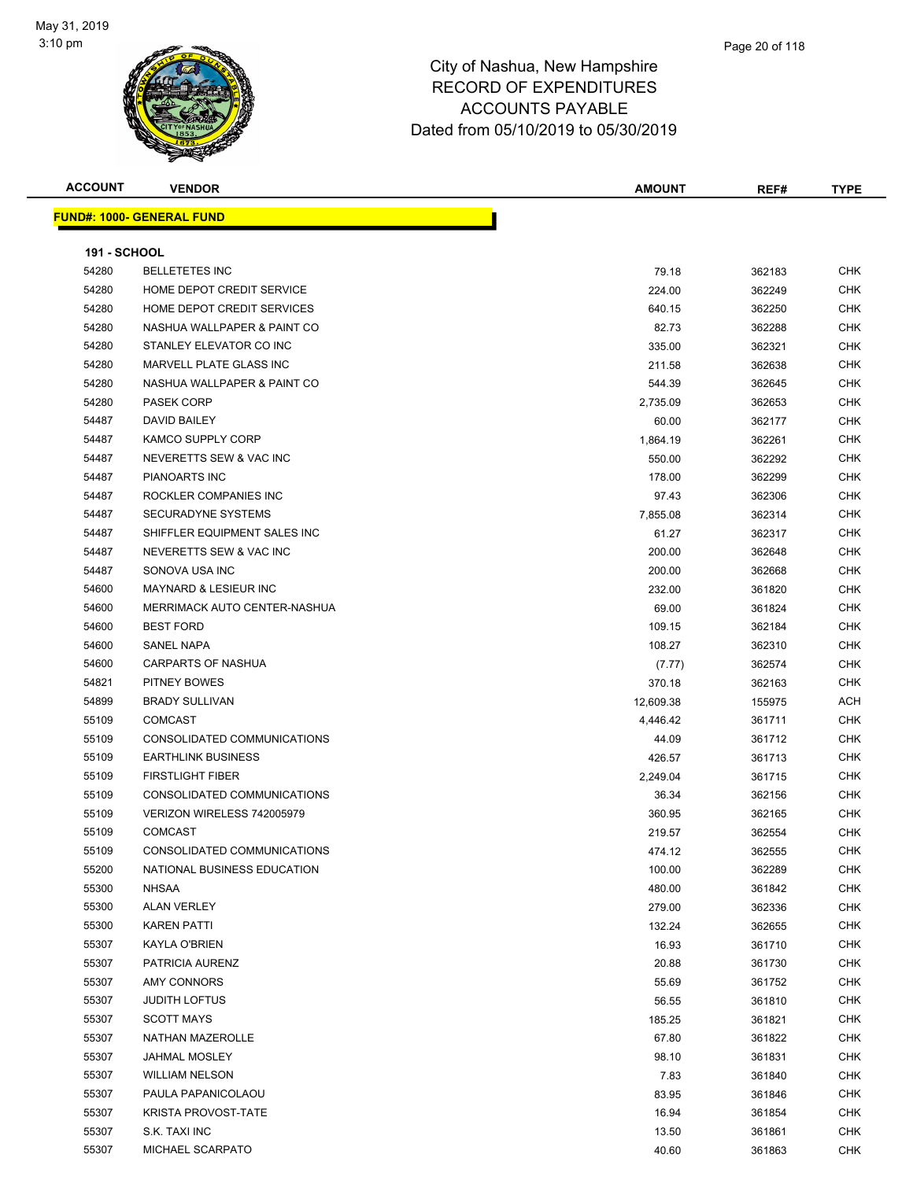# City of Nashua, New Hampshire
## RECORD OF EXPENDITURES
## ACCOUNTS PAYABLE
## Dated from 05/10/2019 to 05/30/2019

May 31, 2019
3:10 pm

| ACCOUNT | VENDOR | AMOUNT | REF# | TYPE |
|---|---|---|---|---|

**FUND#: 1000- GENERAL FUND**

**191 - SCHOOL**

| ACCOUNT | VENDOR | AMOUNT | REF# | TYPE |
|---|---|---|---|---|
| 54280 | BELLETETES INC | 79.18 | 362183 | CHK |
| 54280 | HOME DEPOT CREDIT SERVICE | 224.00 | 362249 | CHK |
| 54280 | HOME DEPOT CREDIT SERVICES | 640.15 | 362250 | CHK |
| 54280 | NASHUA WALLPAPER & PAINT CO | 82.73 | 362288 | CHK |
| 54280 | STANLEY ELEVATOR CO INC | 335.00 | 362321 | CHK |
| 54280 | MARVELL PLATE GLASS INC | 211.58 | 362638 | CHK |
| 54280 | NASHUA WALLPAPER & PAINT CO | 544.39 | 362645 | CHK |
| 54280 | PASEK CORP | 2,735.09 | 362653 | CHK |
| 54487 | DAVID BAILEY | 60.00 | 362177 | CHK |
| 54487 | KAMCO SUPPLY CORP | 1,864.19 | 362261 | CHK |
| 54487 | NEVERETTS SEW & VAC INC | 550.00 | 362292 | CHK |
| 54487 | PIANOARTS INC | 178.00 | 362299 | CHK |
| 54487 | ROCKLER COMPANIES INC | 97.43 | 362306 | CHK |
| 54487 | SECURADYNE SYSTEMS | 7,855.08 | 362314 | CHK |
| 54487 | SHIFFLER EQUIPMENT SALES INC | 61.27 | 362317 | CHK |
| 54487 | NEVERETTS SEW & VAC INC | 200.00 | 362648 | CHK |
| 54487 | SONOVA USA INC | 200.00 | 362668 | CHK |
| 54600 | MAYNARD & LESIEUR INC | 232.00 | 361820 | CHK |
| 54600 | MERRIMACK AUTO CENTER-NASHUA | 69.00 | 361824 | CHK |
| 54600 | BEST FORD | 109.15 | 362184 | CHK |
| 54600 | SANEL NAPA | 108.27 | 362310 | CHK |
| 54600 | CARPARTS OF NASHUA | (7.77) | 362574 | CHK |
| 54821 | PITNEY BOWES | 370.18 | 362163 | CHK |
| 54899 | BRADY SULLIVAN | 12,609.38 | 155975 | ACH |
| 55109 | COMCAST | 4,446.42 | 361711 | CHK |
| 55109 | CONSOLIDATED COMMUNICATIONS | 44.09 | 361712 | CHK |
| 55109 | EARTHLINK BUSINESS | 426.57 | 361713 | CHK |
| 55109 | FIRSTLIGHT FIBER | 2,249.04 | 361715 | CHK |
| 55109 | CONSOLIDATED COMMUNICATIONS | 36.34 | 362156 | CHK |
| 55109 | VERIZON WIRELESS 742005979 | 360.95 | 362165 | CHK |
| 55109 | COMCAST | 219.57 | 362554 | CHK |
| 55109 | CONSOLIDATED COMMUNICATIONS | 474.12 | 362555 | CHK |
| 55200 | NATIONAL BUSINESS EDUCATION | 100.00 | 362289 | CHK |
| 55300 | NHSAA | 480.00 | 361842 | CHK |
| 55300 | ALAN VERLEY | 279.00 | 362336 | CHK |
| 55300 | KAREN PATTI | 132.24 | 362655 | CHK |
| 55307 | KAYLA O'BRIEN | 16.93 | 361710 | CHK |
| 55307 | PATRICIA AURENZ | 20.88 | 361730 | CHK |
| 55307 | AMY CONNORS | 55.69 | 361752 | CHK |
| 55307 | JUDITH LOFTUS | 56.55 | 361810 | CHK |
| 55307 | SCOTT MAYS | 185.25 | 361821 | CHK |
| 55307 | NATHAN MAZEROLLE | 67.80 | 361822 | CHK |
| 55307 | JAHMAL MOSLEY | 98.10 | 361831 | CHK |
| 55307 | WILLIAM NELSON | 7.83 | 361840 | CHK |
| 55307 | PAULA PAPANICOLAOU | 83.95 | 361846 | CHK |
| 55307 | KRISTA PROVOST-TATE | 16.94 | 361854 | CHK |
| 55307 | S.K. TAXI INC | 13.50 | 361861 | CHK |
| 55307 | MICHAEL SCARPATO | 40.60 | 361863 | CHK |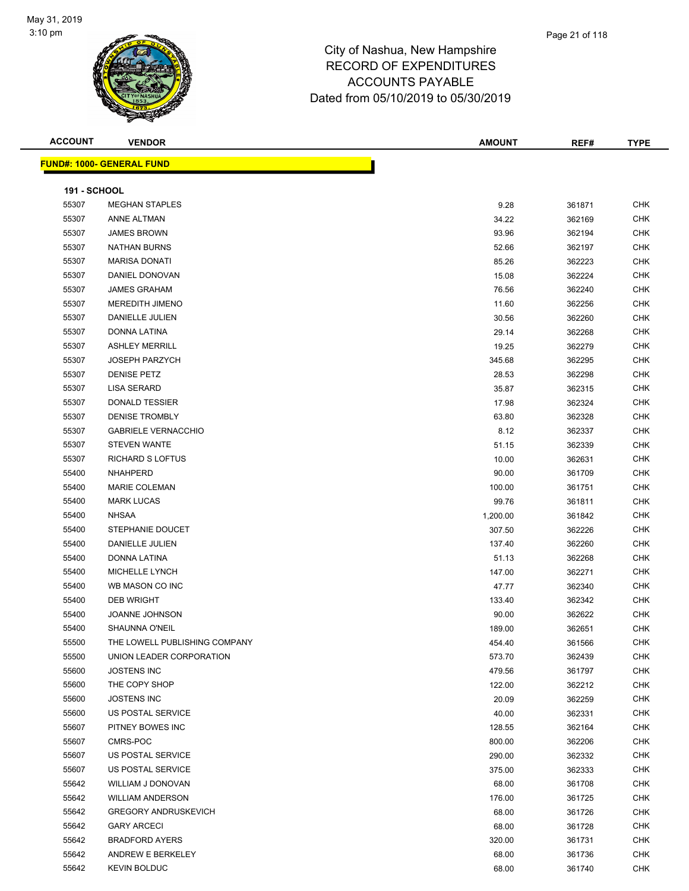# City of Nashua, New Hampshire
# RECORD OF EXPENDITURES
# ACCOUNTS PAYABLE
# Dated from 05/10/2019 to 05/30/2019

| ACCOUNT | VENDOR | AMOUNT | REF# | TYPE |
|---|---|---|---|---|

**FUND#: 1000- GENERAL FUND**

**191 - SCHOOL**

| ACCOUNT | VENDOR | AMOUNT | REF# | TYPE |
|---|---|---|---|---|
| 55307 | MEGHAN STAPLES | 9.28 | 361871 | CHK |
| 55307 | ANNE ALTMAN | 34.22 | 362169 | CHK |
| 55307 | JAMES BROWN | 93.96 | 362194 | CHK |
| 55307 | NATHAN BURNS | 52.66 | 362197 | CHK |
| 55307 | MARISA DONATI | 85.26 | 362223 | CHK |
| 55307 | DANIEL DONOVAN | 15.08 | 362224 | CHK |
| 55307 | JAMES GRAHAM | 76.56 | 362240 | CHK |
| 55307 | MEREDITH JIMENO | 11.60 | 362256 | CHK |
| 55307 | DANIELLE JULIEN | 30.56 | 362260 | CHK |
| 55307 | DONNA LATINA | 29.14 | 362268 | CHK |
| 55307 | ASHLEY MERRILL | 19.25 | 362279 | CHK |
| 55307 | JOSEPH PARZYCH | 345.68 | 362295 | CHK |
| 55307 | DENISE PETZ | 28.53 | 362298 | CHK |
| 55307 | LISA SERARD | 35.87 | 362315 | CHK |
| 55307 | DONALD TESSIER | 17.98 | 362324 | CHK |
| 55307 | DENISE TROMBLY | 63.80 | 362328 | CHK |
| 55307 | GABRIELE VERNACCHIO | 8.12 | 362337 | CHK |
| 55307 | STEVEN WANTE | 51.15 | 362339 | CHK |
| 55307 | RICHARD S LOFTUS | 10.00 | 362631 | CHK |
| 55400 | NHAHPERD | 90.00 | 361709 | CHK |
| 55400 | MARIE COLEMAN | 100.00 | 361751 | CHK |
| 55400 | MARK LUCAS | 99.76 | 361811 | CHK |
| 55400 | NHSAA | 1,200.00 | 361842 | CHK |
| 55400 | STEPHANIE DOUCET | 307.50 | 362226 | CHK |
| 55400 | DANIELLE JULIEN | 137.40 | 362260 | CHK |
| 55400 | DONNA LATINA | 51.13 | 362268 | CHK |
| 55400 | MICHELLE LYNCH | 147.00 | 362271 | CHK |
| 55400 | WB MASON CO INC | 47.77 | 362340 | CHK |
| 55400 | DEB WRIGHT | 133.40 | 362342 | CHK |
| 55400 | JOANNE JOHNSON | 90.00 | 362622 | CHK |
| 55400 | SHAUNNA O'NEIL | 189.00 | 362651 | CHK |
| 55500 | THE LOWELL PUBLISHING COMPANY | 454.40 | 361566 | CHK |
| 55500 | UNION LEADER CORPORATION | 573.70 | 362439 | CHK |
| 55600 | JOSTENS INC | 479.56 | 361797 | CHK |
| 55600 | THE COPY SHOP | 122.00 | 362212 | CHK |
| 55600 | JOSTENS INC | 20.09 | 362259 | CHK |
| 55600 | US POSTAL SERVICE | 40.00 | 362331 | CHK |
| 55607 | PITNEY BOWES INC | 128.55 | 362164 | CHK |
| 55607 | CMRS-POC | 800.00 | 362206 | CHK |
| 55607 | US POSTAL SERVICE | 290.00 | 362332 | CHK |
| 55607 | US POSTAL SERVICE | 375.00 | 362333 | CHK |
| 55642 | WILLIAM J DONOVAN | 68.00 | 361708 | CHK |
| 55642 | WILLIAM ANDERSON | 176.00 | 361725 | CHK |
| 55642 | GREGORY ANDRUSKEVICH | 68.00 | 361726 | CHK |
| 55642 | GARY ARCECI | 68.00 | 361728 | CHK |
| 55642 | BRADFORD AYERS | 320.00 | 361731 | CHK |
| 55642 | ANDREW E BERKELEY | 68.00 | 361736 | CHK |
| 55642 | KEVIN BOLDUC | 68.00 | 361740 | CHK |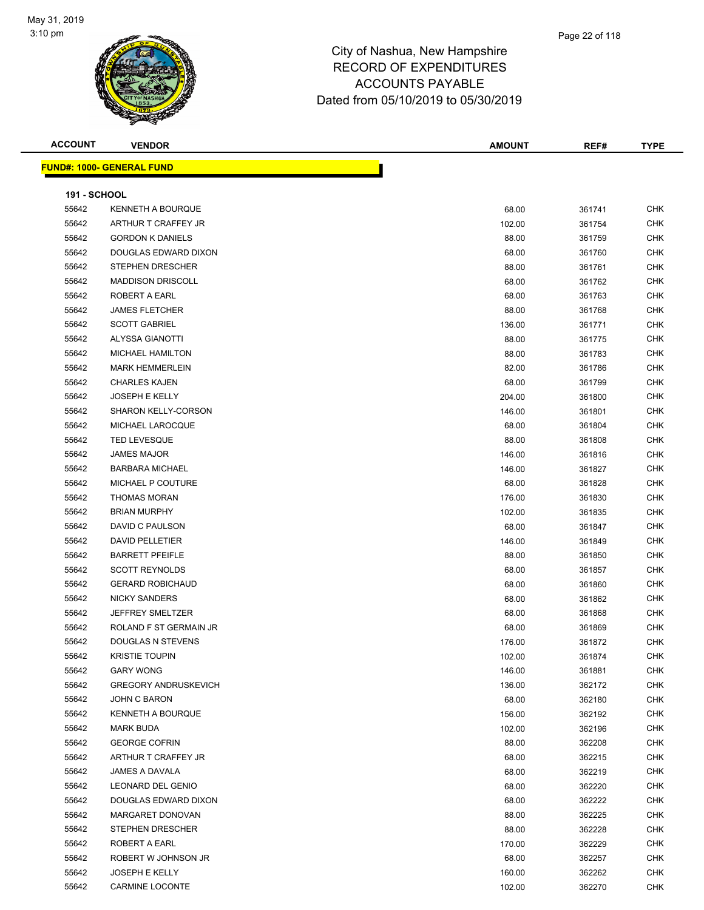# City of Nashua, New Hampshire
# RECORD OF EXPENDITURES
# ACCOUNTS PAYABLE
# Dated from 05/10/2019 to 05/30/2019

| ACCOUNT | VENDOR | AMOUNT | REF# | TYPE |
|---|---|---|---|---|

**FUND#: 1000- GENERAL FUND**

**191 - SCHOOL**

| ACCOUNT | VENDOR | AMOUNT | REF# | TYPE |
|---|---|---|---|---|
| 55642 | KENNETH A BOURQUE | 68.00 | 361741 | CHK |
| 55642 | ARTHUR T CRAFFEY JR | 102.00 | 361754 | CHK |
| 55642 | GORDON K DANIELS | 88.00 | 361759 | CHK |
| 55642 | DOUGLAS EDWARD DIXON | 68.00 | 361760 | CHK |
| 55642 | STEPHEN DRESCHER | 88.00 | 361761 | CHK |
| 55642 | MADDISON DRISCOLL | 68.00 | 361762 | CHK |
| 55642 | ROBERT A EARL | 68.00 | 361763 | CHK |
| 55642 | JAMES FLETCHER | 88.00 | 361768 | CHK |
| 55642 | SCOTT GABRIEL | 136.00 | 361771 | CHK |
| 55642 | ALYSSA GIANOTTI | 88.00 | 361775 | CHK |
| 55642 | MICHAEL HAMILTON | 88.00 | 361783 | CHK |
| 55642 | MARK HEMMERLEIN | 82.00 | 361786 | CHK |
| 55642 | CHARLES KAJEN | 68.00 | 361799 | CHK |
| 55642 | JOSEPH E KELLY | 204.00 | 361800 | CHK |
| 55642 | SHARON KELLY-CORSON | 146.00 | 361801 | CHK |
| 55642 | MICHAEL LAROCQUE | 68.00 | 361804 | CHK |
| 55642 | TED LEVESQUE | 88.00 | 361808 | CHK |
| 55642 | JAMES MAJOR | 146.00 | 361816 | CHK |
| 55642 | BARBARA MICHAEL | 146.00 | 361827 | CHK |
| 55642 | MICHAEL P COUTURE | 68.00 | 361828 | CHK |
| 55642 | THOMAS MORAN | 176.00 | 361830 | CHK |
| 55642 | BRIAN MURPHY | 102.00 | 361835 | CHK |
| 55642 | DAVID C PAULSON | 68.00 | 361847 | CHK |
| 55642 | DAVID PELLETIER | 146.00 | 361849 | CHK |
| 55642 | BARRETT PFEIFLE | 88.00 | 361850 | CHK |
| 55642 | SCOTT REYNOLDS | 68.00 | 361857 | CHK |
| 55642 | GERARD ROBICHAUD | 68.00 | 361860 | CHK |
| 55642 | NICKY SANDERS | 68.00 | 361862 | CHK |
| 55642 | JEFFREY SMELTZER | 68.00 | 361868 | CHK |
| 55642 | ROLAND F ST GERMAIN JR | 68.00 | 361869 | CHK |
| 55642 | DOUGLAS N STEVENS | 176.00 | 361872 | CHK |
| 55642 | KRISTIE TOUPIN | 102.00 | 361874 | CHK |
| 55642 | GARY WONG | 146.00 | 361881 | CHK |
| 55642 | GREGORY ANDRUSKEVICH | 136.00 | 362172 | CHK |
| 55642 | JOHN C BARON | 68.00 | 362180 | CHK |
| 55642 | KENNETH A BOURQUE | 156.00 | 362192 | CHK |
| 55642 | MARK BUDA | 102.00 | 362196 | CHK |
| 55642 | GEORGE COFRIN | 88.00 | 362208 | CHK |
| 55642 | ARTHUR T CRAFFEY JR | 68.00 | 362215 | CHK |
| 55642 | JAMES A DAVALA | 68.00 | 362219 | CHK |
| 55642 | LEONARD DEL GENIO | 68.00 | 362220 | CHK |
| 55642 | DOUGLAS EDWARD DIXON | 68.00 | 362222 | CHK |
| 55642 | MARGARET DONOVAN | 88.00 | 362225 | CHK |
| 55642 | STEPHEN DRESCHER | 88.00 | 362228 | CHK |
| 55642 | ROBERT A EARL | 170.00 | 362229 | CHK |
| 55642 | ROBERT W JOHNSON JR | 68.00 | 362257 | CHK |
| 55642 | JOSEPH E KELLY | 160.00 | 362262 | CHK |
| 55642 | CARMINE LOCONTE | 102.00 | 362270 | CHK |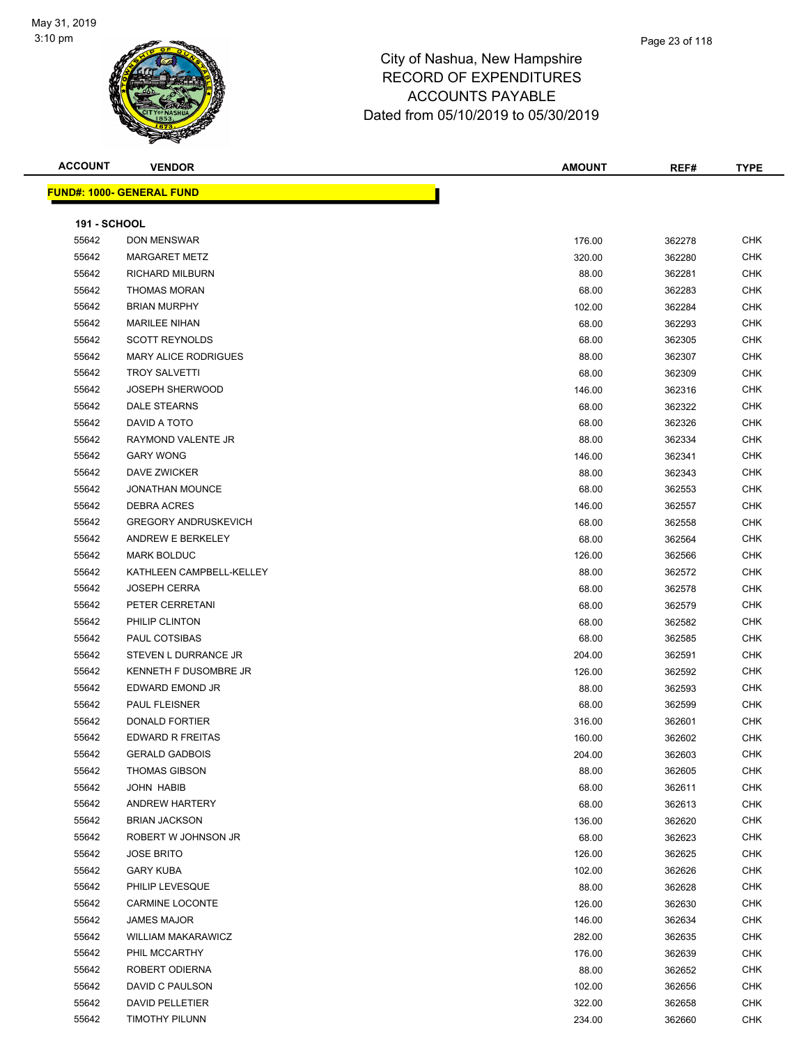# City of Nashua, New Hampshire
## RECORD OF EXPENDITURES
## ACCOUNTS PAYABLE
## Dated from 05/10/2019 to 05/30/2019

**FUND#: 1000- GENERAL FUND**

**191 - SCHOOL**

| ACCOUNT | VENDOR | AMOUNT | REF# | TYPE |
|---|---|---|---|---|
| 55642 | DON MENSWAR | 176.00 | 362278 | CHK |
| 55642 | MARGARET METZ | 320.00 | 362280 | CHK |
| 55642 | RICHARD MILBURN | 88.00 | 362281 | CHK |
| 55642 | THOMAS MORAN | 68.00 | 362283 | CHK |
| 55642 | BRIAN MURPHY | 102.00 | 362284 | CHK |
| 55642 | MARILEE NIHAN | 68.00 | 362293 | CHK |
| 55642 | SCOTT REYNOLDS | 68.00 | 362305 | CHK |
| 55642 | MARY ALICE RODRIGUES | 88.00 | 362307 | CHK |
| 55642 | TROY SALVETTI | 68.00 | 362309 | CHK |
| 55642 | JOSEPH SHERWOOD | 146.00 | 362316 | CHK |
| 55642 | DALE STEARNS | 68.00 | 362322 | CHK |
| 55642 | DAVID A TOTO | 68.00 | 362326 | CHK |
| 55642 | RAYMOND VALENTE JR | 88.00 | 362334 | CHK |
| 55642 | GARY WONG | 146.00 | 362341 | CHK |
| 55642 | DAVE ZWICKER | 88.00 | 362343 | CHK |
| 55642 | JONATHAN MOUNCE | 68.00 | 362553 | CHK |
| 55642 | DEBRA ACRES | 146.00 | 362557 | CHK |
| 55642 | GREGORY ANDRUSKEVICH | 68.00 | 362558 | CHK |
| 55642 | ANDREW E BERKELEY | 68.00 | 362564 | CHK |
| 55642 | MARK BOLDUC | 126.00 | 362566 | CHK |
| 55642 | KATHLEEN CAMPBELL-KELLEY | 88.00 | 362572 | CHK |
| 55642 | JOSEPH CERRA | 68.00 | 362578 | CHK |
| 55642 | PETER CERRETANI | 68.00 | 362579 | CHK |
| 55642 | PHILIP CLINTON | 68.00 | 362582 | CHK |
| 55642 | PAUL COTSIBAS | 68.00 | 362585 | CHK |
| 55642 | STEVEN L DURRANCE JR | 204.00 | 362591 | CHK |
| 55642 | KENNETH F DUSOMBRE JR | 126.00 | 362592 | CHK |
| 55642 | EDWARD EMOND JR | 88.00 | 362593 | CHK |
| 55642 | PAUL FLEISNER | 68.00 | 362599 | CHK |
| 55642 | DONALD FORTIER | 316.00 | 362601 | CHK |
| 55642 | EDWARD R FREITAS | 160.00 | 362602 | CHK |
| 55642 | GERALD GADBOIS | 204.00 | 362603 | CHK |
| 55642 | THOMAS GIBSON | 88.00 | 362605 | CHK |
| 55642 | JOHN HABIB | 68.00 | 362611 | CHK |
| 55642 | ANDREW HARTERY | 68.00 | 362613 | CHK |
| 55642 | BRIAN JACKSON | 136.00 | 362620 | CHK |
| 55642 | ROBERT W JOHNSON JR | 68.00 | 362623 | CHK |
| 55642 | JOSE BRITO | 126.00 | 362625 | CHK |
| 55642 | GARY KUBA | 102.00 | 362626 | CHK |
| 55642 | PHILIP LEVESQUE | 88.00 | 362628 | CHK |
| 55642 | CARMINE LOCONTE | 126.00 | 362630 | CHK |
| 55642 | JAMES MAJOR | 146.00 | 362634 | CHK |
| 55642 | WILLIAM MAKARAWICZ | 282.00 | 362635 | CHK |
| 55642 | PHIL MCCARTHY | 176.00 | 362639 | CHK |
| 55642 | ROBERT ODIERNA | 88.00 | 362652 | CHK |
| 55642 | DAVID C PAULSON | 102.00 | 362656 | CHK |
| 55642 | DAVID PELLETIER | 322.00 | 362658 | CHK |
| 55642 | TIMOTHY PILUNN | 234.00 | 362660 | CHK |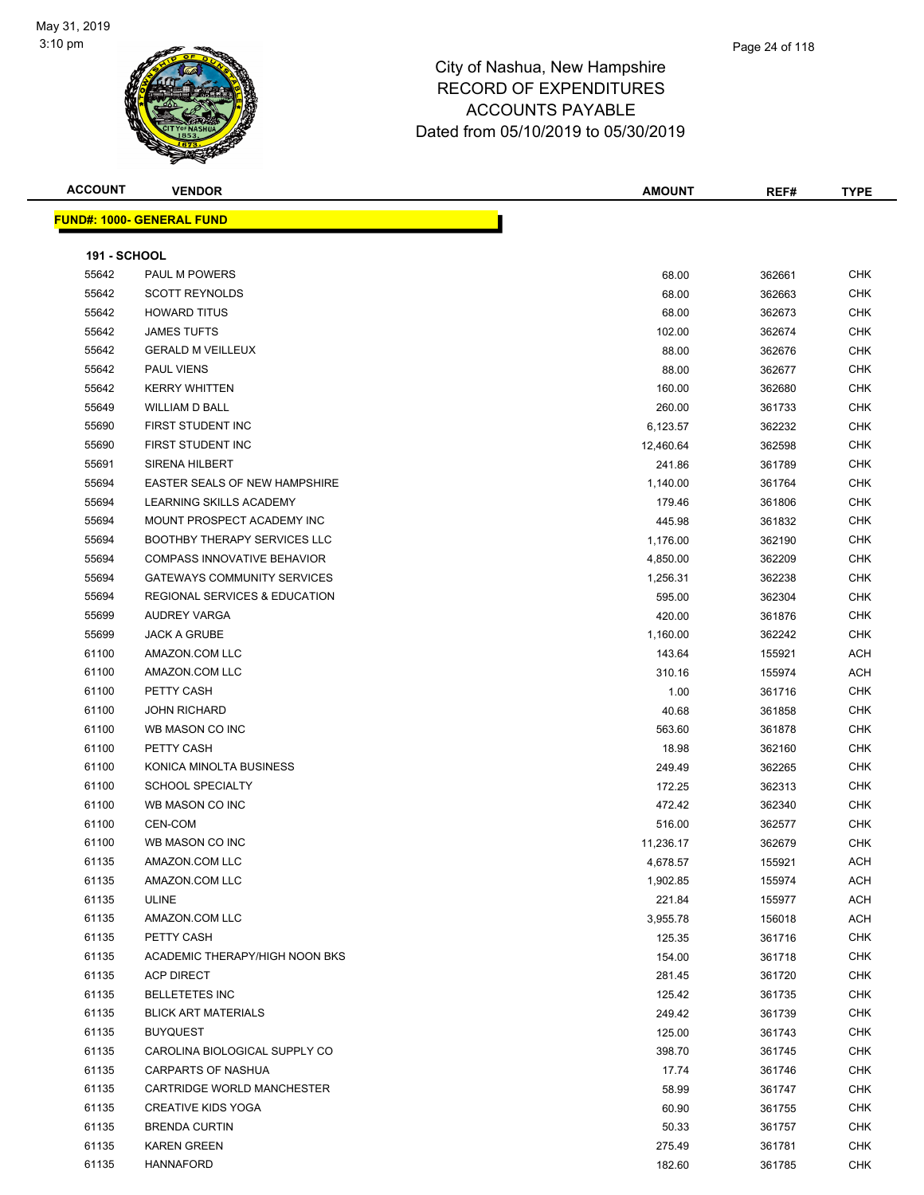# City of Nashua, New Hampshire
# RECORD OF EXPENDITURES
# ACCOUNTS PAYABLE
# Dated from 05/10/2019 to 05/30/2019

| ACCOUNT | VENDOR | AMOUNT | REF# | TYPE |
|---|---|---|---|---|
| **FUND#: 1000- GENERAL FUND** | | | | |
| **191 - SCHOOL** | | | | |
| 55642 | PAUL M POWERS | 68.00 | 362661 | CHK |
| 55642 | SCOTT REYNOLDS | 68.00 | 362663 | CHK |
| 55642 | HOWARD TITUS | 68.00 | 362673 | CHK |
| 55642 | JAMES TUFTS | 102.00 | 362674 | CHK |
| 55642 | GERALD M VEILLEUX | 88.00 | 362676 | CHK |
| 55642 | PAUL VIENS | 88.00 | 362677 | CHK |
| 55642 | KERRY WHITTEN | 160.00 | 362680 | CHK |
| 55649 | WILLIAM D BALL | 260.00 | 361733 | CHK |
| 55690 | FIRST STUDENT INC | 6,123.57 | 362232 | CHK |
| 55690 | FIRST STUDENT INC | 12,460.64 | 362598 | CHK |
| 55691 | SIRENA HILBERT | 241.86 | 361789 | CHK |
| 55694 | EASTER SEALS OF NEW HAMPSHIRE | 1,140.00 | 361764 | CHK |
| 55694 | LEARNING SKILLS ACADEMY | 179.46 | 361806 | CHK |
| 55694 | MOUNT PROSPECT ACADEMY INC | 445.98 | 361832 | CHK |
| 55694 | BOOTHBY THERAPY SERVICES LLC | 1,176.00 | 362190 | CHK |
| 55694 | COMPASS INNOVATIVE BEHAVIOR | 4,850.00 | 362209 | CHK |
| 55694 | GATEWAYS COMMUNITY SERVICES | 1,256.31 | 362238 | CHK |
| 55694 | REGIONAL SERVICES & EDUCATION | 595.00 | 362304 | CHK |
| 55699 | AUDREY VARGA | 420.00 | 361876 | CHK |
| 55699 | JACK A GRUBE | 1,160.00 | 362242 | CHK |
| 61100 | AMAZON.COM LLC | 143.64 | 155921 | ACH |
| 61100 | AMAZON.COM LLC | 310.16 | 155974 | ACH |
| 61100 | PETTY CASH | 1.00 | 361716 | CHK |
| 61100 | JOHN RICHARD | 40.68 | 361858 | CHK |
| 61100 | WB MASON CO INC | 563.60 | 361878 | CHK |
| 61100 | PETTY CASH | 18.98 | 362160 | CHK |
| 61100 | KONICA MINOLTA BUSINESS | 249.49 | 362265 | CHK |
| 61100 | SCHOOL SPECIALTY | 172.25 | 362313 | CHK |
| 61100 | WB MASON CO INC | 472.42 | 362340 | CHK |
| 61100 | CEN-COM | 516.00 | 362577 | CHK |
| 61100 | WB MASON CO INC | 11,236.17 | 362679 | CHK |
| 61135 | AMAZON.COM LLC | 4,678.57 | 155921 | ACH |
| 61135 | AMAZON.COM LLC | 1,902.85 | 155974 | ACH |
| 61135 | ULINE | 221.84 | 155977 | ACH |
| 61135 | AMAZON.COM LLC | 3,955.78 | 156018 | ACH |
| 61135 | PETTY CASH | 125.35 | 361716 | CHK |
| 61135 | ACADEMIC THERAPY/HIGH NOON BKS | 154.00 | 361718 | CHK |
| 61135 | ACP DIRECT | 281.45 | 361720 | CHK |
| 61135 | BELLETETES INC | 125.42 | 361735 | CHK |
| 61135 | BLICK ART MATERIALS | 249.42 | 361739 | CHK |
| 61135 | BUYQUEST | 125.00 | 361743 | CHK |
| 61135 | CAROLINA BIOLOGICAL SUPPLY CO | 398.70 | 361745 | CHK |
| 61135 | CARPARTS OF NASHUA | 17.74 | 361746 | CHK |
| 61135 | CARTRIDGE WORLD MANCHESTER | 58.99 | 361747 | CHK |
| 61135 | CREATIVE KIDS YOGA | 60.90 | 361755 | CHK |
| 61135 | BRENDA CURTIN | 50.33 | 361757 | CHK |
| 61135 | KAREN GREEN | 275.49 | 361781 | CHK |
| 61135 | HANNAFORD | 182.60 | 361785 | CHK |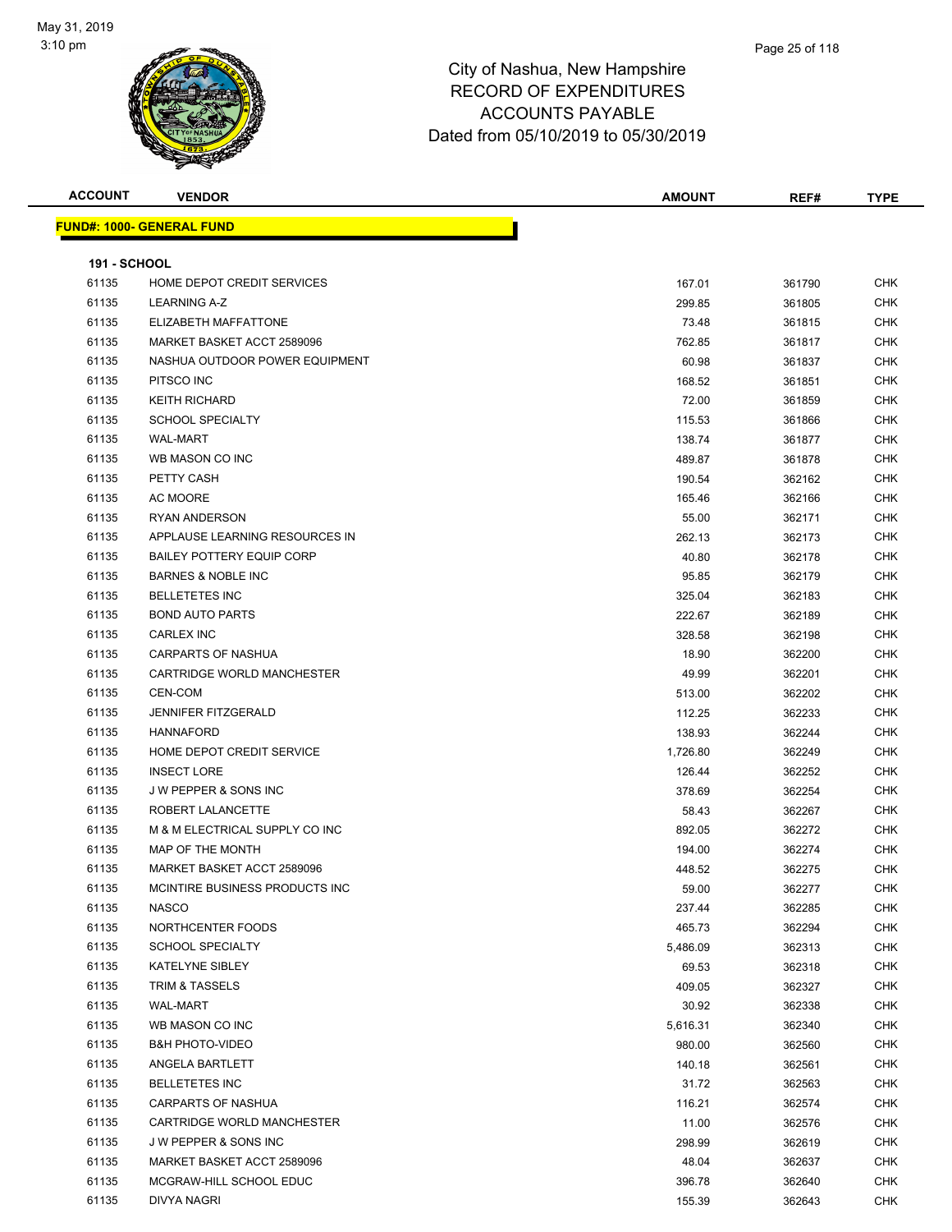# City of Nashua, New Hampshire
## RECORD OF EXPENDITURES
## ACCOUNTS PAYABLE
## Dated from 05/10/2019 to 05/30/2019

May 31, 2019
3:10 pm

| ACCOUNT | VENDOR | AMOUNT | REF# | TYPE |
|---|---|---|---|---|
| **FUND#: 1000- GENERAL FUND** | | | | |
| **191 - SCHOOL** | | | | |
| 61135 | HOME DEPOT CREDIT SERVICES | 167.01 | 361790 | CHK |
| 61135 | LEARNING A-Z | 299.85 | 361805 | CHK |
| 61135 | ELIZABETH MAFFATTONE | 73.48 | 361815 | CHK |
| 61135 | MARKET BASKET ACCT 2589096 | 762.85 | 361817 | CHK |
| 61135 | NASHUA OUTDOOR POWER EQUIPMENT | 60.98 | 361837 | CHK |
| 61135 | PITSCO INC | 168.52 | 361851 | CHK |
| 61135 | KEITH RICHARD | 72.00 | 361859 | CHK |
| 61135 | SCHOOL SPECIALTY | 115.53 | 361866 | CHK |
| 61135 | WAL-MART | 138.74 | 361877 | CHK |
| 61135 | WB MASON CO INC | 489.87 | 361878 | CHK |
| 61135 | PETTY CASH | 190.54 | 362162 | CHK |
| 61135 | AC MOORE | 165.46 | 362166 | CHK |
| 61135 | RYAN ANDERSON | 55.00 | 362171 | CHK |
| 61135 | APPLAUSE LEARNING RESOURCES IN | 262.13 | 362173 | CHK |
| 61135 | BAILEY POTTERY EQUIP CORP | 40.80 | 362178 | CHK |
| 61135 | BARNES & NOBLE INC | 95.85 | 362179 | CHK |
| 61135 | BELLETETES INC | 325.04 | 362183 | CHK |
| 61135 | BOND AUTO PARTS | 222.67 | 362189 | CHK |
| 61135 | CARLEX INC | 328.58 | 362198 | CHK |
| 61135 | CARPARTS OF NASHUA | 18.90 | 362200 | CHK |
| 61135 | CARTRIDGE WORLD MANCHESTER | 49.99 | 362201 | CHK |
| 61135 | CEN-COM | 513.00 | 362202 | CHK |
| 61135 | JENNIFER FITZGERALD | 112.25 | 362233 | CHK |
| 61135 | HANNAFORD | 138.93 | 362244 | CHK |
| 61135 | HOME DEPOT CREDIT SERVICE | 1,726.80 | 362249 | CHK |
| 61135 | INSECT LORE | 126.44 | 362252 | CHK |
| 61135 | J W PEPPER & SONS INC | 378.69 | 362254 | CHK |
| 61135 | ROBERT LALANCETTE | 58.43 | 362267 | CHK |
| 61135 | M & M ELECTRICAL SUPPLY CO INC | 892.05 | 362272 | CHK |
| 61135 | MAP OF THE MONTH | 194.00 | 362274 | CHK |
| 61135 | MARKET BASKET ACCT 2589096 | 448.52 | 362275 | CHK |
| 61135 | MCINTIRE BUSINESS PRODUCTS INC | 59.00 | 362277 | CHK |
| 61135 | NASCO | 237.44 | 362285 | CHK |
| 61135 | NORTHCENTER FOODS | 465.73 | 362294 | CHK |
| 61135 | SCHOOL SPECIALTY | 5,486.09 | 362313 | CHK |
| 61135 | KATELYNE SIBLEY | 69.53 | 362318 | CHK |
| 61135 | TRIM & TASSELS | 409.05 | 362327 | CHK |
| 61135 | WAL-MART | 30.92 | 362338 | CHK |
| 61135 | WB MASON CO INC | 5,616.31 | 362340 | CHK |
| 61135 | B&H PHOTO-VIDEO | 980.00 | 362560 | CHK |
| 61135 | ANGELA BARTLETT | 140.18 | 362561 | CHK |
| 61135 | BELLETETES INC | 31.72 | 362563 | CHK |
| 61135 | CARPARTS OF NASHUA | 116.21 | 362574 | CHK |
| 61135 | CARTRIDGE WORLD MANCHESTER | 11.00 | 362576 | CHK |
| 61135 | J W PEPPER & SONS INC | 298.99 | 362619 | CHK |
| 61135 | MARKET BASKET ACCT 2589096 | 48.04 | 362637 | CHK |
| 61135 | MCGRAW-HILL SCHOOL EDUC | 396.78 | 362640 | CHK |
| 61135 | DIVYA NAGRI | 155.39 | 362643 | CHK |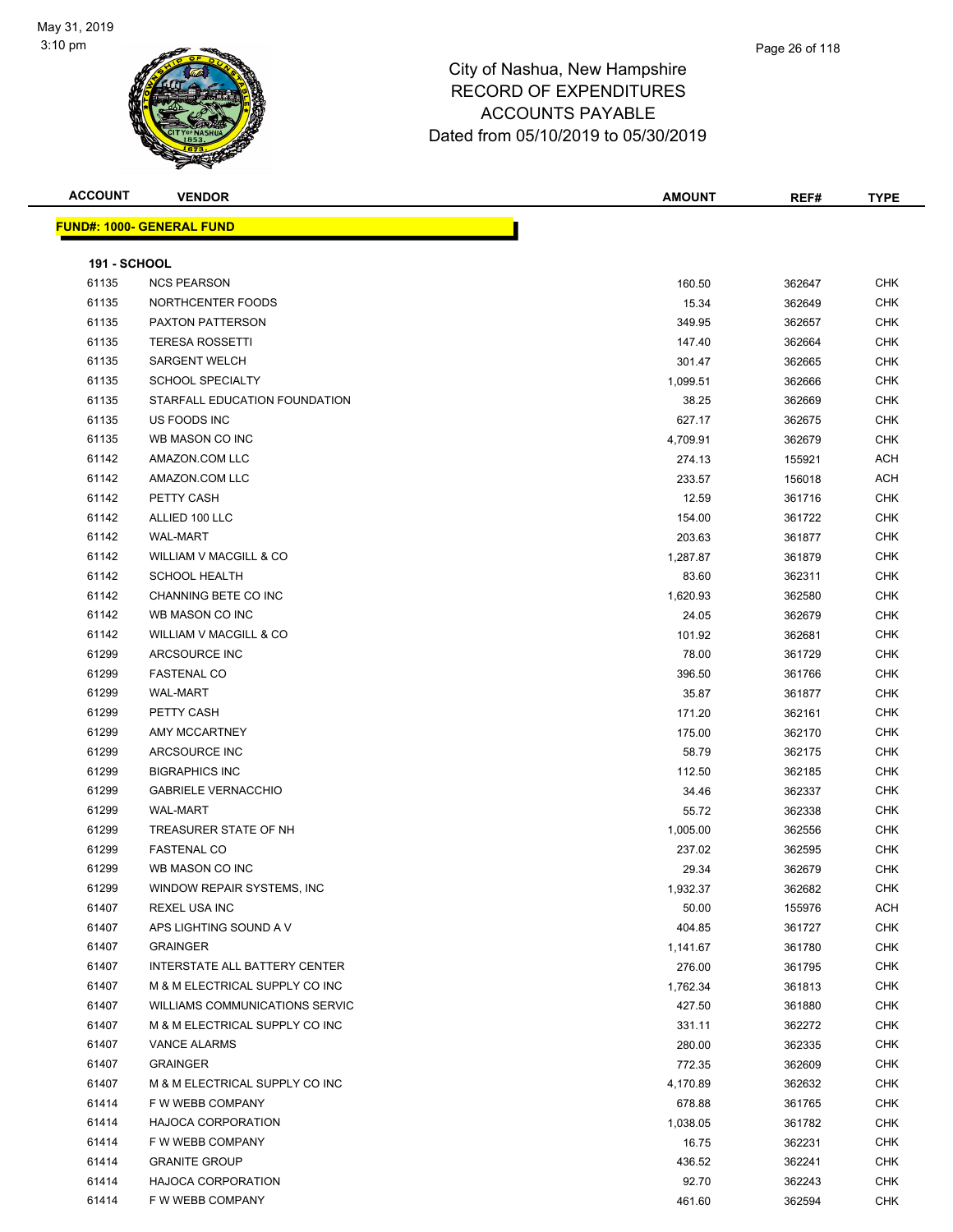May 31, 2019
3:10 pm

# City of Nashua, New Hampshire
## RECORD OF EXPENDITURES
## ACCOUNTS PAYABLE
## Dated from 05/10/2019 to 05/30/2019

**FUND#: 1000- GENERAL FUND**

**191 - SCHOOL**

| ACCOUNT | VENDOR | AMOUNT | REF# | TYPE |
|---|---|---|---|---|
| 61135 | NCS PEARSON | 160.50 | 362647 | CHK |
| 61135 | NORTHCENTER FOODS | 15.34 | 362649 | CHK |
| 61135 | PAXTON PATTERSON | 349.95 | 362657 | CHK |
| 61135 | TERESA ROSSETTI | 147.40 | 362664 | CHK |
| 61135 | SARGENT WELCH | 301.47 | 362665 | CHK |
| 61135 | SCHOOL SPECIALTY | 1,099.51 | 362666 | CHK |
| 61135 | STARFALL EDUCATION FOUNDATION | 38.25 | 362669 | CHK |
| 61135 | US FOODS INC | 627.17 | 362675 | CHK |
| 61135 | WB MASON CO INC | 4,709.91 | 362679 | CHK |
| 61142 | AMAZON.COM LLC | 274.13 | 155921 | ACH |
| 61142 | AMAZON.COM LLC | 233.57 | 156018 | ACH |
| 61142 | PETTY CASH | 12.59 | 361716 | CHK |
| 61142 | ALLIED 100 LLC | 154.00 | 361722 | CHK |
| 61142 | WAL-MART | 203.63 | 361877 | CHK |
| 61142 | WILLIAM V MACGILL & CO | 1,287.87 | 361879 | CHK |
| 61142 | SCHOOL HEALTH | 83.60 | 362311 | CHK |
| 61142 | CHANNING BETE CO INC | 1,620.93 | 362580 | CHK |
| 61142 | WB MASON CO INC | 24.05 | 362679 | CHK |
| 61142 | WILLIAM V MACGILL & CO | 101.92 | 362681 | CHK |
| 61299 | ARCSOURCE INC | 78.00 | 361729 | CHK |
| 61299 | FASTENAL CO | 396.50 | 361766 | CHK |
| 61299 | WAL-MART | 35.87 | 361877 | CHK |
| 61299 | PETTY CASH | 171.20 | 362161 | CHK |
| 61299 | AMY MCCARTNEY | 175.00 | 362170 | CHK |
| 61299 | ARCSOURCE INC | 58.79 | 362175 | CHK |
| 61299 | BIGRAPHICS INC | 112.50 | 362185 | CHK |
| 61299 | GABRIELE VERNACCHIO | 34.46 | 362337 | CHK |
| 61299 | WAL-MART | 55.72 | 362338 | CHK |
| 61299 | TREASURER STATE OF NH | 1,005.00 | 362556 | CHK |
| 61299 | FASTENAL CO | 237.02 | 362595 | CHK |
| 61299 | WB MASON CO INC | 29.34 | 362679 | CHK |
| 61299 | WINDOW REPAIR SYSTEMS, INC | 1,932.37 | 362682 | CHK |
| 61407 | REXEL USA INC | 50.00 | 155976 | ACH |
| 61407 | APS LIGHTING SOUND A V | 404.85 | 361727 | CHK |
| 61407 | GRAINGER | 1,141.67 | 361780 | CHK |
| 61407 | INTERSTATE ALL BATTERY CENTER | 276.00 | 361795 | CHK |
| 61407 | M & M ELECTRICAL SUPPLY CO INC | 1,762.34 | 361813 | CHK |
| 61407 | WILLIAMS COMMUNICATIONS SERVIC | 427.50 | 361880 | CHK |
| 61407 | M & M ELECTRICAL SUPPLY CO INC | 331.11 | 362272 | CHK |
| 61407 | VANCE ALARMS | 280.00 | 362335 | CHK |
| 61407 | GRAINGER | 772.35 | 362609 | CHK |
| 61407 | M & M ELECTRICAL SUPPLY CO INC | 4,170.89 | 362632 | CHK |
| 61414 | F W WEBB COMPANY | 678.88 | 361765 | CHK |
| 61414 | HAJOCA CORPORATION | 1,038.05 | 361782 | CHK |
| 61414 | F W WEBB COMPANY | 16.75 | 362231 | CHK |
| 61414 | GRANITE GROUP | 436.52 | 362241 | CHK |
| 61414 | HAJOCA CORPORATION | 92.70 | 362243 | CHK |
| 61414 | F W WEBB COMPANY | 461.60 | 362594 | CHK |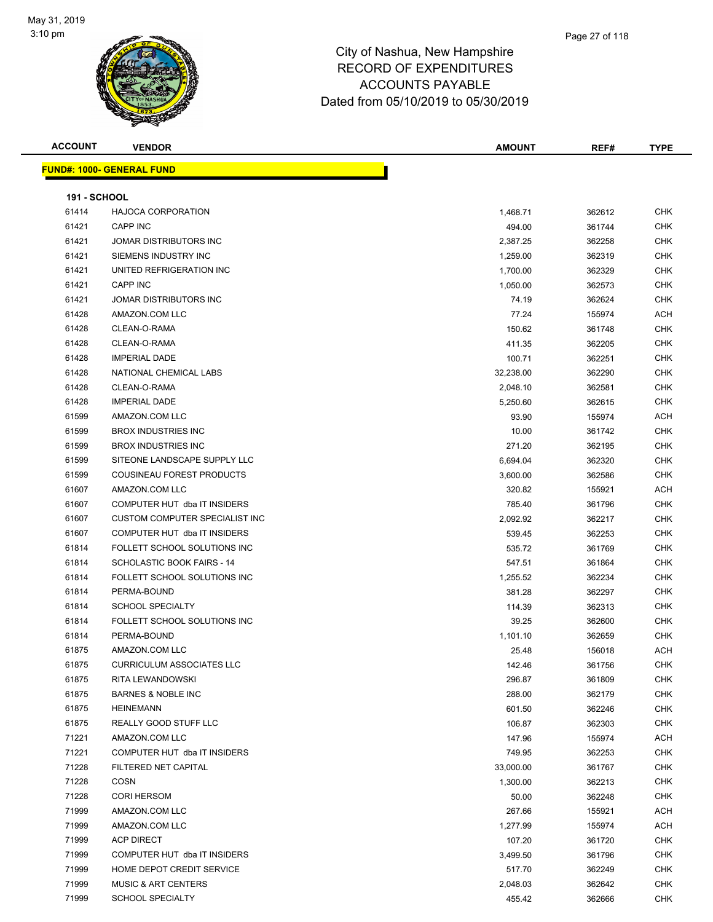# City of Nashua, New Hampshire
## RECORD OF EXPENDITURES
## ACCOUNTS PAYABLE
## Dated from 05/10/2019 to 05/30/2019

**FUND#: 1000- GENERAL FUND**

**191 - SCHOOL**

| ACCOUNT | VENDOR | AMOUNT | REF# | TYPE |
|---|---|---|---|---|
| 61414 | HAJOCA CORPORATION | 1,468.71 | 362612 | CHK |
| 61421 | CAPP INC | 494.00 | 361744 | CHK |
| 61421 | JOMAR DISTRIBUTORS INC | 2,387.25 | 362258 | CHK |
| 61421 | SIEMENS INDUSTRY INC | 1,259.00 | 362319 | CHK |
| 61421 | UNITED REFRIGERATION INC | 1,700.00 | 362329 | CHK |
| 61421 | CAPP INC | 1,050.00 | 362573 | CHK |
| 61421 | JOMAR DISTRIBUTORS INC | 74.19 | 362624 | CHK |
| 61428 | AMAZON.COM LLC | 77.24 | 155974 | ACH |
| 61428 | CLEAN-O-RAMA | 150.62 | 361748 | CHK |
| 61428 | CLEAN-O-RAMA | 411.35 | 362205 | CHK |
| 61428 | IMPERIAL DADE | 100.71 | 362251 | CHK |
| 61428 | NATIONAL CHEMICAL LABS | 32,238.00 | 362290 | CHK |
| 61428 | CLEAN-O-RAMA | 2,048.10 | 362581 | CHK |
| 61428 | IMPERIAL DADE | 5,250.60 | 362615 | CHK |
| 61599 | AMAZON.COM LLC | 93.90 | 155974 | ACH |
| 61599 | BROX INDUSTRIES INC | 10.00 | 361742 | CHK |
| 61599 | BROX INDUSTRIES INC | 271.20 | 362195 | CHK |
| 61599 | SITEONE LANDSCAPE SUPPLY LLC | 6,694.04 | 362320 | CHK |
| 61599 | COUSINEAU FOREST PRODUCTS | 3,600.00 | 362586 | CHK |
| 61607 | AMAZON.COM LLC | 320.82 | 155921 | ACH |
| 61607 | COMPUTER HUT dba IT INSIDERS | 785.40 | 361796 | CHK |
| 61607 | CUSTOM COMPUTER SPECIALIST INC | 2,092.92 | 362217 | CHK |
| 61607 | COMPUTER HUT dba IT INSIDERS | 539.45 | 362253 | CHK |
| 61814 | FOLLETT SCHOOL SOLUTIONS INC | 535.72 | 361769 | CHK |
| 61814 | SCHOLASTIC BOOK FAIRS - 14 | 547.51 | 361864 | CHK |
| 61814 | FOLLETT SCHOOL SOLUTIONS INC | 1,255.52 | 362234 | CHK |
| 61814 | PERMA-BOUND | 381.28 | 362297 | CHK |
| 61814 | SCHOOL SPECIALTY | 114.39 | 362313 | CHK |
| 61814 | FOLLETT SCHOOL SOLUTIONS INC | 39.25 | 362600 | CHK |
| 61814 | PERMA-BOUND | 1,101.10 | 362659 | CHK |
| 61875 | AMAZON.COM LLC | 25.48 | 156018 | ACH |
| 61875 | CURRICULUM ASSOCIATES LLC | 142.46 | 361756 | CHK |
| 61875 | RITA LEWANDOWSKI | 296.87 | 361809 | CHK |
| 61875 | BARNES & NOBLE INC | 288.00 | 362179 | CHK |
| 61875 | HEINEMANN | 601.50 | 362246 | CHK |
| 61875 | REALLY GOOD STUFF LLC | 106.87 | 362303 | CHK |
| 71221 | AMAZON.COM LLC | 147.96 | 155974 | ACH |
| 71221 | COMPUTER HUT dba IT INSIDERS | 749.95 | 362253 | CHK |
| 71228 | FILTERED NET CAPITAL | 33,000.00 | 361767 | CHK |
| 71228 | COSN | 1,300.00 | 362213 | CHK |
| 71228 | CORI HERSOM | 50.00 | 362248 | CHK |
| 71999 | AMAZON.COM LLC | 267.66 | 155921 | ACH |
| 71999 | AMAZON.COM LLC | 1,277.99 | 155974 | ACH |
| 71999 | ACP DIRECT | 107.20 | 361720 | CHK |
| 71999 | COMPUTER HUT dba IT INSIDERS | 3,499.50 | 361796 | CHK |
| 71999 | HOME DEPOT CREDIT SERVICE | 517.70 | 362249 | CHK |
| 71999 | MUSIC & ART CENTERS | 2,048.03 | 362642 | CHK |
| 71999 | SCHOOL SPECIALTY | 455.42 | 362666 | CHK |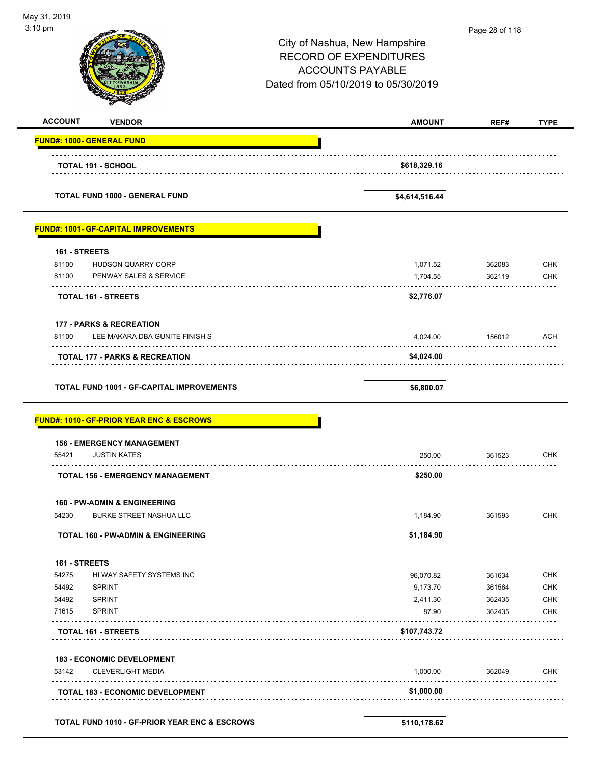City of Nashua, New Hampshire
RECORD OF EXPENDITURES
ACCOUNTS PAYABLE
Dated from 05/10/2019 to 05/30/2019

| ACCOUNT | VENDOR | AMOUNT | REF# | TYPE |
|---|---|---|---|---|
| **FUND#: 1000- GENERAL FUND** | | | | |
| | **TOTAL 191 - SCHOOL** | **$618,329.16** | | |
| | **TOTAL FUND 1000 - GENERAL FUND** | **$4,614,516.44** | | |
| **FUND#: 1001- GF-CAPITAL IMPROVEMENTS** | | | | |
| **161 - STREETS** | | | | |
| 81100 | HUDSON QUARRY CORP | 1,071.52 | 362083 | CHK |
| 81100 | PENWAY SALES & SERVICE | 1,704.55 | 362119 | CHK |
| | **TOTAL 161 - STREETS** | **$2,776.07** | | |
| **177 - PARKS & RECREATION** | | | | |
| 81100 | LEE MAKARA DBA GUNITE FINISH S | 4,024.00 | 156012 | ACH |
| | **TOTAL 177 - PARKS & RECREATION** | **$4,024.00** | | |
| | **TOTAL FUND 1001 - GF-CAPITAL IMPROVEMENTS** | **$6,800.07** | | |
| **FUND#: 1010- GF-PRIOR YEAR ENC & ESCROWS** | | | | |
| **156 - EMERGENCY MANAGEMENT** | | | | |
| 55421 | JUSTIN KATES | 250.00 | 361523 | CHK |
| | **TOTAL 156 - EMERGENCY MANAGEMENT** | **$250.00** | | |
| **160 - PW-ADMIN & ENGINEERING** | | | | |
| 54230 | BURKE STREET NASHUA LLC | 1,184.90 | 361593 | CHK |
| | **TOTAL 160 - PW-ADMIN & ENGINEERING** | **$1,184.90** | | |
| **161 - STREETS** | | | | |
| 54275 | HI WAY SAFETY SYSTEMS INC | 96,070.82 | 361634 | CHK |
| 54492 | SPRINT | 9,173.70 | 361564 | CHK |
| 54492 | SPRINT | 2,411.30 | 362435 | CHK |
| 71615 | SPRINT | 87.90 | 362435 | CHK |
| | **TOTAL 161 - STREETS** | **$107,743.72** | | |
| **183 - ECONOMIC DEVELOPMENT** | | | | |
| 53142 | CLEVERLIGHT MEDIA | 1,000.00 | 362049 | CHK |
| | **TOTAL 183 - ECONOMIC DEVELOPMENT** | **$1,000.00** | | |
| | **TOTAL FUND 1010 - GF-PRIOR YEAR ENC & ESCROWS** | **$110,178.62** | | |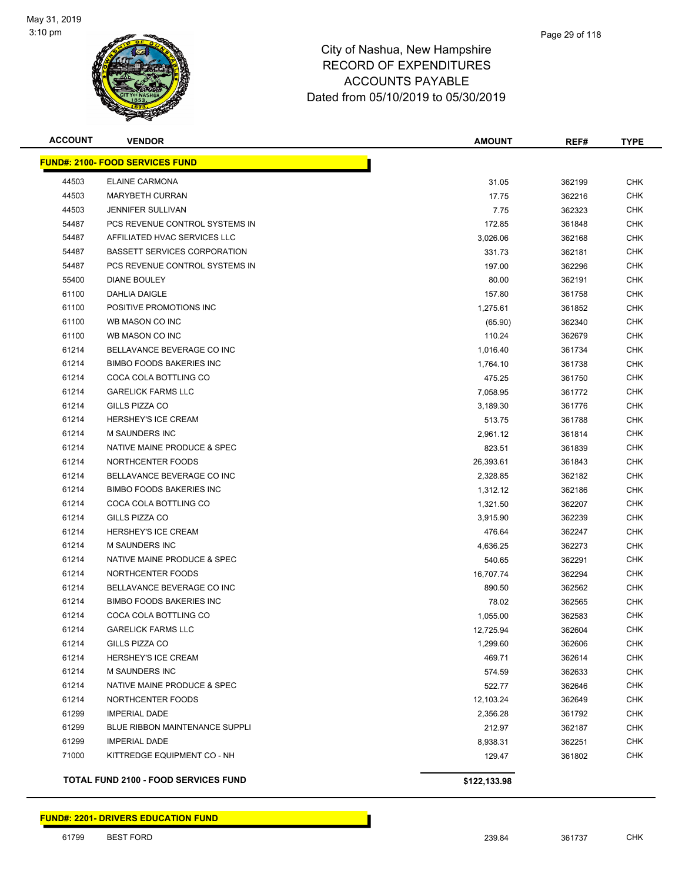# City of Nashua, New Hampshire
## RECORD OF EXPENDITURES
## ACCOUNTS PAYABLE
## Dated from 05/10/2019 to 05/30/2019

| ACCOUNT | VENDOR | AMOUNT | REF# | TYPE |
|---|---|---|---|---|
| **FUND#: 2100- FOOD SERVICES FUND** | | | | |
| 44503 | ELAINE CARMONA | 31.05 | 362199 | CHK |
| 44503 | MARYBETH CURRAN | 17.75 | 362216 | CHK |
| 44503 | JENNIFER SULLIVAN | 7.75 | 362323 | CHK |
| 54487 | PCS REVENUE CONTROL SYSTEMS IN | 172.85 | 361848 | CHK |
| 54487 | AFFILIATED HVAC SERVICES LLC | 3,026.06 | 362168 | CHK |
| 54487 | BASSETT SERVICES CORPORATION | 331.73 | 362181 | CHK |
| 54487 | PCS REVENUE CONTROL SYSTEMS IN | 197.00 | 362296 | CHK |
| 55400 | DIANE BOULEY | 80.00 | 362191 | CHK |
| 61100 | DAHLIA DAIGLE | 157.80 | 361758 | CHK |
| 61100 | POSITIVE PROMOTIONS INC | 1,275.61 | 361852 | CHK |
| 61100 | WB MASON CO INC | (65.90) | 362340 | CHK |
| 61100 | WB MASON CO INC | 110.24 | 362679 | CHK |
| 61214 | BELLAVANCE BEVERAGE CO INC | 1,016.40 | 361734 | CHK |
| 61214 | BIMBO FOODS BAKERIES INC | 1,764.10 | 361738 | CHK |
| 61214 | COCA COLA BOTTLING CO | 475.25 | 361750 | CHK |
| 61214 | GARELICK FARMS LLC | 7,058.95 | 361772 | CHK |
| 61214 | GILLS PIZZA CO | 3,189.30 | 361776 | CHK |
| 61214 | HERSHEY'S ICE CREAM | 513.75 | 361788 | CHK |
| 61214 | M SAUNDERS INC | 2,961.12 | 361814 | CHK |
| 61214 | NATIVE MAINE PRODUCE & SPEC | 823.51 | 361839 | CHK |
| 61214 | NORTHCENTER FOODS | 26,393.61 | 361843 | CHK |
| 61214 | BELLAVANCE BEVERAGE CO INC | 2,328.85 | 362182 | CHK |
| 61214 | BIMBO FOODS BAKERIES INC | 1,312.12 | 362186 | CHK |
| 61214 | COCA COLA BOTTLING CO | 1,321.50 | 362207 | CHK |
| 61214 | GILLS PIZZA CO | 3,915.90 | 362239 | CHK |
| 61214 | HERSHEY'S ICE CREAM | 476.64 | 362247 | CHK |
| 61214 | M SAUNDERS INC | 4,636.25 | 362273 | CHK |
| 61214 | NATIVE MAINE PRODUCE & SPEC | 540.65 | 362291 | CHK |
| 61214 | NORTHCENTER FOODS | 16,707.74 | 362294 | CHK |
| 61214 | BELLAVANCE BEVERAGE CO INC | 890.50 | 362562 | CHK |
| 61214 | BIMBO FOODS BAKERIES INC | 78.02 | 362565 | CHK |
| 61214 | COCA COLA BOTTLING CO | 1,055.00 | 362583 | CHK |
| 61214 | GARELICK FARMS LLC | 12,725.94 | 362604 | CHK |
| 61214 | GILLS PIZZA CO | 1,299.60 | 362606 | CHK |
| 61214 | HERSHEY'S ICE CREAM | 469.71 | 362614 | CHK |
| 61214 | M SAUNDERS INC | 574.59 | 362633 | CHK |
| 61214 | NATIVE MAINE PRODUCE & SPEC | 522.77 | 362646 | CHK |
| 61214 | NORTHCENTER FOODS | 12,103.24 | 362649 | CHK |
| 61299 | IMPERIAL DADE | 2,356.28 | 361792 | CHK |
| 61299 | BLUE RIBBON MAINTENANCE SUPPLI | 212.97 | 362187 | CHK |
| 61299 | IMPERIAL DADE | 8,938.31 | 362251 | CHK |
| 71000 | KITTREDGE EQUIPMENT CO - NH | 129.47 | 361802 | CHK |
| | **TOTAL FUND 2100 - FOOD SERVICES FUND** | **$122,133.98** | | |
| **FUND#: 2201- DRIVERS EDUCATION FUND** | | | | |
| 61799 | BEST FORD | 239.84 | 361737 | CHK |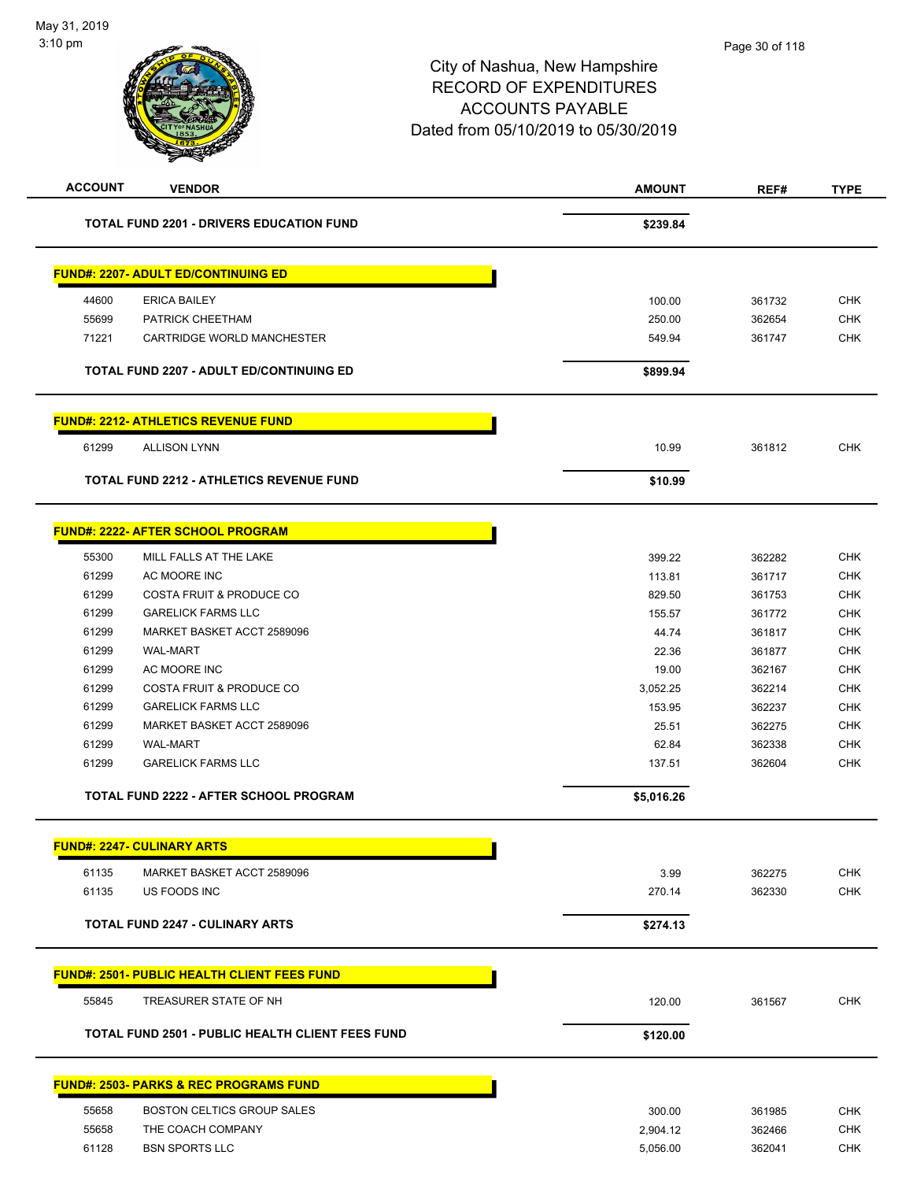# City of Nashua, New Hampshire
## RECORD OF EXPENDITURES
## ACCOUNTS PAYABLE
## Dated from 05/10/2019 to 05/30/2019

| ACCOUNT | VENDOR | AMOUNT | REF# | TYPE |
|---|---|---|---|---|
| | **TOTAL FUND 2201 - DRIVERS EDUCATION FUND** | **$239.84** | | |

**FUND#: 2207- ADULT ED/CONTINUING ED**

| ACCOUNT | VENDOR | AMOUNT | REF# | TYPE |
|---|---|---|---|---|
| 44600 | ERICA BAILEY | 100.00 | 361732 | CHK |
| 55699 | PATRICK CHEETHAM | 250.00 | 362654 | CHK |
| 71221 | CARTRIDGE WORLD MANCHESTER | 549.94 | 361747 | CHK |
| | **TOTAL FUND 2207 - ADULT ED/CONTINUING ED** | **$899.94** | | |

**FUND#: 2212- ATHLETICS REVENUE FUND**

| ACCOUNT | VENDOR | AMOUNT | REF# | TYPE |
|---|---|---|---|---|
| 61299 | ALLISON LYNN | 10.99 | 361812 | CHK |
| | **TOTAL FUND 2212 - ATHLETICS REVENUE FUND** | **$10.99** | | |

**FUND#: 2222- AFTER SCHOOL PROGRAM**

| ACCOUNT | VENDOR | AMOUNT | REF# | TYPE |
|---|---|---|---|---|
| 55300 | MILL FALLS AT THE LAKE | 399.22 | 362282 | CHK |
| 61299 | AC MOORE INC | 113.81 | 361717 | CHK |
| 61299 | COSTA FRUIT & PRODUCE CO | 829.50 | 361753 | CHK |
| 61299 | GARELICK FARMS LLC | 155.57 | 361772 | CHK |
| 61299 | MARKET BASKET ACCT 2589096 | 44.74 | 361817 | CHK |
| 61299 | WAL-MART | 22.36 | 361877 | CHK |
| 61299 | AC MOORE INC | 19.00 | 362167 | CHK |
| 61299 | COSTA FRUIT & PRODUCE CO | 3,052.25 | 362214 | CHK |
| 61299 | GARELICK FARMS LLC | 153.95 | 362237 | CHK |
| 61299 | MARKET BASKET ACCT 2589096 | 25.51 | 362275 | CHK |
| 61299 | WAL-MART | 62.84 | 362338 | CHK |
| 61299 | GARELICK FARMS LLC | 137.51 | 362604 | CHK |
| | **TOTAL FUND 2222 - AFTER SCHOOL PROGRAM** | **$5,016.26** | | |

**FUND#: 2247- CULINARY ARTS**

| ACCOUNT | VENDOR | AMOUNT | REF# | TYPE |
|---|---|---|---|---|
| 61135 | MARKET BASKET ACCT 2589096 | 3.99 | 362275 | CHK |
| 61135 | US FOODS INC | 270.14 | 362330 | CHK |
| | **TOTAL FUND 2247 - CULINARY ARTS** | **$274.13** | | |

**FUND#: 2501- PUBLIC HEALTH CLIENT FEES FUND**

| ACCOUNT | VENDOR | AMOUNT | REF# | TYPE |
|---|---|---|---|---|
| 55845 | TREASURER STATE OF NH | 120.00 | 361567 | CHK |
| | **TOTAL FUND 2501 - PUBLIC HEALTH CLIENT FEES FUND** | **$120.00** | | |

**FUND#: 2503- PARKS & REC PROGRAMS FUND**

| ACCOUNT | VENDOR | AMOUNT | REF# | TYPE |
|---|---|---|---|---|
| 55658 | BOSTON CELTICS GROUP SALES | 300.00 | 361985 | CHK |
| 55658 | THE COACH COMPANY | 2,904.12 | 362466 | CHK |
| 61128 | BSN SPORTS LLC | 5,056.00 | 362041 | CHK |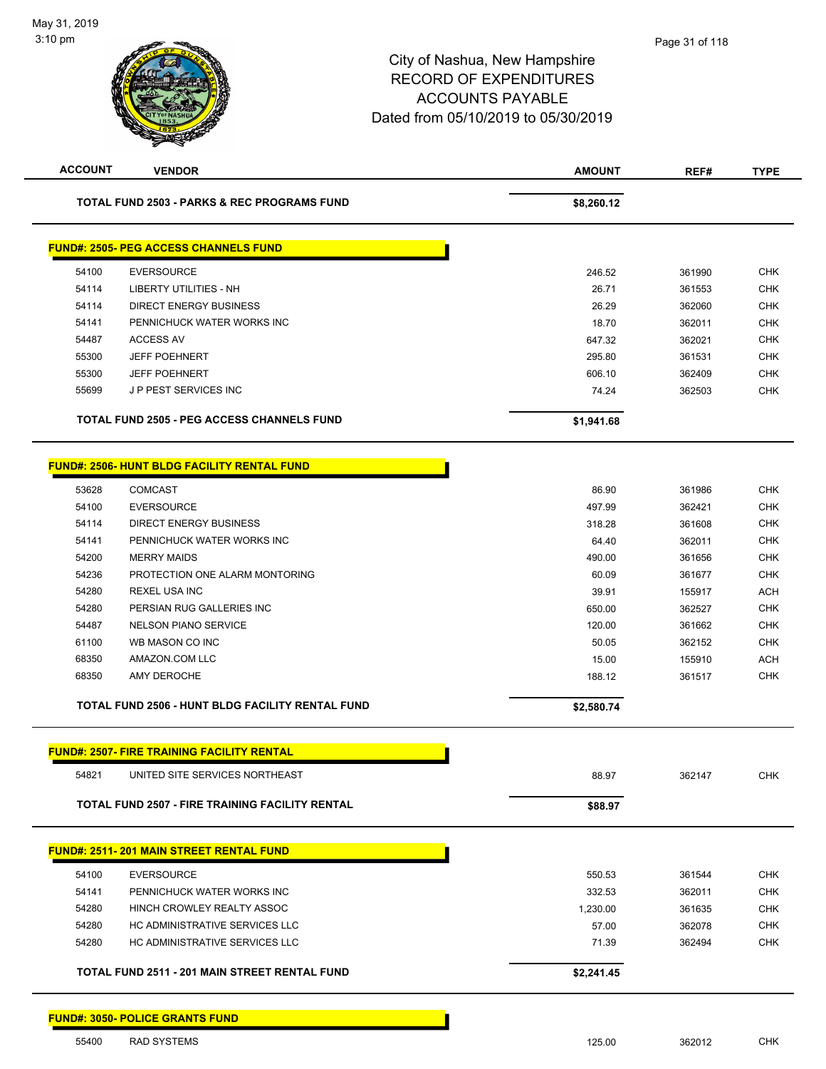# City of Nashua, New Hampshire
## RECORD OF EXPENDITURES
## ACCOUNTS PAYABLE
## Dated from 05/10/2019 to 05/30/2019

| ACCOUNT | VENDOR | AMOUNT | REF# | TYPE |
|---|---|---|---|---|
| | **TOTAL FUND 2503 - PARKS & REC PROGRAMS FUND** | **$8,260.12** | | |

**FUND#: 2505- PEG ACCESS CHANNELS FUND**

| ACCOUNT | VENDOR | AMOUNT | REF# | TYPE |
|---|---|---|---|---|
| 54100 | EVERSOURCE | 246.52 | 361990 | CHK |
| 54114 | LIBERTY UTILITIES - NH | 26.71 | 361553 | CHK |
| 54114 | DIRECT ENERGY BUSINESS | 26.29 | 362060 | CHK |
| 54141 | PENNICHUCK WATER WORKS INC | 18.70 | 362011 | CHK |
| 54487 | ACCESS AV | 647.32 | 362021 | CHK |
| 55300 | JEFF POEHNERT | 295.80 | 361531 | CHK |
| 55300 | JEFF POEHNERT | 606.10 | 362409 | CHK |
| 55699 | J P PEST SERVICES INC | 74.24 | 362503 | CHK |
| | **TOTAL FUND 2505 - PEG ACCESS CHANNELS FUND** | **$1,941.68** | | |

**FUND#: 2506- HUNT BLDG FACILITY RENTAL FUND**

| ACCOUNT | VENDOR | AMOUNT | REF# | TYPE |
|---|---|---|---|---|
| 53628 | COMCAST | 86.90 | 361986 | CHK |
| 54100 | EVERSOURCE | 497.99 | 362421 | CHK |
| 54114 | DIRECT ENERGY BUSINESS | 318.28 | 361608 | CHK |
| 54141 | PENNICHUCK WATER WORKS INC | 64.40 | 362011 | CHK |
| 54200 | MERRY MAIDS | 490.00 | 361656 | CHK |
| 54236 | PROTECTION ONE ALARM MONTORING | 60.09 | 361677 | CHK |
| 54280 | REXEL USA INC | 39.91 | 155917 | ACH |
| 54280 | PERSIAN RUG GALLERIES INC | 650.00 | 362527 | CHK |
| 54487 | NELSON PIANO SERVICE | 120.00 | 361662 | CHK |
| 61100 | WB MASON CO INC | 50.05 | 362152 | CHK |
| 68350 | AMAZON.COM LLC | 15.00 | 155910 | ACH |
| 68350 | AMY DEROCHE | 188.12 | 361517 | CHK |
| | **TOTAL FUND 2506 - HUNT BLDG FACILITY RENTAL FUND** | **$2,580.74** | | |

**FUND#: 2507- FIRE TRAINING FACILITY RENTAL**

| ACCOUNT | VENDOR | AMOUNT | REF# | TYPE |
|---|---|---|---|---|
| 54821 | UNITED SITE SERVICES NORTHEAST | 88.97 | 362147 | CHK |
| | **TOTAL FUND 2507 - FIRE TRAINING FACILITY RENTAL** | **$88.97** | | |

**FUND#: 2511- 201 MAIN STREET RENTAL FUND**

| ACCOUNT | VENDOR | AMOUNT | REF# | TYPE |
|---|---|---|---|---|
| 54100 | EVERSOURCE | 550.53 | 361544 | CHK |
| 54141 | PENNICHUCK WATER WORKS INC | 332.53 | 362011 | CHK |
| 54280 | HINCH CROWLEY REALTY ASSOC | 1,230.00 | 361635 | CHK |
| 54280 | HC ADMINISTRATIVE SERVICES LLC | 57.00 | 362078 | CHK |
| 54280 | HC ADMINISTRATIVE SERVICES LLC | 71.39 | 362494 | CHK |
| | **TOTAL FUND 2511 - 201 MAIN STREET RENTAL FUND** | **$2,241.45** | | |

**FUND#: 3050- POLICE GRANTS FUND**

| ACCOUNT | VENDOR | AMOUNT | REF# | TYPE |
|---|---|---|---|---|
| 55400 | RAD SYSTEMS | 125.00 | 362012 | CHK |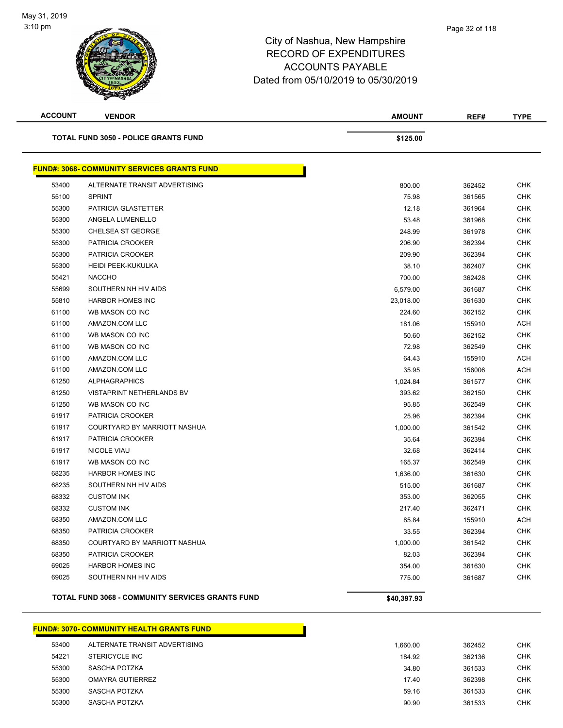# City of Nashua, New Hampshire
## RECORD OF EXPENDITURES
## ACCOUNTS PAYABLE
## Dated from 05/10/2019 to 05/30/2019

| ACCOUNT | VENDOR | AMOUNT | REF# | TYPE |
|---|---|---|---|---|
| | **TOTAL FUND 3050 - POLICE GRANTS FUND** | **$125.00** | | |

**FUND#: 3068- COMMUNITY SERVICES GRANTS FUND**

| ACCOUNT | VENDOR | AMOUNT | REF# | TYPE |
|---|---|---|---|---|
| 53400 | ALTERNATE TRANSIT ADVERTISING | 800.00 | 362452 | CHK |
| 55100 | SPRINT | 75.98 | 361565 | CHK |
| 55300 | PATRICIA GLASTETTER | 12.18 | 361964 | CHK |
| 55300 | ANGELA LUMENELLO | 53.48 | 361968 | CHK |
| 55300 | CHELSEA ST GEORGE | 248.99 | 361978 | CHK |
| 55300 | PATRICIA CROOKER | 206.90 | 362394 | CHK |
| 55300 | PATRICIA CROOKER | 209.90 | 362394 | CHK |
| 55300 | HEIDI PEEK-KUKULKA | 38.10 | 362407 | CHK |
| 55421 | NACCHO | 700.00 | 362428 | CHK |
| 55699 | SOUTHERN NH HIV AIDS | 6,579.00 | 361687 | CHK |
| 55810 | HARBOR HOMES INC | 23,018.00 | 361630 | CHK |
| 61100 | WB MASON CO INC | 224.60 | 362152 | CHK |
| 61100 | AMAZON.COM LLC | 181.06 | 155910 | ACH |
| 61100 | WB MASON CO INC | 50.60 | 362152 | CHK |
| 61100 | WB MASON CO INC | 72.98 | 362549 | CHK |
| 61100 | AMAZON.COM LLC | 64.43 | 155910 | ACH |
| 61100 | AMAZON.COM LLC | 35.95 | 156006 | ACH |
| 61250 | ALPHAGRAPHICS | 1,024.84 | 361577 | CHK |
| 61250 | VISTAPRINT NETHERLANDS BV | 393.62 | 362150 | CHK |
| 61250 | WB MASON CO INC | 95.85 | 362549 | CHK |
| 61917 | PATRICIA CROOKER | 25.96 | 362394 | CHK |
| 61917 | COURTYARD BY MARRIOTT NASHUA | 1,000.00 | 361542 | CHK |
| 61917 | PATRICIA CROOKER | 35.64 | 362394 | CHK |
| 61917 | NICOLE VIAU | 32.68 | 362414 | CHK |
| 61917 | WB MASON CO INC | 165.37 | 362549 | CHK |
| 68235 | HARBOR HOMES INC | 1,636.00 | 361630 | CHK |
| 68235 | SOUTHERN NH HIV AIDS | 515.00 | 361687 | CHK |
| 68332 | CUSTOM INK | 353.00 | 362055 | CHK |
| 68332 | CUSTOM INK | 217.40 | 362471 | CHK |
| 68350 | AMAZON.COM LLC | 85.84 | 155910 | ACH |
| 68350 | PATRICIA CROOKER | 33.55 | 362394 | CHK |
| 68350 | COURTYARD BY MARRIOTT NASHUA | 1,000.00 | 361542 | CHK |
| 68350 | PATRICIA CROOKER | 82.03 | 362394 | CHK |
| 69025 | HARBOR HOMES INC | 354.00 | 361630 | CHK |
| 69025 | SOUTHERN NH HIV AIDS | 775.00 | 361687 | CHK |
| | **TOTAL FUND 3068 - COMMUNITY SERVICES GRANTS FUND** | **$40,397.93** | | |

**FUND#: 3070- COMMUNITY HEALTH GRANTS FUND**

| ACCOUNT | VENDOR | AMOUNT | REF# | TYPE |
|---|---|---|---|---|
| 53400 | ALTERNATE TRANSIT ADVERTISING | 1,660.00 | 362452 | CHK |
| 54221 | STERICYCLE INC | 184.92 | 362136 | CHK |
| 55300 | SASCHA POTZKA | 34.80 | 361533 | CHK |
| 55300 | OMAYRA GUTIERREZ | 17.40 | 362398 | CHK |
| 55300 | SASCHA POTZKA | 59.16 | 361533 | CHK |
| 55300 | SASCHA POTZKA | 90.90 | 361533 | CHK |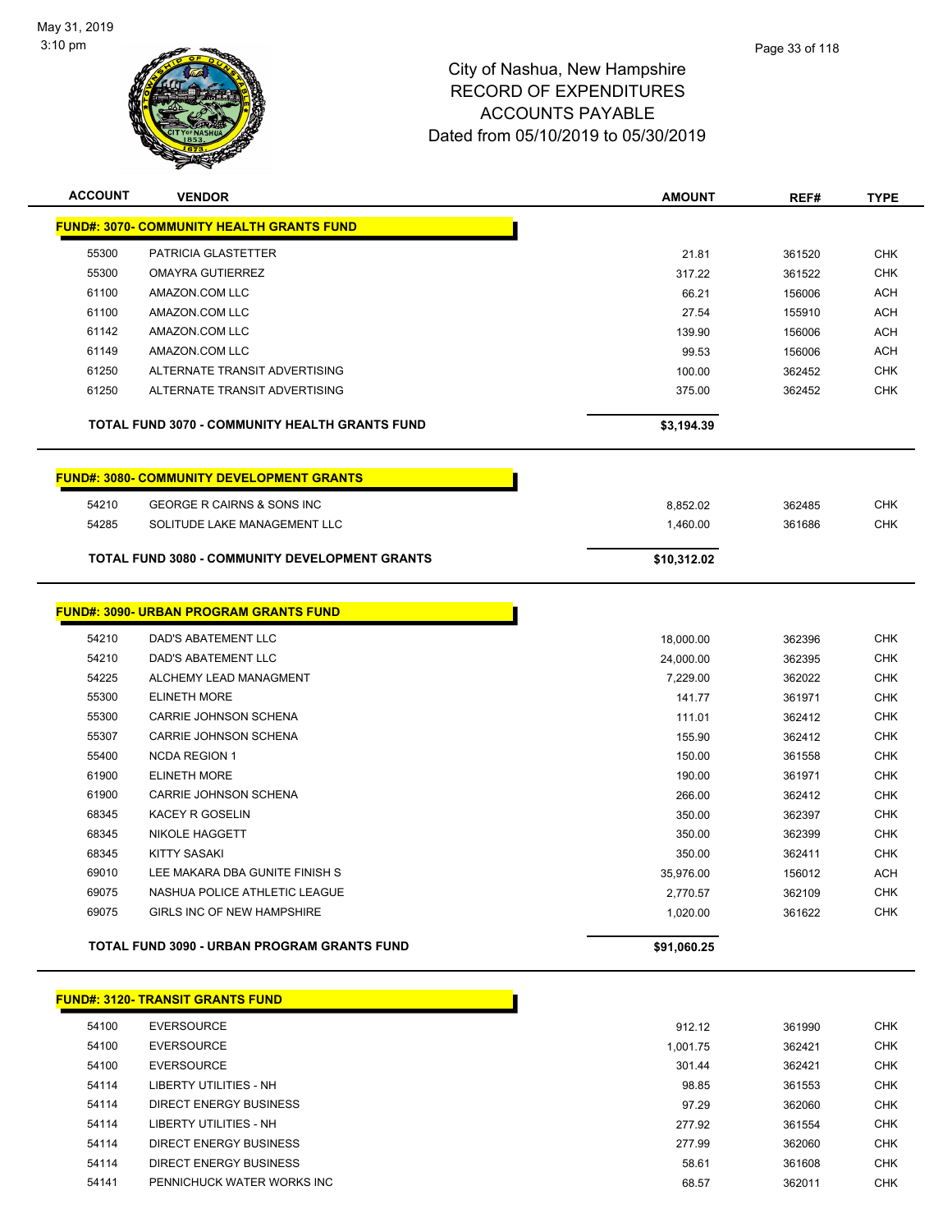City of Nashua, New Hampshire
RECORD OF EXPENDITURES
ACCOUNTS PAYABLE
Dated from 05/10/2019 to 05/30/2019

| ACCOUNT | VENDOR | AMOUNT | REF# | TYPE |
|---|---|---|---|---|
| **FUND#: 3070- COMMUNITY HEALTH GRANTS FUND** | | | | |
| 55300 | PATRICIA GLASTETTER | 21.81 | 361520 | CHK |
| 55300 | OMAYRA GUTIERREZ | 317.22 | 361522 | CHK |
| 61100 | AMAZON.COM LLC | 66.21 | 156006 | ACH |
| 61100 | AMAZON.COM LLC | 27.54 | 155910 | ACH |
| 61142 | AMAZON.COM LLC | 139.90 | 156006 | ACH |
| 61149 | AMAZON.COM LLC | 99.53 | 156006 | ACH |
| 61250 | ALTERNATE TRANSIT ADVERTISING | 100.00 | 362452 | CHK |
| 61250 | ALTERNATE TRANSIT ADVERTISING | 375.00 | 362452 | CHK |
| | **TOTAL FUND 3070 - COMMUNITY HEALTH GRANTS FUND** | **$3,194.39** | | |
| **FUND#: 3080- COMMUNITY DEVELOPMENT GRANTS** | | | | |
| 54210 | GEORGE R CAIRNS & SONS INC | 8,852.02 | 362485 | CHK |
| 54285 | SOLITUDE LAKE MANAGEMENT LLC | 1,460.00 | 361686 | CHK |
| | **TOTAL FUND 3080 - COMMUNITY DEVELOPMENT GRANTS** | **$10,312.02** | | |
| **FUND#: 3090- URBAN PROGRAM GRANTS FUND** | | | | |
| 54210 | DAD'S ABATEMENT LLC | 18,000.00 | 362396 | CHK |
| 54210 | DAD'S ABATEMENT LLC | 24,000.00 | 362395 | CHK |
| 54225 | ALCHEMY LEAD MANAGMENT | 7,229.00 | 362022 | CHK |
| 55300 | ELINETH MORE | 141.77 | 361971 | CHK |
| 55300 | CARRIE JOHNSON SCHENA | 111.01 | 362412 | CHK |
| 55307 | CARRIE JOHNSON SCHENA | 155.90 | 362412 | CHK |
| 55400 | NCDA REGION 1 | 150.00 | 361558 | CHK |
| 61900 | ELINETH MORE | 190.00 | 361971 | CHK |
| 61900 | CARRIE JOHNSON SCHENA | 266.00 | 362412 | CHK |
| 68345 | KACEY R GOSELIN | 350.00 | 362397 | CHK |
| 68345 | NIKOLE HAGGETT | 350.00 | 362399 | CHK |
| 68345 | KITTY SASAKI | 350.00 | 362411 | CHK |
| 69010 | LEE MAKARA DBA GUNITE FINISH S | 35,976.00 | 156012 | ACH |
| 69075 | NASHUA POLICE ATHLETIC LEAGUE | 2,770.57 | 362109 | CHK |
| 69075 | GIRLS INC OF NEW HAMPSHIRE | 1,020.00 | 361622 | CHK |
| | **TOTAL FUND 3090 - URBAN PROGRAM GRANTS FUND** | **$91,060.25** | | |
| **FUND#: 3120- TRANSIT GRANTS FUND** | | | | |
| 54100 | EVERSOURCE | 912.12 | 361990 | CHK |
| 54100 | EVERSOURCE | 1,001.75 | 362421 | CHK |
| 54100 | EVERSOURCE | 301.44 | 362421 | CHK |
| 54114 | LIBERTY UTILITIES - NH | 98.85 | 361553 | CHK |
| 54114 | DIRECT ENERGY BUSINESS | 97.29 | 362060 | CHK |
| 54114 | LIBERTY UTILITIES - NH | 277.92 | 361554 | CHK |
| 54114 | DIRECT ENERGY BUSINESS | 277.99 | 362060 | CHK |
| 54114 | DIRECT ENERGY BUSINESS | 58.61 | 361608 | CHK |
| 54141 | PENNICHUCK WATER WORKS INC | 68.57 | 362011 | CHK |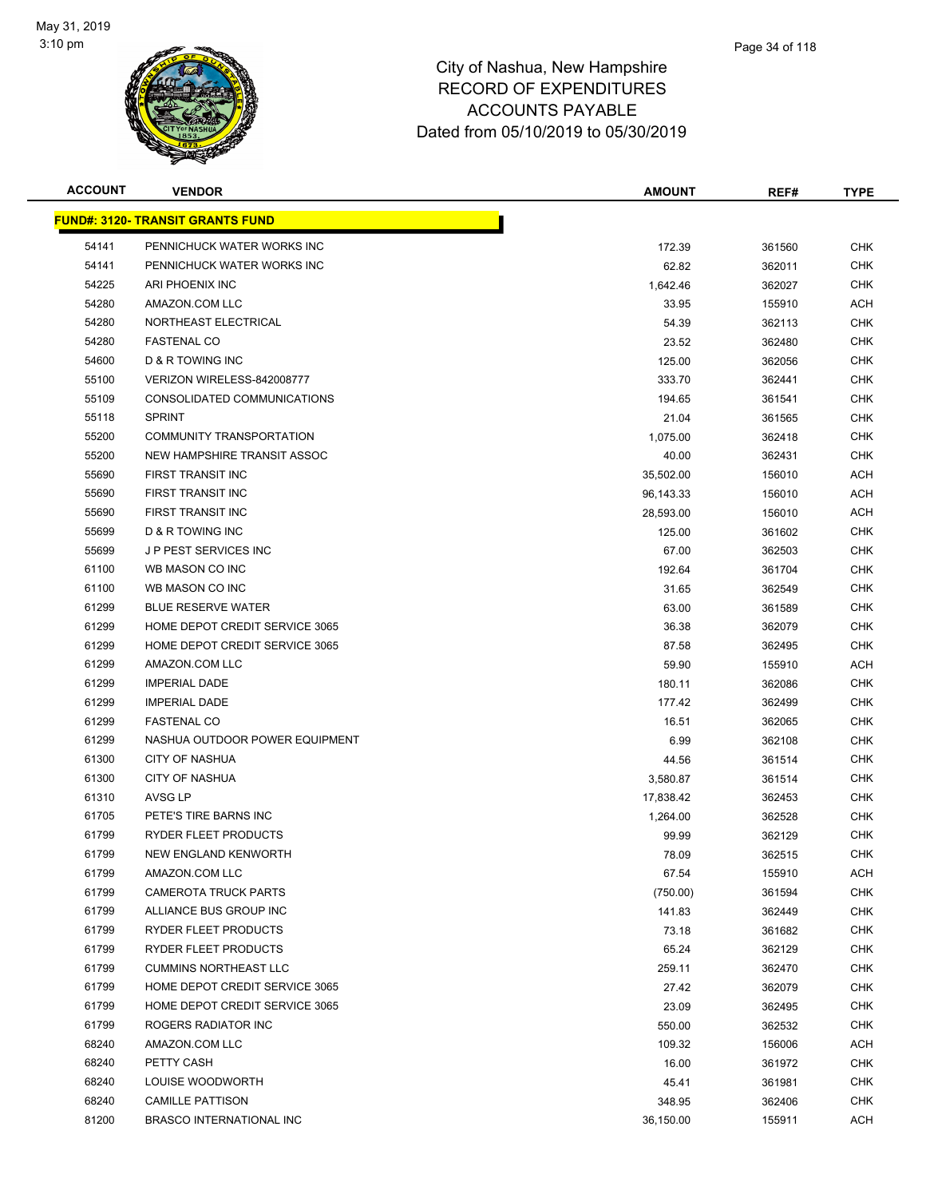May 31, 2019
3:10 pm

# City of Nashua, New Hampshire
## RECORD OF EXPENDITURES
## ACCOUNTS PAYABLE
## Dated from 05/10/2019 to 05/30/2019

| ACCOUNT | VENDOR | AMOUNT | REF# | TYPE |
|---|---|---|---|---|
| **FUND#: 3120- TRANSIT GRANTS FUND** | | | | |
| 54141 | PENNICHUCK WATER WORKS INC | 172.39 | 361560 | CHK |
| 54141 | PENNICHUCK WATER WORKS INC | 62.82 | 362011 | CHK |
| 54225 | ARI PHOENIX INC | 1,642.46 | 362027 | CHK |
| 54280 | AMAZON.COM LLC | 33.95 | 155910 | ACH |
| 54280 | NORTHEAST ELECTRICAL | 54.39 | 362113 | CHK |
| 54280 | FASTENAL CO | 23.52 | 362480 | CHK |
| 54600 | D & R TOWING INC | 125.00 | 362056 | CHK |
| 55100 | VERIZON WIRELESS-842008777 | 333.70 | 362441 | CHK |
| 55109 | CONSOLIDATED COMMUNICATIONS | 194.65 | 361541 | CHK |
| 55118 | SPRINT | 21.04 | 361565 | CHK |
| 55200 | COMMUNITY TRANSPORTATION | 1,075.00 | 362418 | CHK |
| 55200 | NEW HAMPSHIRE TRANSIT ASSOC | 40.00 | 362431 | CHK |
| 55690 | FIRST TRANSIT INC | 35,502.00 | 156010 | ACH |
| 55690 | FIRST TRANSIT INC | 96,143.33 | 156010 | ACH |
| 55690 | FIRST TRANSIT INC | 28,593.00 | 156010 | ACH |
| 55699 | D & R TOWING INC | 125.00 | 361602 | CHK |
| 55699 | J P PEST SERVICES INC | 67.00 | 362503 | CHK |
| 61100 | WB MASON CO INC | 192.64 | 361704 | CHK |
| 61100 | WB MASON CO INC | 31.65 | 362549 | CHK |
| 61299 | BLUE RESERVE WATER | 63.00 | 361589 | CHK |
| 61299 | HOME DEPOT CREDIT SERVICE 3065 | 36.38 | 362079 | CHK |
| 61299 | HOME DEPOT CREDIT SERVICE 3065 | 87.58 | 362495 | CHK |
| 61299 | AMAZON.COM LLC | 59.90 | 155910 | ACH |
| 61299 | IMPERIAL DADE | 180.11 | 362086 | CHK |
| 61299 | IMPERIAL DADE | 177.42 | 362499 | CHK |
| 61299 | FASTENAL CO | 16.51 | 362065 | CHK |
| 61299 | NASHUA OUTDOOR POWER EQUIPMENT | 6.99 | 362108 | CHK |
| 61300 | CITY OF NASHUA | 44.56 | 361514 | CHK |
| 61300 | CITY OF NASHUA | 3,580.87 | 361514 | CHK |
| 61310 | AVSG LP | 17,838.42 | 362453 | CHK |
| 61705 | PETE'S TIRE BARNS INC | 1,264.00 | 362528 | CHK |
| 61799 | RYDER FLEET PRODUCTS | 99.99 | 362129 | CHK |
| 61799 | NEW ENGLAND KENWORTH | 78.09 | 362515 | CHK |
| 61799 | AMAZON.COM LLC | 67.54 | 155910 | ACH |
| 61799 | CAMEROTA TRUCK PARTS | (750.00) | 361594 | CHK |
| 61799 | ALLIANCE BUS GROUP INC | 141.83 | 362449 | CHK |
| 61799 | RYDER FLEET PRODUCTS | 73.18 | 361682 | CHK |
| 61799 | RYDER FLEET PRODUCTS | 65.24 | 362129 | CHK |
| 61799 | CUMMINS NORTHEAST LLC | 259.11 | 362470 | CHK |
| 61799 | HOME DEPOT CREDIT SERVICE 3065 | 27.42 | 362079 | CHK |
| 61799 | HOME DEPOT CREDIT SERVICE 3065 | 23.09 | 362495 | CHK |
| 61799 | ROGERS RADIATOR INC | 550.00 | 362532 | CHK |
| 68240 | AMAZON.COM LLC | 109.32 | 156006 | ACH |
| 68240 | PETTY CASH | 16.00 | 361972 | CHK |
| 68240 | LOUISE WOODWORTH | 45.41 | 361981 | CHK |
| 68240 | CAMILLE PATTISON | 348.95 | 362406 | CHK |
| 81200 | BRASCO INTERNATIONAL INC | 36,150.00 | 155911 | ACH |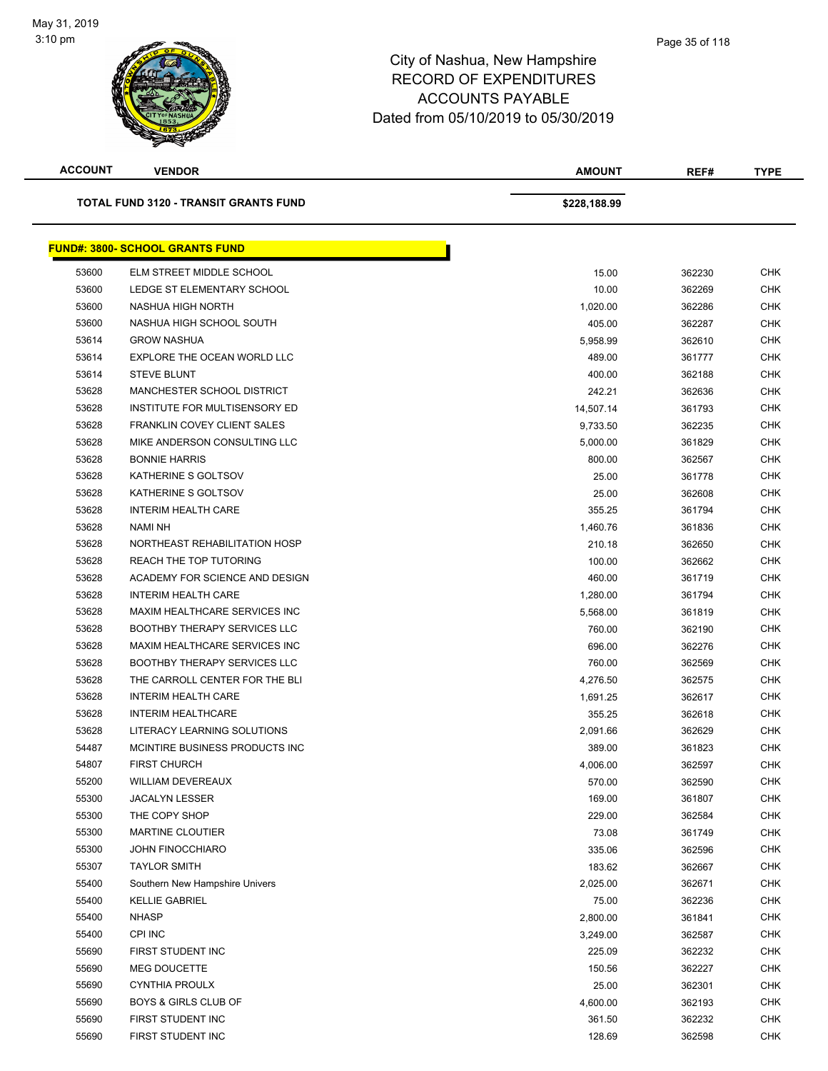# City of Nashua, New Hampshire
## RECORD OF EXPENDITURES
## ACCOUNTS PAYABLE
## Dated from 05/10/2019 to 05/30/2019

| ACCOUNT | VENDOR | AMOUNT | REF# | TYPE |
|---|---|---|---|---|
| | **TOTAL FUND 3120 - TRANSIT GRANTS FUND** | **$228,188.99** | | |

**FUND#: 3800- SCHOOL GRANTS FUND**

| ACCOUNT | VENDOR | AMOUNT | REF# | TYPE |
|---|---|---|---|---|
| 53600 | ELM STREET MIDDLE SCHOOL | 15.00 | 362230 | CHK |
| 53600 | LEDGE ST ELEMENTARY SCHOOL | 10.00 | 362269 | CHK |
| 53600 | NASHUA HIGH NORTH | 1,020.00 | 362286 | CHK |
| 53600 | NASHUA HIGH SCHOOL SOUTH | 405.00 | 362287 | CHK |
| 53614 | GROW NASHUA | 5,958.99 | 362610 | CHK |
| 53614 | EXPLORE THE OCEAN WORLD LLC | 489.00 | 361777 | CHK |
| 53614 | STEVE BLUNT | 400.00 | 362188 | CHK |
| 53628 | MANCHESTER SCHOOL DISTRICT | 242.21 | 362636 | CHK |
| 53628 | INSTITUTE FOR MULTISENSORY ED | 14,507.14 | 361793 | CHK |
| 53628 | FRANKLIN COVEY CLIENT SALES | 9,733.50 | 362235 | CHK |
| 53628 | MIKE ANDERSON CONSULTING LLC | 5,000.00 | 361829 | CHK |
| 53628 | BONNIE HARRIS | 800.00 | 362567 | CHK |
| 53628 | KATHERINE S GOLTSOV | 25.00 | 361778 | CHK |
| 53628 | KATHERINE S GOLTSOV | 25.00 | 362608 | CHK |
| 53628 | INTERIM HEALTH CARE | 355.25 | 361794 | CHK |
| 53628 | NAMI NH | 1,460.76 | 361836 | CHK |
| 53628 | NORTHEAST REHABILITATION HOSP | 210.18 | 362650 | CHK |
| 53628 | REACH THE TOP TUTORING | 100.00 | 362662 | CHK |
| 53628 | ACADEMY FOR SCIENCE AND DESIGN | 460.00 | 361719 | CHK |
| 53628 | INTERIM HEALTH CARE | 1,280.00 | 361794 | CHK |
| 53628 | MAXIM HEALTHCARE SERVICES INC | 5,568.00 | 361819 | CHK |
| 53628 | BOOTHBY THERAPY SERVICES LLC | 760.00 | 362190 | CHK |
| 53628 | MAXIM HEALTHCARE SERVICES INC | 696.00 | 362276 | CHK |
| 53628 | BOOTHBY THERAPY SERVICES LLC | 760.00 | 362569 | CHK |
| 53628 | THE CARROLL CENTER FOR THE BLI | 4,276.50 | 362575 | CHK |
| 53628 | INTERIM HEALTH CARE | 1,691.25 | 362617 | CHK |
| 53628 | INTERIM HEALTHCARE | 355.25 | 362618 | CHK |
| 53628 | LITERACY LEARNING SOLUTIONS | 2,091.66 | 362629 | CHK |
| 54487 | MCINTIRE BUSINESS PRODUCTS INC | 389.00 | 361823 | CHK |
| 54807 | FIRST CHURCH | 4,006.00 | 362597 | CHK |
| 55200 | WILLIAM DEVEREAUX | 570.00 | 362590 | CHK |
| 55300 | JACALYN LESSER | 169.00 | 361807 | CHK |
| 55300 | THE COPY SHOP | 229.00 | 362584 | CHK |
| 55300 | MARTINE CLOUTIER | 73.08 | 361749 | CHK |
| 55300 | JOHN FINOCCHIARO | 335.06 | 362596 | CHK |
| 55307 | TAYLOR SMITH | 183.62 | 362667 | CHK |
| 55400 | Southern New Hampshire Univers | 2,025.00 | 362671 | CHK |
| 55400 | KELLIE GABRIEL | 75.00 | 362236 | CHK |
| 55400 | NHASP | 2,800.00 | 361841 | CHK |
| 55400 | CPI INC | 3,249.00 | 362587 | CHK |
| 55690 | FIRST STUDENT INC | 225.09 | 362232 | CHK |
| 55690 | MEG DOUCETTE | 150.56 | 362227 | CHK |
| 55690 | CYNTHIA PROULX | 25.00 | 362301 | CHK |
| 55690 | BOYS & GIRLS CLUB OF | 4,600.00 | 362193 | CHK |
| 55690 | FIRST STUDENT INC | 361.50 | 362232 | CHK |
| 55690 | FIRST STUDENT INC | 128.69 | 362598 | CHK |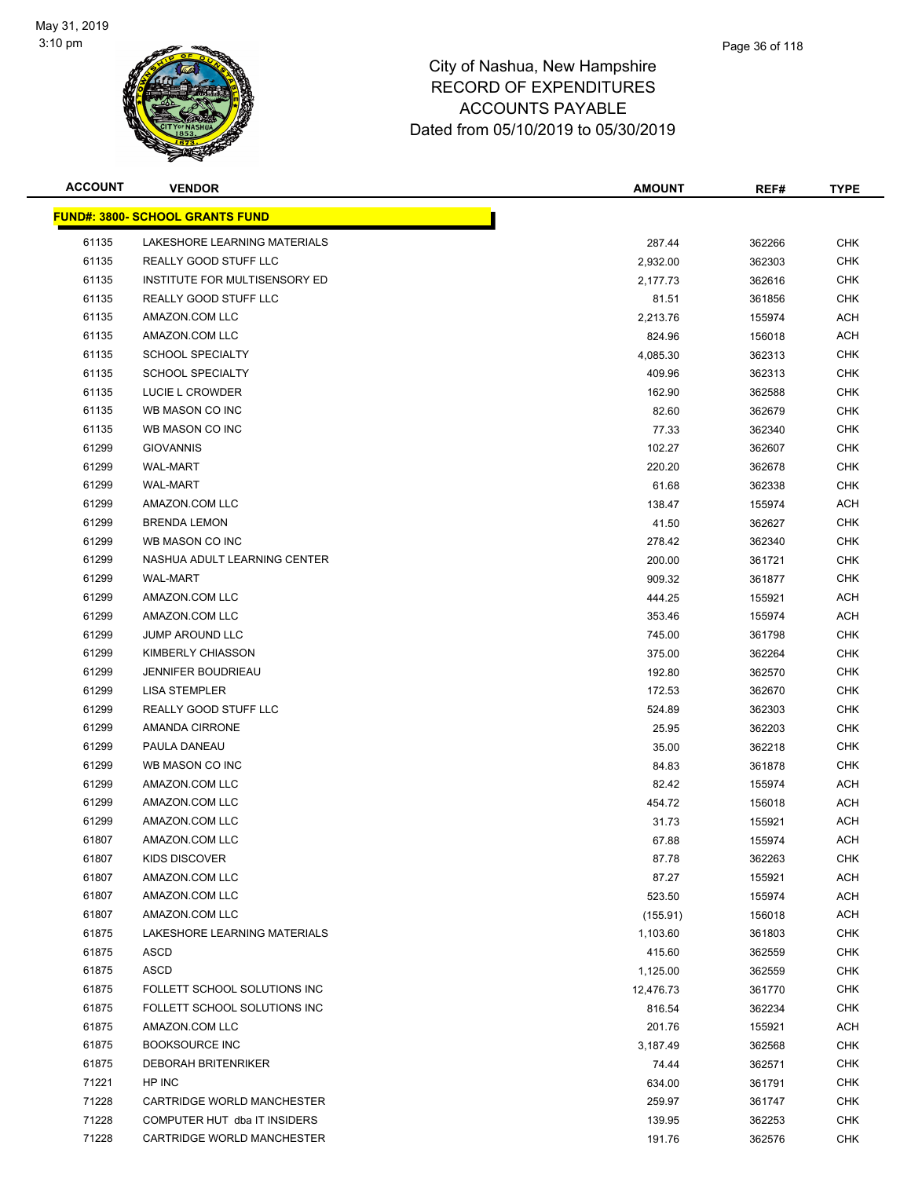# City of Nashua, New Hampshire
## RECORD OF EXPENDITURES
## ACCOUNTS PAYABLE
## Dated from 05/10/2019 to 05/30/2019

| ACCOUNT | VENDOR | AMOUNT | REF# | TYPE |
|---|---|---|---|---|
| **FUND#: 3800- SCHOOL GRANTS FUND** | | | | |
| 61135 | LAKESHORE LEARNING MATERIALS | 287.44 | 362266 | CHK |
| 61135 | REALLY GOOD STUFF LLC | 2,932.00 | 362303 | CHK |
| 61135 | INSTITUTE FOR MULTISENSORY ED | 2,177.73 | 362616 | CHK |
| 61135 | REALLY GOOD STUFF LLC | 81.51 | 361856 | CHK |
| 61135 | AMAZON.COM LLC | 2,213.76 | 155974 | ACH |
| 61135 | AMAZON.COM LLC | 824.96 | 156018 | ACH |
| 61135 | SCHOOL SPECIALTY | 4,085.30 | 362313 | CHK |
| 61135 | SCHOOL SPECIALTY | 409.96 | 362313 | CHK |
| 61135 | LUCIE L CROWDER | 162.90 | 362588 | CHK |
| 61135 | WB MASON CO INC | 82.60 | 362679 | CHK |
| 61135 | WB MASON CO INC | 77.33 | 362340 | CHK |
| 61299 | GIOVANNIS | 102.27 | 362607 | CHK |
| 61299 | WAL-MART | 220.20 | 362678 | CHK |
| 61299 | WAL-MART | 61.68 | 362338 | CHK |
| 61299 | AMAZON.COM LLC | 138.47 | 155974 | ACH |
| 61299 | BRENDA LEMON | 41.50 | 362627 | CHK |
| 61299 | WB MASON CO INC | 278.42 | 362340 | CHK |
| 61299 | NASHUA ADULT LEARNING CENTER | 200.00 | 361721 | CHK |
| 61299 | WAL-MART | 909.32 | 361877 | CHK |
| 61299 | AMAZON.COM LLC | 444.25 | 155921 | ACH |
| 61299 | AMAZON.COM LLC | 353.46 | 155974 | ACH |
| 61299 | JUMP AROUND LLC | 745.00 | 361798 | CHK |
| 61299 | KIMBERLY CHIASSON | 375.00 | 362264 | CHK |
| 61299 | JENNIFER BOUDRIEAU | 192.80 | 362570 | CHK |
| 61299 | LISA STEMPLER | 172.53 | 362670 | CHK |
| 61299 | REALLY GOOD STUFF LLC | 524.89 | 362303 | CHK |
| 61299 | AMANDA CIRRONE | 25.95 | 362203 | CHK |
| 61299 | PAULA DANEAU | 35.00 | 362218 | CHK |
| 61299 | WB MASON CO INC | 84.83 | 361878 | CHK |
| 61299 | AMAZON.COM LLC | 82.42 | 155974 | ACH |
| 61299 | AMAZON.COM LLC | 454.72 | 156018 | ACH |
| 61299 | AMAZON.COM LLC | 31.73 | 155921 | ACH |
| 61807 | AMAZON.COM LLC | 67.88 | 155974 | ACH |
| 61807 | KIDS DISCOVER | 87.78 | 362263 | CHK |
| 61807 | AMAZON.COM LLC | 87.27 | 155921 | ACH |
| 61807 | AMAZON.COM LLC | 523.50 | 155974 | ACH |
| 61807 | AMAZON.COM LLC | (155.91) | 156018 | ACH |
| 61875 | LAKESHORE LEARNING MATERIALS | 1,103.60 | 361803 | CHK |
| 61875 | ASCD | 415.60 | 362559 | CHK |
| 61875 | ASCD | 1,125.00 | 362559 | CHK |
| 61875 | FOLLETT SCHOOL SOLUTIONS INC | 12,476.73 | 361770 | CHK |
| 61875 | FOLLETT SCHOOL SOLUTIONS INC | 816.54 | 362234 | CHK |
| 61875 | AMAZON.COM LLC | 201.76 | 155921 | ACH |
| 61875 | BOOKSOURCE INC | 3,187.49 | 362568 | CHK |
| 61875 | DEBORAH BRITENRIKER | 74.44 | 362571 | CHK |
| 71221 | HP INC | 634.00 | 361791 | CHK |
| 71228 | CARTRIDGE WORLD MANCHESTER | 259.97 | 361747 | CHK |
| 71228 | COMPUTER HUT dba IT INSIDERS | 139.95 | 362253 | CHK |
| 71228 | CARTRIDGE WORLD MANCHESTER | 191.76 | 362576 | CHK |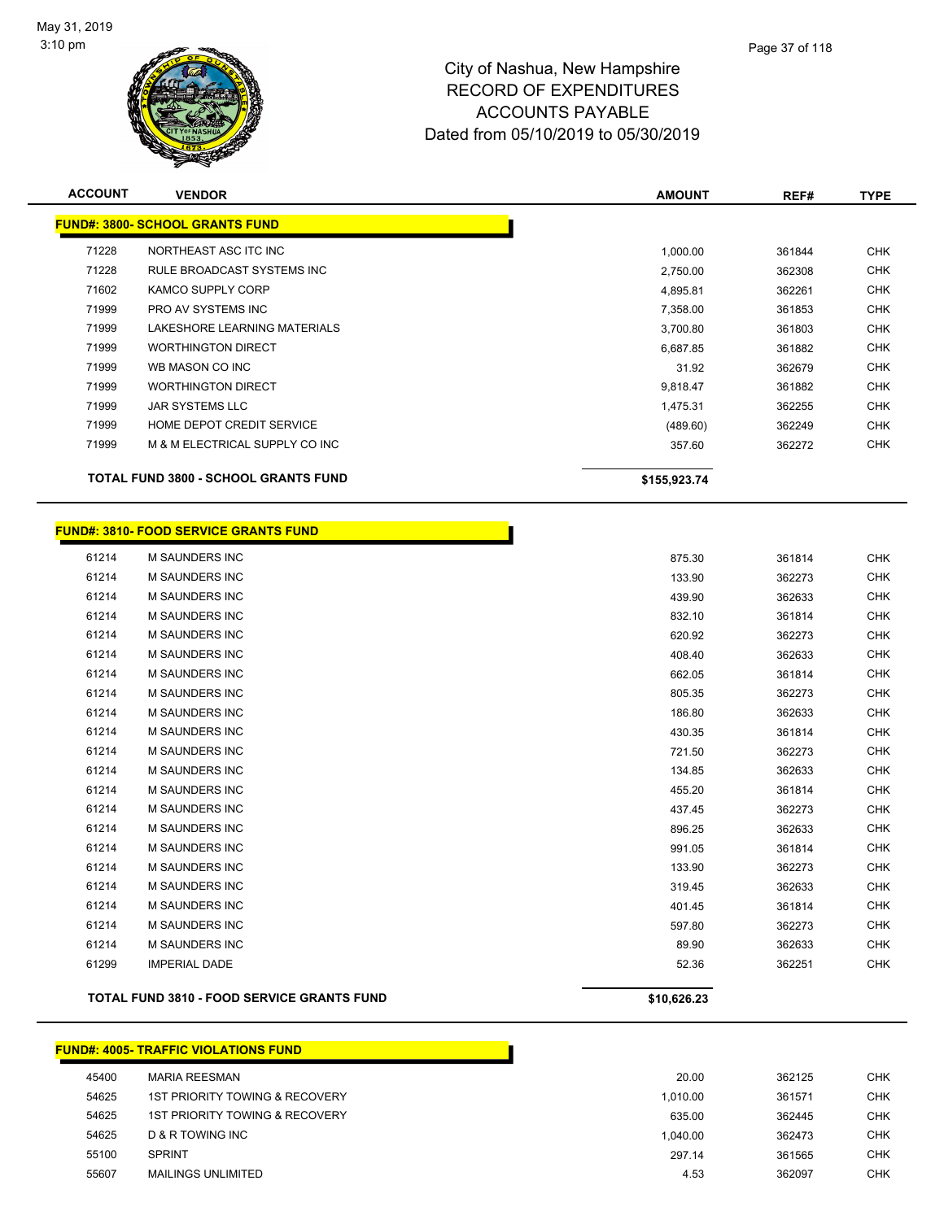# City of Nashua, New Hampshire
# RECORD OF EXPENDITURES
# ACCOUNTS PAYABLE
# Dated from 05/10/2019 to 05/30/2019

| ACCOUNT | VENDOR | AMOUNT | REF# | TYPE |
|---|---|---|---|---|
| **FUND#: 3800- SCHOOL GRANTS FUND** | | | | |
| 71228 | NORTHEAST ASC ITC INC | 1,000.00 | 361844 | CHK |
| 71228 | RULE BROADCAST SYSTEMS INC | 2,750.00 | 362308 | CHK |
| 71602 | KAMCO SUPPLY CORP | 4,895.81 | 362261 | CHK |
| 71999 | PRO AV SYSTEMS INC | 7,358.00 | 361853 | CHK |
| 71999 | LAKESHORE LEARNING MATERIALS | 3,700.80 | 361803 | CHK |
| 71999 | WORTHINGTON DIRECT | 6,687.85 | 361882 | CHK |
| 71999 | WB MASON CO INC | 31.92 | 362679 | CHK |
| 71999 | WORTHINGTON DIRECT | 9,818.47 | 361882 | CHK |
| 71999 | JAR SYSTEMS LLC | 1,475.31 | 362255 | CHK |
| 71999 | HOME DEPOT CREDIT SERVICE | (489.60) | 362249 | CHK |
| 71999 | M & M ELECTRICAL SUPPLY CO INC | 357.60 | 362272 | CHK |
| | **TOTAL FUND 3800 - SCHOOL GRANTS FUND** | **$155,923.74** | | |

| ACCOUNT | VENDOR | AMOUNT | REF# | TYPE |
|---|---|---|---|---|
| **FUND#: 3810- FOOD SERVICE GRANTS FUND** | | | | |
| 61214 | M SAUNDERS INC | 875.30 | 361814 | CHK |
| 61214 | M SAUNDERS INC | 133.90 | 362273 | CHK |
| 61214 | M SAUNDERS INC | 439.90 | 362633 | CHK |
| 61214 | M SAUNDERS INC | 832.10 | 361814 | CHK |
| 61214 | M SAUNDERS INC | 620.92 | 362273 | CHK |
| 61214 | M SAUNDERS INC | 408.40 | 362633 | CHK |
| 61214 | M SAUNDERS INC | 662.05 | 361814 | CHK |
| 61214 | M SAUNDERS INC | 805.35 | 362273 | CHK |
| 61214 | M SAUNDERS INC | 186.80 | 362633 | CHK |
| 61214 | M SAUNDERS INC | 430.35 | 361814 | CHK |
| 61214 | M SAUNDERS INC | 721.50 | 362273 | CHK |
| 61214 | M SAUNDERS INC | 134.85 | 362633 | CHK |
| 61214 | M SAUNDERS INC | 455.20 | 361814 | CHK |
| 61214 | M SAUNDERS INC | 437.45 | 362273 | CHK |
| 61214 | M SAUNDERS INC | 896.25 | 362633 | CHK |
| 61214 | M SAUNDERS INC | 991.05 | 361814 | CHK |
| 61214 | M SAUNDERS INC | 133.90 | 362273 | CHK |
| 61214 | M SAUNDERS INC | 319.45 | 362633 | CHK |
| 61214 | M SAUNDERS INC | 401.45 | 361814 | CHK |
| 61214 | M SAUNDERS INC | 597.80 | 362273 | CHK |
| 61214 | M SAUNDERS INC | 89.90 | 362633 | CHK |
| 61299 | IMPERIAL DADE | 52.36 | 362251 | CHK |
| | **TOTAL FUND 3810 - FOOD SERVICE GRANTS FUND** | **$10,626.23** | | |

| ACCOUNT | VENDOR | AMOUNT | REF# | TYPE |
|---|---|---|---|---|
| **FUND#: 4005- TRAFFIC VIOLATIONS FUND** | | | | |
| 45400 | MARIA REESMAN | 20.00 | 362125 | CHK |
| 54625 | 1ST PRIORITY TOWING & RECOVERY | 1,010.00 | 361571 | CHK |
| 54625 | 1ST PRIORITY TOWING & RECOVERY | 635.00 | 362445 | CHK |
| 54625 | D & R TOWING INC | 1,040.00 | 362473 | CHK |
| 55100 | SPRINT | 297.14 | 361565 | CHK |
| 55607 | MAILINGS UNLIMITED | 4.53 | 362097 | CHK |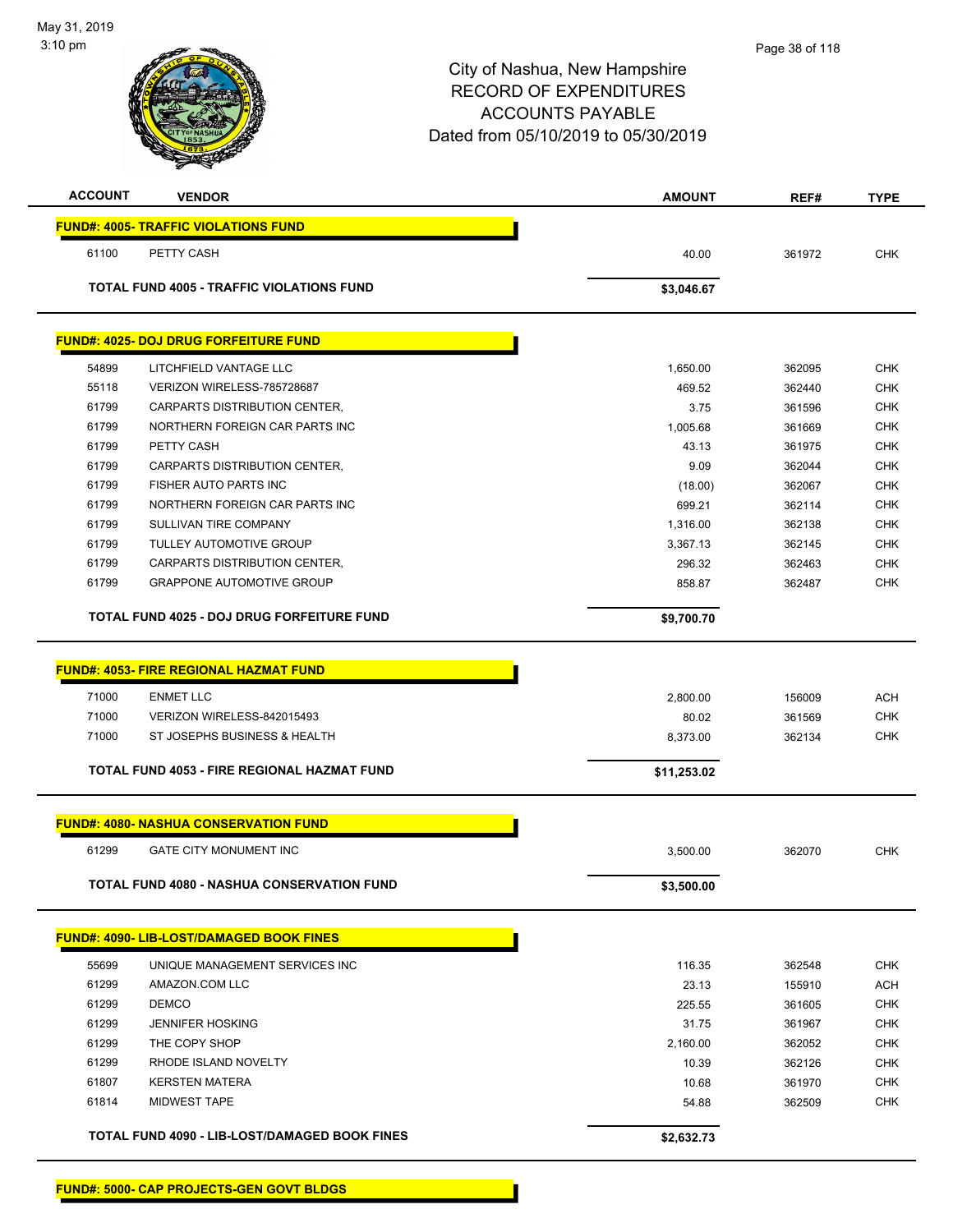# City of Nashua, New Hampshire
## RECORD OF EXPENDITURES
## ACCOUNTS PAYABLE
## Dated from 05/10/2019 to 05/30/2019

| ACCOUNT | VENDOR | AMOUNT | REF# | TYPE |
|---|---|---|---|---|
| **FUND#: 4005- TRAFFIC VIOLATIONS FUND** | | | | |
| 61100 | PETTY CASH | 40.00 | 361972 | CHK |
| | **TOTAL FUND 4005 - TRAFFIC VIOLATIONS FUND** | **$3,046.67** | | |
| **FUND#: 4025- DOJ DRUG FORFEITURE FUND** | | | | |
| 54899 | LITCHFIELD VANTAGE LLC | 1,650.00 | 362095 | CHK |
| 55118 | VERIZON WIRELESS-785728687 | 469.52 | 362440 | CHK |
| 61799 | CARPARTS DISTRIBUTION CENTER, | 3.75 | 361596 | CHK |
| 61799 | NORTHERN FOREIGN CAR PARTS INC | 1,005.68 | 361669 | CHK |
| 61799 | PETTY CASH | 43.13 | 361975 | CHK |
| 61799 | CARPARTS DISTRIBUTION CENTER, | 9.09 | 362044 | CHK |
| 61799 | FISHER AUTO PARTS INC | (18.00) | 362067 | CHK |
| 61799 | NORTHERN FOREIGN CAR PARTS INC | 699.21 | 362114 | CHK |
| 61799 | SULLIVAN TIRE COMPANY | 1,316.00 | 362138 | CHK |
| 61799 | TULLEY AUTOMOTIVE GROUP | 3,367.13 | 362145 | CHK |
| 61799 | CARPARTS DISTRIBUTION CENTER, | 296.32 | 362463 | CHK |
| 61799 | GRAPPONE AUTOMOTIVE GROUP | 858.87 | 362487 | CHK |
| | **TOTAL FUND 4025 - DOJ DRUG FORFEITURE FUND** | **$9,700.70** | | |
| **FUND#: 4053- FIRE REGIONAL HAZMAT FUND** | | | | |
| 71000 | ENMET LLC | 2,800.00 | 156009 | ACH |
| 71000 | VERIZON WIRELESS-842015493 | 80.02 | 361569 | CHK |
| 71000 | ST JOSEPHS BUSINESS & HEALTH | 8,373.00 | 362134 | CHK |
| | **TOTAL FUND 4053 - FIRE REGIONAL HAZMAT FUND** | **$11,253.02** | | |
| **FUND#: 4080- NASHUA CONSERVATION FUND** | | | | |
| 61299 | GATE CITY MONUMENT INC | 3,500.00 | 362070 | CHK |
| | **TOTAL FUND 4080 - NASHUA CONSERVATION FUND** | **$3,500.00** | | |
| **FUND#: 4090- LIB-LOST/DAMAGED BOOK FINES** | | | | |
| 55699 | UNIQUE MANAGEMENT SERVICES INC | 116.35 | 362548 | CHK |
| 61299 | AMAZON.COM LLC | 23.13 | 155910 | ACH |
| 61299 | DEMCO | 225.55 | 361605 | CHK |
| 61299 | JENNIFER HOSKING | 31.75 | 361967 | CHK |
| 61299 | THE COPY SHOP | 2,160.00 | 362052 | CHK |
| 61299 | RHODE ISLAND NOVELTY | 10.39 | 362126 | CHK |
| 61807 | KERSTEN MATERA | 10.68 | 361970 | CHK |
| 61814 | MIDWEST TAPE | 54.88 | 362509 | CHK |
| | **TOTAL FUND 4090 - LIB-LOST/DAMAGED BOOK FINES** | **$2,632.73** | | |
| **FUND#: 5000- CAP PROJECTS-GEN GOVT BLDGS** | | | | |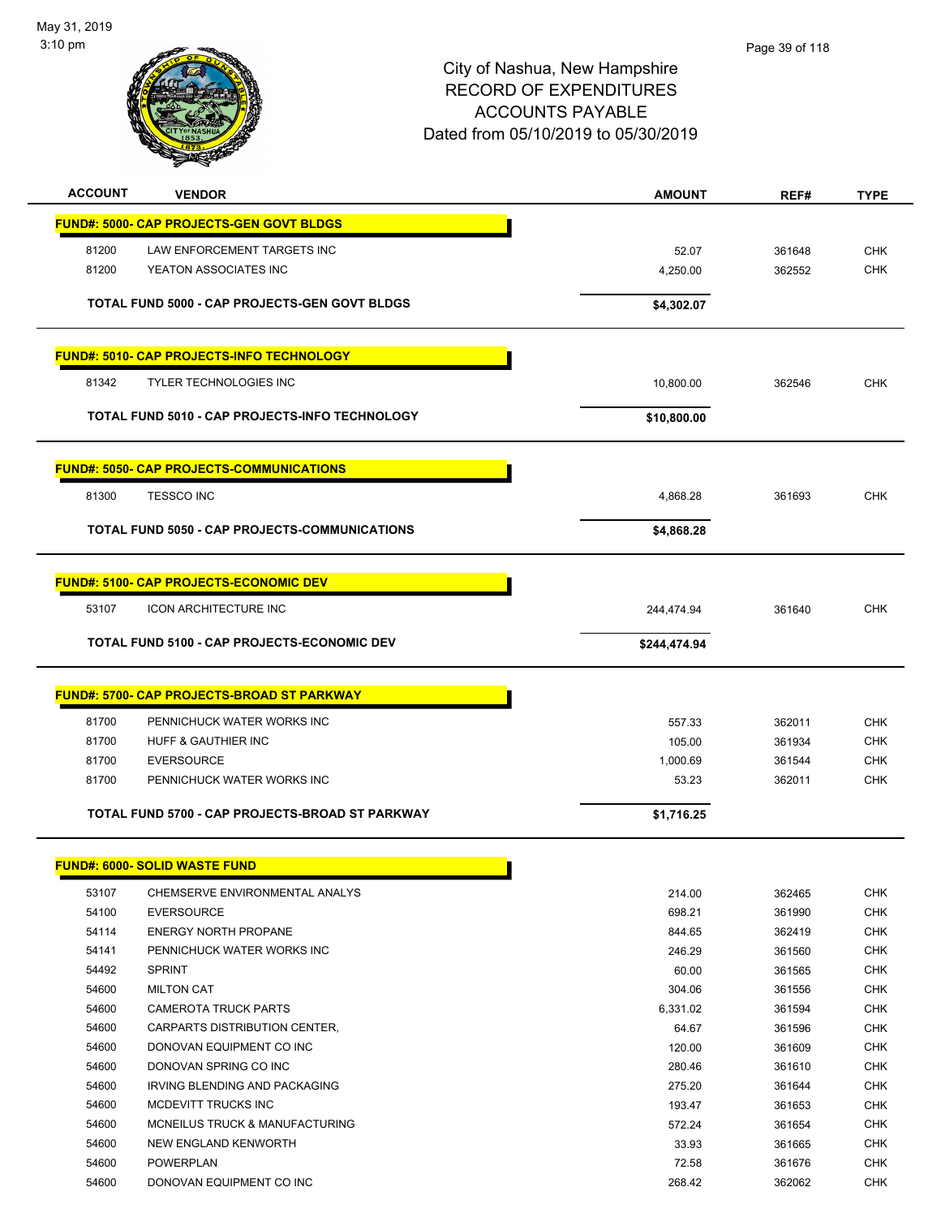# City of Nashua, New Hampshire
## RECORD OF EXPENDITURES
## ACCOUNTS PAYABLE
## Dated from 05/10/2019 to 05/30/2019

| ACCOUNT | VENDOR | AMOUNT | REF# | TYPE |
|---|---|---|---|---|
| **FUND#: 5000- CAP PROJECTS-GEN GOVT BLDGS** | | | | |
| 81200 | LAW ENFORCEMENT TARGETS INC | 52.07 | 361648 | CHK |
| 81200 | YEATON ASSOCIATES INC | 4,250.00 | 362552 | CHK |
| | **TOTAL FUND 5000 - CAP PROJECTS-GEN GOVT BLDGS** | **$4,302.07** | | |
| **FUND#: 5010- CAP PROJECTS-INFO TECHNOLOGY** | | | | |
| 81342 | TYLER TECHNOLOGIES INC | 10,800.00 | 362546 | CHK |
| | **TOTAL FUND 5010 - CAP PROJECTS-INFO TECHNOLOGY** | **$10,800.00** | | |
| **FUND#: 5050- CAP PROJECTS-COMMUNICATIONS** | | | | |
| 81300 | TESSCO INC | 4,868.28 | 361693 | CHK |
| | **TOTAL FUND 5050 - CAP PROJECTS-COMMUNICATIONS** | **$4,868.28** | | |
| **FUND#: 5100- CAP PROJECTS-ECONOMIC DEV** | | | | |
| 53107 | ICON ARCHITECTURE INC | 244,474.94 | 361640 | CHK |
| | **TOTAL FUND 5100 - CAP PROJECTS-ECONOMIC DEV** | **$244,474.94** | | |
| **FUND#: 5700- CAP PROJECTS-BROAD ST PARKWAY** | | | | |
| 81700 | PENNICHUCK WATER WORKS INC | 557.33 | 362011 | CHK |
| 81700 | HUFF & GAUTHIER INC | 105.00 | 361934 | CHK |
| 81700 | EVERSOURCE | 1,000.69 | 361544 | CHK |
| 81700 | PENNICHUCK WATER WORKS INC | 53.23 | 362011 | CHK |
| | **TOTAL FUND 5700 - CAP PROJECTS-BROAD ST PARKWAY** | **$1,716.25** | | |
| **FUND#: 6000- SOLID WASTE FUND** | | | | |
| 53107 | CHEMSERVE ENVIRONMENTAL ANALYS | 214.00 | 362465 | CHK |
| 54100 | EVERSOURCE | 698.21 | 361990 | CHK |
| 54114 | ENERGY NORTH PROPANE | 844.65 | 362419 | CHK |
| 54141 | PENNICHUCK WATER WORKS INC | 246.29 | 361560 | CHK |
| 54492 | SPRINT | 60.00 | 361565 | CHK |
| 54600 | MILTON CAT | 304.06 | 361556 | CHK |
| 54600 | CAMEROTA TRUCK PARTS | 6,331.02 | 361594 | CHK |
| 54600 | CARPARTS DISTRIBUTION CENTER, | 64.67 | 361596 | CHK |
| 54600 | DONOVAN EQUIPMENT CO INC | 120.00 | 361609 | CHK |
| 54600 | DONOVAN SPRING CO INC | 280.46 | 361610 | CHK |
| 54600 | IRVING BLENDING AND PACKAGING | 275.20 | 361644 | CHK |
| 54600 | MCDEVITT TRUCKS INC | 193.47 | 361653 | CHK |
| 54600 | MCNEILUS TRUCK & MANUFACTURING | 572.24 | 361654 | CHK |
| 54600 | NEW ENGLAND KENWORTH | 33.93 | 361665 | CHK |
| 54600 | POWERPLAN | 72.58 | 361676 | CHK |
| 54600 | DONOVAN EQUIPMENT CO INC | 268.42 | 362062 | CHK |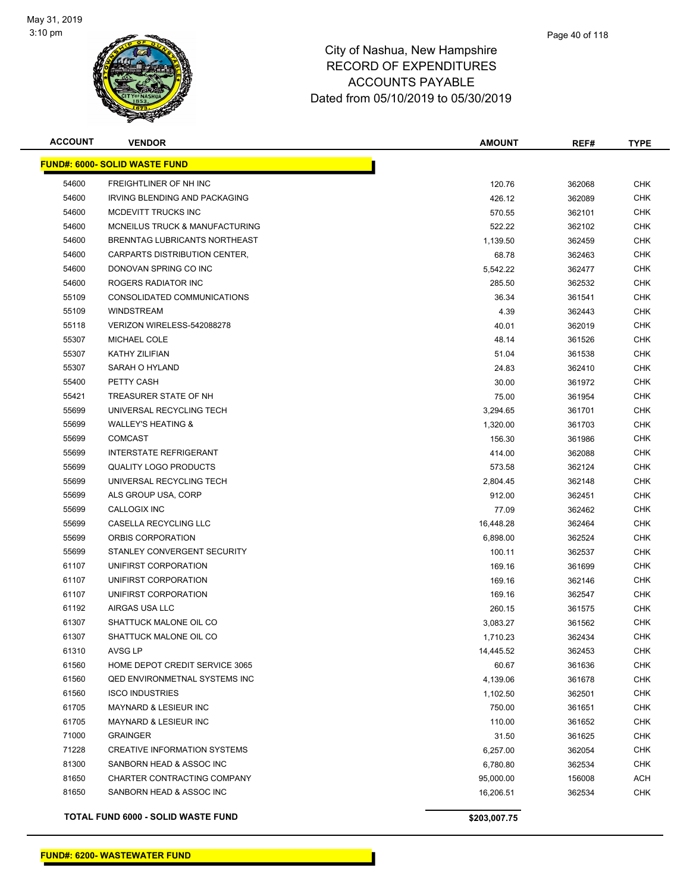# City of Nashua, New Hampshire
## RECORD OF EXPENDITURES
## ACCOUNTS PAYABLE
## Dated from 05/10/2019 to 05/30/2019

| ACCOUNT | VENDOR | AMOUNT | REF# | TYPE |
|---|---|---|---|---|
| **FUND#: 6000- SOLID WASTE FUND** | | | | |
| 54600 | FREIGHTLINER OF NH INC | 120.76 | 362068 | CHK |
| 54600 | IRVING BLENDING AND PACKAGING | 426.12 | 362089 | CHK |
| 54600 | MCDEVITT TRUCKS INC | 570.55 | 362101 | CHK |
| 54600 | MCNEILUS TRUCK & MANUFACTURING | 522.22 | 362102 | CHK |
| 54600 | BRENNTAG LUBRICANTS NORTHEAST | 1,139.50 | 362459 | CHK |
| 54600 | CARPARTS DISTRIBUTION CENTER, | 68.78 | 362463 | CHK |
| 54600 | DONOVAN SPRING CO INC | 5,542.22 | 362477 | CHK |
| 54600 | ROGERS RADIATOR INC | 285.50 | 362532 | CHK |
| 55109 | CONSOLIDATED COMMUNICATIONS | 36.34 | 361541 | CHK |
| 55109 | WINDSTREAM | 4.39 | 362443 | CHK |
| 55118 | VERIZON WIRELESS-542088278 | 40.01 | 362019 | CHK |
| 55307 | MICHAEL COLE | 48.14 | 361526 | CHK |
| 55307 | KATHY ZILIFIAN | 51.04 | 361538 | CHK |
| 55307 | SARAH O HYLAND | 24.83 | 362410 | CHK |
| 55400 | PETTY CASH | 30.00 | 361972 | CHK |
| 55421 | TREASURER STATE OF NH | 75.00 | 361954 | CHK |
| 55699 | UNIVERSAL RECYCLING TECH | 3,294.65 | 361701 | CHK |
| 55699 | WALLEY'S HEATING & | 1,320.00 | 361703 | CHK |
| 55699 | COMCAST | 156.30 | 361986 | CHK |
| 55699 | INTERSTATE REFRIGERANT | 414.00 | 362088 | CHK |
| 55699 | QUALITY LOGO PRODUCTS | 573.58 | 362124 | CHK |
| 55699 | UNIVERSAL RECYCLING TECH | 2,804.45 | 362148 | CHK |
| 55699 | ALS GROUP USA, CORP | 912.00 | 362451 | CHK |
| 55699 | CALLOGIX INC | 77.09 | 362462 | CHK |
| 55699 | CASELLA RECYCLING LLC | 16,448.28 | 362464 | CHK |
| 55699 | ORBIS CORPORATION | 6,898.00 | 362524 | CHK |
| 55699 | STANLEY CONVERGENT SECURITY | 100.11 | 362537 | CHK |
| 61107 | UNIFIRST CORPORATION | 169.16 | 361699 | CHK |
| 61107 | UNIFIRST CORPORATION | 169.16 | 362146 | CHK |
| 61107 | UNIFIRST CORPORATION | 169.16 | 362547 | CHK |
| 61192 | AIRGAS USA LLC | 260.15 | 361575 | CHK |
| 61307 | SHATTUCK MALONE OIL CO | 3,083.27 | 361562 | CHK |
| 61307 | SHATTUCK MALONE OIL CO | 1,710.23 | 362434 | CHK |
| 61310 | AVSG LP | 14,445.52 | 362453 | CHK |
| 61560 | HOME DEPOT CREDIT SERVICE 3065 | 60.67 | 361636 | CHK |
| 61560 | QED ENVIRONMETNAL SYSTEMS INC | 4,139.06 | 361678 | CHK |
| 61560 | ISCO INDUSTRIES | 1,102.50 | 362501 | CHK |
| 61705 | MAYNARD & LESIEUR INC | 750.00 | 361651 | CHK |
| 61705 | MAYNARD & LESIEUR INC | 110.00 | 361652 | CHK |
| 71000 | GRAINGER | 31.50 | 361625 | CHK |
| 71228 | CREATIVE INFORMATION SYSTEMS | 6,257.00 | 362054 | CHK |
| 81300 | SANBORN HEAD & ASSOC INC | 6,780.80 | 362534 | CHK |
| 81650 | CHARTER CONTRACTING COMPANY | 95,000.00 | 156008 | ACH |
| 81650 | SANBORN HEAD & ASSOC INC | 16,206.51 | 362534 | CHK |
| **TOTAL FUND 6000 - SOLID WASTE FUND** | | **$203,007.75** | | |

**FUND#: 6200- WASTEWATER FUND**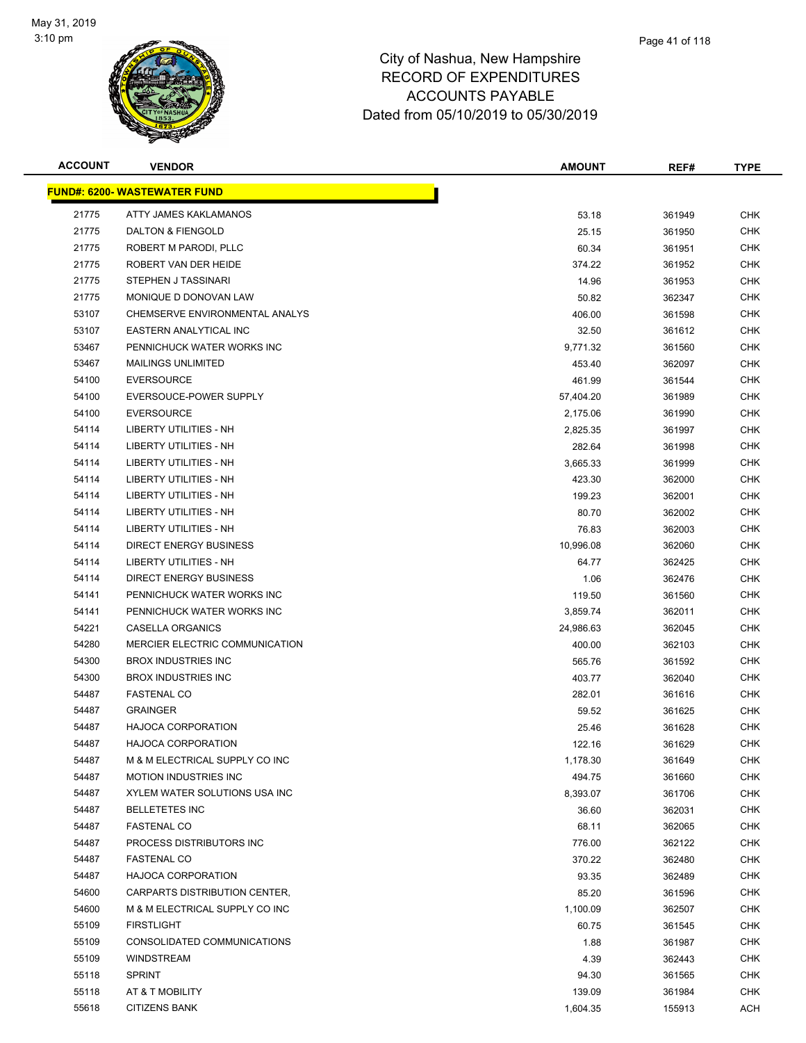# City of Nashua, New Hampshire
## RECORD OF EXPENDITURES
## ACCOUNTS PAYABLE
## Dated from 05/10/2019 to 05/30/2019

| ACCOUNT | VENDOR | AMOUNT | REF# | TYPE |
|---|---|---|---|---|
| **FUND#: 6200- WASTEWATER FUND** | | | | |
| 21775 | ATTY JAMES KAKLAMANOS | 53.18 | 361949 | CHK |
| 21775 | DALTON & FIENGOLD | 25.15 | 361950 | CHK |
| 21775 | ROBERT M PARODI, PLLC | 60.34 | 361951 | CHK |
| 21775 | ROBERT VAN DER HEIDE | 374.22 | 361952 | CHK |
| 21775 | STEPHEN J TASSINARI | 14.96 | 361953 | CHK |
| 21775 | MONIQUE D DONOVAN LAW | 50.82 | 362347 | CHK |
| 53107 | CHEMSERVE ENVIRONMENTAL ANALYS | 406.00 | 361598 | CHK |
| 53107 | EASTERN ANALYTICAL INC | 32.50 | 361612 | CHK |
| 53467 | PENNICHUCK WATER WORKS INC | 9,771.32 | 361560 | CHK |
| 53467 | MAILINGS UNLIMITED | 453.40 | 362097 | CHK |
| 54100 | EVERSOURCE | 461.99 | 361544 | CHK |
| 54100 | EVERSOUCE-POWER SUPPLY | 57,404.20 | 361989 | CHK |
| 54100 | EVERSOURCE | 2,175.06 | 361990 | CHK |
| 54114 | LIBERTY UTILITIES - NH | 2,825.35 | 361997 | CHK |
| 54114 | LIBERTY UTILITIES - NH | 282.64 | 361998 | CHK |
| 54114 | LIBERTY UTILITIES - NH | 3,665.33 | 361999 | CHK |
| 54114 | LIBERTY UTILITIES - NH | 423.30 | 362000 | CHK |
| 54114 | LIBERTY UTILITIES - NH | 199.23 | 362001 | CHK |
| 54114 | LIBERTY UTILITIES - NH | 80.70 | 362002 | CHK |
| 54114 | LIBERTY UTILITIES - NH | 76.83 | 362003 | CHK |
| 54114 | DIRECT ENERGY BUSINESS | 10,996.08 | 362060 | CHK |
| 54114 | LIBERTY UTILITIES - NH | 64.77 | 362425 | CHK |
| 54114 | DIRECT ENERGY BUSINESS | 1.06 | 362476 | CHK |
| 54141 | PENNICHUCK WATER WORKS INC | 119.50 | 361560 | CHK |
| 54141 | PENNICHUCK WATER WORKS INC | 3,859.74 | 362011 | CHK |
| 54221 | CASELLA ORGANICS | 24,986.63 | 362045 | CHK |
| 54280 | MERCIER ELECTRIC COMMUNICATION | 400.00 | 362103 | CHK |
| 54300 | BROX INDUSTRIES INC | 565.76 | 361592 | CHK |
| 54300 | BROX INDUSTRIES INC | 403.77 | 362040 | CHK |
| 54487 | FASTENAL CO | 282.01 | 361616 | CHK |
| 54487 | GRAINGER | 59.52 | 361625 | CHK |
| 54487 | HAJOCA CORPORATION | 25.46 | 361628 | CHK |
| 54487 | HAJOCA CORPORATION | 122.16 | 361629 | CHK |
| 54487 | M & M ELECTRICAL SUPPLY CO INC | 1,178.30 | 361649 | CHK |
| 54487 | MOTION INDUSTRIES INC | 494.75 | 361660 | CHK |
| 54487 | XYLEM WATER SOLUTIONS USA INC | 8,393.07 | 361706 | CHK |
| 54487 | BELLETETES INC | 36.60 | 362031 | CHK |
| 54487 | FASTENAL CO | 68.11 | 362065 | CHK |
| 54487 | PROCESS DISTRIBUTORS INC | 776.00 | 362122 | CHK |
| 54487 | FASTENAL CO | 370.22 | 362480 | CHK |
| 54487 | HAJOCA CORPORATION | 93.35 | 362489 | CHK |
| 54600 | CARPARTS DISTRIBUTION CENTER, | 85.20 | 361596 | CHK |
| 54600 | M & M ELECTRICAL SUPPLY CO INC | 1,100.09 | 362507 | CHK |
| 55109 | FIRSTLIGHT | 60.75 | 361545 | CHK |
| 55109 | CONSOLIDATED COMMUNICATIONS | 1.88 | 361987 | CHK |
| 55109 | WINDSTREAM | 4.39 | 362443 | CHK |
| 55118 | SPRINT | 94.30 | 361565 | CHK |
| 55118 | AT & T MOBILITY | 139.09 | 361984 | CHK |
| 55618 | CITIZENS BANK | 1,604.35 | 155913 | ACH |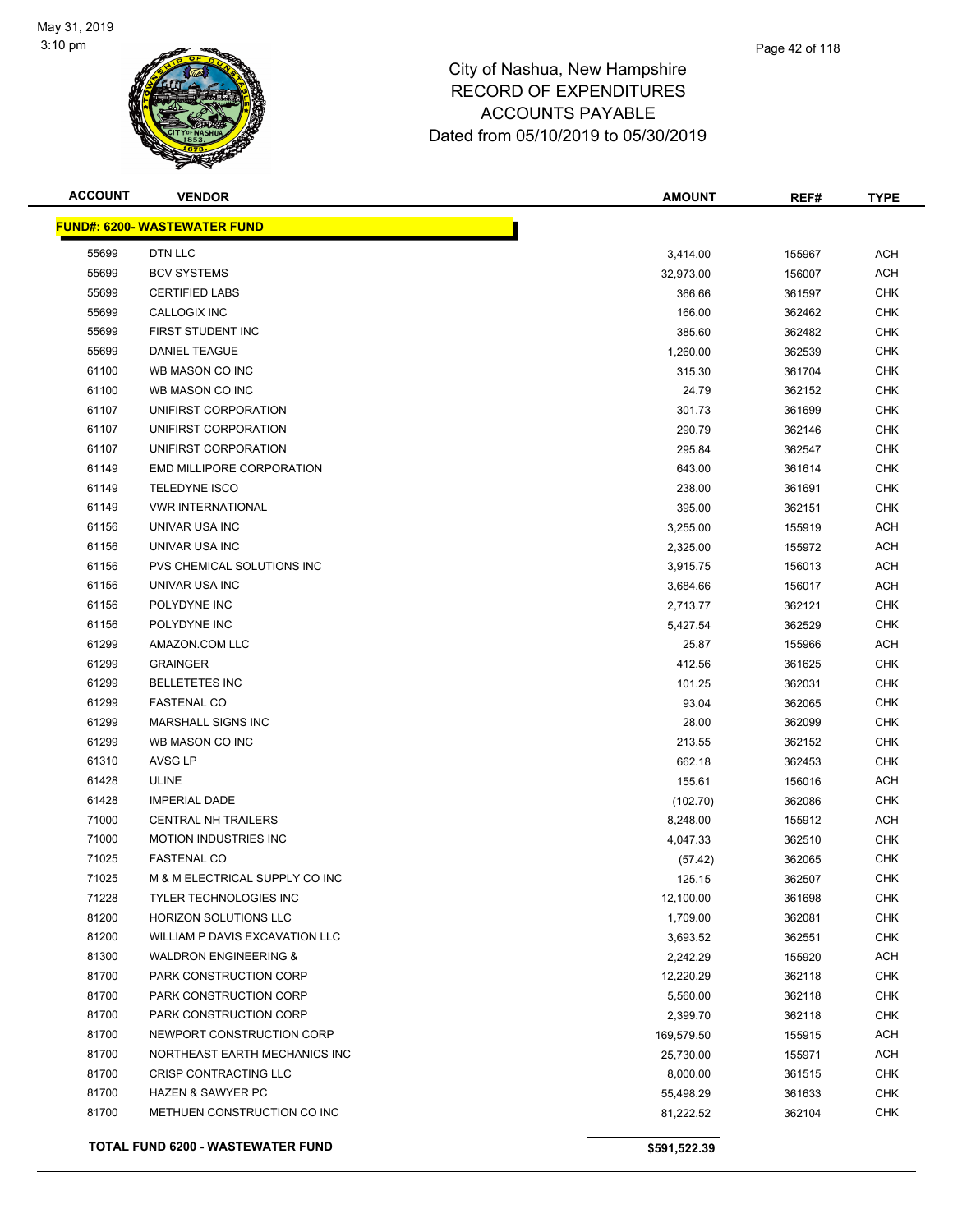# City of Nashua, New Hampshire
## RECORD OF EXPENDITURES
## ACCOUNTS PAYABLE
## Dated from 05/10/2019 to 05/30/2019

May 31, 2019
3:10 pm

| ACCOUNT | VENDOR | AMOUNT | REF# | TYPE |
|---|---|---|---|---|
| **FUND#: 6200- WASTEWATER FUND** | | | | |
| 55699 | DTN LLC | 3,414.00 | 155967 | ACH |
| 55699 | BCV SYSTEMS | 32,973.00 | 156007 | ACH |
| 55699 | CERTIFIED LABS | 366.66 | 361597 | CHK |
| 55699 | CALLOGIX INC | 166.00 | 362462 | CHK |
| 55699 | FIRST STUDENT INC | 385.60 | 362482 | CHK |
| 55699 | DANIEL TEAGUE | 1,260.00 | 362539 | CHK |
| 61100 | WB MASON CO INC | 315.30 | 361704 | CHK |
| 61100 | WB MASON CO INC | 24.79 | 362152 | CHK |
| 61107 | UNIFIRST CORPORATION | 301.73 | 361699 | CHK |
| 61107 | UNIFIRST CORPORATION | 290.79 | 362146 | CHK |
| 61107 | UNIFIRST CORPORATION | 295.84 | 362547 | CHK |
| 61149 | EMD MILLIPORE CORPORATION | 643.00 | 361614 | CHK |
| 61149 | TELEDYNE ISCO | 238.00 | 361691 | CHK |
| 61149 | VWR INTERNATIONAL | 395.00 | 362151 | CHK |
| 61156 | UNIVAR USA INC | 3,255.00 | 155919 | ACH |
| 61156 | UNIVAR USA INC | 2,325.00 | 155972 | ACH |
| 61156 | PVS CHEMICAL SOLUTIONS INC | 3,915.75 | 156013 | ACH |
| 61156 | UNIVAR USA INC | 3,684.66 | 156017 | ACH |
| 61156 | POLYDYNE INC | 2,713.77 | 362121 | CHK |
| 61156 | POLYDYNE INC | 5,427.54 | 362529 | CHK |
| 61299 | AMAZON.COM LLC | 25.87 | 155966 | ACH |
| 61299 | GRAINGER | 412.56 | 361625 | CHK |
| 61299 | BELLETETES INC | 101.25 | 362031 | CHK |
| 61299 | FASTENAL CO | 93.04 | 362065 | CHK |
| 61299 | MARSHALL SIGNS INC | 28.00 | 362099 | CHK |
| 61299 | WB MASON CO INC | 213.55 | 362152 | CHK |
| 61310 | AVSG LP | 662.18 | 362453 | CHK |
| 61428 | ULINE | 155.61 | 156016 | ACH |
| 61428 | IMPERIAL DADE | (102.70) | 362086 | CHK |
| 71000 | CENTRAL NH TRAILERS | 8,248.00 | 155912 | ACH |
| 71000 | MOTION INDUSTRIES INC | 4,047.33 | 362510 | CHK |
| 71025 | FASTENAL CO | (57.42) | 362065 | CHK |
| 71025 | M & M ELECTRICAL SUPPLY CO INC | 125.15 | 362507 | CHK |
| 71228 | TYLER TECHNOLOGIES INC | 12,100.00 | 361698 | CHK |
| 81200 | HORIZON SOLUTIONS LLC | 1,709.00 | 362081 | CHK |
| 81200 | WILLIAM P DAVIS EXCAVATION LLC | 3,693.52 | 362551 | CHK |
| 81300 | WALDRON ENGINEERING & | 2,242.29 | 155920 | ACH |
| 81700 | PARK CONSTRUCTION CORP | 12,220.29 | 362118 | CHK |
| 81700 | PARK CONSTRUCTION CORP | 5,560.00 | 362118 | CHK |
| 81700 | PARK CONSTRUCTION CORP | 2,399.70 | 362118 | CHK |
| 81700 | NEWPORT CONSTRUCTION CORP | 169,579.50 | 155915 | ACH |
| 81700 | NORTHEAST EARTH MECHANICS INC | 25,730.00 | 155971 | ACH |
| 81700 | CRISP CONTRACTING LLC | 8,000.00 | 361515 | CHK |
| 81700 | HAZEN & SAWYER PC | 55,498.29 | 361633 | CHK |
| 81700 | METHUEN CONSTRUCTION CO INC | 81,222.52 | 362104 | CHK |
| **TOTAL FUND 6200 - WASTEWATER FUND** | | **$591,522.39** | | |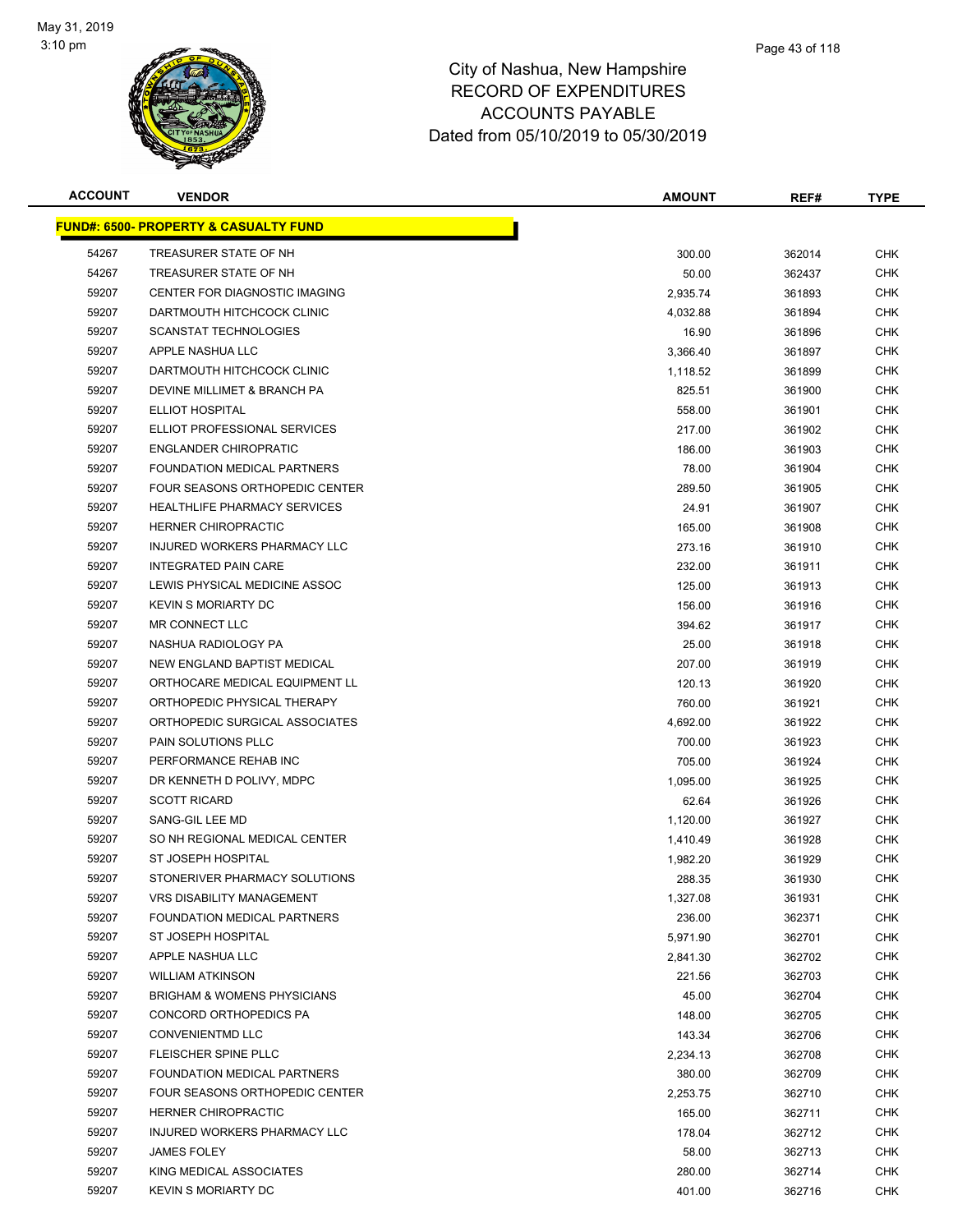# City of Nashua, New Hampshire
# RECORD OF EXPENDITURES
# ACCOUNTS PAYABLE
# Dated from 05/10/2019 to 05/30/2019

| ACCOUNT | VENDOR | AMOUNT | REF# | TYPE |
|---|---|---|---|---|
| **FUND#: 6500- PROPERTY & CASUALTY FUND** | | | | |
| 54267 | TREASURER STATE OF NH | 300.00 | 362014 | CHK |
| 54267 | TREASURER STATE OF NH | 50.00 | 362437 | CHK |
| 59207 | CENTER FOR DIAGNOSTIC IMAGING | 2,935.74 | 361893 | CHK |
| 59207 | DARTMOUTH HITCHCOCK CLINIC | 4,032.88 | 361894 | CHK |
| 59207 | SCANSTAT TECHNOLOGIES | 16.90 | 361896 | CHK |
| 59207 | APPLE NASHUA LLC | 3,366.40 | 361897 | CHK |
| 59207 | DARTMOUTH HITCHCOCK CLINIC | 1,118.52 | 361899 | CHK |
| 59207 | DEVINE MILLIMET & BRANCH PA | 825.51 | 361900 | CHK |
| 59207 | ELLIOT HOSPITAL | 558.00 | 361901 | CHK |
| 59207 | ELLIOT PROFESSIONAL SERVICES | 217.00 | 361902 | CHK |
| 59207 | ENGLANDER CHIROPRATIC | 186.00 | 361903 | CHK |
| 59207 | FOUNDATION MEDICAL PARTNERS | 78.00 | 361904 | CHK |
| 59207 | FOUR SEASONS ORTHOPEDIC CENTER | 289.50 | 361905 | CHK |
| 59207 | HEALTHLIFE PHARMACY SERVICES | 24.91 | 361907 | CHK |
| 59207 | HERNER CHIROPRACTIC | 165.00 | 361908 | CHK |
| 59207 | INJURED WORKERS PHARMACY LLC | 273.16 | 361910 | CHK |
| 59207 | INTEGRATED PAIN CARE | 232.00 | 361911 | CHK |
| 59207 | LEWIS PHYSICAL MEDICINE ASSOC | 125.00 | 361913 | CHK |
| 59207 | KEVIN S MORIARTY DC | 156.00 | 361916 | CHK |
| 59207 | MR CONNECT LLC | 394.62 | 361917 | CHK |
| 59207 | NASHUA RADIOLOGY PA | 25.00 | 361918 | CHK |
| 59207 | NEW ENGLAND BAPTIST MEDICAL | 207.00 | 361919 | CHK |
| 59207 | ORTHOCARE MEDICAL EQUIPMENT LL | 120.13 | 361920 | CHK |
| 59207 | ORTHOPEDIC PHYSICAL THERAPY | 760.00 | 361921 | CHK |
| 59207 | ORTHOPEDIC SURGICAL ASSOCIATES | 4,692.00 | 361922 | CHK |
| 59207 | PAIN SOLUTIONS PLLC | 700.00 | 361923 | CHK |
| 59207 | PERFORMANCE REHAB INC | 705.00 | 361924 | CHK |
| 59207 | DR KENNETH D POLIVY, MDPC | 1,095.00 | 361925 | CHK |
| 59207 | SCOTT RICARD | 62.64 | 361926 | CHK |
| 59207 | SANG-GIL LEE MD | 1,120.00 | 361927 | CHK |
| 59207 | SO NH REGIONAL MEDICAL CENTER | 1,410.49 | 361928 | CHK |
| 59207 | ST JOSEPH HOSPITAL | 1,982.20 | 361929 | CHK |
| 59207 | STONERIVER PHARMACY SOLUTIONS | 288.35 | 361930 | CHK |
| 59207 | VRS DISABILITY MANAGEMENT | 1,327.08 | 361931 | CHK |
| 59207 | FOUNDATION MEDICAL PARTNERS | 236.00 | 362371 | CHK |
| 59207 | ST JOSEPH HOSPITAL | 5,971.90 | 362701 | CHK |
| 59207 | APPLE NASHUA LLC | 2,841.30 | 362702 | CHK |
| 59207 | WILLIAM ATKINSON | 221.56 | 362703 | CHK |
| 59207 | BRIGHAM & WOMENS PHYSICIANS | 45.00 | 362704 | CHK |
| 59207 | CONCORD ORTHOPEDICS PA | 148.00 | 362705 | CHK |
| 59207 | CONVENIENTMD LLC | 143.34 | 362706 | CHK |
| 59207 | FLEISCHER SPINE PLLC | 2,234.13 | 362708 | CHK |
| 59207 | FOUNDATION MEDICAL PARTNERS | 380.00 | 362709 | CHK |
| 59207 | FOUR SEASONS ORTHOPEDIC CENTER | 2,253.75 | 362710 | CHK |
| 59207 | HERNER CHIROPRACTIC | 165.00 | 362711 | CHK |
| 59207 | INJURED WORKERS PHARMACY LLC | 178.04 | 362712 | CHK |
| 59207 | JAMES FOLEY | 58.00 | 362713 | CHK |
| 59207 | KING MEDICAL ASSOCIATES | 280.00 | 362714 | CHK |
| 59207 | KEVIN S MORIARTY DC | 401.00 | 362716 | CHK |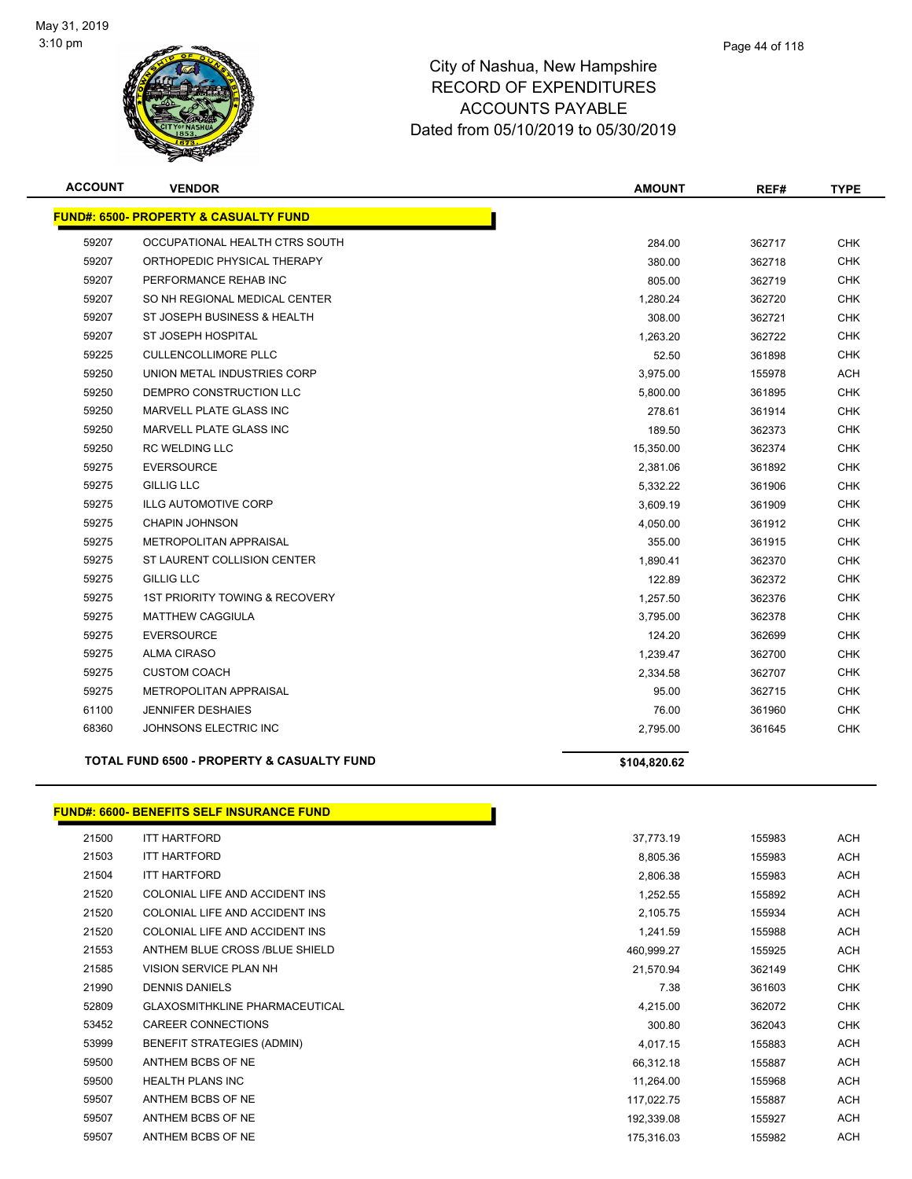May 31, 2019
3:10 pm

# City of Nashua, New Hampshire
## RECORD OF EXPENDITURES
## ACCOUNTS PAYABLE
## Dated from 05/10/2019 to 05/30/2019

| ACCOUNT | VENDOR | AMOUNT | REF# | TYPE |
|---|---|---|---|---|
| **FUND#: 6500- PROPERTY & CASUALTY FUND** | | | | |
| 59207 | OCCUPATIONAL HEALTH CTRS SOUTH | 284.00 | 362717 | CHK |
| 59207 | ORTHOPEDIC PHYSICAL THERAPY | 380.00 | 362718 | CHK |
| 59207 | PERFORMANCE REHAB INC | 805.00 | 362719 | CHK |
| 59207 | SO NH REGIONAL MEDICAL CENTER | 1,280.24 | 362720 | CHK |
| 59207 | ST JOSEPH BUSINESS & HEALTH | 308.00 | 362721 | CHK |
| 59207 | ST JOSEPH HOSPITAL | 1,263.20 | 362722 | CHK |
| 59225 | CULLENCOLLIMORE PLLC | 52.50 | 361898 | CHK |
| 59250 | UNION METAL INDUSTRIES CORP | 3,975.00 | 155978 | ACH |
| 59250 | DEMPRO CONSTRUCTION LLC | 5,800.00 | 361895 | CHK |
| 59250 | MARVELL PLATE GLASS INC | 278.61 | 361914 | CHK |
| 59250 | MARVELL PLATE GLASS INC | 189.50 | 362373 | CHK |
| 59250 | RC WELDING LLC | 15,350.00 | 362374 | CHK |
| 59275 | EVERSOURCE | 2,381.06 | 361892 | CHK |
| 59275 | GILLIG LLC | 5,332.22 | 361906 | CHK |
| 59275 | ILLG AUTOMOTIVE CORP | 3,609.19 | 361909 | CHK |
| 59275 | CHAPIN JOHNSON | 4,050.00 | 361912 | CHK |
| 59275 | METROPOLITAN APPRAISAL | 355.00 | 361915 | CHK |
| 59275 | ST LAURENT COLLISION CENTER | 1,890.41 | 362370 | CHK |
| 59275 | GILLIG LLC | 122.89 | 362372 | CHK |
| 59275 | 1ST PRIORITY TOWING & RECOVERY | 1,257.50 | 362376 | CHK |
| 59275 | MATTHEW CAGGIULA | 3,795.00 | 362378 | CHK |
| 59275 | EVERSOURCE | 124.20 | 362699 | CHK |
| 59275 | ALMA CIRASO | 1,239.47 | 362700 | CHK |
| 59275 | CUSTOM COACH | 2,334.58 | 362707 | CHK |
| 59275 | METROPOLITAN APPRAISAL | 95.00 | 362715 | CHK |
| 61100 | JENNIFER DESHAIES | 76.00 | 361960 | CHK |
| 68360 | JOHNSONS ELECTRIC INC | 2,795.00 | 361645 | CHK |
| **TOTAL FUND 6500 - PROPERTY & CASUALTY FUND** | | **$104,820.62** | | |
| **FUND#: 6600- BENEFITS SELF INSURANCE FUND** | | | | |
| 21500 | ITT HARTFORD | 37,773.19 | 155983 | ACH |
| 21503 | ITT HARTFORD | 8,805.36 | 155983 | ACH |
| 21504 | ITT HARTFORD | 2,806.38 | 155983 | ACH |
| 21520 | COLONIAL LIFE AND ACCIDENT INS | 1,252.55 | 155892 | ACH |
| 21520 | COLONIAL LIFE AND ACCIDENT INS | 2,105.75 | 155934 | ACH |
| 21520 | COLONIAL LIFE AND ACCIDENT INS | 1,241.59 | 155988 | ACH |
| 21553 | ANTHEM BLUE CROSS /BLUE SHIELD | 460,999.27 | 155925 | ACH |
| 21585 | VISION SERVICE PLAN NH | 21,570.94 | 362149 | CHK |
| 21990 | DENNIS DANIELS | 7.38 | 361603 | CHK |
| 52809 | GLAXOSMITHKLINE PHARMACEUTICAL | 4,215.00 | 362072 | CHK |
| 53452 | CAREER CONNECTIONS | 300.80 | 362043 | CHK |
| 53999 | BENEFIT STRATEGIES (ADMIN) | 4,017.15 | 155883 | ACH |
| 59500 | ANTHEM BCBS OF NE | 66,312.18 | 155887 | ACH |
| 59500 | HEALTH PLANS INC | 11,264.00 | 155968 | ACH |
| 59507 | ANTHEM BCBS OF NE | 117,022.75 | 155887 | ACH |
| 59507 | ANTHEM BCBS OF NE | 192,339.08 | 155927 | ACH |
| 59507 | ANTHEM BCBS OF NE | 175,316.03 | 155982 | ACH |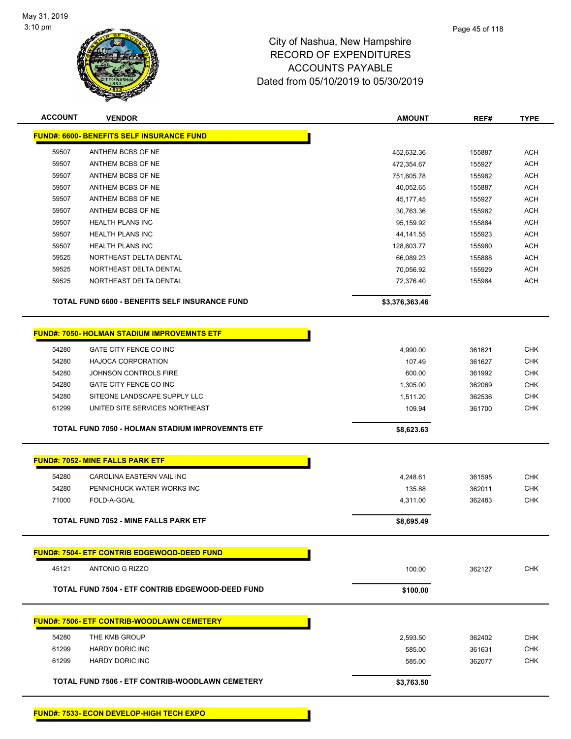# City of Nashua, New Hampshire
## RECORD OF EXPENDITURES
## ACCOUNTS PAYABLE
## Dated from 05/10/2019 to 05/30/2019

| ACCOUNT | VENDOR | AMOUNT | REF# | TYPE |
|---|---|---|---|---|
| **FUND#: 6600- BENEFITS SELF INSURANCE FUND** | | | | |
| 59507 | ANTHEM BCBS OF NE | 452,632.36 | 155887 | ACH |
| 59507 | ANTHEM BCBS OF NE | 472,354.67 | 155927 | ACH |
| 59507 | ANTHEM BCBS OF NE | 751,605.78 | 155982 | ACH |
| 59507 | ANTHEM BCBS OF NE | 40,052.65 | 155887 | ACH |
| 59507 | ANTHEM BCBS OF NE | 45,177.45 | 155927 | ACH |
| 59507 | ANTHEM BCBS OF NE | 30,763.36 | 155982 | ACH |
| 59507 | HEALTH PLANS INC | 95,159.92 | 155884 | ACH |
| 59507 | HEALTH PLANS INC | 44,141.55 | 155923 | ACH |
| 59507 | HEALTH PLANS INC | 128,603.77 | 155980 | ACH |
| 59525 | NORTHEAST DELTA DENTAL | 66,089.23 | 155888 | ACH |
| 59525 | NORTHEAST DELTA DENTAL | 70,056.92 | 155929 | ACH |
| 59525 | NORTHEAST DELTA DENTAL | 72,376.40 | 155984 | ACH |
| **TOTAL FUND 6600 - BENEFITS SELF INSURANCE FUND** | | **$3,376,363.46** | | |
| **FUND#: 7050- HOLMAN STADIUM IMPROVEMNTS ETF** | | | | |
| 54280 | GATE CITY FENCE CO INC | 4,990.00 | 361621 | CHK |
| 54280 | HAJOCA CORPORATION | 107.49 | 361627 | CHK |
| 54280 | JOHNSON CONTROLS FIRE | 600.00 | 361992 | CHK |
| 54280 | GATE CITY FENCE CO INC | 1,305.00 | 362069 | CHK |
| 54280 | SITEONE LANDSCAPE SUPPLY LLC | 1,511.20 | 362536 | CHK |
| 61299 | UNITED SITE SERVICES NORTHEAST | 109.94 | 361700 | CHK |
| **TOTAL FUND 7050 - HOLMAN STADIUM IMPROVEMNTS ETF** | | **$8,623.63** | | |
| **FUND#: 7052- MINE FALLS PARK ETF** | | | | |
| 54280 | CAROLINA EASTERN VAIL INC | 4,248.61 | 361595 | CHK |
| 54280 | PENNICHUCK WATER WORKS INC | 135.88 | 362011 | CHK |
| 71000 | FOLD-A-GOAL | 4,311.00 | 362483 | CHK |
| **TOTAL FUND 7052 - MINE FALLS PARK ETF** | | **$8,695.49** | | |
| **FUND#: 7504- ETF CONTRIB EDGEWOOD-DEED FUND** | | | | |
| 45121 | ANTONIO G RIZZO | 100.00 | 362127 | CHK |
| **TOTAL FUND 7504 - ETF CONTRIB EDGEWOOD-DEED FUND** | | **$100.00** | | |
| **FUND#: 7506- ETF CONTRIB-WOODLAWN CEMETERY** | | | | |
| 54280 | THE KMB GROUP | 2,593.50 | 362402 | CHK |
| 61299 | HARDY DORIC INC | 585.00 | 361631 | CHK |
| 61299 | HARDY DORIC INC | 585.00 | 362077 | CHK |
| **TOTAL FUND 7506 - ETF CONTRIB-WOODLAWN CEMETERY** | | **$3,763.50** | | |
| **FUND#: 7533- ECON DEVELOP-HIGH TECH EXPO** | | | | |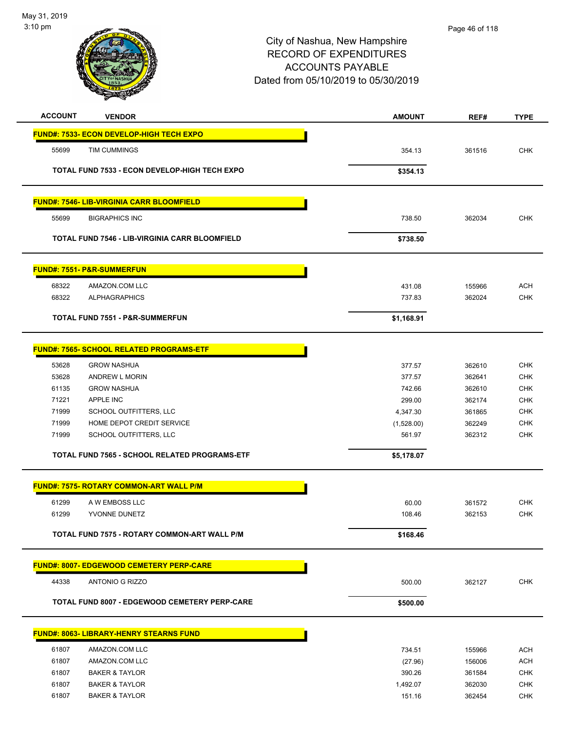City of Nashua, New Hampshire
RECORD OF EXPENDITURES
ACCOUNTS PAYABLE
Dated from 05/10/2019 to 05/30/2019

| ACCOUNT | VENDOR | AMOUNT | REF# | TYPE |
|---|---|---|---|---|
| **FUND#: 7533- ECON DEVELOP-HIGH TECH EXPO** | | | | |
| 55699 | TIM CUMMINGS | 354.13 | 361516 | CHK |
| **TOTAL FUND 7533 - ECON DEVELOP-HIGH TECH EXPO** | | **$354.13** | | |
| **FUND#: 7546- LIB-VIRGINIA CARR BLOOMFIELD** | | | | |
| 55699 | BIGRAPHICS INC | 738.50 | 362034 | CHK |
| **TOTAL FUND 7546 - LIB-VIRGINIA CARR BLOOMFIELD** | | **$738.50** | | |
| **FUND#: 7551- P&R-SUMMERFUN** | | | | |
| 68322 | AMAZON.COM LLC | 431.08 | 155966 | ACH |
| 68322 | ALPHAGRAPHICS | 737.83 | 362024 | CHK |
| **TOTAL FUND 7551 - P&R-SUMMERFUN** | | **$1,168.91** | | |
| **FUND#: 7565- SCHOOL RELATED PROGRAMS-ETF** | | | | |
| 53628 | GROW NASHUA | 377.57 | 362610 | CHK |
| 53628 | ANDREW L MORIN | 377.57 | 362641 | CHK |
| 61135 | GROW NASHUA | 742.66 | 362610 | CHK |
| 71221 | APPLE INC | 299.00 | 362174 | CHK |
| 71999 | SCHOOL OUTFITTERS, LLC | 4,347.30 | 361865 | CHK |
| 71999 | HOME DEPOT CREDIT SERVICE | (1,528.00) | 362249 | CHK |
| 71999 | SCHOOL OUTFITTERS, LLC | 561.97 | 362312 | CHK |
| **TOTAL FUND 7565 - SCHOOL RELATED PROGRAMS-ETF** | | **$5,178.07** | | |
| **FUND#: 7575- ROTARY COMMON-ART WALL P/M** | | | | |
| 61299 | A W EMBOSS LLC | 60.00 | 361572 | CHK |
| 61299 | YVONNE DUNETZ | 108.46 | 362153 | CHK |
| **TOTAL FUND 7575 - ROTARY COMMON-ART WALL P/M** | | **$168.46** | | |
| **FUND#: 8007- EDGEWOOD CEMETERY PERP-CARE** | | | | |
| 44338 | ANTONIO G RIZZO | 500.00 | 362127 | CHK |
| **TOTAL FUND 8007 - EDGEWOOD CEMETERY PERP-CARE** | | **$500.00** | | |
| **FUND#: 8063- LIBRARY-HENRY STEARNS FUND** | | | | |
| 61807 | AMAZON.COM LLC | 734.51 | 155966 | ACH |
| 61807 | AMAZON.COM LLC | (27.96) | 156006 | ACH |
| 61807 | BAKER & TAYLOR | 390.26 | 361584 | CHK |
| 61807 | BAKER & TAYLOR | 1,492.07 | 362030 | CHK |
| 61807 | BAKER & TAYLOR | 151.16 | 362454 | CHK |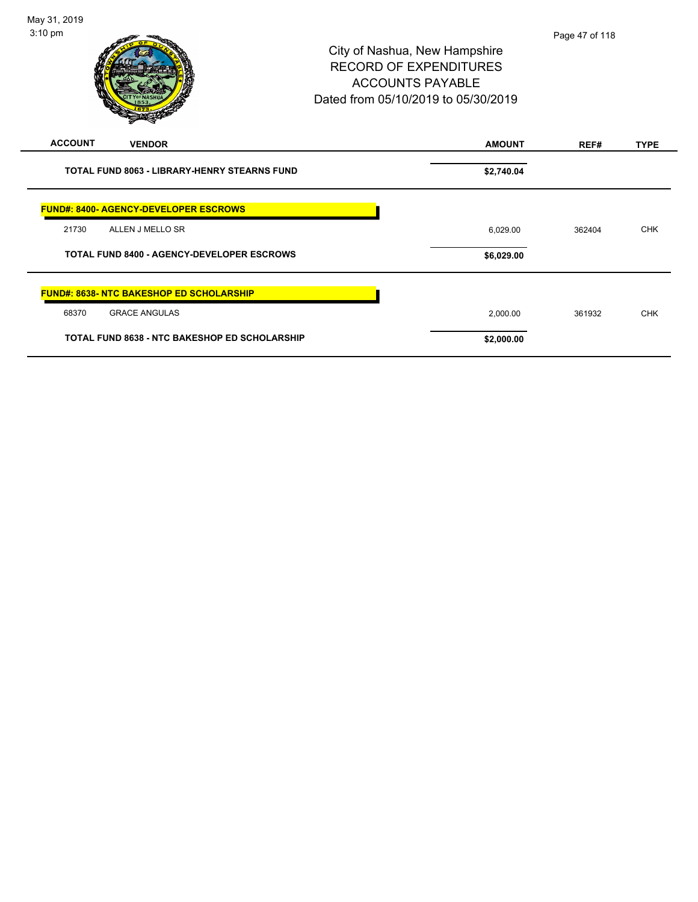City of Nashua, New Hampshire
RECORD OF EXPENDITURES
ACCOUNTS PAYABLE
Dated from 05/10/2019 to 05/30/2019

| ACCOUNT | VENDOR | AMOUNT | REF# | TYPE |
|---|---|---|---|---|
| | **TOTAL FUND 8063 - LIBRARY-HENRY STEARNS FUND** | **$2,740.04** | | |
| | **FUND#: 8400- AGENCY-DEVELOPER ESCROWS** | | | |
| 21730 | ALLEN J MELLO SR | 6,029.00 | 362404 | CHK |
| | **TOTAL FUND 8400 - AGENCY-DEVELOPER ESCROWS** | **$6,029.00** | | |
| | **FUND#: 8638- NTC BAKESHOP ED SCHOLARSHIP** | | | |
| 68370 | GRACE ANGULAS | 2,000.00 | 361932 | CHK |
| | **TOTAL FUND 8638 - NTC BAKESHOP ED SCHOLARSHIP** | **$2,000.00** | | |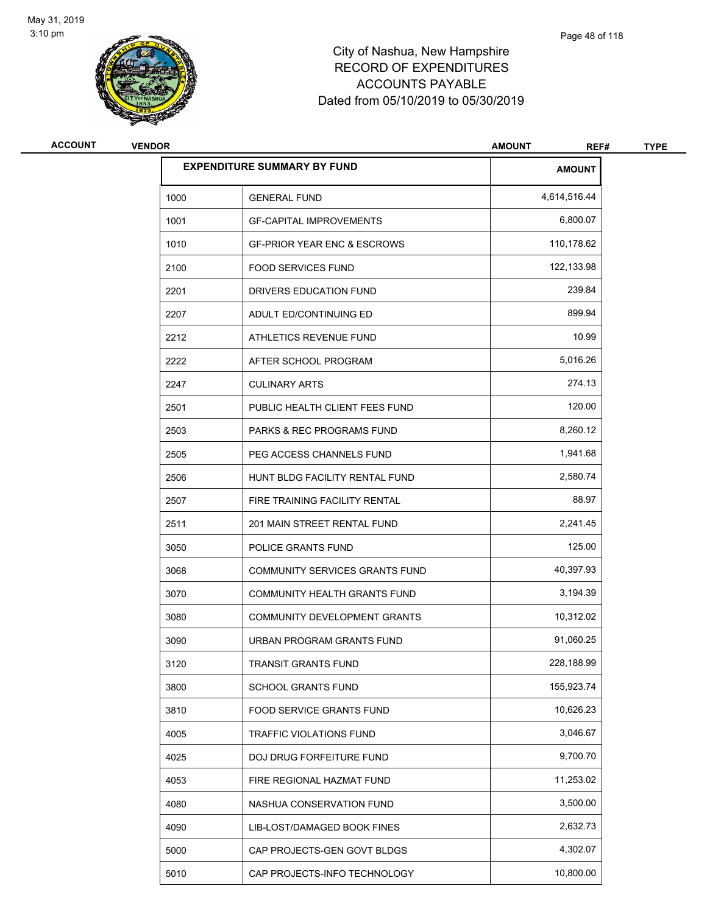# City of Nashua, New Hampshire
## RECORD OF EXPENDITURES
## ACCOUNTS PAYABLE
### Dated from 05/10/2019 to 05/30/2019

| ACCOUNT | VENDOR | AMOUNT | REF# | TYPE |
|---|---|---|---|---|

| EXPENDITURE SUMMARY BY FUND | | AMOUNT |
|---|---|---|
| 1000 | GENERAL FUND | 4,614,516.44 |
| 1001 | GF-CAPITAL IMPROVEMENTS | 6,800.07 |
| 1010 | GF-PRIOR YEAR ENC & ESCROWS | 110,178.62 |
| 2100 | FOOD SERVICES FUND | 122,133.98 |
| 2201 | DRIVERS EDUCATION FUND | 239.84 |
| 2207 | ADULT ED/CONTINUING ED | 899.94 |
| 2212 | ATHLETICS REVENUE FUND | 10.99 |
| 2222 | AFTER SCHOOL PROGRAM | 5,016.26 |
| 2247 | CULINARY ARTS | 274.13 |
| 2501 | PUBLIC HEALTH CLIENT FEES FUND | 120.00 |
| 2503 | PARKS & REC PROGRAMS FUND | 8,260.12 |
| 2505 | PEG ACCESS CHANNELS FUND | 1,941.68 |
| 2506 | HUNT BLDG FACILITY RENTAL FUND | 2,580.74 |
| 2507 | FIRE TRAINING FACILITY RENTAL | 88.97 |
| 2511 | 201 MAIN STREET RENTAL FUND | 2,241.45 |
| 3050 | POLICE GRANTS FUND | 125.00 |
| 3068 | COMMUNITY SERVICES GRANTS FUND | 40,397.93 |
| 3070 | COMMUNITY HEALTH GRANTS FUND | 3,194.39 |
| 3080 | COMMUNITY DEVELOPMENT GRANTS | 10,312.02 |
| 3090 | URBAN PROGRAM GRANTS FUND | 91,060.25 |
| 3120 | TRANSIT GRANTS FUND | 228,188.99 |
| 3800 | SCHOOL GRANTS FUND | 155,923.74 |
| 3810 | FOOD SERVICE GRANTS FUND | 10,626.23 |
| 4005 | TRAFFIC VIOLATIONS FUND | 3,046.67 |
| 4025 | DOJ DRUG FORFEITURE FUND | 9,700.70 |
| 4053 | FIRE REGIONAL HAZMAT FUND | 11,253.02 |
| 4080 | NASHUA CONSERVATION FUND | 3,500.00 |
| 4090 | LIB-LOST/DAMAGED BOOK FINES | 2,632.73 |
| 5000 | CAP PROJECTS-GEN GOVT BLDGS | 4,302.07 |
| 5010 | CAP PROJECTS-INFO TECHNOLOGY | 10,800.00 |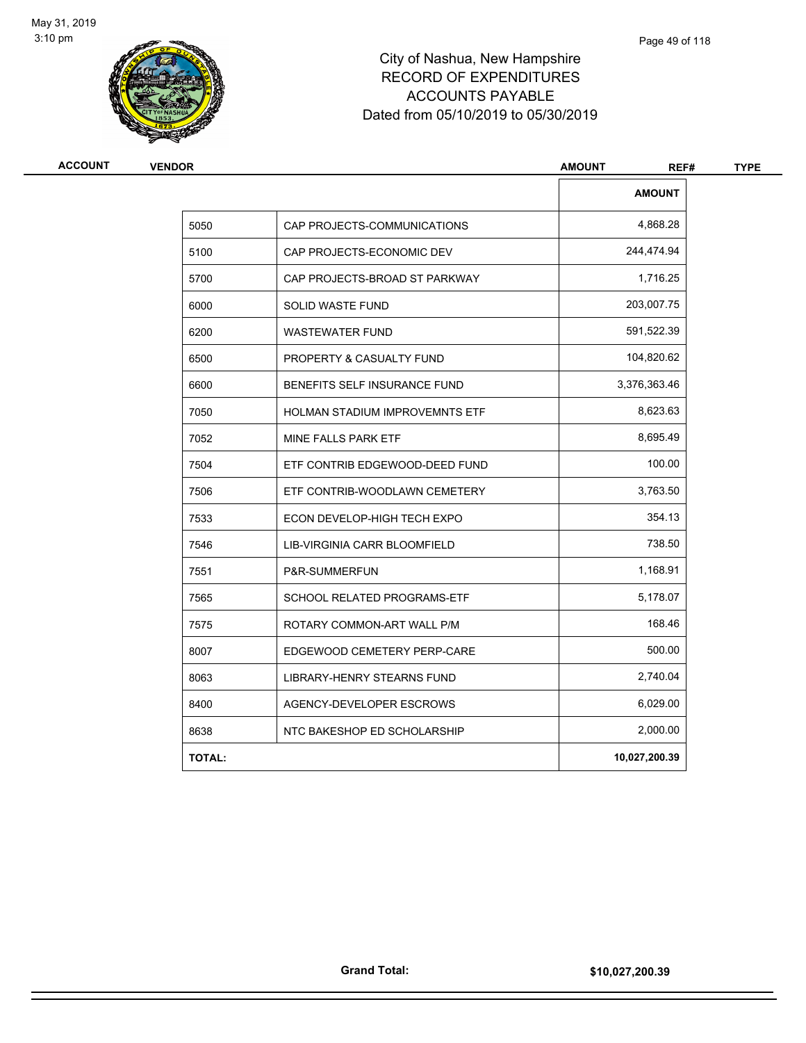# City of Nashua, New Hampshire
# RECORD OF EXPENDITURES
# ACCOUNTS PAYABLE
# Dated from 05/10/2019 to 05/30/2019

| ACCOUNT | VENDOR | AMOUNT | REF# | TYPE |
|---|---|---|---|---|

| | | AMOUNT |
|---|---|---|
| 5050 | CAP PROJECTS-COMMUNICATIONS | 4,868.28 |
| 5100 | CAP PROJECTS-ECONOMIC DEV | 244,474.94 |
| 5700 | CAP PROJECTS-BROAD ST PARKWAY | 1,716.25 |
| 6000 | SOLID WASTE FUND | 203,007.75 |
| 6200 | WASTEWATER FUND | 591,522.39 |
| 6500 | PROPERTY & CASUALTY FUND | 104,820.62 |
| 6600 | BENEFITS SELF INSURANCE FUND | 3,376,363.46 |
| 7050 | HOLMAN STADIUM IMPROVEMNTS ETF | 8,623.63 |
| 7052 | MINE FALLS PARK ETF | 8,695.49 |
| 7504 | ETF CONTRIB EDGEWOOD-DEED FUND | 100.00 |
| 7506 | ETF CONTRIB-WOODLAWN CEMETERY | 3,763.50 |
| 7533 | ECON DEVELOP-HIGH TECH EXPO | 354.13 |
| 7546 | LIB-VIRGINIA CARR BLOOMFIELD | 738.50 |
| 7551 | P&R-SUMMERFUN | 1,168.91 |
| 7565 | SCHOOL RELATED PROGRAMS-ETF | 5,178.07 |
| 7575 | ROTARY COMMON-ART WALL P/M | 168.46 |
| 8007 | EDGEWOOD CEMETERY PERP-CARE | 500.00 |
| 8063 | LIBRARY-HENRY STEARNS FUND | 2,740.04 |
| 8400 | AGENCY-DEVELOPER ESCROWS | 6,029.00 |
| 8638 | NTC BAKESHOP ED SCHOLARSHIP | 2,000.00 |
| **TOTAL:** | | **10,027,200.39** |

**Grand Total:** **$10,027,200.39**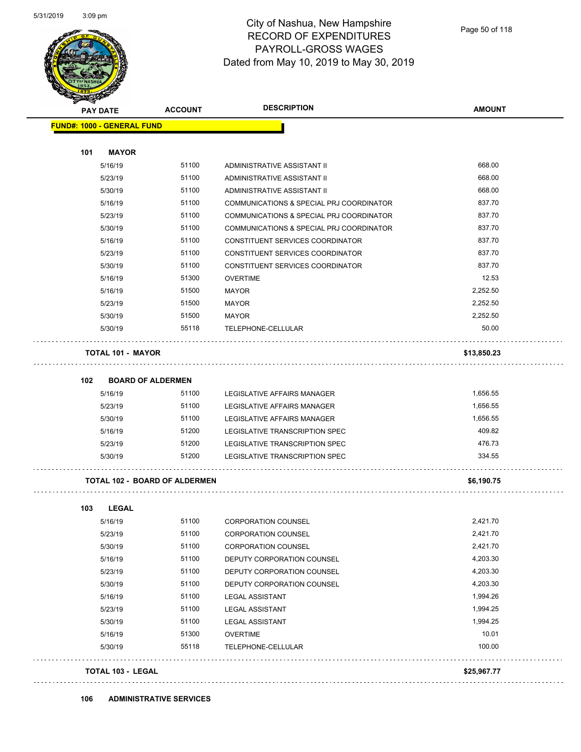# City of Nashua, New Hampshire
## RECORD OF EXPENDITURES
## PAYROLL-GROSS WAGES
## Dated from May 10, 2019 to May 30, 2019

| PAY DATE | ACCOUNT | DESCRIPTION | AMOUNT |
|---|---|---|---|
| **FUND#: 1000 - GENERAL FUND** | | | |
| **101 MAYOR** | | | |
| 5/16/19 | 51100 | ADMINISTRATIVE ASSISTANT II | 668.00 |
| 5/23/19 | 51100 | ADMINISTRATIVE ASSISTANT II | 668.00 |
| 5/30/19 | 51100 | ADMINISTRATIVE ASSISTANT II | 668.00 |
| 5/16/19 | 51100 | COMMUNICATIONS & SPECIAL PRJ COORDINATOR | 837.70 |
| 5/23/19 | 51100 | COMMUNICATIONS & SPECIAL PRJ COORDINATOR | 837.70 |
| 5/30/19 | 51100 | COMMUNICATIONS & SPECIAL PRJ COORDINATOR | 837.70 |
| 5/16/19 | 51100 | CONSTITUENT SERVICES COORDINATOR | 837.70 |
| 5/23/19 | 51100 | CONSTITUENT SERVICES COORDINATOR | 837.70 |
| 5/30/19 | 51100 | CONSTITUENT SERVICES COORDINATOR | 837.70 |
| 5/16/19 | 51300 | OVERTIME | 12.53 |
| 5/16/19 | 51500 | MAYOR | 2,252.50 |
| 5/23/19 | 51500 | MAYOR | 2,252.50 |
| 5/30/19 | 51500 | MAYOR | 2,252.50 |
| 5/30/19 | 55118 | TELEPHONE-CELLULAR | 50.00 |
| **TOTAL 101 - MAYOR** | | | **$13,850.23** |
| **102 BOARD OF ALDERMEN** | | | |
| 5/16/19 | 51100 | LEGISLATIVE AFFAIRS MANAGER | 1,656.55 |
| 5/23/19 | 51100 | LEGISLATIVE AFFAIRS MANAGER | 1,656.55 |
| 5/30/19 | 51100 | LEGISLATIVE AFFAIRS MANAGER | 1,656.55 |
| 5/16/19 | 51200 | LEGISLATIVE TRANSCRIPTION SPEC | 409.82 |
| 5/23/19 | 51200 | LEGISLATIVE TRANSCRIPTION SPEC | 476.73 |
| 5/30/19 | 51200 | LEGISLATIVE TRANSCRIPTION SPEC | 334.55 |
| **TOTAL 102 - BOARD OF ALDERMEN** | | | **$6,190.75** |
| **103 LEGAL** | | | |
| 5/16/19 | 51100 | CORPORATION COUNSEL | 2,421.70 |
| 5/23/19 | 51100 | CORPORATION COUNSEL | 2,421.70 |
| 5/30/19 | 51100 | CORPORATION COUNSEL | 2,421.70 |
| 5/16/19 | 51100 | DEPUTY CORPORATION COUNSEL | 4,203.30 |
| 5/23/19 | 51100 | DEPUTY CORPORATION COUNSEL | 4,203.30 |
| 5/30/19 | 51100 | DEPUTY CORPORATION COUNSEL | 4,203.30 |
| 5/16/19 | 51100 | LEGAL ASSISTANT | 1,994.26 |
| 5/23/19 | 51100 | LEGAL ASSISTANT | 1,994.25 |
| 5/30/19 | 51100 | LEGAL ASSISTANT | 1,994.25 |
| 5/16/19 | 51300 | OVERTIME | 10.01 |
| 5/30/19 | 55118 | TELEPHONE-CELLULAR | 100.00 |
| **TOTAL 103 - LEGAL** | | | **$25,967.77** |
| **106 ADMINISTRATIVE SERVICES** | | | |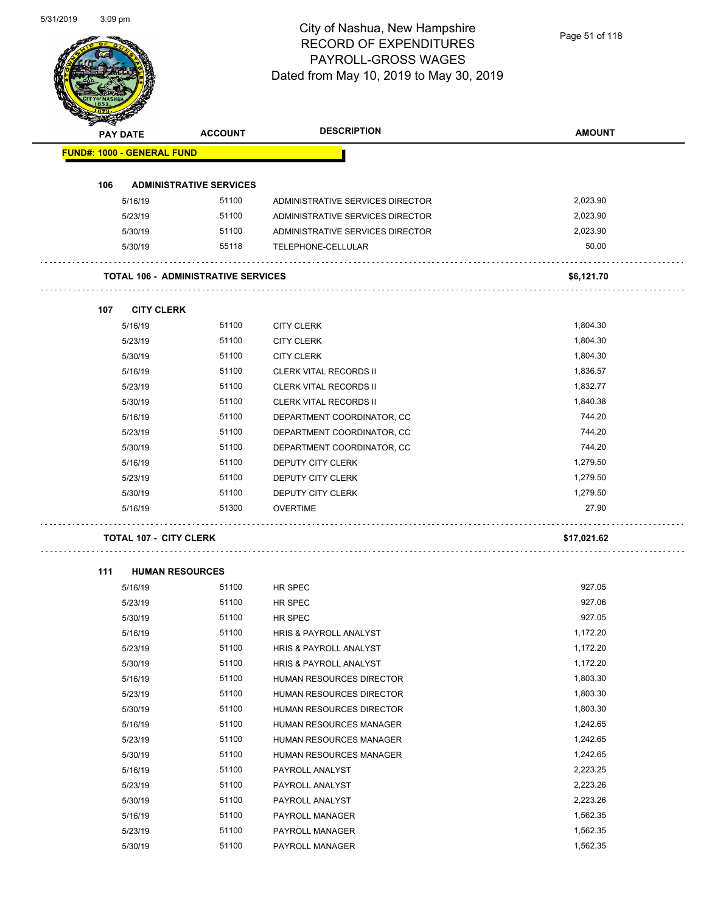# City of Nashua, New Hampshire
## RECORD OF EXPENDITURES
## PAYROLL-GROSS WAGES
## Dated from May 10, 2019 to May 30, 2019

| PAY DATE | ACCOUNT | DESCRIPTION | AMOUNT |
|---|---|---|---|
| **FUND#: 1000 - GENERAL FUND** | | | |
| **106 ADMINISTRATIVE SERVICES** | | | |
| 5/16/19 | 51100 | ADMINISTRATIVE SERVICES DIRECTOR | 2,023.90 |
| 5/23/19 | 51100 | ADMINISTRATIVE SERVICES DIRECTOR | 2,023.90 |
| 5/30/19 | 51100 | ADMINISTRATIVE SERVICES DIRECTOR | 2,023.90 |
| 5/30/19 | 55118 | TELEPHONE-CELLULAR | 50.00 |
| **TOTAL 106 - ADMINISTRATIVE SERVICES** | | | **$6,121.70** |
| **107 CITY CLERK** | | | |
| 5/16/19 | 51100 | CITY CLERK | 1,804.30 |
| 5/23/19 | 51100 | CITY CLERK | 1,804.30 |
| 5/30/19 | 51100 | CITY CLERK | 1,804.30 |
| 5/16/19 | 51100 | CLERK VITAL RECORDS II | 1,836.57 |
| 5/23/19 | 51100 | CLERK VITAL RECORDS II | 1,832.77 |
| 5/30/19 | 51100 | CLERK VITAL RECORDS II | 1,840.38 |
| 5/16/19 | 51100 | DEPARTMENT COORDINATOR, CC | 744.20 |
| 5/23/19 | 51100 | DEPARTMENT COORDINATOR, CC | 744.20 |
| 5/30/19 | 51100 | DEPARTMENT COORDINATOR, CC | 744.20 |
| 5/16/19 | 51100 | DEPUTY CITY CLERK | 1,279.50 |
| 5/23/19 | 51100 | DEPUTY CITY CLERK | 1,279.50 |
| 5/30/19 | 51100 | DEPUTY CITY CLERK | 1,279.50 |
| 5/16/19 | 51300 | OVERTIME | 27.90 |
| **TOTAL 107 - CITY CLERK** | | | **$17,021.62** |
| **111 HUMAN RESOURCES** | | | |
| 5/16/19 | 51100 | HR SPEC | 927.05 |
| 5/23/19 | 51100 | HR SPEC | 927.06 |
| 5/30/19 | 51100 | HR SPEC | 927.05 |
| 5/16/19 | 51100 | HRIS & PAYROLL ANALYST | 1,172.20 |
| 5/23/19 | 51100 | HRIS & PAYROLL ANALYST | 1,172.20 |
| 5/30/19 | 51100 | HRIS & PAYROLL ANALYST | 1,172.20 |
| 5/16/19 | 51100 | HUMAN RESOURCES DIRECTOR | 1,803.30 |
| 5/23/19 | 51100 | HUMAN RESOURCES DIRECTOR | 1,803.30 |
| 5/30/19 | 51100 | HUMAN RESOURCES DIRECTOR | 1,803.30 |
| 5/16/19 | 51100 | HUMAN RESOURCES MANAGER | 1,242.65 |
| 5/23/19 | 51100 | HUMAN RESOURCES MANAGER | 1,242.65 |
| 5/30/19 | 51100 | HUMAN RESOURCES MANAGER | 1,242.65 |
| 5/16/19 | 51100 | PAYROLL ANALYST | 2,223.25 |
| 5/23/19 | 51100 | PAYROLL ANALYST | 2,223.26 |
| 5/30/19 | 51100 | PAYROLL ANALYST | 2,223.26 |
| 5/16/19 | 51100 | PAYROLL MANAGER | 1,562.35 |
| 5/23/19 | 51100 | PAYROLL MANAGER | 1,562.35 |
| 5/30/19 | 51100 | PAYROLL MANAGER | 1,562.35 |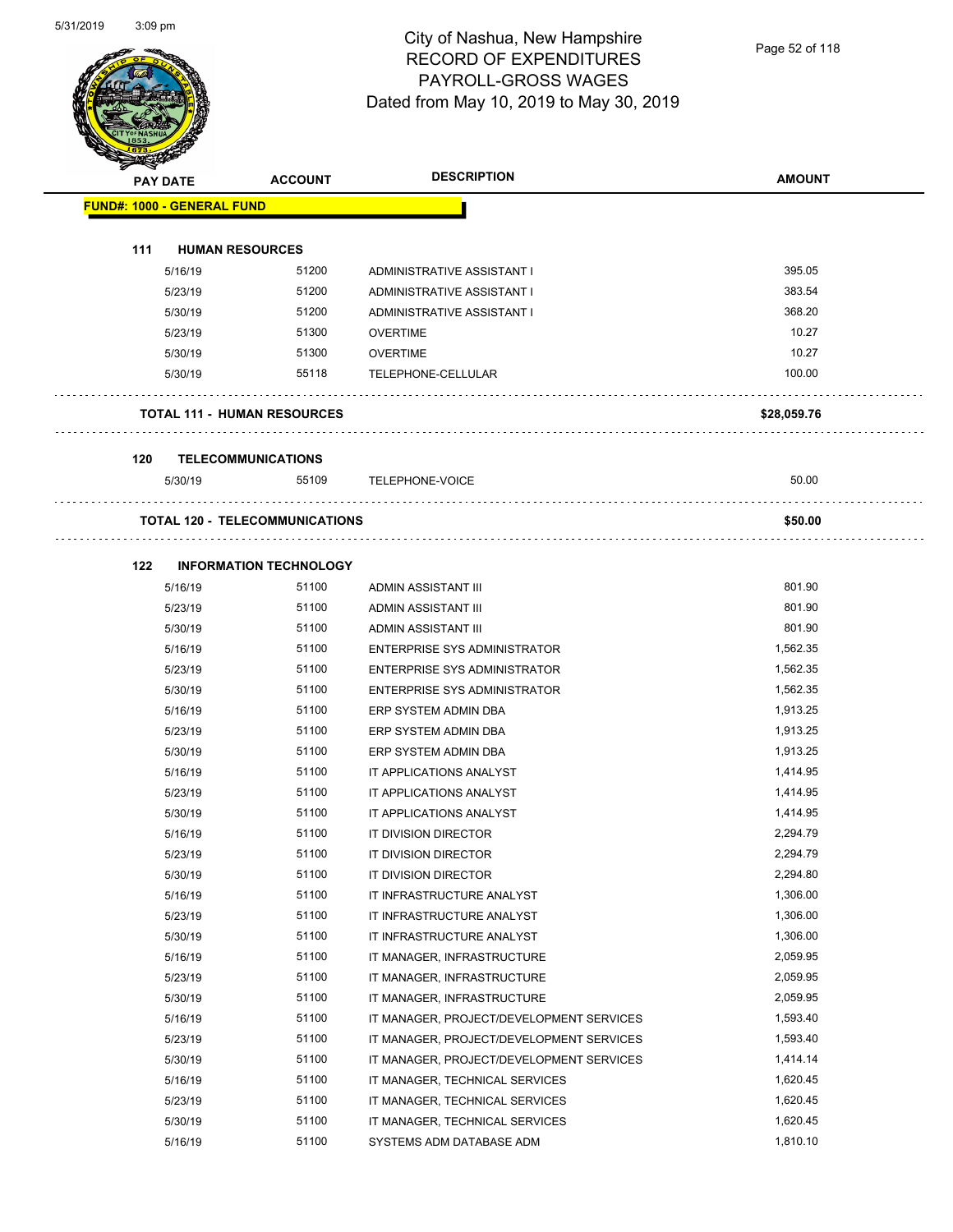City of Nashua, New Hampshire
RECORD OF EXPENDITURES
PAYROLL-GROSS WAGES
Dated from May 10, 2019 to May 30, 2019

| PAY DATE | ACCOUNT | DESCRIPTION | AMOUNT |
|---|---|---|---|
| **FUND#: 1000 - GENERAL FUND** | | | |
| **111 HUMAN RESOURCES** | | | |
| 5/16/19 | 51200 | ADMINISTRATIVE ASSISTANT I | 395.05 |
| 5/23/19 | 51200 | ADMINISTRATIVE ASSISTANT I | 383.54 |
| 5/30/19 | 51200 | ADMINISTRATIVE ASSISTANT I | 368.20 |
| 5/23/19 | 51300 | OVERTIME | 10.27 |
| 5/30/19 | 51300 | OVERTIME | 10.27 |
| 5/30/19 | 55118 | TELEPHONE-CELLULAR | 100.00 |
| **TOTAL 111 - HUMAN RESOURCES** | | | **$28,059.76** |
| **120 TELECOMMUNICATIONS** | | | |
| 5/30/19 | 55109 | TELEPHONE-VOICE | 50.00 |
| **TOTAL 120 - TELECOMMUNICATIONS** | | | **$50.00** |
| **122 INFORMATION TECHNOLOGY** | | | |
| 5/16/19 | 51100 | ADMIN ASSISTANT III | 801.90 |
| 5/23/19 | 51100 | ADMIN ASSISTANT III | 801.90 |
| 5/30/19 | 51100 | ADMIN ASSISTANT III | 801.90 |
| 5/16/19 | 51100 | ENTERPRISE SYS ADMINISTRATOR | 1,562.35 |
| 5/23/19 | 51100 | ENTERPRISE SYS ADMINISTRATOR | 1,562.35 |
| 5/30/19 | 51100 | ENTERPRISE SYS ADMINISTRATOR | 1,562.35 |
| 5/16/19 | 51100 | ERP SYSTEM ADMIN DBA | 1,913.25 |
| 5/23/19 | 51100 | ERP SYSTEM ADMIN DBA | 1,913.25 |
| 5/30/19 | 51100 | ERP SYSTEM ADMIN DBA | 1,913.25 |
| 5/16/19 | 51100 | IT APPLICATIONS ANALYST | 1,414.95 |
| 5/23/19 | 51100 | IT APPLICATIONS ANALYST | 1,414.95 |
| 5/30/19 | 51100 | IT APPLICATIONS ANALYST | 1,414.95 |
| 5/16/19 | 51100 | IT DIVISION DIRECTOR | 2,294.79 |
| 5/23/19 | 51100 | IT DIVISION DIRECTOR | 2,294.79 |
| 5/30/19 | 51100 | IT DIVISION DIRECTOR | 2,294.80 |
| 5/16/19 | 51100 | IT INFRASTRUCTURE ANALYST | 1,306.00 |
| 5/23/19 | 51100 | IT INFRASTRUCTURE ANALYST | 1,306.00 |
| 5/30/19 | 51100 | IT INFRASTRUCTURE ANALYST | 1,306.00 |
| 5/16/19 | 51100 | IT MANAGER, INFRASTRUCTURE | 2,059.95 |
| 5/23/19 | 51100 | IT MANAGER, INFRASTRUCTURE | 2,059.95 |
| 5/30/19 | 51100 | IT MANAGER, INFRASTRUCTURE | 2,059.95 |
| 5/16/19 | 51100 | IT MANAGER, PROJECT/DEVELOPMENT SERVICES | 1,593.40 |
| 5/23/19 | 51100 | IT MANAGER, PROJECT/DEVELOPMENT SERVICES | 1,593.40 |
| 5/30/19 | 51100 | IT MANAGER, PROJECT/DEVELOPMENT SERVICES | 1,414.14 |
| 5/16/19 | 51100 | IT MANAGER, TECHNICAL SERVICES | 1,620.45 |
| 5/23/19 | 51100 | IT MANAGER, TECHNICAL SERVICES | 1,620.45 |
| 5/30/19 | 51100 | IT MANAGER, TECHNICAL SERVICES | 1,620.45 |
| 5/16/19 | 51100 | SYSTEMS ADM DATABASE ADM | 1,810.10 |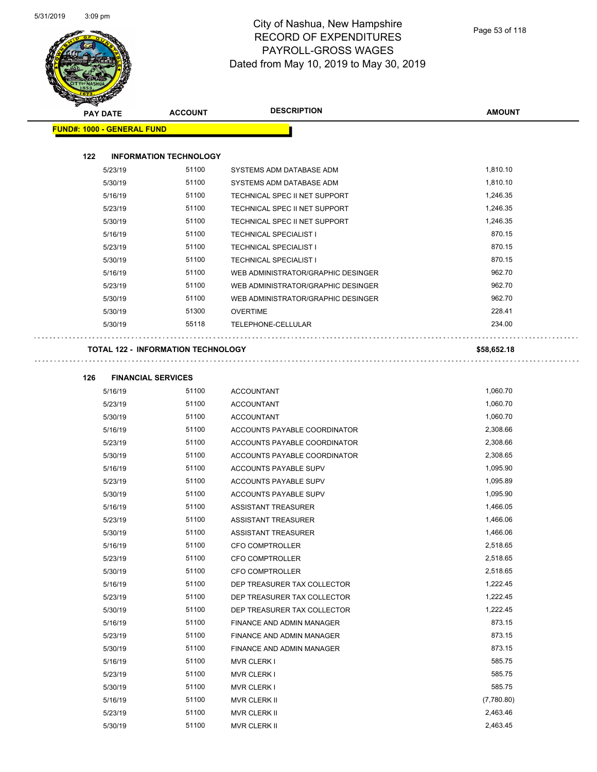City of Nashua, New Hampshire
RECORD OF EXPENDITURES
PAYROLL-GROSS WAGES
Dated from May 10, 2019 to May 30, 2019

| PAY DATE | ACCOUNT | DESCRIPTION | AMOUNT |
|---|---|---|---|
| **FUND#: 1000 - GENERAL FUND** | | | |
| **122 INFORMATION TECHNOLOGY** | | | |
| 5/23/19 | 51100 | SYSTEMS ADM DATABASE ADM | 1,810.10 |
| 5/30/19 | 51100 | SYSTEMS ADM DATABASE ADM | 1,810.10 |
| 5/16/19 | 51100 | TECHNICAL SPEC II NET SUPPORT | 1,246.35 |
| 5/23/19 | 51100 | TECHNICAL SPEC II NET SUPPORT | 1,246.35 |
| 5/30/19 | 51100 | TECHNICAL SPEC II NET SUPPORT | 1,246.35 |
| 5/16/19 | 51100 | TECHNICAL SPECIALIST I | 870.15 |
| 5/23/19 | 51100 | TECHNICAL SPECIALIST I | 870.15 |
| 5/30/19 | 51100 | TECHNICAL SPECIALIST I | 870.15 |
| 5/16/19 | 51100 | WEB ADMINISTRATOR/GRAPHIC DESINGER | 962.70 |
| 5/23/19 | 51100 | WEB ADMINISTRATOR/GRAPHIC DESINGER | 962.70 |
| 5/30/19 | 51100 | WEB ADMINISTRATOR/GRAPHIC DESINGER | 962.70 |
| 5/30/19 | 51300 | OVERTIME | 228.41 |
| 5/30/19 | 55118 | TELEPHONE-CELLULAR | 234.00 |
| **TOTAL 122 - INFORMATION TECHNOLOGY** | | | **$58,652.18** |
| **126 FINANCIAL SERVICES** | | | |
| 5/16/19 | 51100 | ACCOUNTANT | 1,060.70 |
| 5/23/19 | 51100 | ACCOUNTANT | 1,060.70 |
| 5/30/19 | 51100 | ACCOUNTANT | 1,060.70 |
| 5/16/19 | 51100 | ACCOUNTS PAYABLE COORDINATOR | 2,308.66 |
| 5/23/19 | 51100 | ACCOUNTS PAYABLE COORDINATOR | 2,308.66 |
| 5/30/19 | 51100 | ACCOUNTS PAYABLE COORDINATOR | 2,308.65 |
| 5/16/19 | 51100 | ACCOUNTS PAYABLE SUPV | 1,095.90 |
| 5/23/19 | 51100 | ACCOUNTS PAYABLE SUPV | 1,095.89 |
| 5/30/19 | 51100 | ACCOUNTS PAYABLE SUPV | 1,095.90 |
| 5/16/19 | 51100 | ASSISTANT TREASURER | 1,466.05 |
| 5/23/19 | 51100 | ASSISTANT TREASURER | 1,466.06 |
| 5/30/19 | 51100 | ASSISTANT TREASURER | 1,466.06 |
| 5/16/19 | 51100 | CFO COMPTROLLER | 2,518.65 |
| 5/23/19 | 51100 | CFO COMPTROLLER | 2,518.65 |
| 5/30/19 | 51100 | CFO COMPTROLLER | 2,518.65 |
| 5/16/19 | 51100 | DEP TREASURER TAX COLLECTOR | 1,222.45 |
| 5/23/19 | 51100 | DEP TREASURER TAX COLLECTOR | 1,222.45 |
| 5/30/19 | 51100 | DEP TREASURER TAX COLLECTOR | 1,222.45 |
| 5/16/19 | 51100 | FINANCE AND ADMIN MANAGER | 873.15 |
| 5/23/19 | 51100 | FINANCE AND ADMIN MANAGER | 873.15 |
| 5/30/19 | 51100 | FINANCE AND ADMIN MANAGER | 873.15 |
| 5/16/19 | 51100 | MVR CLERK I | 585.75 |
| 5/23/19 | 51100 | MVR CLERK I | 585.75 |
| 5/30/19 | 51100 | MVR CLERK I | 585.75 |
| 5/16/19 | 51100 | MVR CLERK II | (7,780.80) |
| 5/23/19 | 51100 | MVR CLERK II | 2,463.46 |
| 5/30/19 | 51100 | MVR CLERK II | 2,463.45 |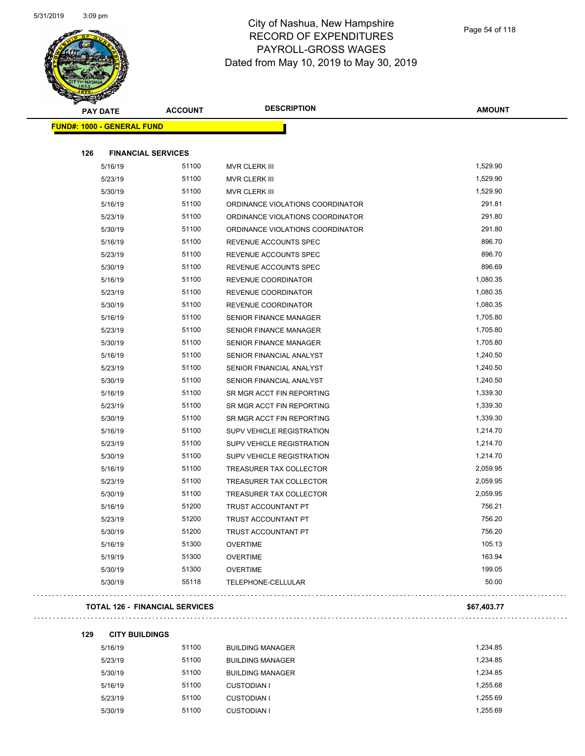# City of Nashua, New Hampshire
## RECORD OF EXPENDITURES
## PAYROLL-GROSS WAGES
## Dated from May 10, 2019 to May 30, 2019

| PAY DATE | ACCOUNT | DESCRIPTION | AMOUNT |
|---|---|---|---|
| **FUND#: 1000 - GENERAL FUND** | | | |
| **126 FINANCIAL SERVICES** | | | |
| 5/16/19 | 51100 | MVR CLERK III | 1,529.90 |
| 5/23/19 | 51100 | MVR CLERK III | 1,529.90 |
| 5/30/19 | 51100 | MVR CLERK III | 1,529.90 |
| 5/16/19 | 51100 | ORDINANCE VIOLATIONS COORDINATOR | 291.81 |
| 5/23/19 | 51100 | ORDINANCE VIOLATIONS COORDINATOR | 291.80 |
| 5/30/19 | 51100 | ORDINANCE VIOLATIONS COORDINATOR | 291.80 |
| 5/16/19 | 51100 | REVENUE ACCOUNTS SPEC | 896.70 |
| 5/23/19 | 51100 | REVENUE ACCOUNTS SPEC | 896.70 |
| 5/30/19 | 51100 | REVENUE ACCOUNTS SPEC | 896.69 |
| 5/16/19 | 51100 | REVENUE COORDINATOR | 1,080.35 |
| 5/23/19 | 51100 | REVENUE COORDINATOR | 1,080.35 |
| 5/30/19 | 51100 | REVENUE COORDINATOR | 1,080.35 |
| 5/16/19 | 51100 | SENIOR FINANCE MANAGER | 1,705.80 |
| 5/23/19 | 51100 | SENIOR FINANCE MANAGER | 1,705.80 |
| 5/30/19 | 51100 | SENIOR FINANCE MANAGER | 1,705.80 |
| 5/16/19 | 51100 | SENIOR FINANCIAL ANALYST | 1,240.50 |
| 5/23/19 | 51100 | SENIOR FINANCIAL ANALYST | 1,240.50 |
| 5/30/19 | 51100 | SENIOR FINANCIAL ANALYST | 1,240.50 |
| 5/16/19 | 51100 | SR MGR ACCT FIN REPORTING | 1,339.30 |
| 5/23/19 | 51100 | SR MGR ACCT FIN REPORTING | 1,339.30 |
| 5/30/19 | 51100 | SR MGR ACCT FIN REPORTING | 1,339.30 |
| 5/16/19 | 51100 | SUPV VEHICLE REGISTRATION | 1,214.70 |
| 5/23/19 | 51100 | SUPV VEHICLE REGISTRATION | 1,214.70 |
| 5/30/19 | 51100 | SUPV VEHICLE REGISTRATION | 1,214.70 |
| 5/16/19 | 51100 | TREASURER TAX COLLECTOR | 2,059.95 |
| 5/23/19 | 51100 | TREASURER TAX COLLECTOR | 2,059.95 |
| 5/30/19 | 51100 | TREASURER TAX COLLECTOR | 2,059.95 |
| 5/16/19 | 51200 | TRUST ACCOUNTANT PT | 756.21 |
| 5/23/19 | 51200 | TRUST ACCOUNTANT PT | 756.20 |
| 5/30/19 | 51200 | TRUST ACCOUNTANT PT | 756.20 |
| 5/16/19 | 51300 | OVERTIME | 105.13 |
| 5/19/19 | 51300 | OVERTIME | 163.94 |
| 5/30/19 | 51300 | OVERTIME | 199.05 |
| 5/30/19 | 55118 | TELEPHONE-CELLULAR | 50.00 |
| **TOTAL 126 - FINANCIAL SERVICES** | | | **$67,403.77** |
| **129 CITY BUILDINGS** | | | |
| 5/16/19 | 51100 | BUILDING MANAGER | 1,234.85 |
| 5/23/19 | 51100 | BUILDING MANAGER | 1,234.85 |
| 5/30/19 | 51100 | BUILDING MANAGER | 1,234.85 |
| 5/16/19 | 51100 | CUSTODIAN I | 1,255.68 |
| 5/23/19 | 51100 | CUSTODIAN I | 1,255.69 |
| 5/30/19 | 51100 | CUSTODIAN I | 1,255.69 |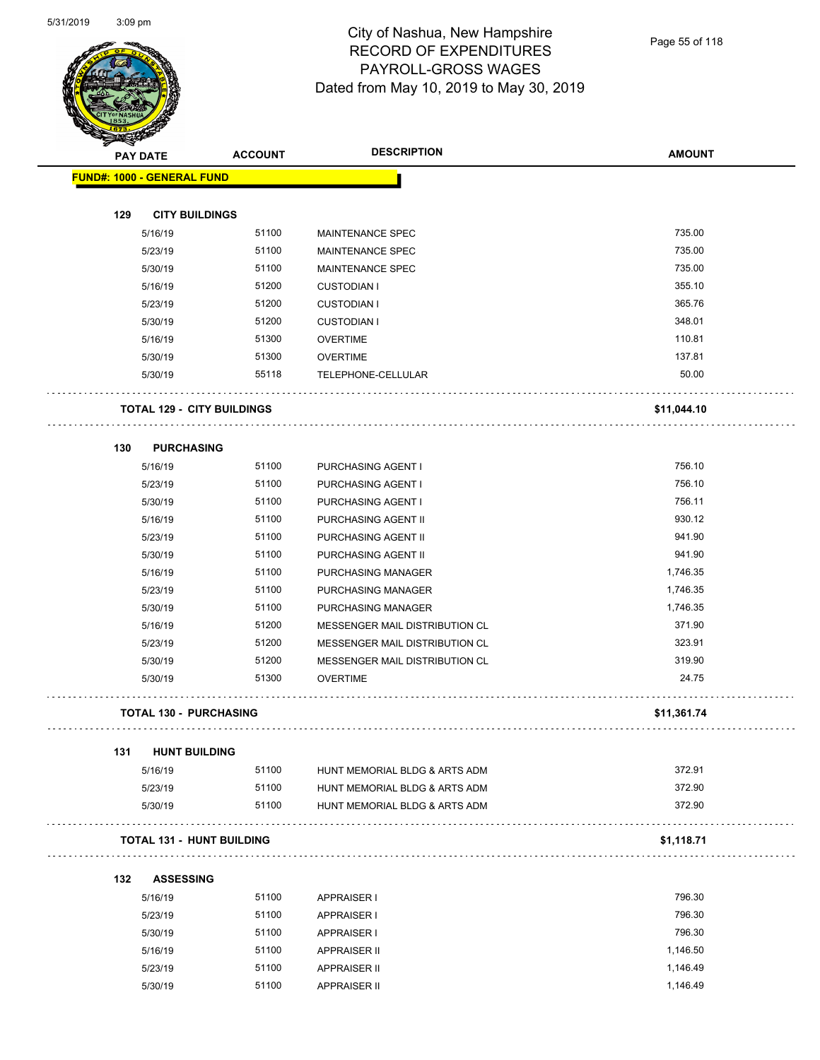# City of Nashua, New Hampshire
## RECORD OF EXPENDITURES
## PAYROLL-GROSS WAGES
## Dated from May 10, 2019 to May 30, 2019

| PAY DATE | ACCOUNT | DESCRIPTION | AMOUNT |
|---|---|---|---|
| **FUND#: 1000 - GENERAL FUND** | | | |
| **129 CITY BUILDINGS** | | | |
| 5/16/19 | 51100 | MAINTENANCE SPEC | 735.00 |
| 5/23/19 | 51100 | MAINTENANCE SPEC | 735.00 |
| 5/30/19 | 51100 | MAINTENANCE SPEC | 735.00 |
| 5/16/19 | 51200 | CUSTODIAN I | 355.10 |
| 5/23/19 | 51200 | CUSTODIAN I | 365.76 |
| 5/30/19 | 51200 | CUSTODIAN I | 348.01 |
| 5/16/19 | 51300 | OVERTIME | 110.81 |
| 5/30/19 | 51300 | OVERTIME | 137.81 |
| 5/30/19 | 55118 | TELEPHONE-CELLULAR | 50.00 |
| **TOTAL 129 - CITY BUILDINGS** | | | **$11,044.10** |
| **130 PURCHASING** | | | |
| 5/16/19 | 51100 | PURCHASING AGENT I | 756.10 |
| 5/23/19 | 51100 | PURCHASING AGENT I | 756.10 |
| 5/30/19 | 51100 | PURCHASING AGENT I | 756.11 |
| 5/16/19 | 51100 | PURCHASING AGENT II | 930.12 |
| 5/23/19 | 51100 | PURCHASING AGENT II | 941.90 |
| 5/30/19 | 51100 | PURCHASING AGENT II | 941.90 |
| 5/16/19 | 51100 | PURCHASING MANAGER | 1,746.35 |
| 5/23/19 | 51100 | PURCHASING MANAGER | 1,746.35 |
| 5/30/19 | 51100 | PURCHASING MANAGER | 1,746.35 |
| 5/16/19 | 51200 | MESSENGER MAIL DISTRIBUTION CL | 371.90 |
| 5/23/19 | 51200 | MESSENGER MAIL DISTRIBUTION CL | 323.91 |
| 5/30/19 | 51200 | MESSENGER MAIL DISTRIBUTION CL | 319.90 |
| 5/30/19 | 51300 | OVERTIME | 24.75 |
| **TOTAL 130 - PURCHASING** | | | **$11,361.74** |
| **131 HUNT BUILDING** | | | |
| 5/16/19 | 51100 | HUNT MEMORIAL BLDG & ARTS ADM | 372.91 |
| 5/23/19 | 51100 | HUNT MEMORIAL BLDG & ARTS ADM | 372.90 |
| 5/30/19 | 51100 | HUNT MEMORIAL BLDG & ARTS ADM | 372.90 |
| **TOTAL 131 - HUNT BUILDING** | | | **$1,118.71** |
| **132 ASSESSING** | | | |
| 5/16/19 | 51100 | APPRAISER I | 796.30 |
| 5/23/19 | 51100 | APPRAISER I | 796.30 |
| 5/30/19 | 51100 | APPRAISER I | 796.30 |
| 5/16/19 | 51100 | APPRAISER II | 1,146.50 |
| 5/23/19 | 51100 | APPRAISER II | 1,146.49 |
| 5/30/19 | 51100 | APPRAISER II | 1,146.49 |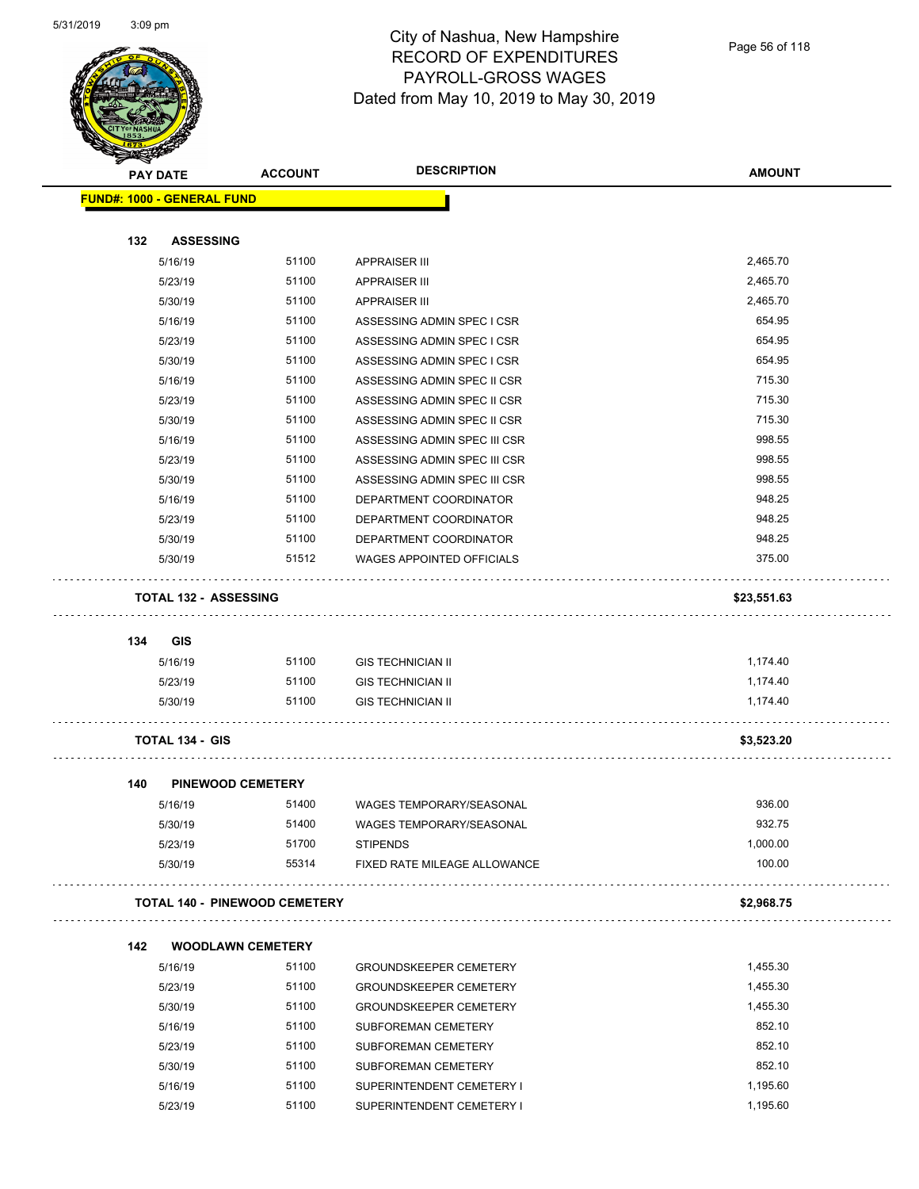# City of Nashua, New Hampshire
# RECORD OF EXPENDITURES
# PAYROLL-GROSS WAGES
# Dated from May 10, 2019 to May 30, 2019

| PAY DATE | ACCOUNT | DESCRIPTION | AMOUNT |
|---|---|---|---|
| **FUND#: 1000 - GENERAL FUND** | | | |
| **132 ASSESSING** | | | |
| 5/16/19 | 51100 | APPRAISER III | 2,465.70 |
| 5/23/19 | 51100 | APPRAISER III | 2,465.70 |
| 5/30/19 | 51100 | APPRAISER III | 2,465.70 |
| 5/16/19 | 51100 | ASSESSING ADMIN SPEC I CSR | 654.95 |
| 5/23/19 | 51100 | ASSESSING ADMIN SPEC I CSR | 654.95 |
| 5/30/19 | 51100 | ASSESSING ADMIN SPEC I CSR | 654.95 |
| 5/16/19 | 51100 | ASSESSING ADMIN SPEC II CSR | 715.30 |
| 5/23/19 | 51100 | ASSESSING ADMIN SPEC II CSR | 715.30 |
| 5/30/19 | 51100 | ASSESSING ADMIN SPEC II CSR | 715.30 |
| 5/16/19 | 51100 | ASSESSING ADMIN SPEC III CSR | 998.55 |
| 5/23/19 | 51100 | ASSESSING ADMIN SPEC III CSR | 998.55 |
| 5/30/19 | 51100 | ASSESSING ADMIN SPEC III CSR | 998.55 |
| 5/16/19 | 51100 | DEPARTMENT COORDINATOR | 948.25 |
| 5/23/19 | 51100 | DEPARTMENT COORDINATOR | 948.25 |
| 5/30/19 | 51100 | DEPARTMENT COORDINATOR | 948.25 |
| 5/30/19 | 51512 | WAGES APPOINTED OFFICIALS | 375.00 |
| **TOTAL 132 - ASSESSING** | | | **$23,551.63** |
| **134 GIS** | | | |
| 5/16/19 | 51100 | GIS TECHNICIAN II | 1,174.40 |
| 5/23/19 | 51100 | GIS TECHNICIAN II | 1,174.40 |
| 5/30/19 | 51100 | GIS TECHNICIAN II | 1,174.40 |
| **TOTAL 134 - GIS** | | | **$3,523.20** |
| **140 PINEWOOD CEMETERY** | | | |
| 5/16/19 | 51400 | WAGES TEMPORARY/SEASONAL | 936.00 |
| 5/30/19 | 51400 | WAGES TEMPORARY/SEASONAL | 932.75 |
| 5/23/19 | 51700 | STIPENDS | 1,000.00 |
| 5/30/19 | 55314 | FIXED RATE MILEAGE ALLOWANCE | 100.00 |
| **TOTAL 140 - PINEWOOD CEMETERY** | | | **$2,968.75** |
| **142 WOODLAWN CEMETERY** | | | |
| 5/16/19 | 51100 | GROUNDSKEEPER CEMETERY | 1,455.30 |
| 5/23/19 | 51100 | GROUNDSKEEPER CEMETERY | 1,455.30 |
| 5/30/19 | 51100 | GROUNDSKEEPER CEMETERY | 1,455.30 |
| 5/16/19 | 51100 | SUBFOREMAN CEMETERY | 852.10 |
| 5/23/19 | 51100 | SUBFOREMAN CEMETERY | 852.10 |
| 5/30/19 | 51100 | SUBFOREMAN CEMETERY | 852.10 |
| 5/16/19 | 51100 | SUPERINTENDENT CEMETERY I | 1,195.60 |
| 5/23/19 | 51100 | SUPERINTENDENT CEMETERY I | 1,195.60 |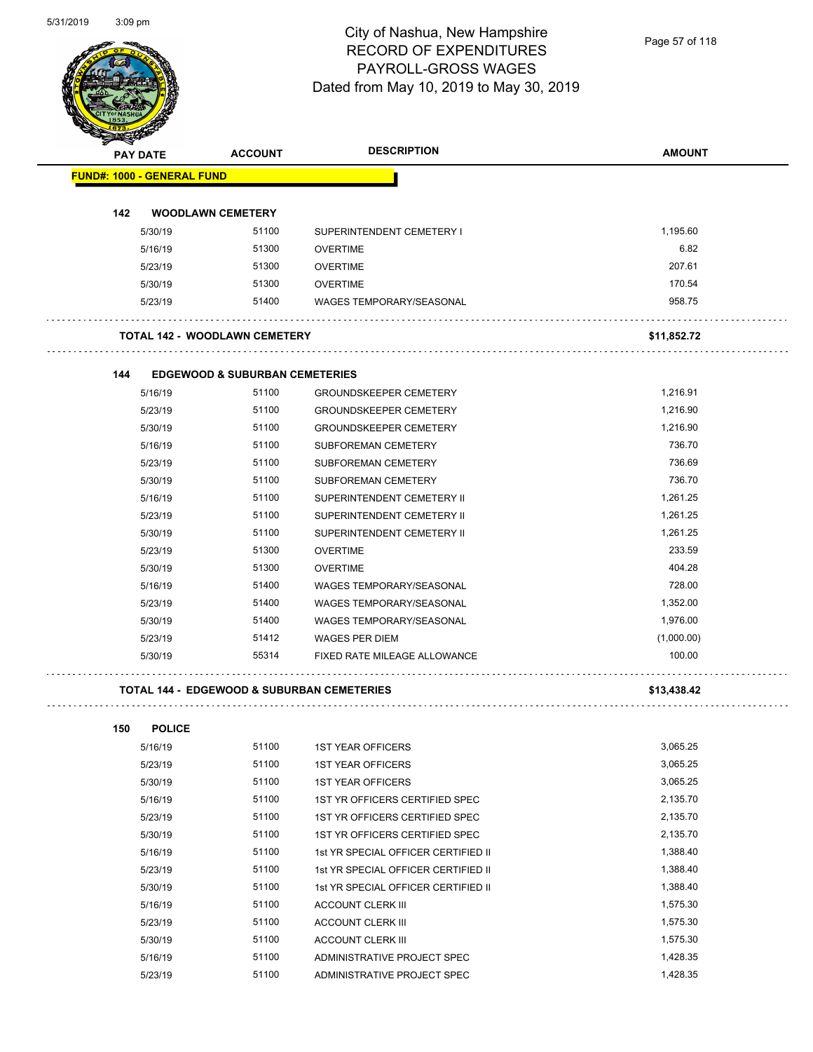City of Nashua, New Hampshire
RECORD OF EXPENDITURES
PAYROLL-GROSS WAGES
Dated from May 10, 2019 to May 30, 2019

| PAY DATE | ACCOUNT | DESCRIPTION | AMOUNT |
|---|---|---|---|
| **FUND#: 1000 - GENERAL FUND** | | | |
| **142 WOODLAWN CEMETERY** | | | |
| 5/30/19 | 51100 | SUPERINTENDENT CEMETERY I | 1,195.60 |
| 5/16/19 | 51300 | OVERTIME | 6.82 |
| 5/23/19 | 51300 | OVERTIME | 207.61 |
| 5/30/19 | 51300 | OVERTIME | 170.54 |
| 5/23/19 | 51400 | WAGES TEMPORARY/SEASONAL | 958.75 |
| **TOTAL 142 - WOODLAWN CEMETERY** | | | **$11,852.72** |
| **144 EDGEWOOD & SUBURBAN CEMETERIES** | | | |
| 5/16/19 | 51100 | GROUNDSKEEPER CEMETERY | 1,216.91 |
| 5/23/19 | 51100 | GROUNDSKEEPER CEMETERY | 1,216.90 |
| 5/30/19 | 51100 | GROUNDSKEEPER CEMETERY | 1,216.90 |
| 5/16/19 | 51100 | SUBFOREMAN CEMETERY | 736.70 |
| 5/23/19 | 51100 | SUBFOREMAN CEMETERY | 736.69 |
| 5/30/19 | 51100 | SUBFOREMAN CEMETERY | 736.70 |
| 5/16/19 | 51100 | SUPERINTENDENT CEMETERY II | 1,261.25 |
| 5/23/19 | 51100 | SUPERINTENDENT CEMETERY II | 1,261.25 |
| 5/30/19 | 51100 | SUPERINTENDENT CEMETERY II | 1,261.25 |
| 5/23/19 | 51300 | OVERTIME | 233.59 |
| 5/30/19 | 51300 | OVERTIME | 404.28 |
| 5/16/19 | 51400 | WAGES TEMPORARY/SEASONAL | 728.00 |
| 5/23/19 | 51400 | WAGES TEMPORARY/SEASONAL | 1,352.00 |
| 5/30/19 | 51400 | WAGES TEMPORARY/SEASONAL | 1,976.00 |
| 5/23/19 | 51412 | WAGES PER DIEM | (1,000.00) |
| 5/30/19 | 55314 | FIXED RATE MILEAGE ALLOWANCE | 100.00 |
| **TOTAL 144 - EDGEWOOD & SUBURBAN CEMETERIES** | | | **$13,438.42** |
| **150 POLICE** | | | |
| 5/16/19 | 51100 | 1ST YEAR OFFICERS | 3,065.25 |
| 5/23/19 | 51100 | 1ST YEAR OFFICERS | 3,065.25 |
| 5/30/19 | 51100 | 1ST YEAR OFFICERS | 3,065.25 |
| 5/16/19 | 51100 | 1ST YR OFFICERS CERTIFIED SPEC | 2,135.70 |
| 5/23/19 | 51100 | 1ST YR OFFICERS CERTIFIED SPEC | 2,135.70 |
| 5/30/19 | 51100 | 1ST YR OFFICERS CERTIFIED SPEC | 2,135.70 |
| 5/16/19 | 51100 | 1st YR SPECIAL OFFICER CERTIFIED II | 1,388.40 |
| 5/23/19 | 51100 | 1st YR SPECIAL OFFICER CERTIFIED II | 1,388.40 |
| 5/30/19 | 51100 | 1st YR SPECIAL OFFICER CERTIFIED II | 1,388.40 |
| 5/16/19 | 51100 | ACCOUNT CLERK III | 1,575.30 |
| 5/23/19 | 51100 | ACCOUNT CLERK III | 1,575.30 |
| 5/30/19 | 51100 | ACCOUNT CLERK III | 1,575.30 |
| 5/16/19 | 51100 | ADMINISTRATIVE PROJECT SPEC | 1,428.35 |
| 5/23/19 | 51100 | ADMINISTRATIVE PROJECT SPEC | 1,428.35 |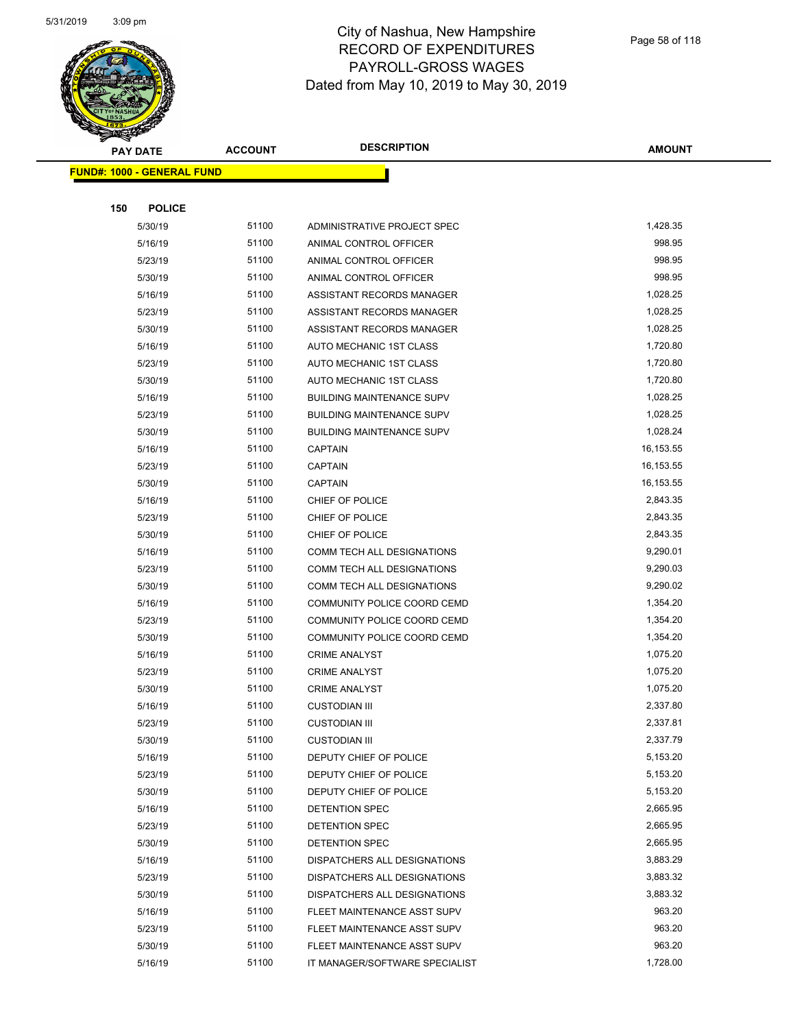# City of Nashua, New Hampshire
## RECORD OF EXPENDITURES
## PAYROLL-GROSS WAGES
## Dated from May 10, 2019 to May 30, 2019

| PAY DATE | ACCOUNT | DESCRIPTION | AMOUNT |
|---|---|---|---|

**FUND#: 1000 - GENERAL FUND**

**150 POLICE**

| PAY DATE | ACCOUNT | DESCRIPTION | AMOUNT |
|---|---|---|---|
| 5/30/19 | 51100 | ADMINISTRATIVE PROJECT SPEC | 1,428.35 |
| 5/16/19 | 51100 | ANIMAL CONTROL OFFICER | 998.95 |
| 5/23/19 | 51100 | ANIMAL CONTROL OFFICER | 998.95 |
| 5/30/19 | 51100 | ANIMAL CONTROL OFFICER | 998.95 |
| 5/16/19 | 51100 | ASSISTANT RECORDS MANAGER | 1,028.25 |
| 5/23/19 | 51100 | ASSISTANT RECORDS MANAGER | 1,028.25 |
| 5/30/19 | 51100 | ASSISTANT RECORDS MANAGER | 1,028.25 |
| 5/16/19 | 51100 | AUTO MECHANIC 1ST CLASS | 1,720.80 |
| 5/23/19 | 51100 | AUTO MECHANIC 1ST CLASS | 1,720.80 |
| 5/30/19 | 51100 | AUTO MECHANIC 1ST CLASS | 1,720.80 |
| 5/16/19 | 51100 | BUILDING MAINTENANCE SUPV | 1,028.25 |
| 5/23/19 | 51100 | BUILDING MAINTENANCE SUPV | 1,028.25 |
| 5/30/19 | 51100 | BUILDING MAINTENANCE SUPV | 1,028.24 |
| 5/16/19 | 51100 | CAPTAIN | 16,153.55 |
| 5/23/19 | 51100 | CAPTAIN | 16,153.55 |
| 5/30/19 | 51100 | CAPTAIN | 16,153.55 |
| 5/16/19 | 51100 | CHIEF OF POLICE | 2,843.35 |
| 5/23/19 | 51100 | CHIEF OF POLICE | 2,843.35 |
| 5/30/19 | 51100 | CHIEF OF POLICE | 2,843.35 |
| 5/16/19 | 51100 | COMM TECH ALL DESIGNATIONS | 9,290.01 |
| 5/23/19 | 51100 | COMM TECH ALL DESIGNATIONS | 9,290.03 |
| 5/30/19 | 51100 | COMM TECH ALL DESIGNATIONS | 9,290.02 |
| 5/16/19 | 51100 | COMMUNITY POLICE COORD CEMD | 1,354.20 |
| 5/23/19 | 51100 | COMMUNITY POLICE COORD CEMD | 1,354.20 |
| 5/30/19 | 51100 | COMMUNITY POLICE COORD CEMD | 1,354.20 |
| 5/16/19 | 51100 | CRIME ANALYST | 1,075.20 |
| 5/23/19 | 51100 | CRIME ANALYST | 1,075.20 |
| 5/30/19 | 51100 | CRIME ANALYST | 1,075.20 |
| 5/16/19 | 51100 | CUSTODIAN III | 2,337.80 |
| 5/23/19 | 51100 | CUSTODIAN III | 2,337.81 |
| 5/30/19 | 51100 | CUSTODIAN III | 2,337.79 |
| 5/16/19 | 51100 | DEPUTY CHIEF OF POLICE | 5,153.20 |
| 5/23/19 | 51100 | DEPUTY CHIEF OF POLICE | 5,153.20 |
| 5/30/19 | 51100 | DEPUTY CHIEF OF POLICE | 5,153.20 |
| 5/16/19 | 51100 | DETENTION SPEC | 2,665.95 |
| 5/23/19 | 51100 | DETENTION SPEC | 2,665.95 |
| 5/30/19 | 51100 | DETENTION SPEC | 2,665.95 |
| 5/16/19 | 51100 | DISPATCHERS ALL DESIGNATIONS | 3,883.29 |
| 5/23/19 | 51100 | DISPATCHERS ALL DESIGNATIONS | 3,883.32 |
| 5/30/19 | 51100 | DISPATCHERS ALL DESIGNATIONS | 3,883.32 |
| 5/16/19 | 51100 | FLEET MAINTENANCE ASST SUPV | 963.20 |
| 5/23/19 | 51100 | FLEET MAINTENANCE ASST SUPV | 963.20 |
| 5/30/19 | 51100 | FLEET MAINTENANCE ASST SUPV | 963.20 |
| 5/16/19 | 51100 | IT MANAGER/SOFTWARE SPECIALIST | 1,728.00 |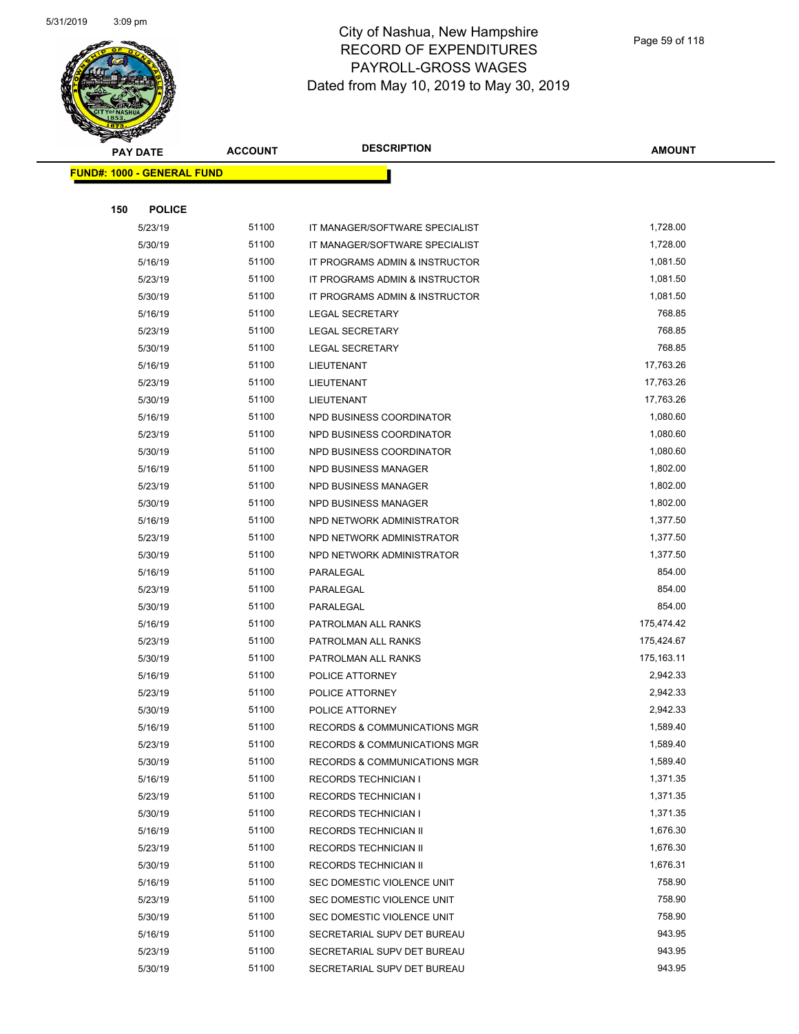# City of Nashua, New Hampshire
## RECORD OF EXPENDITURES
## PAYROLL-GROSS WAGES
## Dated from May 10, 2019 to May 30, 2019

**FUND#: 1000 - GENERAL FUND**

**150 POLICE**

| PAY DATE | ACCOUNT | DESCRIPTION | AMOUNT |
|---|---|---|---|
| 5/23/19 | 51100 | IT MANAGER/SOFTWARE SPECIALIST | 1,728.00 |
| 5/30/19 | 51100 | IT MANAGER/SOFTWARE SPECIALIST | 1,728.00 |
| 5/16/19 | 51100 | IT PROGRAMS ADMIN & INSTRUCTOR | 1,081.50 |
| 5/23/19 | 51100 | IT PROGRAMS ADMIN & INSTRUCTOR | 1,081.50 |
| 5/30/19 | 51100 | IT PROGRAMS ADMIN & INSTRUCTOR | 1,081.50 |
| 5/16/19 | 51100 | LEGAL SECRETARY | 768.85 |
| 5/23/19 | 51100 | LEGAL SECRETARY | 768.85 |
| 5/30/19 | 51100 | LEGAL SECRETARY | 768.85 |
| 5/16/19 | 51100 | LIEUTENANT | 17,763.26 |
| 5/23/19 | 51100 | LIEUTENANT | 17,763.26 |
| 5/30/19 | 51100 | LIEUTENANT | 17,763.26 |
| 5/16/19 | 51100 | NPD BUSINESS COORDINATOR | 1,080.60 |
| 5/23/19 | 51100 | NPD BUSINESS COORDINATOR | 1,080.60 |
| 5/30/19 | 51100 | NPD BUSINESS COORDINATOR | 1,080.60 |
| 5/16/19 | 51100 | NPD BUSINESS MANAGER | 1,802.00 |
| 5/23/19 | 51100 | NPD BUSINESS MANAGER | 1,802.00 |
| 5/30/19 | 51100 | NPD BUSINESS MANAGER | 1,802.00 |
| 5/16/19 | 51100 | NPD NETWORK ADMINISTRATOR | 1,377.50 |
| 5/23/19 | 51100 | NPD NETWORK ADMINISTRATOR | 1,377.50 |
| 5/30/19 | 51100 | NPD NETWORK ADMINISTRATOR | 1,377.50 |
| 5/16/19 | 51100 | PARALEGAL | 854.00 |
| 5/23/19 | 51100 | PARALEGAL | 854.00 |
| 5/30/19 | 51100 | PARALEGAL | 854.00 |
| 5/16/19 | 51100 | PATROLMAN ALL RANKS | 175,474.42 |
| 5/23/19 | 51100 | PATROLMAN ALL RANKS | 175,424.67 |
| 5/30/19 | 51100 | PATROLMAN ALL RANKS | 175,163.11 |
| 5/16/19 | 51100 | POLICE ATTORNEY | 2,942.33 |
| 5/23/19 | 51100 | POLICE ATTORNEY | 2,942.33 |
| 5/30/19 | 51100 | POLICE ATTORNEY | 2,942.33 |
| 5/16/19 | 51100 | RECORDS & COMMUNICATIONS MGR | 1,589.40 |
| 5/23/19 | 51100 | RECORDS & COMMUNICATIONS MGR | 1,589.40 |
| 5/30/19 | 51100 | RECORDS & COMMUNICATIONS MGR | 1,589.40 |
| 5/16/19 | 51100 | RECORDS TECHNICIAN I | 1,371.35 |
| 5/23/19 | 51100 | RECORDS TECHNICIAN I | 1,371.35 |
| 5/30/19 | 51100 | RECORDS TECHNICIAN I | 1,371.35 |
| 5/16/19 | 51100 | RECORDS TECHNICIAN II | 1,676.30 |
| 5/23/19 | 51100 | RECORDS TECHNICIAN II | 1,676.30 |
| 5/30/19 | 51100 | RECORDS TECHNICIAN II | 1,676.31 |
| 5/16/19 | 51100 | SEC DOMESTIC VIOLENCE UNIT | 758.90 |
| 5/23/19 | 51100 | SEC DOMESTIC VIOLENCE UNIT | 758.90 |
| 5/30/19 | 51100 | SEC DOMESTIC VIOLENCE UNIT | 758.90 |
| 5/16/19 | 51100 | SECRETARIAL SUPV DET BUREAU | 943.95 |
| 5/23/19 | 51100 | SECRETARIAL SUPV DET BUREAU | 943.95 |
| 5/30/19 | 51100 | SECRETARIAL SUPV DET BUREAU | 943.95 |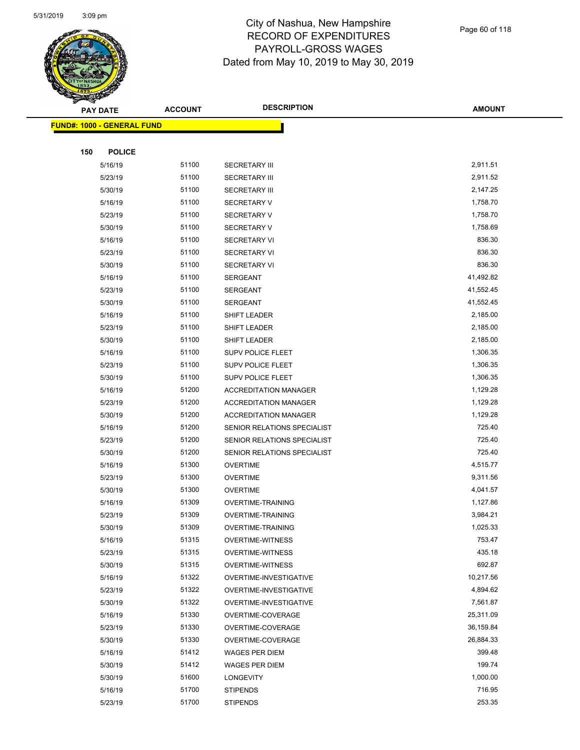# City of Nashua, New Hampshire
## RECORD OF EXPENDITURES
## PAYROLL-GROSS WAGES
## Dated from May 10, 2019 to May 30, 2019

| PAY DATE | ACCOUNT | DESCRIPTION | AMOUNT |
|---|---|---|---|
| **FUND#: 1000 - GENERAL FUND** | | | |
| **150 POLICE** | | | |
| 5/16/19 | 51100 | SECRETARY III | 2,911.51 |
| 5/23/19 | 51100 | SECRETARY III | 2,911.52 |
| 5/30/19 | 51100 | SECRETARY III | 2,147.25 |
| 5/16/19 | 51100 | SECRETARY V | 1,758.70 |
| 5/23/19 | 51100 | SECRETARY V | 1,758.70 |
| 5/30/19 | 51100 | SECRETARY V | 1,758.69 |
| 5/16/19 | 51100 | SECRETARY VI | 836.30 |
| 5/23/19 | 51100 | SECRETARY VI | 836.30 |
| 5/30/19 | 51100 | SECRETARY VI | 836.30 |
| 5/16/19 | 51100 | SERGEANT | 41,492.82 |
| 5/23/19 | 51100 | SERGEANT | 41,552.45 |
| 5/30/19 | 51100 | SERGEANT | 41,552.45 |
| 5/16/19 | 51100 | SHIFT LEADER | 2,185.00 |
| 5/23/19 | 51100 | SHIFT LEADER | 2,185.00 |
| 5/30/19 | 51100 | SHIFT LEADER | 2,185.00 |
| 5/16/19 | 51100 | SUPV POLICE FLEET | 1,306.35 |
| 5/23/19 | 51100 | SUPV POLICE FLEET | 1,306.35 |
| 5/30/19 | 51100 | SUPV POLICE FLEET | 1,306.35 |
| 5/16/19 | 51200 | ACCREDITATION MANAGER | 1,129.28 |
| 5/23/19 | 51200 | ACCREDITATION MANAGER | 1,129.28 |
| 5/30/19 | 51200 | ACCREDITATION MANAGER | 1,129.28 |
| 5/16/19 | 51200 | SENIOR RELATIONS SPECIALIST | 725.40 |
| 5/23/19 | 51200 | SENIOR RELATIONS SPECIALIST | 725.40 |
| 5/30/19 | 51200 | SENIOR RELATIONS SPECIALIST | 725.40 |
| 5/16/19 | 51300 | OVERTIME | 4,515.77 |
| 5/23/19 | 51300 | OVERTIME | 9,311.56 |
| 5/30/19 | 51300 | OVERTIME | 4,041.57 |
| 5/16/19 | 51309 | OVERTIME-TRAINING | 1,127.86 |
| 5/23/19 | 51309 | OVERTIME-TRAINING | 3,984.21 |
| 5/30/19 | 51309 | OVERTIME-TRAINING | 1,025.33 |
| 5/16/19 | 51315 | OVERTIME-WITNESS | 753.47 |
| 5/23/19 | 51315 | OVERTIME-WITNESS | 435.18 |
| 5/30/19 | 51315 | OVERTIME-WITNESS | 692.87 |
| 5/16/19 | 51322 | OVERTIME-INVESTIGATIVE | 10,217.56 |
| 5/23/19 | 51322 | OVERTIME-INVESTIGATIVE | 4,894.62 |
| 5/30/19 | 51322 | OVERTIME-INVESTIGATIVE | 7,561.87 |
| 5/16/19 | 51330 | OVERTIME-COVERAGE | 25,311.09 |
| 5/23/19 | 51330 | OVERTIME-COVERAGE | 36,159.84 |
| 5/30/19 | 51330 | OVERTIME-COVERAGE | 26,884.33 |
| 5/16/19 | 51412 | WAGES PER DIEM | 399.48 |
| 5/30/19 | 51412 | WAGES PER DIEM | 199.74 |
| 5/30/19 | 51600 | LONGEVITY | 1,000.00 |
| 5/16/19 | 51700 | STIPENDS | 716.95 |
| 5/23/19 | 51700 | STIPENDS | 253.35 |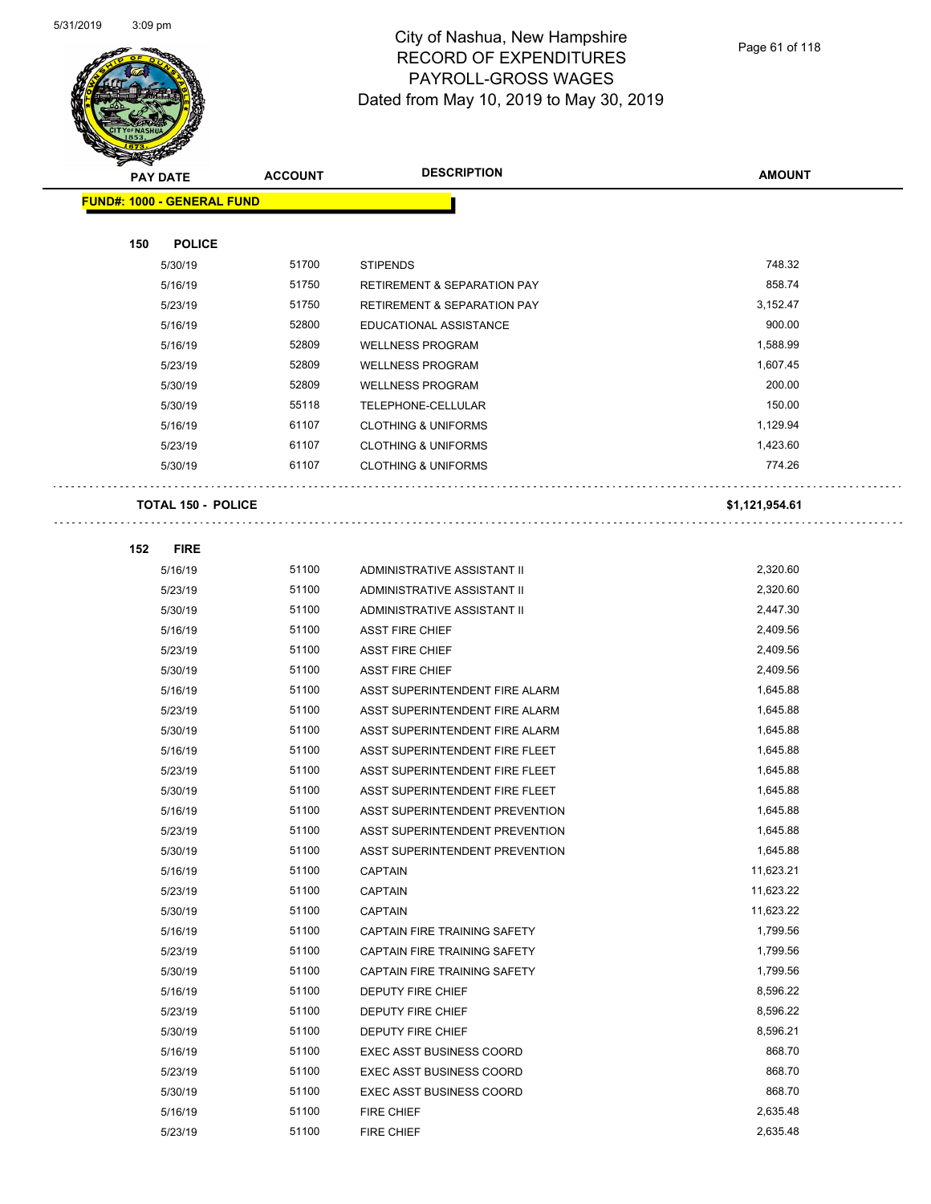# City of Nashua, New Hampshire
## RECORD OF EXPENDITURES
## PAYROLL-GROSS WAGES
## Dated from May 10, 2019 to May 30, 2019

| PAY DATE | ACCOUNT | DESCRIPTION | AMOUNT |
|---|---|---|---|

**FUND#: 1000 - GENERAL FUND**

**150 POLICE**

| PAY DATE | ACCOUNT | DESCRIPTION | AMOUNT |
|---|---|---|---|
| 5/30/19 | 51700 | STIPENDS | 748.32 |
| 5/16/19 | 51750 | RETIREMENT & SEPARATION PAY | 858.74 |
| 5/23/19 | 51750 | RETIREMENT & SEPARATION PAY | 3,152.47 |
| 5/16/19 | 52800 | EDUCATIONAL ASSISTANCE | 900.00 |
| 5/16/19 | 52809 | WELLNESS PROGRAM | 1,588.99 |
| 5/23/19 | 52809 | WELLNESS PROGRAM | 1,607.45 |
| 5/30/19 | 52809 | WELLNESS PROGRAM | 200.00 |
| 5/30/19 | 55118 | TELEPHONE-CELLULAR | 150.00 |
| 5/16/19 | 61107 | CLOTHING & UNIFORMS | 1,129.94 |
| 5/23/19 | 61107 | CLOTHING & UNIFORMS | 1,423.60 |
| 5/30/19 | 61107 | CLOTHING & UNIFORMS | 774.26 |

**TOTAL 150 - POLICE** **$1,121,954.61**

**152 FIRE**

| PAY DATE | ACCOUNT | DESCRIPTION | AMOUNT |
|---|---|---|---|
| 5/16/19 | 51100 | ADMINISTRATIVE ASSISTANT II | 2,320.60 |
| 5/23/19 | 51100 | ADMINISTRATIVE ASSISTANT II | 2,320.60 |
| 5/30/19 | 51100 | ADMINISTRATIVE ASSISTANT II | 2,447.30 |
| 5/16/19 | 51100 | ASST FIRE CHIEF | 2,409.56 |
| 5/23/19 | 51100 | ASST FIRE CHIEF | 2,409.56 |
| 5/30/19 | 51100 | ASST FIRE CHIEF | 2,409.56 |
| 5/16/19 | 51100 | ASST SUPERINTENDENT FIRE ALARM | 1,645.88 |
| 5/23/19 | 51100 | ASST SUPERINTENDENT FIRE ALARM | 1,645.88 |
| 5/30/19 | 51100 | ASST SUPERINTENDENT FIRE ALARM | 1,645.88 |
| 5/16/19 | 51100 | ASST SUPERINTENDENT FIRE FLEET | 1,645.88 |
| 5/23/19 | 51100 | ASST SUPERINTENDENT FIRE FLEET | 1,645.88 |
| 5/30/19 | 51100 | ASST SUPERINTENDENT FIRE FLEET | 1,645.88 |
| 5/16/19 | 51100 | ASST SUPERINTENDENT PREVENTION | 1,645.88 |
| 5/23/19 | 51100 | ASST SUPERINTENDENT PREVENTION | 1,645.88 |
| 5/30/19 | 51100 | ASST SUPERINTENDENT PREVENTION | 1,645.88 |
| 5/16/19 | 51100 | CAPTAIN | 11,623.21 |
| 5/23/19 | 51100 | CAPTAIN | 11,623.22 |
| 5/30/19 | 51100 | CAPTAIN | 11,623.22 |
| 5/16/19 | 51100 | CAPTAIN FIRE TRAINING SAFETY | 1,799.56 |
| 5/23/19 | 51100 | CAPTAIN FIRE TRAINING SAFETY | 1,799.56 |
| 5/30/19 | 51100 | CAPTAIN FIRE TRAINING SAFETY | 1,799.56 |
| 5/16/19 | 51100 | DEPUTY FIRE CHIEF | 8,596.22 |
| 5/23/19 | 51100 | DEPUTY FIRE CHIEF | 8,596.22 |
| 5/30/19 | 51100 | DEPUTY FIRE CHIEF | 8,596.21 |
| 5/16/19 | 51100 | EXEC ASST BUSINESS COORD | 868.70 |
| 5/23/19 | 51100 | EXEC ASST BUSINESS COORD | 868.70 |
| 5/30/19 | 51100 | EXEC ASST BUSINESS COORD | 868.70 |
| 5/16/19 | 51100 | FIRE CHIEF | 2,635.48 |
| 5/23/19 | 51100 | FIRE CHIEF | 2,635.48 |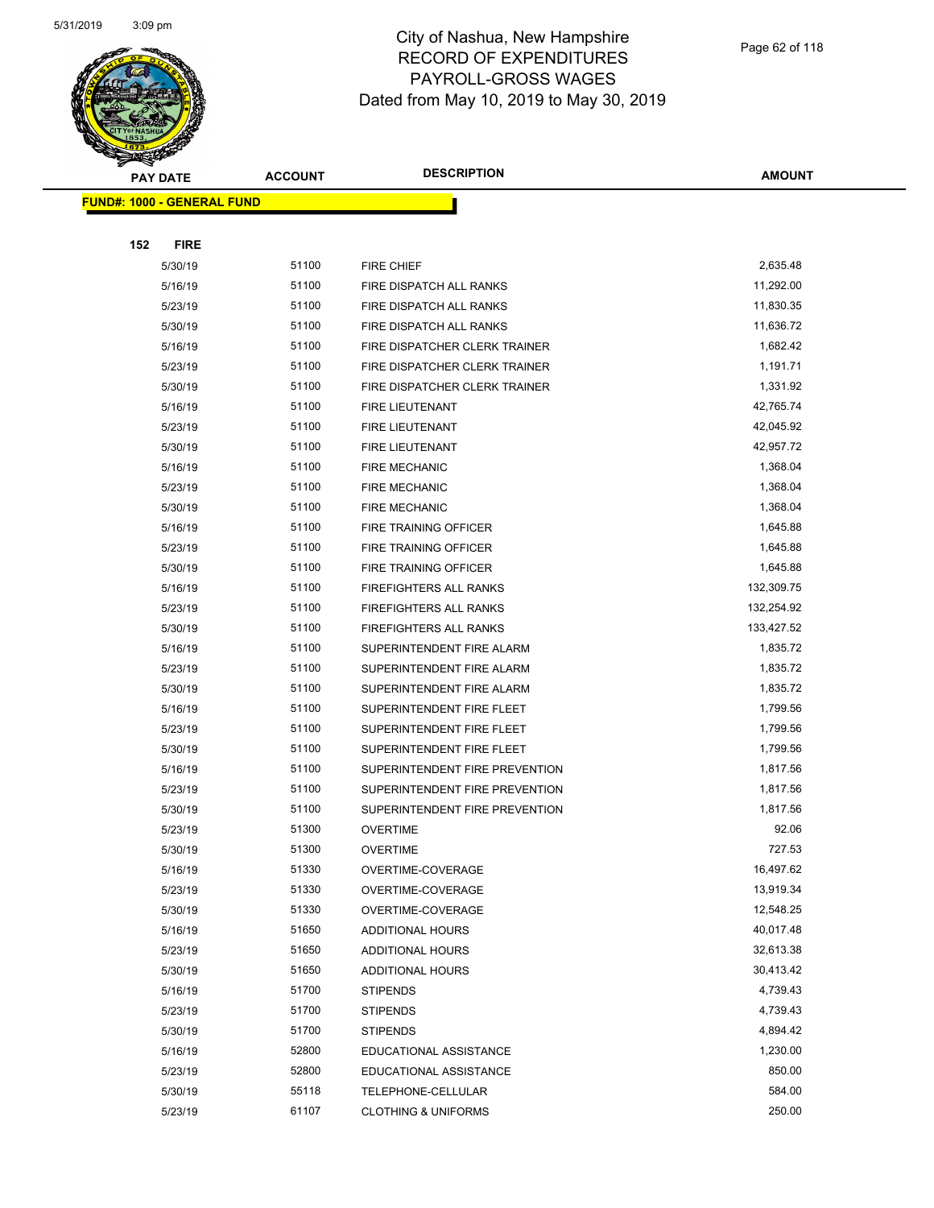# City of Nashua, New Hampshire
## RECORD OF EXPENDITURES
## PAYROLL-GROSS WAGES
## Dated from May 10, 2019 to May 30, 2019

| PAY DATE | ACCOUNT | DESCRIPTION | AMOUNT |
|---|---|---|---|
| **FUND#: 1000 - GENERAL FUND** | | | |
| **152 FIRE** | | | |
| 5/30/19 | 51100 | FIRE CHIEF | 2,635.48 |
| 5/16/19 | 51100 | FIRE DISPATCH ALL RANKS | 11,292.00 |
| 5/23/19 | 51100 | FIRE DISPATCH ALL RANKS | 11,830.35 |
| 5/30/19 | 51100 | FIRE DISPATCH ALL RANKS | 11,636.72 |
| 5/16/19 | 51100 | FIRE DISPATCHER CLERK TRAINER | 1,682.42 |
| 5/23/19 | 51100 | FIRE DISPATCHER CLERK TRAINER | 1,191.71 |
| 5/30/19 | 51100 | FIRE DISPATCHER CLERK TRAINER | 1,331.92 |
| 5/16/19 | 51100 | FIRE LIEUTENANT | 42,765.74 |
| 5/23/19 | 51100 | FIRE LIEUTENANT | 42,045.92 |
| 5/30/19 | 51100 | FIRE LIEUTENANT | 42,957.72 |
| 5/16/19 | 51100 | FIRE MECHANIC | 1,368.04 |
| 5/23/19 | 51100 | FIRE MECHANIC | 1,368.04 |
| 5/30/19 | 51100 | FIRE MECHANIC | 1,368.04 |
| 5/16/19 | 51100 | FIRE TRAINING OFFICER | 1,645.88 |
| 5/23/19 | 51100 | FIRE TRAINING OFFICER | 1,645.88 |
| 5/30/19 | 51100 | FIRE TRAINING OFFICER | 1,645.88 |
| 5/16/19 | 51100 | FIREFIGHTERS ALL RANKS | 132,309.75 |
| 5/23/19 | 51100 | FIREFIGHTERS ALL RANKS | 132,254.92 |
| 5/30/19 | 51100 | FIREFIGHTERS ALL RANKS | 133,427.52 |
| 5/16/19 | 51100 | SUPERINTENDENT FIRE ALARM | 1,835.72 |
| 5/23/19 | 51100 | SUPERINTENDENT FIRE ALARM | 1,835.72 |
| 5/30/19 | 51100 | SUPERINTENDENT FIRE ALARM | 1,835.72 |
| 5/16/19 | 51100 | SUPERINTENDENT FIRE FLEET | 1,799.56 |
| 5/23/19 | 51100 | SUPERINTENDENT FIRE FLEET | 1,799.56 |
| 5/30/19 | 51100 | SUPERINTENDENT FIRE FLEET | 1,799.56 |
| 5/16/19 | 51100 | SUPERINTENDENT FIRE PREVENTION | 1,817.56 |
| 5/23/19 | 51100 | SUPERINTENDENT FIRE PREVENTION | 1,817.56 |
| 5/30/19 | 51100 | SUPERINTENDENT FIRE PREVENTION | 1,817.56 |
| 5/23/19 | 51300 | OVERTIME | 92.06 |
| 5/30/19 | 51300 | OVERTIME | 727.53 |
| 5/16/19 | 51330 | OVERTIME-COVERAGE | 16,497.62 |
| 5/23/19 | 51330 | OVERTIME-COVERAGE | 13,919.34 |
| 5/30/19 | 51330 | OVERTIME-COVERAGE | 12,548.25 |
| 5/16/19 | 51650 | ADDITIONAL HOURS | 40,017.48 |
| 5/23/19 | 51650 | ADDITIONAL HOURS | 32,613.38 |
| 5/30/19 | 51650 | ADDITIONAL HOURS | 30,413.42 |
| 5/16/19 | 51700 | STIPENDS | 4,739.43 |
| 5/23/19 | 51700 | STIPENDS | 4,739.43 |
| 5/30/19 | 51700 | STIPENDS | 4,894.42 |
| 5/16/19 | 52800 | EDUCATIONAL ASSISTANCE | 1,230.00 |
| 5/23/19 | 52800 | EDUCATIONAL ASSISTANCE | 850.00 |
| 5/30/19 | 55118 | TELEPHONE-CELLULAR | 584.00 |
| 5/23/19 | 61107 | CLOTHING & UNIFORMS | 250.00 |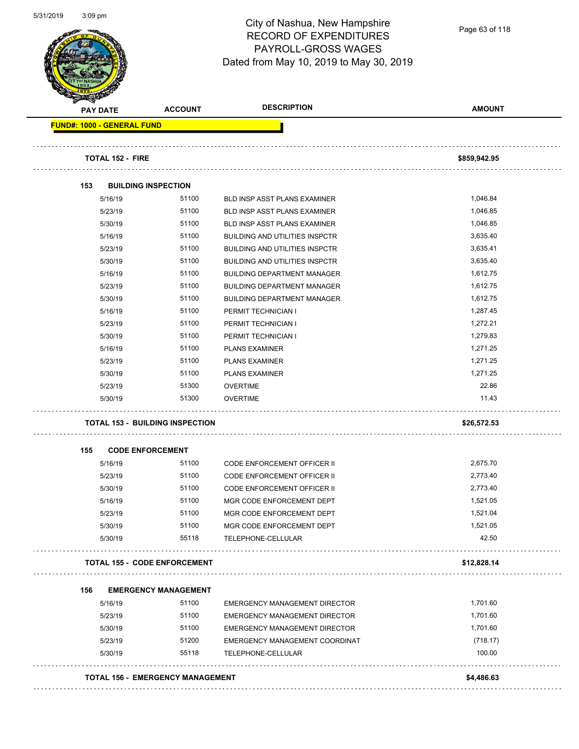# City of Nashua, New Hampshire
## RECORD OF EXPENDITURES
## PAYROLL-GROSS WAGES
### Dated from May 10, 2019 to May 30, 2019

**FUND#: 1000 - GENERAL FUND**

| PAY DATE | ACCOUNT | DESCRIPTION | AMOUNT |
|---|---|---|---|
| **TOTAL 152 - FIRE** | | | **$859,942.95** |
| **153 BUILDING INSPECTION** | | | |
| 5/16/19 | 51100 | BLD INSP ASST PLANS EXAMINER | 1,046.84 |
| 5/23/19 | 51100 | BLD INSP ASST PLANS EXAMINER | 1,046.85 |
| 5/30/19 | 51100 | BLD INSP ASST PLANS EXAMINER | 1,046.85 |
| 5/16/19 | 51100 | BUILDING AND UTILITIES INSPCTR | 3,635.40 |
| 5/23/19 | 51100 | BUILDING AND UTILITIES INSPCTR | 3,635.41 |
| 5/30/19 | 51100 | BUILDING AND UTILITIES INSPCTR | 3,635.40 |
| 5/16/19 | 51100 | BUILDING DEPARTMENT MANAGER | 1,612.75 |
| 5/23/19 | 51100 | BUILDING DEPARTMENT MANAGER | 1,612.75 |
| 5/30/19 | 51100 | BUILDING DEPARTMENT MANAGER | 1,612.75 |
| 5/16/19 | 51100 | PERMIT TECHNICIAN I | 1,287.45 |
| 5/23/19 | 51100 | PERMIT TECHNICIAN I | 1,272.21 |
| 5/30/19 | 51100 | PERMIT TECHNICIAN I | 1,279.83 |
| 5/16/19 | 51100 | PLANS EXAMINER | 1,271.25 |
| 5/23/19 | 51100 | PLANS EXAMINER | 1,271.25 |
| 5/30/19 | 51100 | PLANS EXAMINER | 1,271.25 |
| 5/23/19 | 51300 | OVERTIME | 22.86 |
| 5/30/19 | 51300 | OVERTIME | 11.43 |
| **TOTAL 153 - BUILDING INSPECTION** | | | **$26,572.53** |
| **155 CODE ENFORCEMENT** | | | |
| 5/16/19 | 51100 | CODE ENFORCEMENT OFFICER II | 2,675.70 |
| 5/23/19 | 51100 | CODE ENFORCEMENT OFFICER II | 2,773.40 |
| 5/30/19 | 51100 | CODE ENFORCEMENT OFFICER II | 2,773.40 |
| 5/16/19 | 51100 | MGR CODE ENFORCEMENT DEPT | 1,521.05 |
| 5/23/19 | 51100 | MGR CODE ENFORCEMENT DEPT | 1,521.04 |
| 5/30/19 | 51100 | MGR CODE ENFORCEMENT DEPT | 1,521.05 |
| 5/30/19 | 55118 | TELEPHONE-CELLULAR | 42.50 |
| **TOTAL 155 - CODE ENFORCEMENT** | | | **$12,828.14** |
| **156 EMERGENCY MANAGEMENT** | | | |
| 5/16/19 | 51100 | EMERGENCY MANAGEMENT DIRECTOR | 1,701.60 |
| 5/23/19 | 51100 | EMERGENCY MANAGEMENT DIRECTOR | 1,701.60 |
| 5/30/19 | 51100 | EMERGENCY MANAGEMENT DIRECTOR | 1,701.60 |
| 5/23/19 | 51200 | EMERGENCY MANAGEMENT COORDINAT | (718.17) |
| 5/30/19 | 55118 | TELEPHONE-CELLULAR | 100.00 |
| **TOTAL 156 - EMERGENCY MANAGEMENT** | | | **$4,486.63** |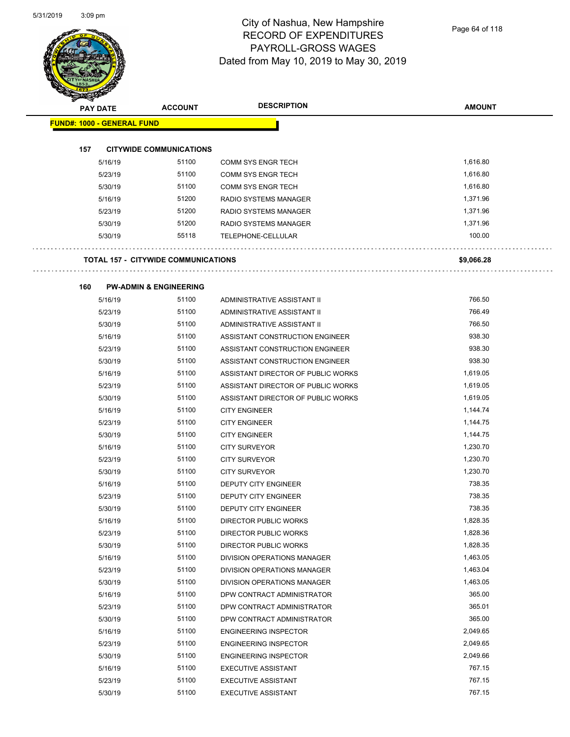# City of Nashua, New Hampshire
# RECORD OF EXPENDITURES
# PAYROLL-GROSS WAGES
# Dated from May 10, 2019 to May 30, 2019

| PAY DATE | ACCOUNT | DESCRIPTION | AMOUNT |
|---|---|---|---|
| **FUND#: 1000 - GENERAL FUND** | | | |
| **157 CITYWIDE COMMUNICATIONS** | | | |
| 5/16/19 | 51100 | COMM SYS ENGR TECH | 1,616.80 |
| 5/23/19 | 51100 | COMM SYS ENGR TECH | 1,616.80 |
| 5/30/19 | 51100 | COMM SYS ENGR TECH | 1,616.80 |
| 5/16/19 | 51200 | RADIO SYSTEMS MANAGER | 1,371.96 |
| 5/23/19 | 51200 | RADIO SYSTEMS MANAGER | 1,371.96 |
| 5/30/19 | 51200 | RADIO SYSTEMS MANAGER | 1,371.96 |
| 5/30/19 | 55118 | TELEPHONE-CELLULAR | 100.00 |
| **TOTAL 157 - CITYWIDE COMMUNICATIONS** | | | **$9,066.28** |
| **160 PW-ADMIN & ENGINEERING** | | | |
| 5/16/19 | 51100 | ADMINISTRATIVE ASSISTANT II | 766.50 |
| 5/23/19 | 51100 | ADMINISTRATIVE ASSISTANT II | 766.49 |
| 5/30/19 | 51100 | ADMINISTRATIVE ASSISTANT II | 766.50 |
| 5/16/19 | 51100 | ASSISTANT CONSTRUCTION ENGINEER | 938.30 |
| 5/23/19 | 51100 | ASSISTANT CONSTRUCTION ENGINEER | 938.30 |
| 5/30/19 | 51100 | ASSISTANT CONSTRUCTION ENGINEER | 938.30 |
| 5/16/19 | 51100 | ASSISTANT DIRECTOR OF PUBLIC WORKS | 1,619.05 |
| 5/23/19 | 51100 | ASSISTANT DIRECTOR OF PUBLIC WORKS | 1,619.05 |
| 5/30/19 | 51100 | ASSISTANT DIRECTOR OF PUBLIC WORKS | 1,619.05 |
| 5/16/19 | 51100 | CITY ENGINEER | 1,144.74 |
| 5/23/19 | 51100 | CITY ENGINEER | 1,144.75 |
| 5/30/19 | 51100 | CITY ENGINEER | 1,144.75 |
| 5/16/19 | 51100 | CITY SURVEYOR | 1,230.70 |
| 5/23/19 | 51100 | CITY SURVEYOR | 1,230.70 |
| 5/30/19 | 51100 | CITY SURVEYOR | 1,230.70 |
| 5/16/19 | 51100 | DEPUTY CITY ENGINEER | 738.35 |
| 5/23/19 | 51100 | DEPUTY CITY ENGINEER | 738.35 |
| 5/30/19 | 51100 | DEPUTY CITY ENGINEER | 738.35 |
| 5/16/19 | 51100 | DIRECTOR PUBLIC WORKS | 1,828.35 |
| 5/23/19 | 51100 | DIRECTOR PUBLIC WORKS | 1,828.36 |
| 5/30/19 | 51100 | DIRECTOR PUBLIC WORKS | 1,828.35 |
| 5/16/19 | 51100 | DIVISION OPERATIONS MANAGER | 1,463.05 |
| 5/23/19 | 51100 | DIVISION OPERATIONS MANAGER | 1,463.04 |
| 5/30/19 | 51100 | DIVISION OPERATIONS MANAGER | 1,463.05 |
| 5/16/19 | 51100 | DPW CONTRACT ADMINISTRATOR | 365.00 |
| 5/23/19 | 51100 | DPW CONTRACT ADMINISTRATOR | 365.01 |
| 5/30/19 | 51100 | DPW CONTRACT ADMINISTRATOR | 365.00 |
| 5/16/19 | 51100 | ENGINEERING INSPECTOR | 2,049.65 |
| 5/23/19 | 51100 | ENGINEERING INSPECTOR | 2,049.65 |
| 5/30/19 | 51100 | ENGINEERING INSPECTOR | 2,049.66 |
| 5/16/19 | 51100 | EXECUTIVE ASSISTANT | 767.15 |
| 5/23/19 | 51100 | EXECUTIVE ASSISTANT | 767.15 |
| 5/30/19 | 51100 | EXECUTIVE ASSISTANT | 767.15 |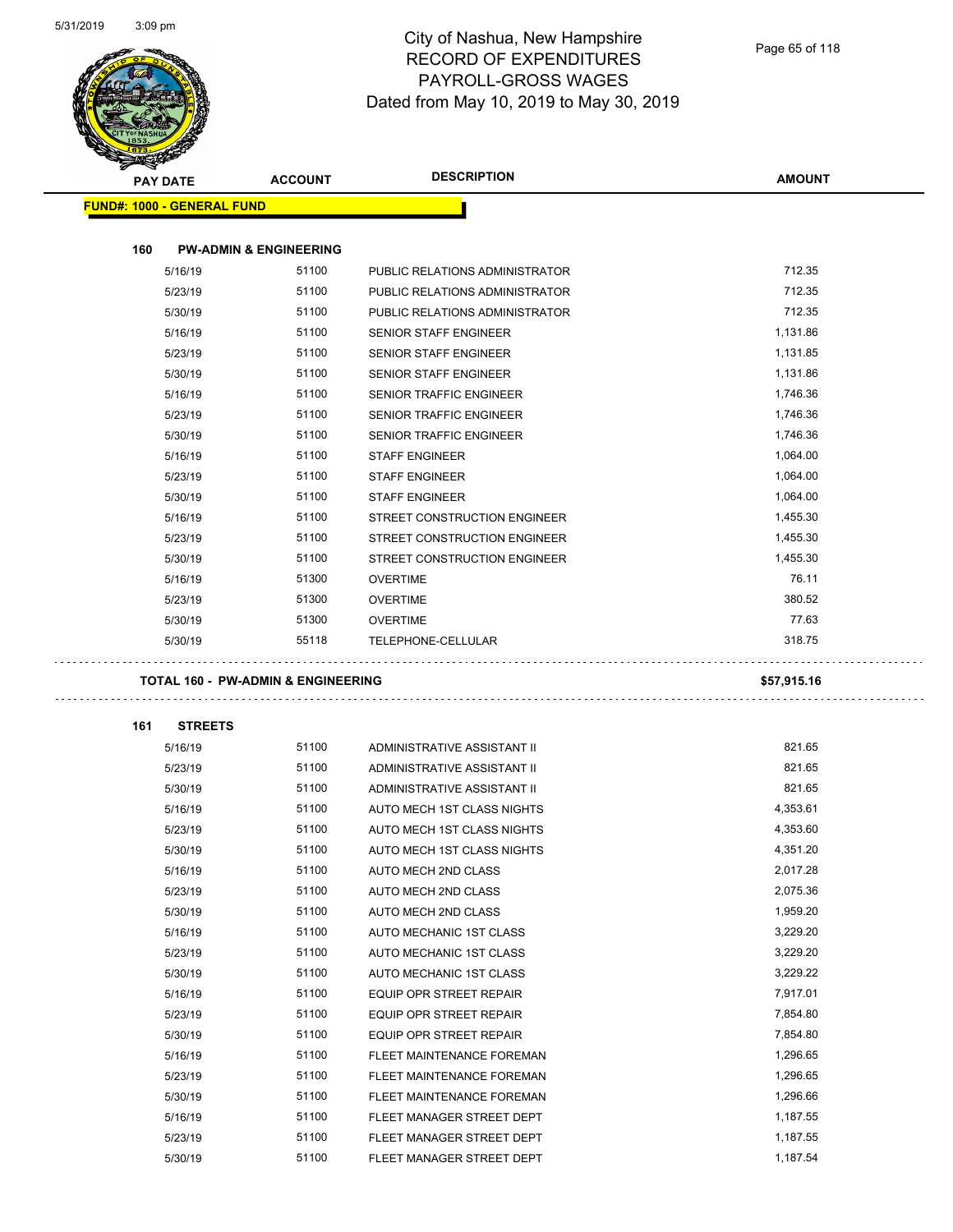# City of Nashua, New Hampshire
## RECORD OF EXPENDITURES
## PAYROLL-GROSS WAGES
## Dated from May 10, 2019 to May 30, 2019

| PAY DATE | ACCOUNT | DESCRIPTION | AMOUNT |
|---|---|---|---|
| **FUND#: 1000 - GENERAL FUND** | | | |
| **160 PW-ADMIN & ENGINEERING** | | | |
| 5/16/19 | 51100 | PUBLIC RELATIONS ADMINISTRATOR | 712.35 |
| 5/23/19 | 51100 | PUBLIC RELATIONS ADMINISTRATOR | 712.35 |
| 5/30/19 | 51100 | PUBLIC RELATIONS ADMINISTRATOR | 712.35 |
| 5/16/19 | 51100 | SENIOR STAFF ENGINEER | 1,131.86 |
| 5/23/19 | 51100 | SENIOR STAFF ENGINEER | 1,131.85 |
| 5/30/19 | 51100 | SENIOR STAFF ENGINEER | 1,131.86 |
| 5/16/19 | 51100 | SENIOR TRAFFIC ENGINEER | 1,746.36 |
| 5/23/19 | 51100 | SENIOR TRAFFIC ENGINEER | 1,746.36 |
| 5/30/19 | 51100 | SENIOR TRAFFIC ENGINEER | 1,746.36 |
| 5/16/19 | 51100 | STAFF ENGINEER | 1,064.00 |
| 5/23/19 | 51100 | STAFF ENGINEER | 1,064.00 |
| 5/30/19 | 51100 | STAFF ENGINEER | 1,064.00 |
| 5/16/19 | 51100 | STREET CONSTRUCTION ENGINEER | 1,455.30 |
| 5/23/19 | 51100 | STREET CONSTRUCTION ENGINEER | 1,455.30 |
| 5/30/19 | 51100 | STREET CONSTRUCTION ENGINEER | 1,455.30 |
| 5/16/19 | 51300 | OVERTIME | 76.11 |
| 5/23/19 | 51300 | OVERTIME | 380.52 |
| 5/30/19 | 51300 | OVERTIME | 77.63 |
| 5/30/19 | 55118 | TELEPHONE-CELLULAR | 318.75 |
| **TOTAL 160 - PW-ADMIN & ENGINEERING** | | | **$57,915.16** |
| **161 STREETS** | | | |
| 5/16/19 | 51100 | ADMINISTRATIVE ASSISTANT II | 821.65 |
| 5/23/19 | 51100 | ADMINISTRATIVE ASSISTANT II | 821.65 |
| 5/30/19 | 51100 | ADMINISTRATIVE ASSISTANT II | 821.65 |
| 5/16/19 | 51100 | AUTO MECH 1ST CLASS NIGHTS | 4,353.61 |
| 5/23/19 | 51100 | AUTO MECH 1ST CLASS NIGHTS | 4,353.60 |
| 5/30/19 | 51100 | AUTO MECH 1ST CLASS NIGHTS | 4,351.20 |
| 5/16/19 | 51100 | AUTO MECH 2ND CLASS | 2,017.28 |
| 5/23/19 | 51100 | AUTO MECH 2ND CLASS | 2,075.36 |
| 5/30/19 | 51100 | AUTO MECH 2ND CLASS | 1,959.20 |
| 5/16/19 | 51100 | AUTO MECHANIC 1ST CLASS | 3,229.20 |
| 5/23/19 | 51100 | AUTO MECHANIC 1ST CLASS | 3,229.20 |
| 5/30/19 | 51100 | AUTO MECHANIC 1ST CLASS | 3,229.22 |
| 5/16/19 | 51100 | EQUIP OPR STREET REPAIR | 7,917.01 |
| 5/23/19 | 51100 | EQUIP OPR STREET REPAIR | 7,854.80 |
| 5/30/19 | 51100 | EQUIP OPR STREET REPAIR | 7,854.80 |
| 5/16/19 | 51100 | FLEET MAINTENANCE FOREMAN | 1,296.65 |
| 5/23/19 | 51100 | FLEET MAINTENANCE FOREMAN | 1,296.65 |
| 5/30/19 | 51100 | FLEET MAINTENANCE FOREMAN | 1,296.66 |
| 5/16/19 | 51100 | FLEET MANAGER STREET DEPT | 1,187.55 |
| 5/23/19 | 51100 | FLEET MANAGER STREET DEPT | 1,187.55 |
| 5/30/19 | 51100 | FLEET MANAGER STREET DEPT | 1,187.54 |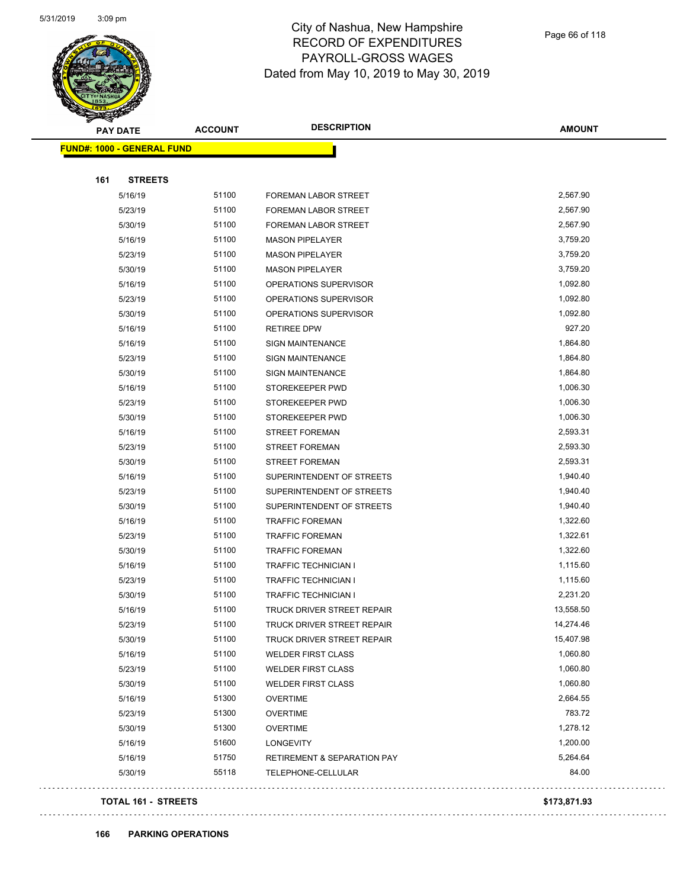# City of Nashua, New Hampshire
## RECORD OF EXPENDITURES
## PAYROLL-GROSS WAGES
## Dated from May 10, 2019 to May 30, 2019

| PAY DATE | ACCOUNT | DESCRIPTION | AMOUNT |
|---|---|---|---|
| **FUND#: 1000 - GENERAL FUND** | | | |
| **161 STREETS** | | | |
| 5/16/19 | 51100 | FOREMAN LABOR STREET | 2,567.90 |
| 5/23/19 | 51100 | FOREMAN LABOR STREET | 2,567.90 |
| 5/30/19 | 51100 | FOREMAN LABOR STREET | 2,567.90 |
| 5/16/19 | 51100 | MASON PIPELAYER | 3,759.20 |
| 5/23/19 | 51100 | MASON PIPELAYER | 3,759.20 |
| 5/30/19 | 51100 | MASON PIPELAYER | 3,759.20 |
| 5/16/19 | 51100 | OPERATIONS SUPERVISOR | 1,092.80 |
| 5/23/19 | 51100 | OPERATIONS SUPERVISOR | 1,092.80 |
| 5/30/19 | 51100 | OPERATIONS SUPERVISOR | 1,092.80 |
| 5/16/19 | 51100 | RETIREE DPW | 927.20 |
| 5/16/19 | 51100 | SIGN MAINTENANCE | 1,864.80 |
| 5/23/19 | 51100 | SIGN MAINTENANCE | 1,864.80 |
| 5/30/19 | 51100 | SIGN MAINTENANCE | 1,864.80 |
| 5/16/19 | 51100 | STOREKEEPER PWD | 1,006.30 |
| 5/23/19 | 51100 | STOREKEEPER PWD | 1,006.30 |
| 5/30/19 | 51100 | STOREKEEPER PWD | 1,006.30 |
| 5/16/19 | 51100 | STREET FOREMAN | 2,593.31 |
| 5/23/19 | 51100 | STREET FOREMAN | 2,593.30 |
| 5/30/19 | 51100 | STREET FOREMAN | 2,593.31 |
| 5/16/19 | 51100 | SUPERINTENDENT OF STREETS | 1,940.40 |
| 5/23/19 | 51100 | SUPERINTENDENT OF STREETS | 1,940.40 |
| 5/30/19 | 51100 | SUPERINTENDENT OF STREETS | 1,940.40 |
| 5/16/19 | 51100 | TRAFFIC FOREMAN | 1,322.60 |
| 5/23/19 | 51100 | TRAFFIC FOREMAN | 1,322.61 |
| 5/30/19 | 51100 | TRAFFIC FOREMAN | 1,322.60 |
| 5/16/19 | 51100 | TRAFFIC TECHNICIAN I | 1,115.60 |
| 5/23/19 | 51100 | TRAFFIC TECHNICIAN I | 1,115.60 |
| 5/30/19 | 51100 | TRAFFIC TECHNICIAN I | 2,231.20 |
| 5/16/19 | 51100 | TRUCK DRIVER STREET REPAIR | 13,558.50 |
| 5/23/19 | 51100 | TRUCK DRIVER STREET REPAIR | 14,274.46 |
| 5/30/19 | 51100 | TRUCK DRIVER STREET REPAIR | 15,407.98 |
| 5/16/19 | 51100 | WELDER FIRST CLASS | 1,060.80 |
| 5/23/19 | 51100 | WELDER FIRST CLASS | 1,060.80 |
| 5/30/19 | 51100 | WELDER FIRST CLASS | 1,060.80 |
| 5/16/19 | 51300 | OVERTIME | 2,664.55 |
| 5/23/19 | 51300 | OVERTIME | 783.72 |
| 5/30/19 | 51300 | OVERTIME | 1,278.12 |
| 5/16/19 | 51600 | LONGEVITY | 1,200.00 |
| 5/16/19 | 51750 | RETIREMENT & SEPARATION PAY | 5,264.64 |
| 5/30/19 | 55118 | TELEPHONE-CELLULAR | 84.00 |
| **TOTAL 161 - STREETS** | | | **$173,871.93** |

**166 PARKING OPERATIONS**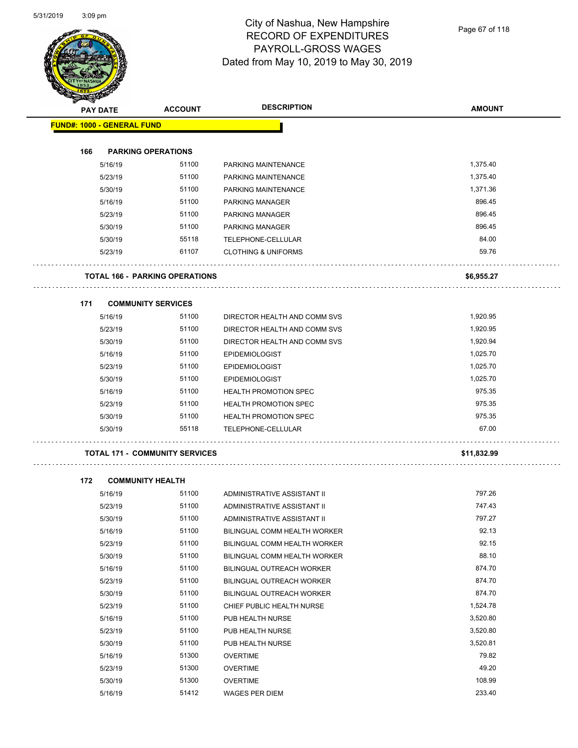# City of Nashua, New Hampshire
## RECORD OF EXPENDITURES
## PAYROLL-GROSS WAGES
## Dated from May 10, 2019 to May 30, 2019

| PAY DATE | ACCOUNT | DESCRIPTION | AMOUNT |
|---|---|---|---|
| **FUND#: 1000 - GENERAL FUND** | | | |
| **166 PARKING OPERATIONS** | | | |
| 5/16/19 | 51100 | PARKING MAINTENANCE | 1,375.40 |
| 5/23/19 | 51100 | PARKING MAINTENANCE | 1,375.40 |
| 5/30/19 | 51100 | PARKING MAINTENANCE | 1,371.36 |
| 5/16/19 | 51100 | PARKING MANAGER | 896.45 |
| 5/23/19 | 51100 | PARKING MANAGER | 896.45 |
| 5/30/19 | 51100 | PARKING MANAGER | 896.45 |
| 5/30/19 | 55118 | TELEPHONE-CELLULAR | 84.00 |
| 5/23/19 | 61107 | CLOTHING & UNIFORMS | 59.76 |
| **TOTAL 166 - PARKING OPERATIONS** | | | **$6,955.27** |
| **171 COMMUNITY SERVICES** | | | |
| 5/16/19 | 51100 | DIRECTOR HEALTH AND COMM SVS | 1,920.95 |
| 5/23/19 | 51100 | DIRECTOR HEALTH AND COMM SVS | 1,920.95 |
| 5/30/19 | 51100 | DIRECTOR HEALTH AND COMM SVS | 1,920.94 |
| 5/16/19 | 51100 | EPIDEMIOLOGIST | 1,025.70 |
| 5/23/19 | 51100 | EPIDEMIOLOGIST | 1,025.70 |
| 5/30/19 | 51100 | EPIDEMIOLOGIST | 1,025.70 |
| 5/16/19 | 51100 | HEALTH PROMOTION SPEC | 975.35 |
| 5/23/19 | 51100 | HEALTH PROMOTION SPEC | 975.35 |
| 5/30/19 | 51100 | HEALTH PROMOTION SPEC | 975.35 |
| 5/30/19 | 55118 | TELEPHONE-CELLULAR | 67.00 |
| **TOTAL 171 - COMMUNITY SERVICES** | | | **$11,832.99** |
| **172 COMMUNITY HEALTH** | | | |
| 5/16/19 | 51100 | ADMINISTRATIVE ASSISTANT II | 797.26 |
| 5/23/19 | 51100 | ADMINISTRATIVE ASSISTANT II | 747.43 |
| 5/30/19 | 51100 | ADMINISTRATIVE ASSISTANT II | 797.27 |
| 5/16/19 | 51100 | BILINGUAL COMM HEALTH WORKER | 92.13 |
| 5/23/19 | 51100 | BILINGUAL COMM HEALTH WORKER | 92.15 |
| 5/30/19 | 51100 | BILINGUAL COMM HEALTH WORKER | 88.10 |
| 5/16/19 | 51100 | BILINGUAL OUTREACH WORKER | 874.70 |
| 5/23/19 | 51100 | BILINGUAL OUTREACH WORKER | 874.70 |
| 5/30/19 | 51100 | BILINGUAL OUTREACH WORKER | 874.70 |
| 5/23/19 | 51100 | CHIEF PUBLIC HEALTH NURSE | 1,524.78 |
| 5/16/19 | 51100 | PUB HEALTH NURSE | 3,520.80 |
| 5/23/19 | 51100 | PUB HEALTH NURSE | 3,520.80 |
| 5/30/19 | 51100 | PUB HEALTH NURSE | 3,520.81 |
| 5/16/19 | 51300 | OVERTIME | 79.82 |
| 5/23/19 | 51300 | OVERTIME | 49.20 |
| 5/30/19 | 51300 | OVERTIME | 108.99 |
| 5/16/19 | 51412 | WAGES PER DIEM | 233.40 |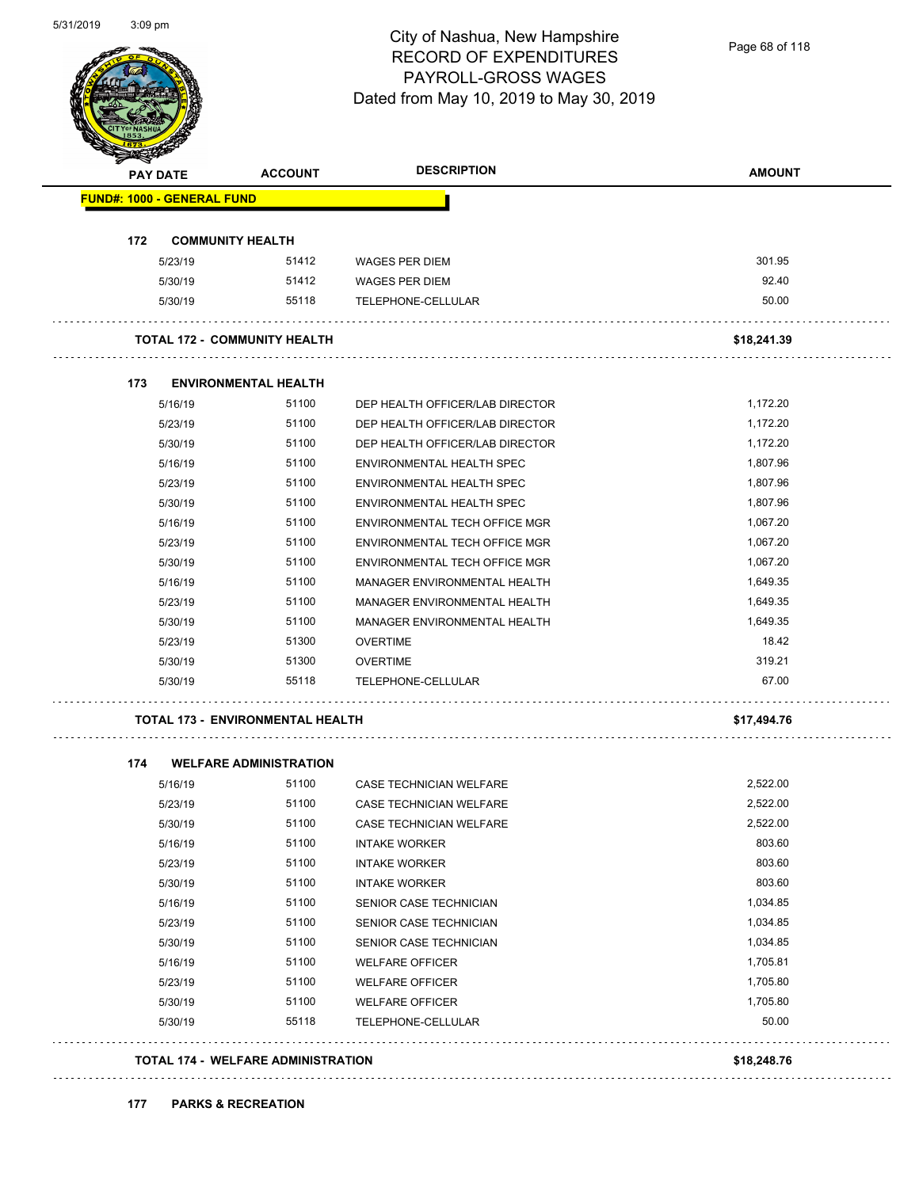# City of Nashua, New Hampshire
## RECORD OF EXPENDITURES
## PAYROLL-GROSS WAGES
## Dated from May 10, 2019 to May 30, 2019

| PAY DATE | ACCOUNT | DESCRIPTION | AMOUNT |
|---|---|---|---|
| **FUND#: 1000 - GENERAL FUND** | | | |
| **172 COMMUNITY HEALTH** | | | |
| 5/23/19 | 51412 | WAGES PER DIEM | 301.95 |
| 5/30/19 | 51412 | WAGES PER DIEM | 92.40 |
| 5/30/19 | 55118 | TELEPHONE-CELLULAR | 50.00 |
| **TOTAL 172 - COMMUNITY HEALTH** | | | **$18,241.39** |
| **173 ENVIRONMENTAL HEALTH** | | | |
| 5/16/19 | 51100 | DEP HEALTH OFFICER/LAB DIRECTOR | 1,172.20 |
| 5/23/19 | 51100 | DEP HEALTH OFFICER/LAB DIRECTOR | 1,172.20 |
| 5/30/19 | 51100 | DEP HEALTH OFFICER/LAB DIRECTOR | 1,172.20 |
| 5/16/19 | 51100 | ENVIRONMENTAL HEALTH SPEC | 1,807.96 |
| 5/23/19 | 51100 | ENVIRONMENTAL HEALTH SPEC | 1,807.96 |
| 5/30/19 | 51100 | ENVIRONMENTAL HEALTH SPEC | 1,807.96 |
| 5/16/19 | 51100 | ENVIRONMENTAL TECH OFFICE MGR | 1,067.20 |
| 5/23/19 | 51100 | ENVIRONMENTAL TECH OFFICE MGR | 1,067.20 |
| 5/30/19 | 51100 | ENVIRONMENTAL TECH OFFICE MGR | 1,067.20 |
| 5/16/19 | 51100 | MANAGER ENVIRONMENTAL HEALTH | 1,649.35 |
| 5/23/19 | 51100 | MANAGER ENVIRONMENTAL HEALTH | 1,649.35 |
| 5/30/19 | 51100 | MANAGER ENVIRONMENTAL HEALTH | 1,649.35 |
| 5/23/19 | 51300 | OVERTIME | 18.42 |
| 5/30/19 | 51300 | OVERTIME | 319.21 |
| 5/30/19 | 55118 | TELEPHONE-CELLULAR | 67.00 |
| **TOTAL 173 - ENVIRONMENTAL HEALTH** | | | **$17,494.76** |
| **174 WELFARE ADMINISTRATION** | | | |
| 5/16/19 | 51100 | CASE TECHNICIAN WELFARE | 2,522.00 |
| 5/23/19 | 51100 | CASE TECHNICIAN WELFARE | 2,522.00 |
| 5/30/19 | 51100 | CASE TECHNICIAN WELFARE | 2,522.00 |
| 5/16/19 | 51100 | INTAKE WORKER | 803.60 |
| 5/23/19 | 51100 | INTAKE WORKER | 803.60 |
| 5/30/19 | 51100 | INTAKE WORKER | 803.60 |
| 5/16/19 | 51100 | SENIOR CASE TECHNICIAN | 1,034.85 |
| 5/23/19 | 51100 | SENIOR CASE TECHNICIAN | 1,034.85 |
| 5/30/19 | 51100 | SENIOR CASE TECHNICIAN | 1,034.85 |
| 5/16/19 | 51100 | WELFARE OFFICER | 1,705.81 |
| 5/23/19 | 51100 | WELFARE OFFICER | 1,705.80 |
| 5/30/19 | 51100 | WELFARE OFFICER | 1,705.80 |
| 5/30/19 | 55118 | TELEPHONE-CELLULAR | 50.00 |
| **TOTAL 174 - WELFARE ADMINISTRATION** | | | **$18,248.76** |
| **177 PARKS & RECREATION** | | | |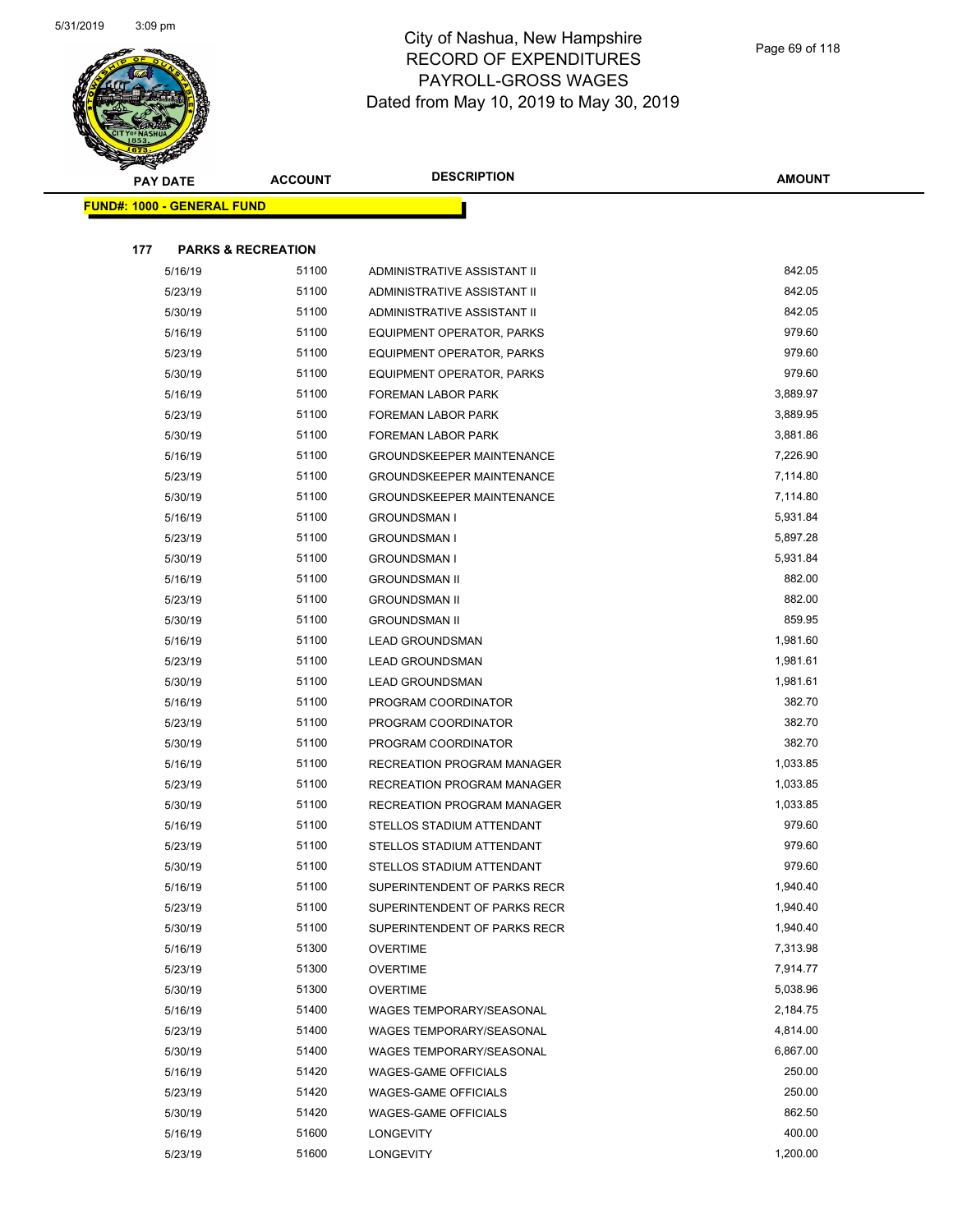# City of Nashua, New Hampshire
## RECORD OF EXPENDITURES
## PAYROLL-GROSS WAGES
### Dated from May 10, 2019 to May 30, 2019

**FUND#: 1000 - GENERAL FUND**

**177 PARKS & RECREATION**

| PAY DATE | ACCOUNT | DESCRIPTION | AMOUNT |
|---|---|---|---|
| 5/16/19 | 51100 | ADMINISTRATIVE ASSISTANT II | 842.05 |
| 5/23/19 | 51100 | ADMINISTRATIVE ASSISTANT II | 842.05 |
| 5/30/19 | 51100 | ADMINISTRATIVE ASSISTANT II | 842.05 |
| 5/16/19 | 51100 | EQUIPMENT OPERATOR, PARKS | 979.60 |
| 5/23/19 | 51100 | EQUIPMENT OPERATOR, PARKS | 979.60 |
| 5/30/19 | 51100 | EQUIPMENT OPERATOR, PARKS | 979.60 |
| 5/16/19 | 51100 | FOREMAN LABOR PARK | 3,889.97 |
| 5/23/19 | 51100 | FOREMAN LABOR PARK | 3,889.95 |
| 5/30/19 | 51100 | FOREMAN LABOR PARK | 3,881.86 |
| 5/16/19 | 51100 | GROUNDSKEEPER MAINTENANCE | 7,226.90 |
| 5/23/19 | 51100 | GROUNDSKEEPER MAINTENANCE | 7,114.80 |
| 5/30/19 | 51100 | GROUNDSKEEPER MAINTENANCE | 7,114.80 |
| 5/16/19 | 51100 | GROUNDSMAN I | 5,931.84 |
| 5/23/19 | 51100 | GROUNDSMAN I | 5,897.28 |
| 5/30/19 | 51100 | GROUNDSMAN I | 5,931.84 |
| 5/16/19 | 51100 | GROUNDSMAN II | 882.00 |
| 5/23/19 | 51100 | GROUNDSMAN II | 882.00 |
| 5/30/19 | 51100 | GROUNDSMAN II | 859.95 |
| 5/16/19 | 51100 | LEAD GROUNDSMAN | 1,981.60 |
| 5/23/19 | 51100 | LEAD GROUNDSMAN | 1,981.61 |
| 5/30/19 | 51100 | LEAD GROUNDSMAN | 1,981.61 |
| 5/16/19 | 51100 | PROGRAM COORDINATOR | 382.70 |
| 5/23/19 | 51100 | PROGRAM COORDINATOR | 382.70 |
| 5/30/19 | 51100 | PROGRAM COORDINATOR | 382.70 |
| 5/16/19 | 51100 | RECREATION PROGRAM MANAGER | 1,033.85 |
| 5/23/19 | 51100 | RECREATION PROGRAM MANAGER | 1,033.85 |
| 5/30/19 | 51100 | RECREATION PROGRAM MANAGER | 1,033.85 |
| 5/16/19 | 51100 | STELLOS STADIUM ATTENDANT | 979.60 |
| 5/23/19 | 51100 | STELLOS STADIUM ATTENDANT | 979.60 |
| 5/30/19 | 51100 | STELLOS STADIUM ATTENDANT | 979.60 |
| 5/16/19 | 51100 | SUPERINTENDENT OF PARKS RECR | 1,940.40 |
| 5/23/19 | 51100 | SUPERINTENDENT OF PARKS RECR | 1,940.40 |
| 5/30/19 | 51100 | SUPERINTENDENT OF PARKS RECR | 1,940.40 |
| 5/16/19 | 51300 | OVERTIME | 7,313.98 |
| 5/23/19 | 51300 | OVERTIME | 7,914.77 |
| 5/30/19 | 51300 | OVERTIME | 5,038.96 |
| 5/16/19 | 51400 | WAGES TEMPORARY/SEASONAL | 2,184.75 |
| 5/23/19 | 51400 | WAGES TEMPORARY/SEASONAL | 4,814.00 |
| 5/30/19 | 51400 | WAGES TEMPORARY/SEASONAL | 6,867.00 |
| 5/16/19 | 51420 | WAGES-GAME OFFICIALS | 250.00 |
| 5/23/19 | 51420 | WAGES-GAME OFFICIALS | 250.00 |
| 5/30/19 | 51420 | WAGES-GAME OFFICIALS | 862.50 |
| 5/16/19 | 51600 | LONGEVITY | 400.00 |
| 5/23/19 | 51600 | LONGEVITY | 1,200.00 |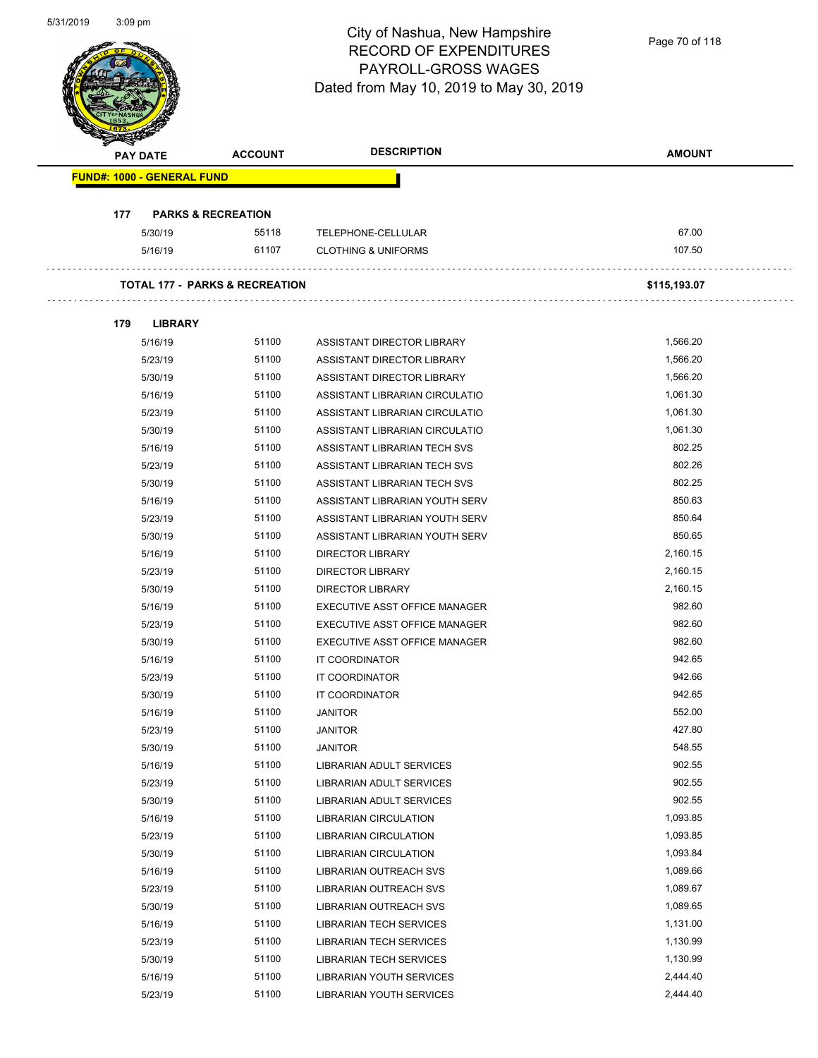# City of Nashua, New Hampshire
## RECORD OF EXPENDITURES
## PAYROLL-GROSS WAGES
## Dated from May 10, 2019 to May 30, 2019

| PAY DATE | ACCOUNT | DESCRIPTION | AMOUNT |
|---|---|---|---|
| **FUND#: 1000 - GENERAL FUND** | | | |
| **177 PARKS & RECREATION** | | | |
| 5/30/19 | 55118 | TELEPHONE-CELLULAR | 67.00 |
| 5/16/19 | 61107 | CLOTHING & UNIFORMS | 107.50 |
| **TOTAL 177 - PARKS & RECREATION** | | | **$115,193.07** |
| **179 LIBRARY** | | | |
| 5/16/19 | 51100 | ASSISTANT DIRECTOR LIBRARY | 1,566.20 |
| 5/23/19 | 51100 | ASSISTANT DIRECTOR LIBRARY | 1,566.20 |
| 5/30/19 | 51100 | ASSISTANT DIRECTOR LIBRARY | 1,566.20 |
| 5/16/19 | 51100 | ASSISTANT LIBRARIAN CIRCULATIO | 1,061.30 |
| 5/23/19 | 51100 | ASSISTANT LIBRARIAN CIRCULATIO | 1,061.30 |
| 5/30/19 | 51100 | ASSISTANT LIBRARIAN CIRCULATIO | 1,061.30 |
| 5/16/19 | 51100 | ASSISTANT LIBRARIAN TECH SVS | 802.25 |
| 5/23/19 | 51100 | ASSISTANT LIBRARIAN TECH SVS | 802.26 |
| 5/30/19 | 51100 | ASSISTANT LIBRARIAN TECH SVS | 802.25 |
| 5/16/19 | 51100 | ASSISTANT LIBRARIAN YOUTH SERV | 850.63 |
| 5/23/19 | 51100 | ASSISTANT LIBRARIAN YOUTH SERV | 850.64 |
| 5/30/19 | 51100 | ASSISTANT LIBRARIAN YOUTH SERV | 850.65 |
| 5/16/19 | 51100 | DIRECTOR LIBRARY | 2,160.15 |
| 5/23/19 | 51100 | DIRECTOR LIBRARY | 2,160.15 |
| 5/30/19 | 51100 | DIRECTOR LIBRARY | 2,160.15 |
| 5/16/19 | 51100 | EXECUTIVE ASST OFFICE MANAGER | 982.60 |
| 5/23/19 | 51100 | EXECUTIVE ASST OFFICE MANAGER | 982.60 |
| 5/30/19 | 51100 | EXECUTIVE ASST OFFICE MANAGER | 982.60 |
| 5/16/19 | 51100 | IT COORDINATOR | 942.65 |
| 5/23/19 | 51100 | IT COORDINATOR | 942.66 |
| 5/30/19 | 51100 | IT COORDINATOR | 942.65 |
| 5/16/19 | 51100 | JANITOR | 552.00 |
| 5/23/19 | 51100 | JANITOR | 427.80 |
| 5/30/19 | 51100 | JANITOR | 548.55 |
| 5/16/19 | 51100 | LIBRARIAN ADULT SERVICES | 902.55 |
| 5/23/19 | 51100 | LIBRARIAN ADULT SERVICES | 902.55 |
| 5/30/19 | 51100 | LIBRARIAN ADULT SERVICES | 902.55 |
| 5/16/19 | 51100 | LIBRARIAN CIRCULATION | 1,093.85 |
| 5/23/19 | 51100 | LIBRARIAN CIRCULATION | 1,093.85 |
| 5/30/19 | 51100 | LIBRARIAN CIRCULATION | 1,093.84 |
| 5/16/19 | 51100 | LIBRARIAN OUTREACH SVS | 1,089.66 |
| 5/23/19 | 51100 | LIBRARIAN OUTREACH SVS | 1,089.67 |
| 5/30/19 | 51100 | LIBRARIAN OUTREACH SVS | 1,089.65 |
| 5/16/19 | 51100 | LIBRARIAN TECH SERVICES | 1,131.00 |
| 5/23/19 | 51100 | LIBRARIAN TECH SERVICES | 1,130.99 |
| 5/30/19 | 51100 | LIBRARIAN TECH SERVICES | 1,130.99 |
| 5/16/19 | 51100 | LIBRARIAN YOUTH SERVICES | 2,444.40 |
| 5/23/19 | 51100 | LIBRARIAN YOUTH SERVICES | 2,444.40 |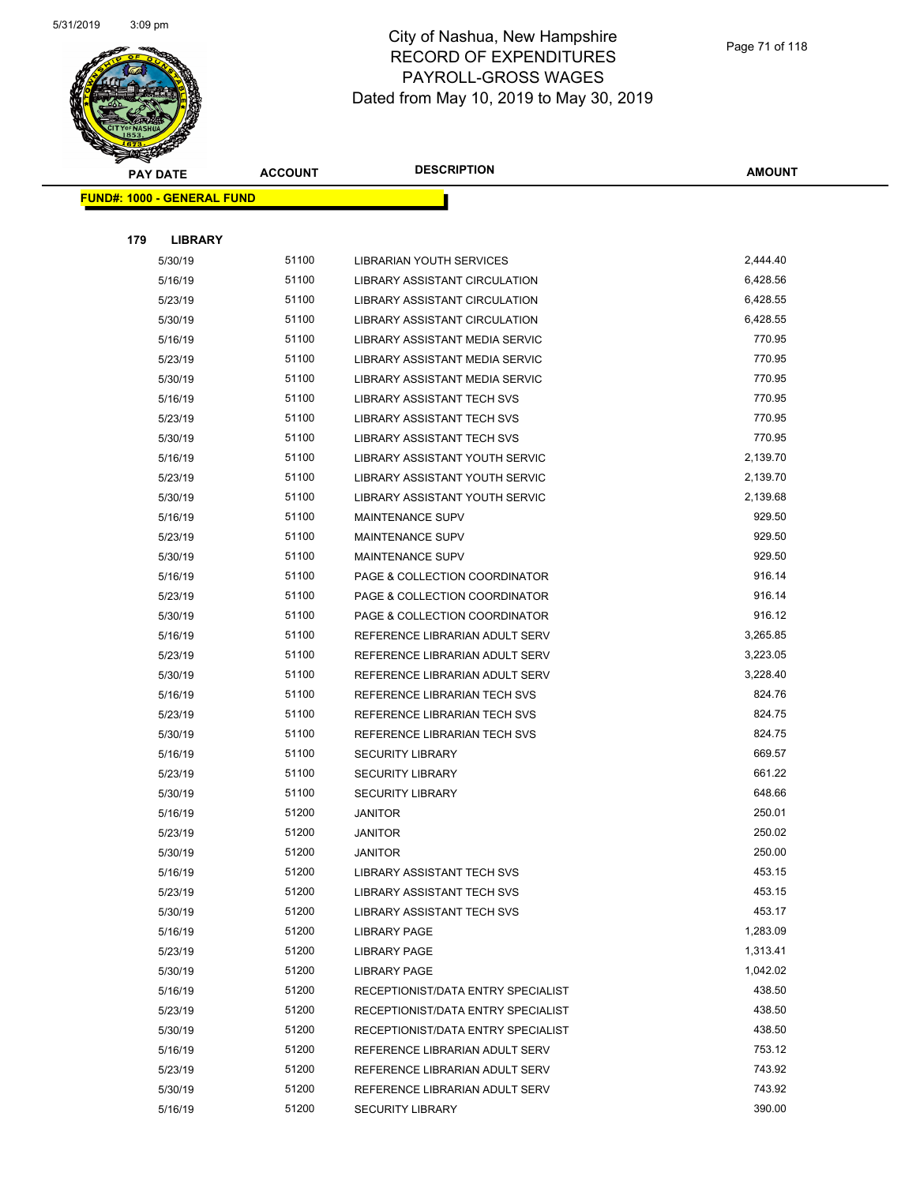# City of Nashua, New Hampshire
## RECORD OF EXPENDITURES
## PAYROLL-GROSS WAGES
## Dated from May 10, 2019 to May 30, 2019

| PAY DATE | ACCOUNT | DESCRIPTION | AMOUNT |
|---|---|---|---|
| **FUND#: 1000 - GENERAL FUND** | | | |
| **179 LIBRARY** | | | |
| 5/30/19 | 51100 | LIBRARIAN YOUTH SERVICES | 2,444.40 |
| 5/16/19 | 51100 | LIBRARY ASSISTANT CIRCULATION | 6,428.56 |
| 5/23/19 | 51100 | LIBRARY ASSISTANT CIRCULATION | 6,428.55 |
| 5/30/19 | 51100 | LIBRARY ASSISTANT CIRCULATION | 6,428.55 |
| 5/16/19 | 51100 | LIBRARY ASSISTANT MEDIA SERVIC | 770.95 |
| 5/23/19 | 51100 | LIBRARY ASSISTANT MEDIA SERVIC | 770.95 |
| 5/30/19 | 51100 | LIBRARY ASSISTANT MEDIA SERVIC | 770.95 |
| 5/16/19 | 51100 | LIBRARY ASSISTANT TECH SVS | 770.95 |
| 5/23/19 | 51100 | LIBRARY ASSISTANT TECH SVS | 770.95 |
| 5/30/19 | 51100 | LIBRARY ASSISTANT TECH SVS | 770.95 |
| 5/16/19 | 51100 | LIBRARY ASSISTANT YOUTH SERVIC | 2,139.70 |
| 5/23/19 | 51100 | LIBRARY ASSISTANT YOUTH SERVIC | 2,139.70 |
| 5/30/19 | 51100 | LIBRARY ASSISTANT YOUTH SERVIC | 2,139.68 |
| 5/16/19 | 51100 | MAINTENANCE SUPV | 929.50 |
| 5/23/19 | 51100 | MAINTENANCE SUPV | 929.50 |
| 5/30/19 | 51100 | MAINTENANCE SUPV | 929.50 |
| 5/16/19 | 51100 | PAGE & COLLECTION COORDINATOR | 916.14 |
| 5/23/19 | 51100 | PAGE & COLLECTION COORDINATOR | 916.14 |
| 5/30/19 | 51100 | PAGE & COLLECTION COORDINATOR | 916.12 |
| 5/16/19 | 51100 | REFERENCE LIBRARIAN ADULT SERV | 3,265.85 |
| 5/23/19 | 51100 | REFERENCE LIBRARIAN ADULT SERV | 3,223.05 |
| 5/30/19 | 51100 | REFERENCE LIBRARIAN ADULT SERV | 3,228.40 |
| 5/16/19 | 51100 | REFERENCE LIBRARIAN TECH SVS | 824.76 |
| 5/23/19 | 51100 | REFERENCE LIBRARIAN TECH SVS | 824.75 |
| 5/30/19 | 51100 | REFERENCE LIBRARIAN TECH SVS | 824.75 |
| 5/16/19 | 51100 | SECURITY LIBRARY | 669.57 |
| 5/23/19 | 51100 | SECURITY LIBRARY | 661.22 |
| 5/30/19 | 51100 | SECURITY LIBRARY | 648.66 |
| 5/16/19 | 51200 | JANITOR | 250.01 |
| 5/23/19 | 51200 | JANITOR | 250.02 |
| 5/30/19 | 51200 | JANITOR | 250.00 |
| 5/16/19 | 51200 | LIBRARY ASSISTANT TECH SVS | 453.15 |
| 5/23/19 | 51200 | LIBRARY ASSISTANT TECH SVS | 453.15 |
| 5/30/19 | 51200 | LIBRARY ASSISTANT TECH SVS | 453.17 |
| 5/16/19 | 51200 | LIBRARY PAGE | 1,283.09 |
| 5/23/19 | 51200 | LIBRARY PAGE | 1,313.41 |
| 5/30/19 | 51200 | LIBRARY PAGE | 1,042.02 |
| 5/16/19 | 51200 | RECEPTIONIST/DATA ENTRY SPECIALIST | 438.50 |
| 5/23/19 | 51200 | RECEPTIONIST/DATA ENTRY SPECIALIST | 438.50 |
| 5/30/19 | 51200 | RECEPTIONIST/DATA ENTRY SPECIALIST | 438.50 |
| 5/16/19 | 51200 | REFERENCE LIBRARIAN ADULT SERV | 753.12 |
| 5/23/19 | 51200 | REFERENCE LIBRARIAN ADULT SERV | 743.92 |
| 5/30/19 | 51200 | REFERENCE LIBRARIAN ADULT SERV | 743.92 |
| 5/16/19 | 51200 | SECURITY LIBRARY | 390.00 |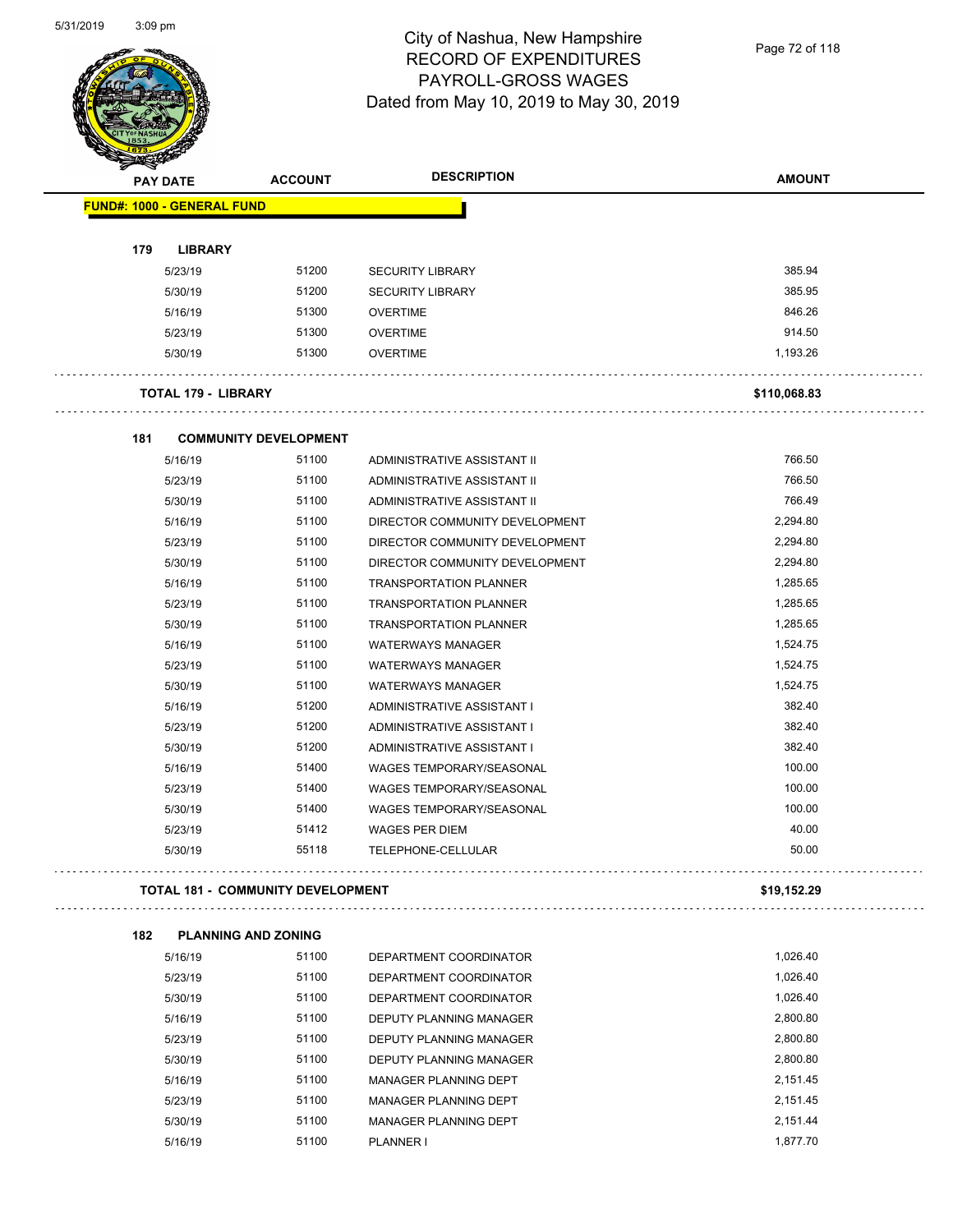# City of Nashua, New Hampshire
## RECORD OF EXPENDITURES
## PAYROLL-GROSS WAGES
## Dated from May 10, 2019 to May 30, 2019

| PAY DATE | ACCOUNT | DESCRIPTION | AMOUNT |
|---|---|---|---|
| **FUND#: 1000 - GENERAL FUND** | | | |
| **179 LIBRARY** | | | |
| 5/23/19 | 51200 | SECURITY LIBRARY | 385.94 |
| 5/30/19 | 51200 | SECURITY LIBRARY | 385.95 |
| 5/16/19 | 51300 | OVERTIME | 846.26 |
| 5/23/19 | 51300 | OVERTIME | 914.50 |
| 5/30/19 | 51300 | OVERTIME | 1,193.26 |
| **TOTAL 179 - LIBRARY** | | | **$110,068.83** |
| **181 COMMUNITY DEVELOPMENT** | | | |
| 5/16/19 | 51100 | ADMINISTRATIVE ASSISTANT II | 766.50 |
| 5/23/19 | 51100 | ADMINISTRATIVE ASSISTANT II | 766.50 |
| 5/30/19 | 51100 | ADMINISTRATIVE ASSISTANT II | 766.49 |
| 5/16/19 | 51100 | DIRECTOR COMMUNITY DEVELOPMENT | 2,294.80 |
| 5/23/19 | 51100 | DIRECTOR COMMUNITY DEVELOPMENT | 2,294.80 |
| 5/30/19 | 51100 | DIRECTOR COMMUNITY DEVELOPMENT | 2,294.80 |
| 5/16/19 | 51100 | TRANSPORTATION PLANNER | 1,285.65 |
| 5/23/19 | 51100 | TRANSPORTATION PLANNER | 1,285.65 |
| 5/30/19 | 51100 | TRANSPORTATION PLANNER | 1,285.65 |
| 5/16/19 | 51100 | WATERWAYS MANAGER | 1,524.75 |
| 5/23/19 | 51100 | WATERWAYS MANAGER | 1,524.75 |
| 5/30/19 | 51100 | WATERWAYS MANAGER | 1,524.75 |
| 5/16/19 | 51200 | ADMINISTRATIVE ASSISTANT I | 382.40 |
| 5/23/19 | 51200 | ADMINISTRATIVE ASSISTANT I | 382.40 |
| 5/30/19 | 51200 | ADMINISTRATIVE ASSISTANT I | 382.40 |
| 5/16/19 | 51400 | WAGES TEMPORARY/SEASONAL | 100.00 |
| 5/23/19 | 51400 | WAGES TEMPORARY/SEASONAL | 100.00 |
| 5/30/19 | 51400 | WAGES TEMPORARY/SEASONAL | 100.00 |
| 5/23/19 | 51412 | WAGES PER DIEM | 40.00 |
| 5/30/19 | 55118 | TELEPHONE-CELLULAR | 50.00 |
| **TOTAL 181 - COMMUNITY DEVELOPMENT** | | | **$19,152.29** |
| **182 PLANNING AND ZONING** | | | |
| 5/16/19 | 51100 | DEPARTMENT COORDINATOR | 1,026.40 |
| 5/23/19 | 51100 | DEPARTMENT COORDINATOR | 1,026.40 |
| 5/30/19 | 51100 | DEPARTMENT COORDINATOR | 1,026.40 |
| 5/16/19 | 51100 | DEPUTY PLANNING MANAGER | 2,800.80 |
| 5/23/19 | 51100 | DEPUTY PLANNING MANAGER | 2,800.80 |
| 5/30/19 | 51100 | DEPUTY PLANNING MANAGER | 2,800.80 |
| 5/16/19 | 51100 | MANAGER PLANNING DEPT | 2,151.45 |
| 5/23/19 | 51100 | MANAGER PLANNING DEPT | 2,151.45 |
| 5/30/19 | 51100 | MANAGER PLANNING DEPT | 2,151.44 |
| 5/16/19 | 51100 | PLANNER I | 1,877.70 |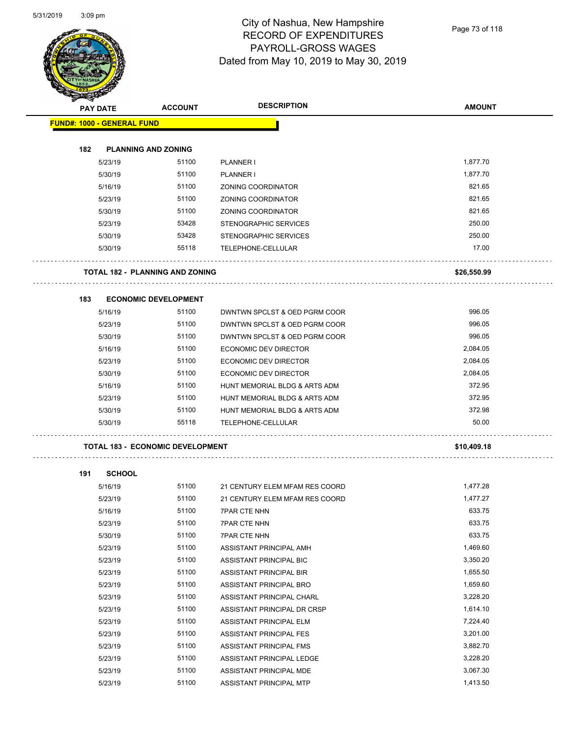# City of Nashua, New Hampshire
## RECORD OF EXPENDITURES
## PAYROLL-GROSS WAGES
## Dated from May 10, 2019 to May 30, 2019

| PAY DATE | ACCOUNT | DESCRIPTION | AMOUNT |
|---|---|---|---|
| **FUND#: 1000 - GENERAL FUND** | | | |
| **182 PLANNING AND ZONING** | | | |
| 5/23/19 | 51100 | PLANNER I | 1,877.70 |
| 5/30/19 | 51100 | PLANNER I | 1,877.70 |
| 5/16/19 | 51100 | ZONING COORDINATOR | 821.65 |
| 5/23/19 | 51100 | ZONING COORDINATOR | 821.65 |
| 5/30/19 | 51100 | ZONING COORDINATOR | 821.65 |
| 5/23/19 | 53428 | STENOGRAPHIC SERVICES | 250.00 |
| 5/30/19 | 53428 | STENOGRAPHIC SERVICES | 250.00 |
| 5/30/19 | 55118 | TELEPHONE-CELLULAR | 17.00 |
| **TOTAL 182 - PLANNING AND ZONING** | | | **$26,550.99** |
| **183 ECONOMIC DEVELOPMENT** | | | |
| 5/16/19 | 51100 | DWNTWN SPCLST & OED PGRM COOR | 996.05 |
| 5/23/19 | 51100 | DWNTWN SPCLST & OED PGRM COOR | 996.05 |
| 5/30/19 | 51100 | DWNTWN SPCLST & OED PGRM COOR | 996.05 |
| 5/16/19 | 51100 | ECONOMIC DEV DIRECTOR | 2,084.05 |
| 5/23/19 | 51100 | ECONOMIC DEV DIRECTOR | 2,084.05 |
| 5/30/19 | 51100 | ECONOMIC DEV DIRECTOR | 2,084.05 |
| 5/16/19 | 51100 | HUNT MEMORIAL BLDG & ARTS ADM | 372.95 |
| 5/23/19 | 51100 | HUNT MEMORIAL BLDG & ARTS ADM | 372.95 |
| 5/30/19 | 51100 | HUNT MEMORIAL BLDG & ARTS ADM | 372.98 |
| 5/30/19 | 55118 | TELEPHONE-CELLULAR | 50.00 |
| **TOTAL 183 - ECONOMIC DEVELOPMENT** | | | **$10,409.18** |
| **191 SCHOOL** | | | |
| 5/16/19 | 51100 | 21 CENTURY ELEM MFAM RES COORD | 1,477.28 |
| 5/23/19 | 51100 | 21 CENTURY ELEM MFAM RES COORD | 1,477.27 |
| 5/16/19 | 51100 | 7PAR CTE NHN | 633.75 |
| 5/23/19 | 51100 | 7PAR CTE NHN | 633.75 |
| 5/30/19 | 51100 | 7PAR CTE NHN | 633.75 |
| 5/23/19 | 51100 | ASSISTANT PRINCIPAL AMH | 1,469.60 |
| 5/23/19 | 51100 | ASSISTANT PRINCIPAL BIC | 3,350.20 |
| 5/23/19 | 51100 | ASSISTANT PRINCIPAL BIR | 1,655.50 |
| 5/23/19 | 51100 | ASSISTANT PRINCIPAL BRO | 1,659.60 |
| 5/23/19 | 51100 | ASSISTANT PRINCIPAL CHARL | 3,228.20 |
| 5/23/19 | 51100 | ASSISTANT PRINCIPAL DR CRSP | 1,614.10 |
| 5/23/19 | 51100 | ASSISTANT PRINCIPAL ELM | 7,224.40 |
| 5/23/19 | 51100 | ASSISTANT PRINCIPAL FES | 3,201.00 |
| 5/23/19 | 51100 | ASSISTANT PRINCIPAL FMS | 3,882.70 |
| 5/23/19 | 51100 | ASSISTANT PRINCIPAL LEDGE | 3,228.20 |
| 5/23/19 | 51100 | ASSISTANT PRINCIPAL MDE | 3,067.30 |
| 5/23/19 | 51100 | ASSISTANT PRINCIPAL MTP | 1,413.50 |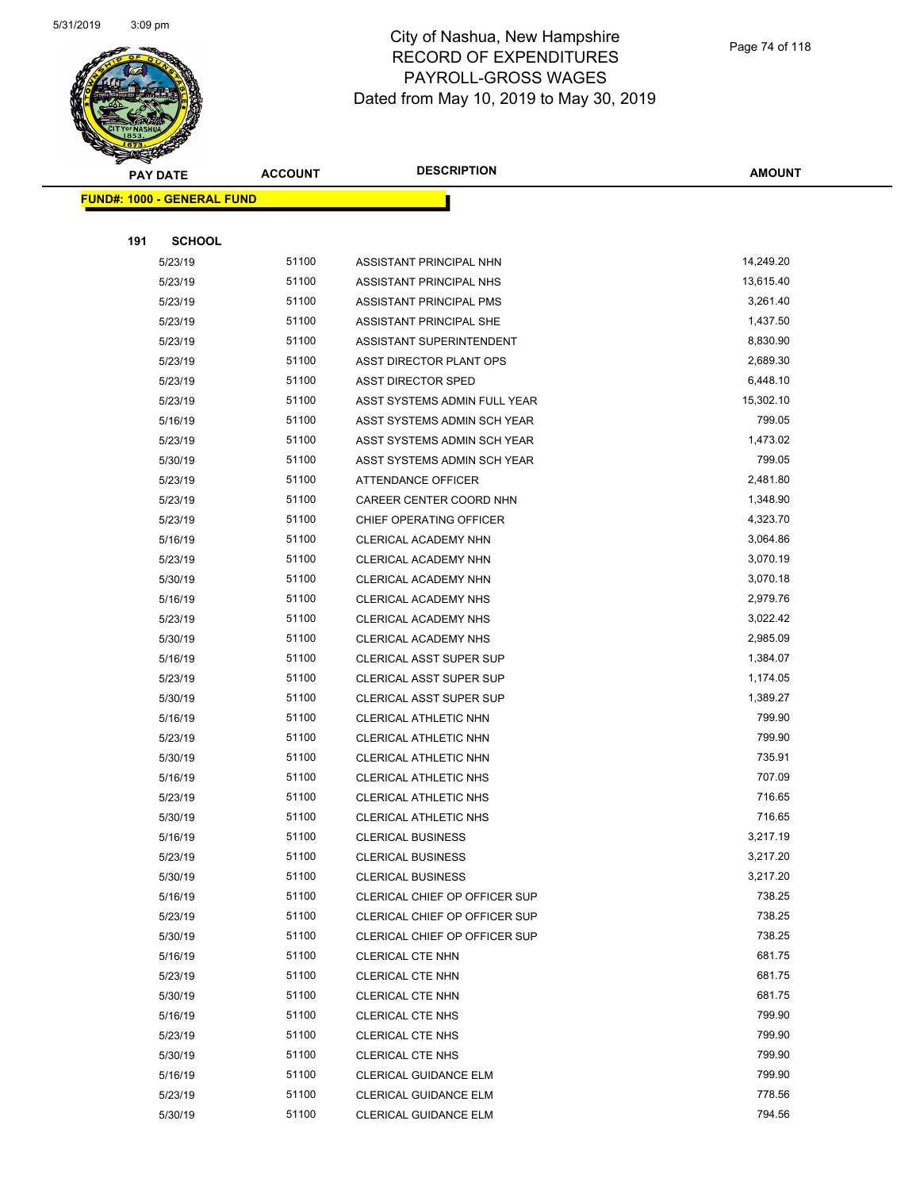# City of Nashua, New Hampshire
## RECORD OF EXPENDITURES
## PAYROLL-GROSS WAGES
### Dated from May 10, 2019 to May 30, 2019

**FUND#: 1000 - GENERAL FUND**

**191 SCHOOL**

| PAY DATE | ACCOUNT | DESCRIPTION | AMOUNT |
|---|---|---|---|
| 5/23/19 | 51100 | ASSISTANT PRINCIPAL NHN | 14,249.20 |
| 5/23/19 | 51100 | ASSISTANT PRINCIPAL NHS | 13,615.40 |
| 5/23/19 | 51100 | ASSISTANT PRINCIPAL PMS | 3,261.40 |
| 5/23/19 | 51100 | ASSISTANT PRINCIPAL SHE | 1,437.50 |
| 5/23/19 | 51100 | ASSISTANT SUPERINTENDENT | 8,830.90 |
| 5/23/19 | 51100 | ASST DIRECTOR PLANT OPS | 2,689.30 |
| 5/23/19 | 51100 | ASST DIRECTOR SPED | 6,448.10 |
| 5/23/19 | 51100 | ASST SYSTEMS ADMIN FULL YEAR | 15,302.10 |
| 5/16/19 | 51100 | ASST SYSTEMS ADMIN SCH YEAR | 799.05 |
| 5/23/19 | 51100 | ASST SYSTEMS ADMIN SCH YEAR | 1,473.02 |
| 5/30/19 | 51100 | ASST SYSTEMS ADMIN SCH YEAR | 799.05 |
| 5/23/19 | 51100 | ATTENDANCE OFFICER | 2,481.80 |
| 5/23/19 | 51100 | CAREER CENTER COORD NHN | 1,348.90 |
| 5/23/19 | 51100 | CHIEF OPERATING OFFICER | 4,323.70 |
| 5/16/19 | 51100 | CLERICAL ACADEMY NHN | 3,064.86 |
| 5/23/19 | 51100 | CLERICAL ACADEMY NHN | 3,070.19 |
| 5/30/19 | 51100 | CLERICAL ACADEMY NHN | 3,070.18 |
| 5/16/19 | 51100 | CLERICAL ACADEMY NHS | 2,979.76 |
| 5/23/19 | 51100 | CLERICAL ACADEMY NHS | 3,022.42 |
| 5/30/19 | 51100 | CLERICAL ACADEMY NHS | 2,985.09 |
| 5/16/19 | 51100 | CLERICAL ASST SUPER SUP | 1,384.07 |
| 5/23/19 | 51100 | CLERICAL ASST SUPER SUP | 1,174.05 |
| 5/30/19 | 51100 | CLERICAL ASST SUPER SUP | 1,389.27 |
| 5/16/19 | 51100 | CLERICAL ATHLETIC NHN | 799.90 |
| 5/23/19 | 51100 | CLERICAL ATHLETIC NHN | 799.90 |
| 5/30/19 | 51100 | CLERICAL ATHLETIC NHN | 735.91 |
| 5/16/19 | 51100 | CLERICAL ATHLETIC NHS | 707.09 |
| 5/23/19 | 51100 | CLERICAL ATHLETIC NHS | 716.65 |
| 5/30/19 | 51100 | CLERICAL ATHLETIC NHS | 716.65 |
| 5/16/19 | 51100 | CLERICAL BUSINESS | 3,217.19 |
| 5/23/19 | 51100 | CLERICAL BUSINESS | 3,217.20 |
| 5/30/19 | 51100 | CLERICAL BUSINESS | 3,217.20 |
| 5/16/19 | 51100 | CLERICAL CHIEF OP OFFICER SUP | 738.25 |
| 5/23/19 | 51100 | CLERICAL CHIEF OP OFFICER SUP | 738.25 |
| 5/30/19 | 51100 | CLERICAL CHIEF OP OFFICER SUP | 738.25 |
| 5/16/19 | 51100 | CLERICAL CTE NHN | 681.75 |
| 5/23/19 | 51100 | CLERICAL CTE NHN | 681.75 |
| 5/30/19 | 51100 | CLERICAL CTE NHN | 681.75 |
| 5/16/19 | 51100 | CLERICAL CTE NHS | 799.90 |
| 5/23/19 | 51100 | CLERICAL CTE NHS | 799.90 |
| 5/30/19 | 51100 | CLERICAL CTE NHS | 799.90 |
| 5/16/19 | 51100 | CLERICAL GUIDANCE ELM | 799.90 |
| 5/23/19 | 51100 | CLERICAL GUIDANCE ELM | 778.56 |
| 5/30/19 | 51100 | CLERICAL GUIDANCE ELM | 794.56 |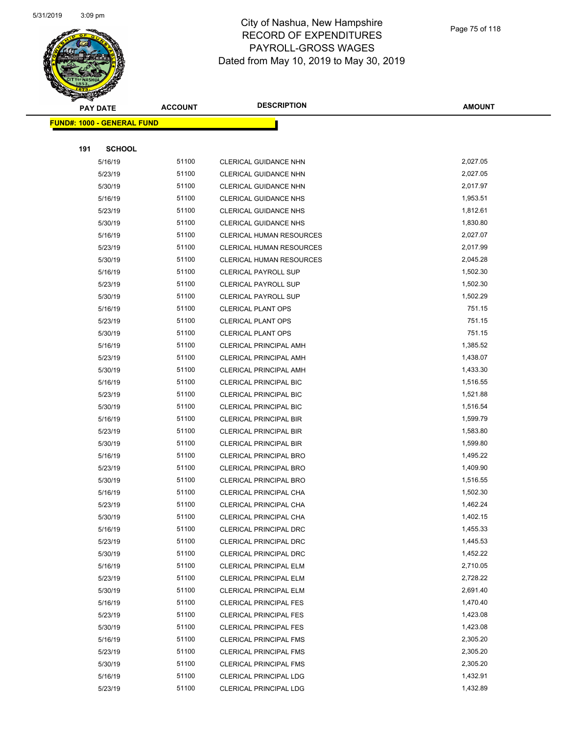# City of Nashua, New Hampshire
## RECORD OF EXPENDITURES
## PAYROLL-GROSS WAGES
## Dated from May 10, 2019 to May 30, 2019

| PAY DATE | ACCOUNT | DESCRIPTION | AMOUNT |
|---|---|---|---|

**FUND#: 1000 - GENERAL FUND**

**191 SCHOOL**

| PAY DATE | ACCOUNT | DESCRIPTION | AMOUNT |
|---|---|---|---|
| 5/16/19 | 51100 | CLERICAL GUIDANCE NHN | 2,027.05 |
| 5/23/19 | 51100 | CLERICAL GUIDANCE NHN | 2,027.05 |
| 5/30/19 | 51100 | CLERICAL GUIDANCE NHN | 2,017.97 |
| 5/16/19 | 51100 | CLERICAL GUIDANCE NHS | 1,953.51 |
| 5/23/19 | 51100 | CLERICAL GUIDANCE NHS | 1,812.61 |
| 5/30/19 | 51100 | CLERICAL GUIDANCE NHS | 1,830.80 |
| 5/16/19 | 51100 | CLERICAL HUMAN RESOURCES | 2,027.07 |
| 5/23/19 | 51100 | CLERICAL HUMAN RESOURCES | 2,017.99 |
| 5/30/19 | 51100 | CLERICAL HUMAN RESOURCES | 2,045.28 |
| 5/16/19 | 51100 | CLERICAL PAYROLL SUP | 1,502.30 |
| 5/23/19 | 51100 | CLERICAL PAYROLL SUP | 1,502.30 |
| 5/30/19 | 51100 | CLERICAL PAYROLL SUP | 1,502.29 |
| 5/16/19 | 51100 | CLERICAL PLANT OPS | 751.15 |
| 5/23/19 | 51100 | CLERICAL PLANT OPS | 751.15 |
| 5/30/19 | 51100 | CLERICAL PLANT OPS | 751.15 |
| 5/16/19 | 51100 | CLERICAL PRINCIPAL AMH | 1,385.52 |
| 5/23/19 | 51100 | CLERICAL PRINCIPAL AMH | 1,438.07 |
| 5/30/19 | 51100 | CLERICAL PRINCIPAL AMH | 1,433.30 |
| 5/16/19 | 51100 | CLERICAL PRINCIPAL BIC | 1,516.55 |
| 5/23/19 | 51100 | CLERICAL PRINCIPAL BIC | 1,521.88 |
| 5/30/19 | 51100 | CLERICAL PRINCIPAL BIC | 1,516.54 |
| 5/16/19 | 51100 | CLERICAL PRINCIPAL BIR | 1,599.79 |
| 5/23/19 | 51100 | CLERICAL PRINCIPAL BIR | 1,583.80 |
| 5/30/19 | 51100 | CLERICAL PRINCIPAL BIR | 1,599.80 |
| 5/16/19 | 51100 | CLERICAL PRINCIPAL BRO | 1,495.22 |
| 5/23/19 | 51100 | CLERICAL PRINCIPAL BRO | 1,409.90 |
| 5/30/19 | 51100 | CLERICAL PRINCIPAL BRO | 1,516.55 |
| 5/16/19 | 51100 | CLERICAL PRINCIPAL CHA | 1,502.30 |
| 5/23/19 | 51100 | CLERICAL PRINCIPAL CHA | 1,462.24 |
| 5/30/19 | 51100 | CLERICAL PRINCIPAL CHA | 1,402.15 |
| 5/16/19 | 51100 | CLERICAL PRINCIPAL DRC | 1,455.33 |
| 5/23/19 | 51100 | CLERICAL PRINCIPAL DRC | 1,445.53 |
| 5/30/19 | 51100 | CLERICAL PRINCIPAL DRC | 1,452.22 |
| 5/16/19 | 51100 | CLERICAL PRINCIPAL ELM | 2,710.05 |
| 5/23/19 | 51100 | CLERICAL PRINCIPAL ELM | 2,728.22 |
| 5/30/19 | 51100 | CLERICAL PRINCIPAL ELM | 2,691.40 |
| 5/16/19 | 51100 | CLERICAL PRINCIPAL FES | 1,470.40 |
| 5/23/19 | 51100 | CLERICAL PRINCIPAL FES | 1,423.08 |
| 5/30/19 | 51100 | CLERICAL PRINCIPAL FES | 1,423.08 |
| 5/16/19 | 51100 | CLERICAL PRINCIPAL FMS | 2,305.20 |
| 5/23/19 | 51100 | CLERICAL PRINCIPAL FMS | 2,305.20 |
| 5/30/19 | 51100 | CLERICAL PRINCIPAL FMS | 2,305.20 |
| 5/16/19 | 51100 | CLERICAL PRINCIPAL LDG | 1,432.91 |
| 5/23/19 | 51100 | CLERICAL PRINCIPAL LDG | 1,432.89 |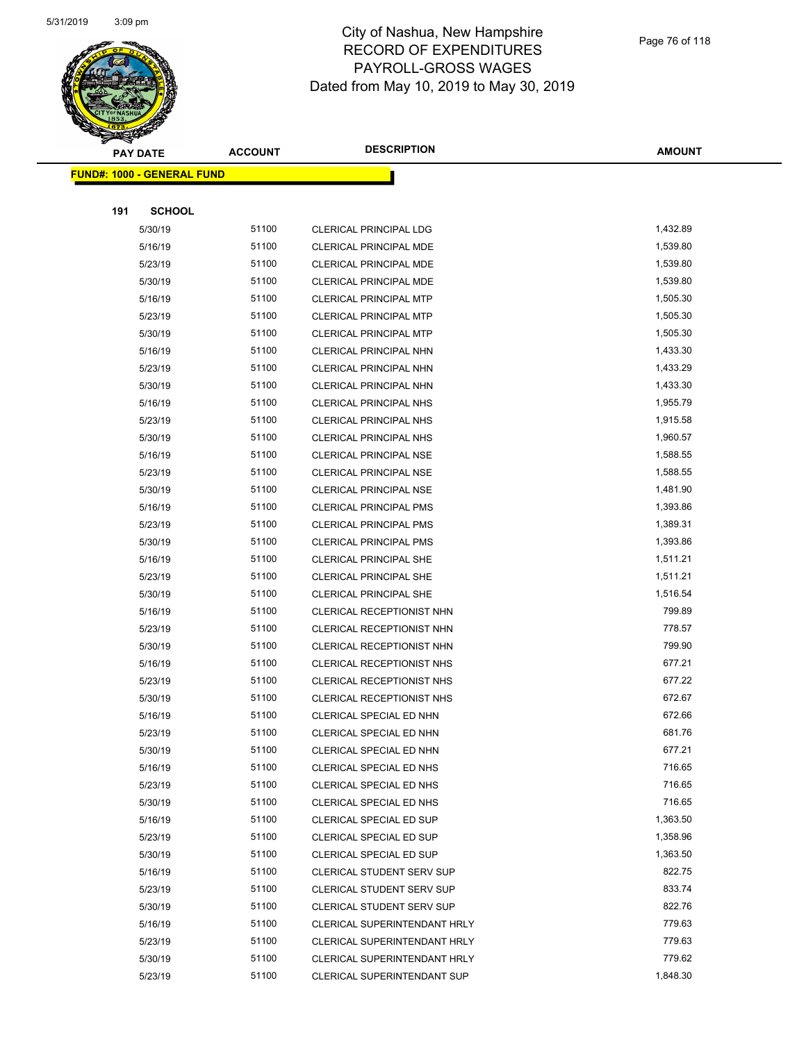# City of Nashua, New Hampshire
## RECORD OF EXPENDITURES
## PAYROLL-GROSS WAGES
### Dated from May 10, 2019 to May 30, 2019

| PAY DATE | ACCOUNT | DESCRIPTION | AMOUNT |
|---|---|---|---|
| **FUND#: 1000 - GENERAL FUND** | | | |
| **191 SCHOOL** | | | |
| 5/30/19 | 51100 | CLERICAL PRINCIPAL LDG | 1,432.89 |
| 5/16/19 | 51100 | CLERICAL PRINCIPAL MDE | 1,539.80 |
| 5/23/19 | 51100 | CLERICAL PRINCIPAL MDE | 1,539.80 |
| 5/30/19 | 51100 | CLERICAL PRINCIPAL MDE | 1,539.80 |
| 5/16/19 | 51100 | CLERICAL PRINCIPAL MTP | 1,505.30 |
| 5/23/19 | 51100 | CLERICAL PRINCIPAL MTP | 1,505.30 |
| 5/30/19 | 51100 | CLERICAL PRINCIPAL MTP | 1,505.30 |
| 5/16/19 | 51100 | CLERICAL PRINCIPAL NHN | 1,433.30 |
| 5/23/19 | 51100 | CLERICAL PRINCIPAL NHN | 1,433.29 |
| 5/30/19 | 51100 | CLERICAL PRINCIPAL NHN | 1,433.30 |
| 5/16/19 | 51100 | CLERICAL PRINCIPAL NHS | 1,955.79 |
| 5/23/19 | 51100 | CLERICAL PRINCIPAL NHS | 1,915.58 |
| 5/30/19 | 51100 | CLERICAL PRINCIPAL NHS | 1,960.57 |
| 5/16/19 | 51100 | CLERICAL PRINCIPAL NSE | 1,588.55 |
| 5/23/19 | 51100 | CLERICAL PRINCIPAL NSE | 1,588.55 |
| 5/30/19 | 51100 | CLERICAL PRINCIPAL NSE | 1,481.90 |
| 5/16/19 | 51100 | CLERICAL PRINCIPAL PMS | 1,393.86 |
| 5/23/19 | 51100 | CLERICAL PRINCIPAL PMS | 1,389.31 |
| 5/30/19 | 51100 | CLERICAL PRINCIPAL PMS | 1,393.86 |
| 5/16/19 | 51100 | CLERICAL PRINCIPAL SHE | 1,511.21 |
| 5/23/19 | 51100 | CLERICAL PRINCIPAL SHE | 1,511.21 |
| 5/30/19 | 51100 | CLERICAL PRINCIPAL SHE | 1,516.54 |
| 5/16/19 | 51100 | CLERICAL RECEPTIONIST NHN | 799.89 |
| 5/23/19 | 51100 | CLERICAL RECEPTIONIST NHN | 778.57 |
| 5/30/19 | 51100 | CLERICAL RECEPTIONIST NHN | 799.90 |
| 5/16/19 | 51100 | CLERICAL RECEPTIONIST NHS | 677.21 |
| 5/23/19 | 51100 | CLERICAL RECEPTIONIST NHS | 677.22 |
| 5/30/19 | 51100 | CLERICAL RECEPTIONIST NHS | 672.67 |
| 5/16/19 | 51100 | CLERICAL SPECIAL ED NHN | 672.66 |
| 5/23/19 | 51100 | CLERICAL SPECIAL ED NHN | 681.76 |
| 5/30/19 | 51100 | CLERICAL SPECIAL ED NHN | 677.21 |
| 5/16/19 | 51100 | CLERICAL SPECIAL ED NHS | 716.65 |
| 5/23/19 | 51100 | CLERICAL SPECIAL ED NHS | 716.65 |
| 5/30/19 | 51100 | CLERICAL SPECIAL ED NHS | 716.65 |
| 5/16/19 | 51100 | CLERICAL SPECIAL ED SUP | 1,363.50 |
| 5/23/19 | 51100 | CLERICAL SPECIAL ED SUP | 1,358.96 |
| 5/30/19 | 51100 | CLERICAL SPECIAL ED SUP | 1,363.50 |
| 5/16/19 | 51100 | CLERICAL STUDENT SERV SUP | 822.75 |
| 5/23/19 | 51100 | CLERICAL STUDENT SERV SUP | 833.74 |
| 5/30/19 | 51100 | CLERICAL STUDENT SERV SUP | 822.76 |
| 5/16/19 | 51100 | CLERICAL SUPERINTENDANT HRLY | 779.63 |
| 5/23/19 | 51100 | CLERICAL SUPERINTENDANT HRLY | 779.63 |
| 5/30/19 | 51100 | CLERICAL SUPERINTENDANT HRLY | 779.62 |
| 5/23/19 | 51100 | CLERICAL SUPERINTENDANT SUP | 1,848.30 |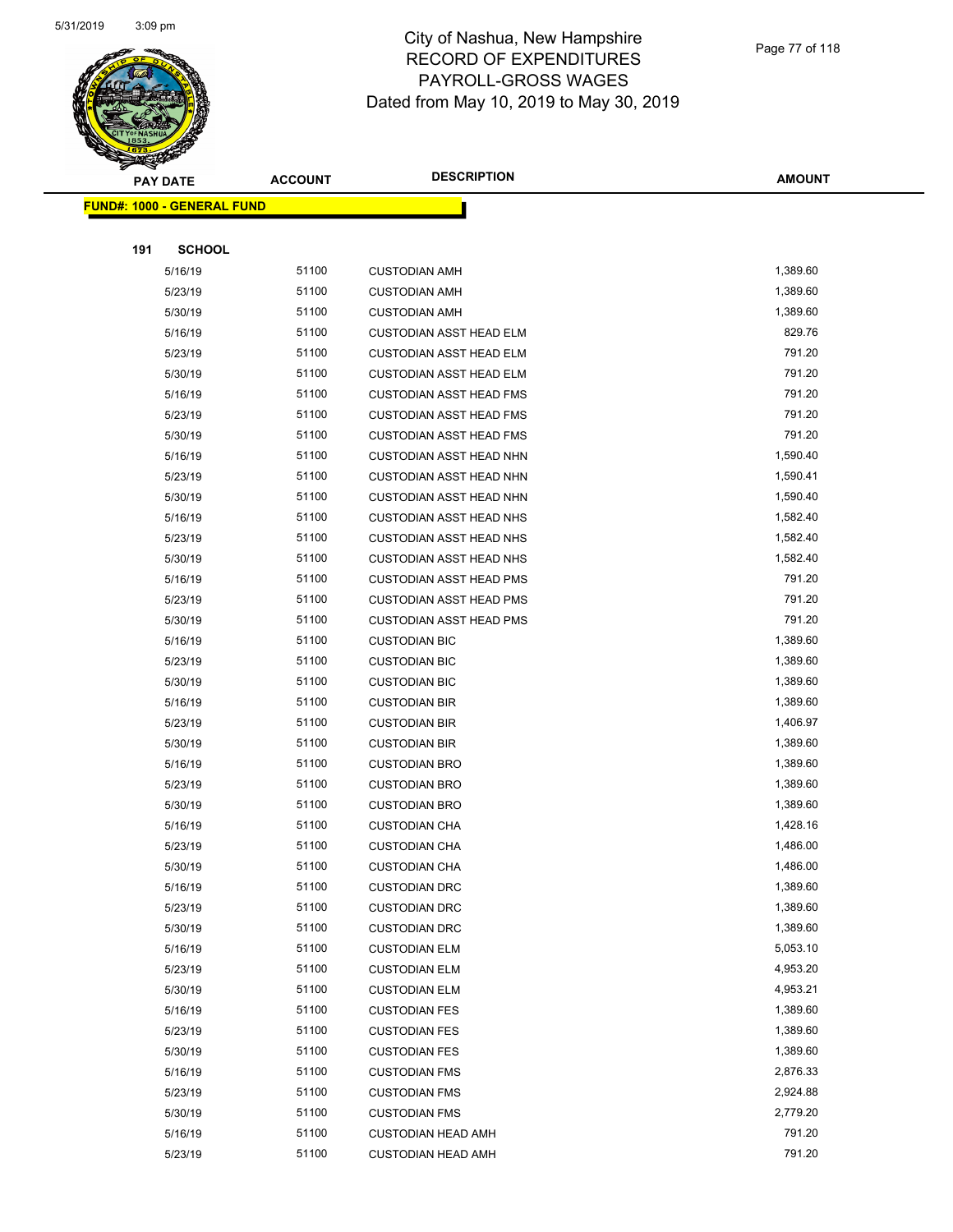# City of Nashua, New Hampshire
# RECORD OF EXPENDITURES
# PAYROLL-GROSS WAGES
# Dated from May 10, 2019 to May 30, 2019

| PAY DATE | ACCOUNT | DESCRIPTION | AMOUNT |
|---|---|---|---|

**FUND#: 1000 - GENERAL FUND**

**191 SCHOOL**

| PAY DATE | ACCOUNT | DESCRIPTION | AMOUNT |
|---|---|---|---|
| 5/16/19 | 51100 | CUSTODIAN AMH | 1,389.60 |
| 5/23/19 | 51100 | CUSTODIAN AMH | 1,389.60 |
| 5/30/19 | 51100 | CUSTODIAN AMH | 1,389.60 |
| 5/16/19 | 51100 | CUSTODIAN ASST HEAD ELM | 829.76 |
| 5/23/19 | 51100 | CUSTODIAN ASST HEAD ELM | 791.20 |
| 5/30/19 | 51100 | CUSTODIAN ASST HEAD ELM | 791.20 |
| 5/16/19 | 51100 | CUSTODIAN ASST HEAD FMS | 791.20 |
| 5/23/19 | 51100 | CUSTODIAN ASST HEAD FMS | 791.20 |
| 5/30/19 | 51100 | CUSTODIAN ASST HEAD FMS | 791.20 |
| 5/16/19 | 51100 | CUSTODIAN ASST HEAD NHN | 1,590.40 |
| 5/23/19 | 51100 | CUSTODIAN ASST HEAD NHN | 1,590.41 |
| 5/30/19 | 51100 | CUSTODIAN ASST HEAD NHN | 1,590.40 |
| 5/16/19 | 51100 | CUSTODIAN ASST HEAD NHS | 1,582.40 |
| 5/23/19 | 51100 | CUSTODIAN ASST HEAD NHS | 1,582.40 |
| 5/30/19 | 51100 | CUSTODIAN ASST HEAD NHS | 1,582.40 |
| 5/16/19 | 51100 | CUSTODIAN ASST HEAD PMS | 791.20 |
| 5/23/19 | 51100 | CUSTODIAN ASST HEAD PMS | 791.20 |
| 5/30/19 | 51100 | CUSTODIAN ASST HEAD PMS | 791.20 |
| 5/16/19 | 51100 | CUSTODIAN BIC | 1,389.60 |
| 5/23/19 | 51100 | CUSTODIAN BIC | 1,389.60 |
| 5/30/19 | 51100 | CUSTODIAN BIC | 1,389.60 |
| 5/16/19 | 51100 | CUSTODIAN BIR | 1,389.60 |
| 5/23/19 | 51100 | CUSTODIAN BIR | 1,406.97 |
| 5/30/19 | 51100 | CUSTODIAN BIR | 1,389.60 |
| 5/16/19 | 51100 | CUSTODIAN BRO | 1,389.60 |
| 5/23/19 | 51100 | CUSTODIAN BRO | 1,389.60 |
| 5/30/19 | 51100 | CUSTODIAN BRO | 1,389.60 |
| 5/16/19 | 51100 | CUSTODIAN CHA | 1,428.16 |
| 5/23/19 | 51100 | CUSTODIAN CHA | 1,486.00 |
| 5/30/19 | 51100 | CUSTODIAN CHA | 1,486.00 |
| 5/16/19 | 51100 | CUSTODIAN DRC | 1,389.60 |
| 5/23/19 | 51100 | CUSTODIAN DRC | 1,389.60 |
| 5/30/19 | 51100 | CUSTODIAN DRC | 1,389.60 |
| 5/16/19 | 51100 | CUSTODIAN ELM | 5,053.10 |
| 5/23/19 | 51100 | CUSTODIAN ELM | 4,953.20 |
| 5/30/19 | 51100 | CUSTODIAN ELM | 4,953.21 |
| 5/16/19 | 51100 | CUSTODIAN FES | 1,389.60 |
| 5/23/19 | 51100 | CUSTODIAN FES | 1,389.60 |
| 5/30/19 | 51100 | CUSTODIAN FES | 1,389.60 |
| 5/16/19 | 51100 | CUSTODIAN FMS | 2,876.33 |
| 5/23/19 | 51100 | CUSTODIAN FMS | 2,924.88 |
| 5/30/19 | 51100 | CUSTODIAN FMS | 2,779.20 |
| 5/16/19 | 51100 | CUSTODIAN HEAD AMH | 791.20 |
| 5/23/19 | 51100 | CUSTODIAN HEAD AMH | 791.20 |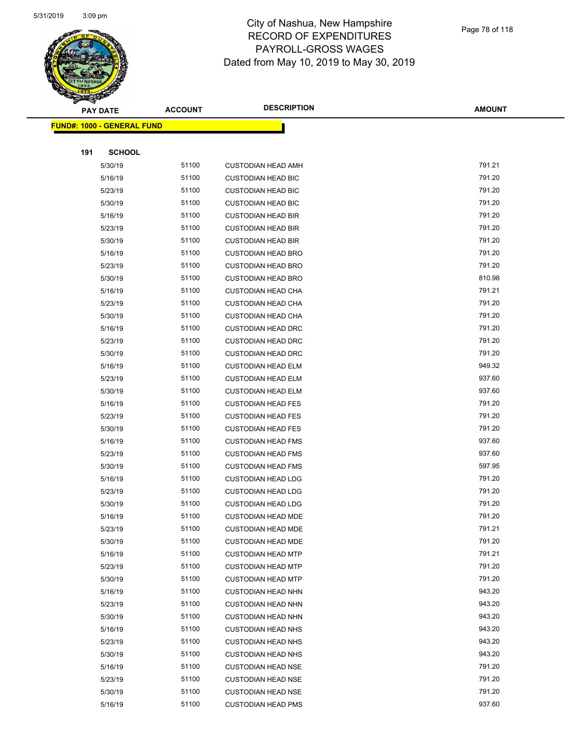City of Nashua, New Hampshire
RECORD OF EXPENDITURES
PAYROLL-GROSS WAGES
Dated from May 10, 2019 to May 30, 2019

| PAY DATE | ACCOUNT | DESCRIPTION | AMOUNT |
|---|---|---|---|

**FUND#: 1000 - GENERAL FUND**

**191 SCHOOL**

| PAY DATE | ACCOUNT | DESCRIPTION | AMOUNT |
|---|---|---|---|
| 5/30/19 | 51100 | CUSTODIAN HEAD AMH | 791.21 |
| 5/16/19 | 51100 | CUSTODIAN HEAD BIC | 791.20 |
| 5/23/19 | 51100 | CUSTODIAN HEAD BIC | 791.20 |
| 5/30/19 | 51100 | CUSTODIAN HEAD BIC | 791.20 |
| 5/16/19 | 51100 | CUSTODIAN HEAD BIR | 791.20 |
| 5/23/19 | 51100 | CUSTODIAN HEAD BIR | 791.20 |
| 5/30/19 | 51100 | CUSTODIAN HEAD BIR | 791.20 |
| 5/16/19 | 51100 | CUSTODIAN HEAD BRO | 791.20 |
| 5/23/19 | 51100 | CUSTODIAN HEAD BRO | 791.20 |
| 5/30/19 | 51100 | CUSTODIAN HEAD BRO | 810.98 |
| 5/16/19 | 51100 | CUSTODIAN HEAD CHA | 791.21 |
| 5/23/19 | 51100 | CUSTODIAN HEAD CHA | 791.20 |
| 5/30/19 | 51100 | CUSTODIAN HEAD CHA | 791.20 |
| 5/16/19 | 51100 | CUSTODIAN HEAD DRC | 791.20 |
| 5/23/19 | 51100 | CUSTODIAN HEAD DRC | 791.20 |
| 5/30/19 | 51100 | CUSTODIAN HEAD DRC | 791.20 |
| 5/16/19 | 51100 | CUSTODIAN HEAD ELM | 949.32 |
| 5/23/19 | 51100 | CUSTODIAN HEAD ELM | 937.60 |
| 5/30/19 | 51100 | CUSTODIAN HEAD ELM | 937.60 |
| 5/16/19 | 51100 | CUSTODIAN HEAD FES | 791.20 |
| 5/23/19 | 51100 | CUSTODIAN HEAD FES | 791.20 |
| 5/30/19 | 51100 | CUSTODIAN HEAD FES | 791.20 |
| 5/16/19 | 51100 | CUSTODIAN HEAD FMS | 937.60 |
| 5/23/19 | 51100 | CUSTODIAN HEAD FMS | 937.60 |
| 5/30/19 | 51100 | CUSTODIAN HEAD FMS | 597.95 |
| 5/16/19 | 51100 | CUSTODIAN HEAD LDG | 791.20 |
| 5/23/19 | 51100 | CUSTODIAN HEAD LDG | 791.20 |
| 5/30/19 | 51100 | CUSTODIAN HEAD LDG | 791.20 |
| 5/16/19 | 51100 | CUSTODIAN HEAD MDE | 791.20 |
| 5/23/19 | 51100 | CUSTODIAN HEAD MDE | 791.21 |
| 5/30/19 | 51100 | CUSTODIAN HEAD MDE | 791.20 |
| 5/16/19 | 51100 | CUSTODIAN HEAD MTP | 791.21 |
| 5/23/19 | 51100 | CUSTODIAN HEAD MTP | 791.20 |
| 5/30/19 | 51100 | CUSTODIAN HEAD MTP | 791.20 |
| 5/16/19 | 51100 | CUSTODIAN HEAD NHN | 943.20 |
| 5/23/19 | 51100 | CUSTODIAN HEAD NHN | 943.20 |
| 5/30/19 | 51100 | CUSTODIAN HEAD NHN | 943.20 |
| 5/16/19 | 51100 | CUSTODIAN HEAD NHS | 943.20 |
| 5/23/19 | 51100 | CUSTODIAN HEAD NHS | 943.20 |
| 5/30/19 | 51100 | CUSTODIAN HEAD NHS | 943.20 |
| 5/16/19 | 51100 | CUSTODIAN HEAD NSE | 791.20 |
| 5/23/19 | 51100 | CUSTODIAN HEAD NSE | 791.20 |
| 5/30/19 | 51100 | CUSTODIAN HEAD NSE | 791.20 |
| 5/16/19 | 51100 | CUSTODIAN HEAD PMS | 937.60 |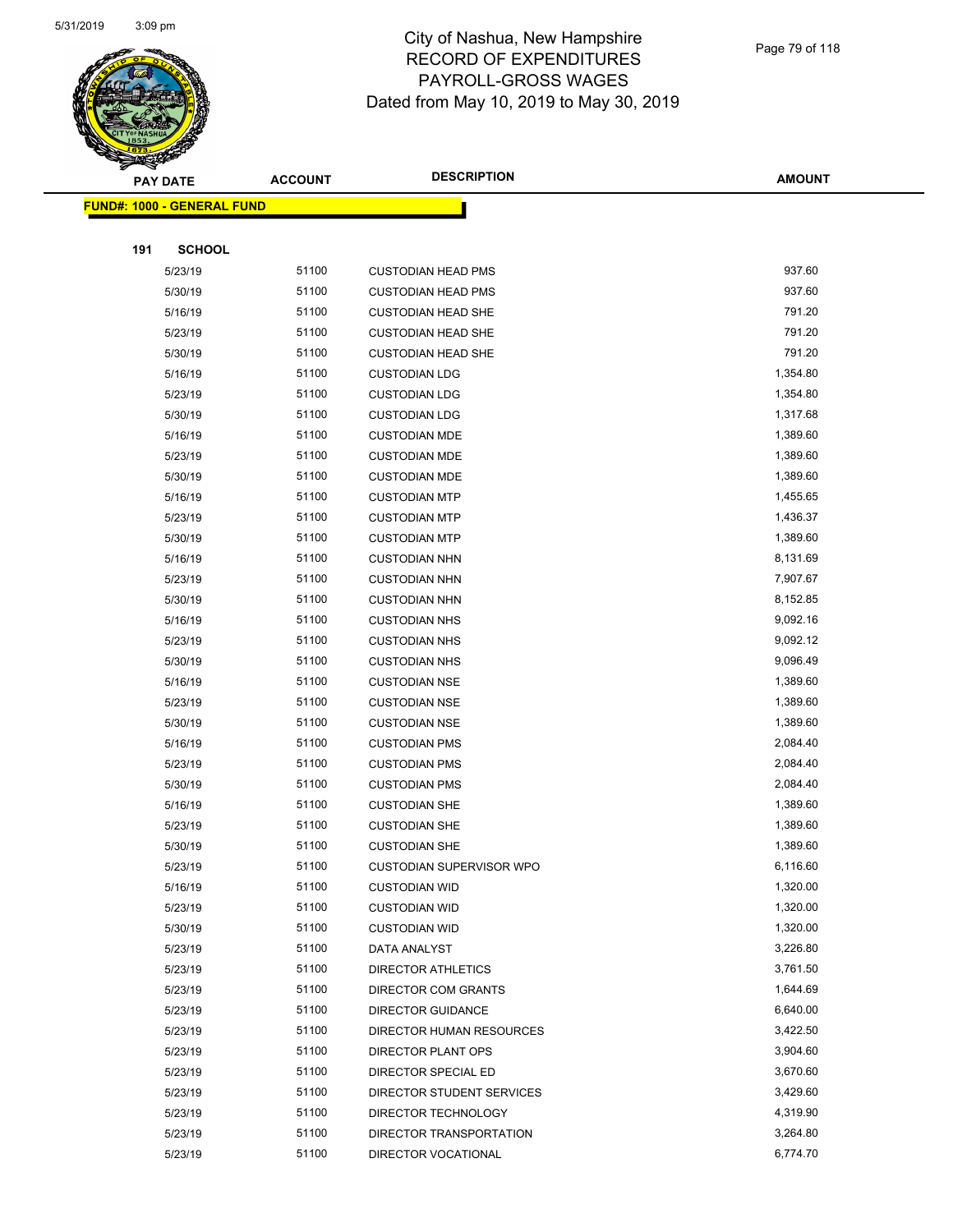# City of Nashua, New Hampshire
# RECORD OF EXPENDITURES
# PAYROLL-GROSS WAGES
# Dated from May 10, 2019 to May 30, 2019

| PAY DATE | ACCOUNT | DESCRIPTION | AMOUNT |
|---|---|---|---|

**FUND#: 1000 - GENERAL FUND**

**191 SCHOOL**

| PAY DATE | ACCOUNT | DESCRIPTION | AMOUNT |
|---|---|---|---|
| 5/23/19 | 51100 | CUSTODIAN HEAD PMS | 937.60 |
| 5/30/19 | 51100 | CUSTODIAN HEAD PMS | 937.60 |
| 5/16/19 | 51100 | CUSTODIAN HEAD SHE | 791.20 |
| 5/23/19 | 51100 | CUSTODIAN HEAD SHE | 791.20 |
| 5/30/19 | 51100 | CUSTODIAN HEAD SHE | 791.20 |
| 5/16/19 | 51100 | CUSTODIAN LDG | 1,354.80 |
| 5/23/19 | 51100 | CUSTODIAN LDG | 1,354.80 |
| 5/30/19 | 51100 | CUSTODIAN LDG | 1,317.68 |
| 5/16/19 | 51100 | CUSTODIAN MDE | 1,389.60 |
| 5/23/19 | 51100 | CUSTODIAN MDE | 1,389.60 |
| 5/30/19 | 51100 | CUSTODIAN MDE | 1,389.60 |
| 5/16/19 | 51100 | CUSTODIAN MTP | 1,455.65 |
| 5/23/19 | 51100 | CUSTODIAN MTP | 1,436.37 |
| 5/30/19 | 51100 | CUSTODIAN MTP | 1,389.60 |
| 5/16/19 | 51100 | CUSTODIAN NHN | 8,131.69 |
| 5/23/19 | 51100 | CUSTODIAN NHN | 7,907.67 |
| 5/30/19 | 51100 | CUSTODIAN NHN | 8,152.85 |
| 5/16/19 | 51100 | CUSTODIAN NHS | 9,092.16 |
| 5/23/19 | 51100 | CUSTODIAN NHS | 9,092.12 |
| 5/30/19 | 51100 | CUSTODIAN NHS | 9,096.49 |
| 5/16/19 | 51100 | CUSTODIAN NSE | 1,389.60 |
| 5/23/19 | 51100 | CUSTODIAN NSE | 1,389.60 |
| 5/30/19 | 51100 | CUSTODIAN NSE | 1,389.60 |
| 5/16/19 | 51100 | CUSTODIAN PMS | 2,084.40 |
| 5/23/19 | 51100 | CUSTODIAN PMS | 2,084.40 |
| 5/30/19 | 51100 | CUSTODIAN PMS | 2,084.40 |
| 5/16/19 | 51100 | CUSTODIAN SHE | 1,389.60 |
| 5/23/19 | 51100 | CUSTODIAN SHE | 1,389.60 |
| 5/30/19 | 51100 | CUSTODIAN SHE | 1,389.60 |
| 5/23/19 | 51100 | CUSTODIAN SUPERVISOR WPO | 6,116.60 |
| 5/16/19 | 51100 | CUSTODIAN WID | 1,320.00 |
| 5/23/19 | 51100 | CUSTODIAN WID | 1,320.00 |
| 5/30/19 | 51100 | CUSTODIAN WID | 1,320.00 |
| 5/23/19 | 51100 | DATA ANALYST | 3,226.80 |
| 5/23/19 | 51100 | DIRECTOR ATHLETICS | 3,761.50 |
| 5/23/19 | 51100 | DIRECTOR COM GRANTS | 1,644.69 |
| 5/23/19 | 51100 | DIRECTOR GUIDANCE | 6,640.00 |
| 5/23/19 | 51100 | DIRECTOR HUMAN RESOURCES | 3,422.50 |
| 5/23/19 | 51100 | DIRECTOR PLANT OPS | 3,904.60 |
| 5/23/19 | 51100 | DIRECTOR SPECIAL ED | 3,670.60 |
| 5/23/19 | 51100 | DIRECTOR STUDENT SERVICES | 3,429.60 |
| 5/23/19 | 51100 | DIRECTOR TECHNOLOGY | 4,319.90 |
| 5/23/19 | 51100 | DIRECTOR TRANSPORTATION | 3,264.80 |
| 5/23/19 | 51100 | DIRECTOR VOCATIONAL | 6,774.70 |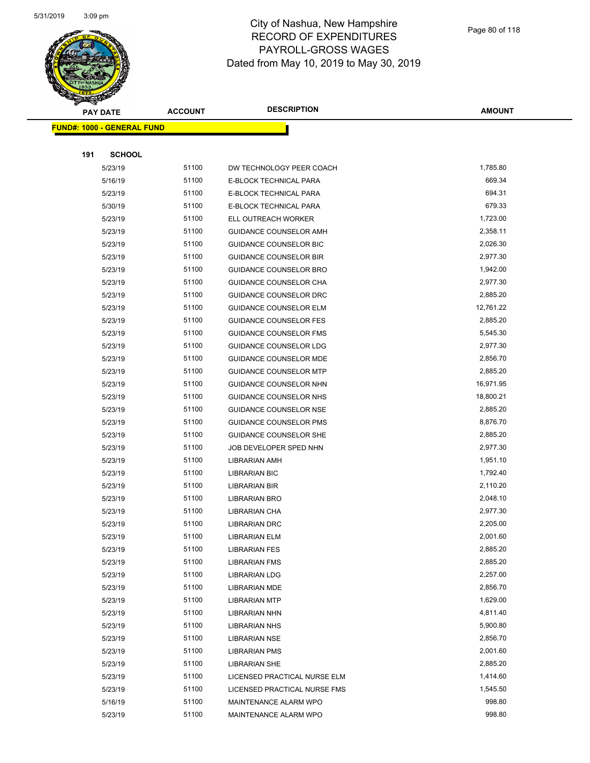# City of Nashua, New Hampshire
## RECORD OF EXPENDITURES
## PAYROLL-GROSS WAGES
### Dated from May 10, 2019 to May 30, 2019

| PAY DATE | ACCOUNT | DESCRIPTION | AMOUNT |
|---|---|---|---|

**FUND#: 1000 - GENERAL FUND**

**191 SCHOOL**

| PAY DATE | ACCOUNT | DESCRIPTION | AMOUNT |
|---|---|---|---|
| 5/23/19 | 51100 | DW TECHNOLOGY PEER COACH | 1,785.80 |
| 5/16/19 | 51100 | E-BLOCK TECHNICAL PARA | 669.34 |
| 5/23/19 | 51100 | E-BLOCK TECHNICAL PARA | 694.31 |
| 5/30/19 | 51100 | E-BLOCK TECHNICAL PARA | 679.33 |
| 5/23/19 | 51100 | ELL OUTREACH WORKER | 1,723.00 |
| 5/23/19 | 51100 | GUIDANCE COUNSELOR AMH | 2,358.11 |
| 5/23/19 | 51100 | GUIDANCE COUNSELOR BIC | 2,026.30 |
| 5/23/19 | 51100 | GUIDANCE COUNSELOR BIR | 2,977.30 |
| 5/23/19 | 51100 | GUIDANCE COUNSELOR BRO | 1,942.00 |
| 5/23/19 | 51100 | GUIDANCE COUNSELOR CHA | 2,977.30 |
| 5/23/19 | 51100 | GUIDANCE COUNSELOR DRC | 2,885.20 |
| 5/23/19 | 51100 | GUIDANCE COUNSELOR ELM | 12,761.22 |
| 5/23/19 | 51100 | GUIDANCE COUNSELOR FES | 2,885.20 |
| 5/23/19 | 51100 | GUIDANCE COUNSELOR FMS | 5,545.30 |
| 5/23/19 | 51100 | GUIDANCE COUNSELOR LDG | 2,977.30 |
| 5/23/19 | 51100 | GUIDANCE COUNSELOR MDE | 2,856.70 |
| 5/23/19 | 51100 | GUIDANCE COUNSELOR MTP | 2,885.20 |
| 5/23/19 | 51100 | GUIDANCE COUNSELOR NHN | 16,971.95 |
| 5/23/19 | 51100 | GUIDANCE COUNSELOR NHS | 18,800.21 |
| 5/23/19 | 51100 | GUIDANCE COUNSELOR NSE | 2,885.20 |
| 5/23/19 | 51100 | GUIDANCE COUNSELOR PMS | 8,876.70 |
| 5/23/19 | 51100 | GUIDANCE COUNSELOR SHE | 2,885.20 |
| 5/23/19 | 51100 | JOB DEVELOPER SPED NHN | 2,977.30 |
| 5/23/19 | 51100 | LIBRARIAN AMH | 1,951.10 |
| 5/23/19 | 51100 | LIBRARIAN BIC | 1,792.40 |
| 5/23/19 | 51100 | LIBRARIAN BIR | 2,110.20 |
| 5/23/19 | 51100 | LIBRARIAN BRO | 2,048.10 |
| 5/23/19 | 51100 | LIBRARIAN CHA | 2,977.30 |
| 5/23/19 | 51100 | LIBRARIAN DRC | 2,205.00 |
| 5/23/19 | 51100 | LIBRARIAN ELM | 2,001.60 |
| 5/23/19 | 51100 | LIBRARIAN FES | 2,885.20 |
| 5/23/19 | 51100 | LIBRARIAN FMS | 2,885.20 |
| 5/23/19 | 51100 | LIBRARIAN LDG | 2,257.00 |
| 5/23/19 | 51100 | LIBRARIAN MDE | 2,856.70 |
| 5/23/19 | 51100 | LIBRARIAN MTP | 1,629.00 |
| 5/23/19 | 51100 | LIBRARIAN NHN | 4,811.40 |
| 5/23/19 | 51100 | LIBRARIAN NHS | 5,900.80 |
| 5/23/19 | 51100 | LIBRARIAN NSE | 2,856.70 |
| 5/23/19 | 51100 | LIBRARIAN PMS | 2,001.60 |
| 5/23/19 | 51100 | LIBRARIAN SHE | 2,885.20 |
| 5/23/19 | 51100 | LICENSED PRACTICAL NURSE ELM | 1,414.60 |
| 5/23/19 | 51100 | LICENSED PRACTICAL NURSE FMS | 1,545.50 |
| 5/16/19 | 51100 | MAINTENANCE ALARM WPO | 998.80 |
| 5/23/19 | 51100 | MAINTENANCE ALARM WPO | 998.80 |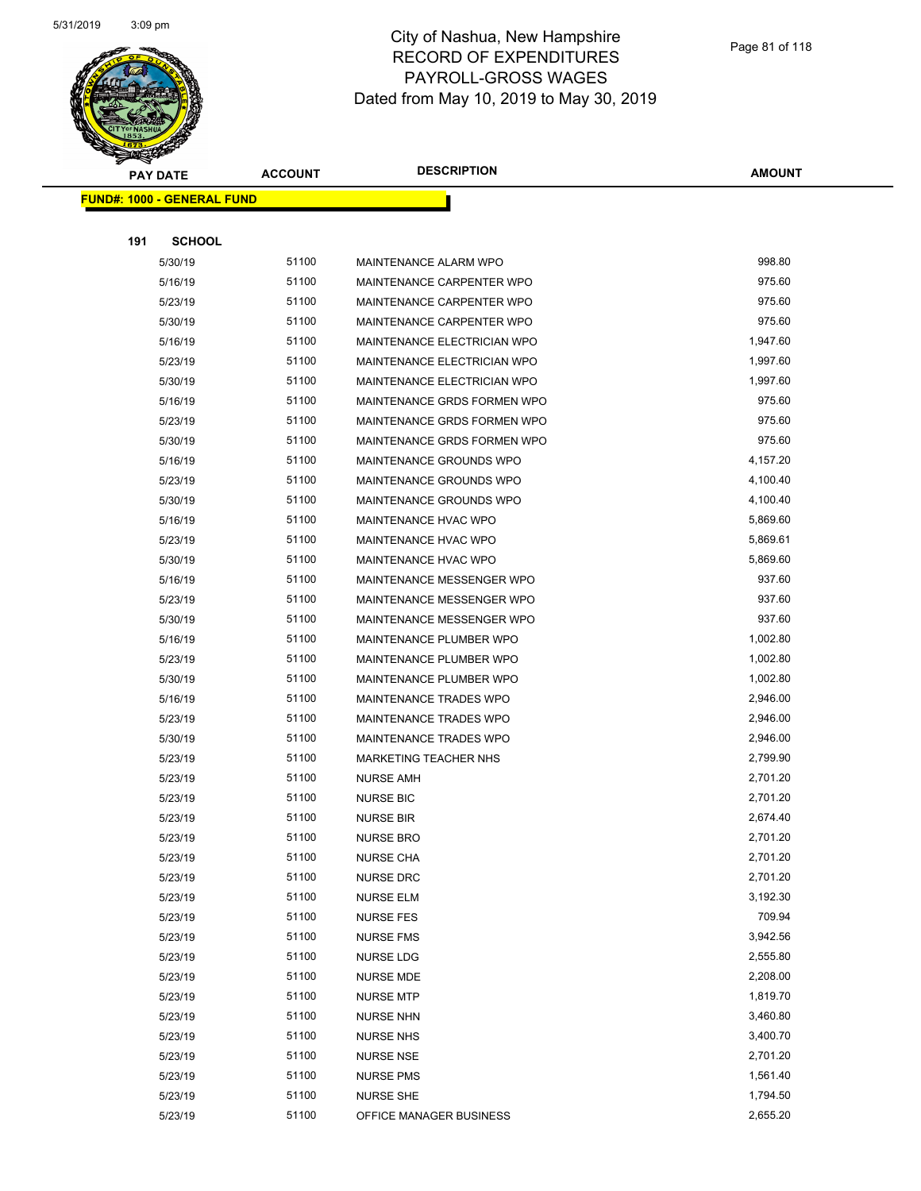# City of Nashua, New Hampshire
## RECORD OF EXPENDITURES
## PAYROLL-GROSS WAGES
## Dated from May 10, 2019 to May 30, 2019

**FUND#: 1000 - GENERAL FUND**

**191 SCHOOL**

| PAY DATE | ACCOUNT | DESCRIPTION | AMOUNT |
|---|---|---|---|
| 5/30/19 | 51100 | MAINTENANCE ALARM WPO | 998.80 |
| 5/16/19 | 51100 | MAINTENANCE CARPENTER WPO | 975.60 |
| 5/23/19 | 51100 | MAINTENANCE CARPENTER WPO | 975.60 |
| 5/30/19 | 51100 | MAINTENANCE CARPENTER WPO | 975.60 |
| 5/16/19 | 51100 | MAINTENANCE ELECTRICIAN WPO | 1,947.60 |
| 5/23/19 | 51100 | MAINTENANCE ELECTRICIAN WPO | 1,997.60 |
| 5/30/19 | 51100 | MAINTENANCE ELECTRICIAN WPO | 1,997.60 |
| 5/16/19 | 51100 | MAINTENANCE GRDS FORMEN WPO | 975.60 |
| 5/23/19 | 51100 | MAINTENANCE GRDS FORMEN WPO | 975.60 |
| 5/30/19 | 51100 | MAINTENANCE GRDS FORMEN WPO | 975.60 |
| 5/16/19 | 51100 | MAINTENANCE GROUNDS WPO | 4,157.20 |
| 5/23/19 | 51100 | MAINTENANCE GROUNDS WPO | 4,100.40 |
| 5/30/19 | 51100 | MAINTENANCE GROUNDS WPO | 4,100.40 |
| 5/16/19 | 51100 | MAINTENANCE HVAC WPO | 5,869.60 |
| 5/23/19 | 51100 | MAINTENANCE HVAC WPO | 5,869.61 |
| 5/30/19 | 51100 | MAINTENANCE HVAC WPO | 5,869.60 |
| 5/16/19 | 51100 | MAINTENANCE MESSENGER WPO | 937.60 |
| 5/23/19 | 51100 | MAINTENANCE MESSENGER WPO | 937.60 |
| 5/30/19 | 51100 | MAINTENANCE MESSENGER WPO | 937.60 |
| 5/16/19 | 51100 | MAINTENANCE PLUMBER WPO | 1,002.80 |
| 5/23/19 | 51100 | MAINTENANCE PLUMBER WPO | 1,002.80 |
| 5/30/19 | 51100 | MAINTENANCE PLUMBER WPO | 1,002.80 |
| 5/16/19 | 51100 | MAINTENANCE TRADES WPO | 2,946.00 |
| 5/23/19 | 51100 | MAINTENANCE TRADES WPO | 2,946.00 |
| 5/30/19 | 51100 | MAINTENANCE TRADES WPO | 2,946.00 |
| 5/23/19 | 51100 | MARKETING TEACHER NHS | 2,799.90 |
| 5/23/19 | 51100 | NURSE AMH | 2,701.20 |
| 5/23/19 | 51100 | NURSE BIC | 2,701.20 |
| 5/23/19 | 51100 | NURSE BIR | 2,674.40 |
| 5/23/19 | 51100 | NURSE BRO | 2,701.20 |
| 5/23/19 | 51100 | NURSE CHA | 2,701.20 |
| 5/23/19 | 51100 | NURSE DRC | 2,701.20 |
| 5/23/19 | 51100 | NURSE ELM | 3,192.30 |
| 5/23/19 | 51100 | NURSE FES | 709.94 |
| 5/23/19 | 51100 | NURSE FMS | 3,942.56 |
| 5/23/19 | 51100 | NURSE LDG | 2,555.80 |
| 5/23/19 | 51100 | NURSE MDE | 2,208.00 |
| 5/23/19 | 51100 | NURSE MTP | 1,819.70 |
| 5/23/19 | 51100 | NURSE NHN | 3,460.80 |
| 5/23/19 | 51100 | NURSE NHS | 3,400.70 |
| 5/23/19 | 51100 | NURSE NSE | 2,701.20 |
| 5/23/19 | 51100 | NURSE PMS | 1,561.40 |
| 5/23/19 | 51100 | NURSE SHE | 1,794.50 |
| 5/23/19 | 51100 | OFFICE MANAGER BUSINESS | 2,655.20 |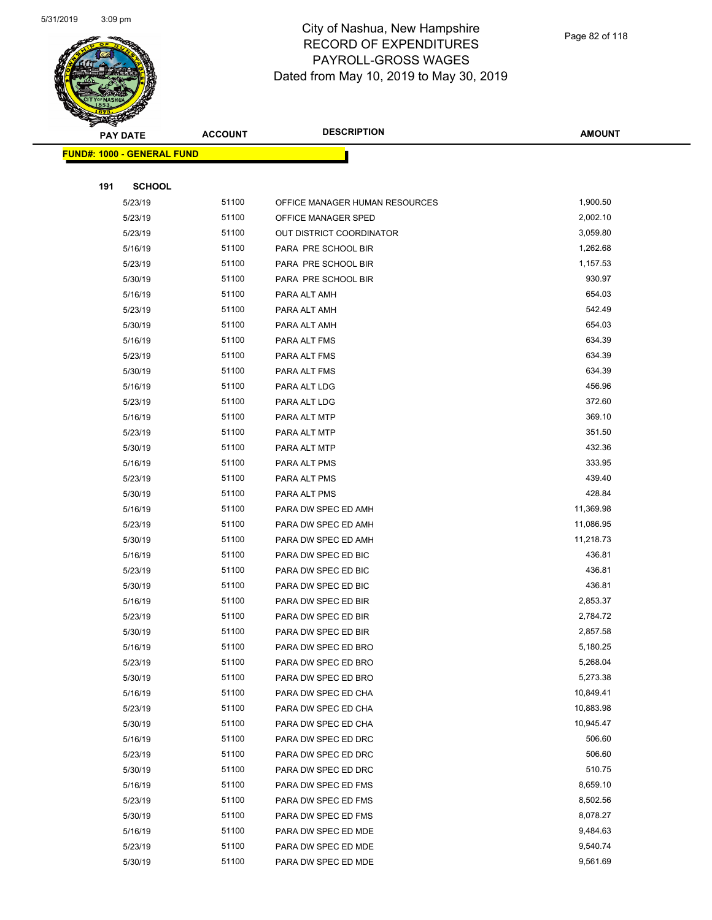# City of Nashua, New Hampshire
## RECORD OF EXPENDITURES
## PAYROLL-GROSS WAGES
## Dated from May 10, 2019 to May 30, 2019

| PAY DATE | ACCOUNT | DESCRIPTION | AMOUNT |
|---|---|---|---|

**FUND#: 1000 - GENERAL FUND**

**191 SCHOOL**

| PAY DATE | ACCOUNT | DESCRIPTION | AMOUNT |
|---|---|---|---|
| 5/23/19 | 51100 | OFFICE MANAGER HUMAN RESOURCES | 1,900.50 |
| 5/23/19 | 51100 | OFFICE MANAGER SPED | 2,002.10 |
| 5/23/19 | 51100 | OUT DISTRICT COORDINATOR | 3,059.80 |
| 5/16/19 | 51100 | PARA PRE SCHOOL BIR | 1,262.68 |
| 5/23/19 | 51100 | PARA PRE SCHOOL BIR | 1,157.53 |
| 5/30/19 | 51100 | PARA PRE SCHOOL BIR | 930.97 |
| 5/16/19 | 51100 | PARA ALT AMH | 654.03 |
| 5/23/19 | 51100 | PARA ALT AMH | 542.49 |
| 5/30/19 | 51100 | PARA ALT AMH | 654.03 |
| 5/16/19 | 51100 | PARA ALT FMS | 634.39 |
| 5/23/19 | 51100 | PARA ALT FMS | 634.39 |
| 5/30/19 | 51100 | PARA ALT FMS | 634.39 |
| 5/16/19 | 51100 | PARA ALT LDG | 456.96 |
| 5/23/19 | 51100 | PARA ALT LDG | 372.60 |
| 5/16/19 | 51100 | PARA ALT MTP | 369.10 |
| 5/23/19 | 51100 | PARA ALT MTP | 351.50 |
| 5/30/19 | 51100 | PARA ALT MTP | 432.36 |
| 5/16/19 | 51100 | PARA ALT PMS | 333.95 |
| 5/23/19 | 51100 | PARA ALT PMS | 439.40 |
| 5/30/19 | 51100 | PARA ALT PMS | 428.84 |
| 5/16/19 | 51100 | PARA DW SPEC ED AMH | 11,369.98 |
| 5/23/19 | 51100 | PARA DW SPEC ED AMH | 11,086.95 |
| 5/30/19 | 51100 | PARA DW SPEC ED AMH | 11,218.73 |
| 5/16/19 | 51100 | PARA DW SPEC ED BIC | 436.81 |
| 5/23/19 | 51100 | PARA DW SPEC ED BIC | 436.81 |
| 5/30/19 | 51100 | PARA DW SPEC ED BIC | 436.81 |
| 5/16/19 | 51100 | PARA DW SPEC ED BIR | 2,853.37 |
| 5/23/19 | 51100 | PARA DW SPEC ED BIR | 2,784.72 |
| 5/30/19 | 51100 | PARA DW SPEC ED BIR | 2,857.58 |
| 5/16/19 | 51100 | PARA DW SPEC ED BRO | 5,180.25 |
| 5/23/19 | 51100 | PARA DW SPEC ED BRO | 5,268.04 |
| 5/30/19 | 51100 | PARA DW SPEC ED BRO | 5,273.38 |
| 5/16/19 | 51100 | PARA DW SPEC ED CHA | 10,849.41 |
| 5/23/19 | 51100 | PARA DW SPEC ED CHA | 10,883.98 |
| 5/30/19 | 51100 | PARA DW SPEC ED CHA | 10,945.47 |
| 5/16/19 | 51100 | PARA DW SPEC ED DRC | 506.60 |
| 5/23/19 | 51100 | PARA DW SPEC ED DRC | 506.60 |
| 5/30/19 | 51100 | PARA DW SPEC ED DRC | 510.75 |
| 5/16/19 | 51100 | PARA DW SPEC ED FMS | 8,659.10 |
| 5/23/19 | 51100 | PARA DW SPEC ED FMS | 8,502.56 |
| 5/30/19 | 51100 | PARA DW SPEC ED FMS | 8,078.27 |
| 5/16/19 | 51100 | PARA DW SPEC ED MDE | 9,484.63 |
| 5/23/19 | 51100 | PARA DW SPEC ED MDE | 9,540.74 |
| 5/30/19 | 51100 | PARA DW SPEC ED MDE | 9,561.69 |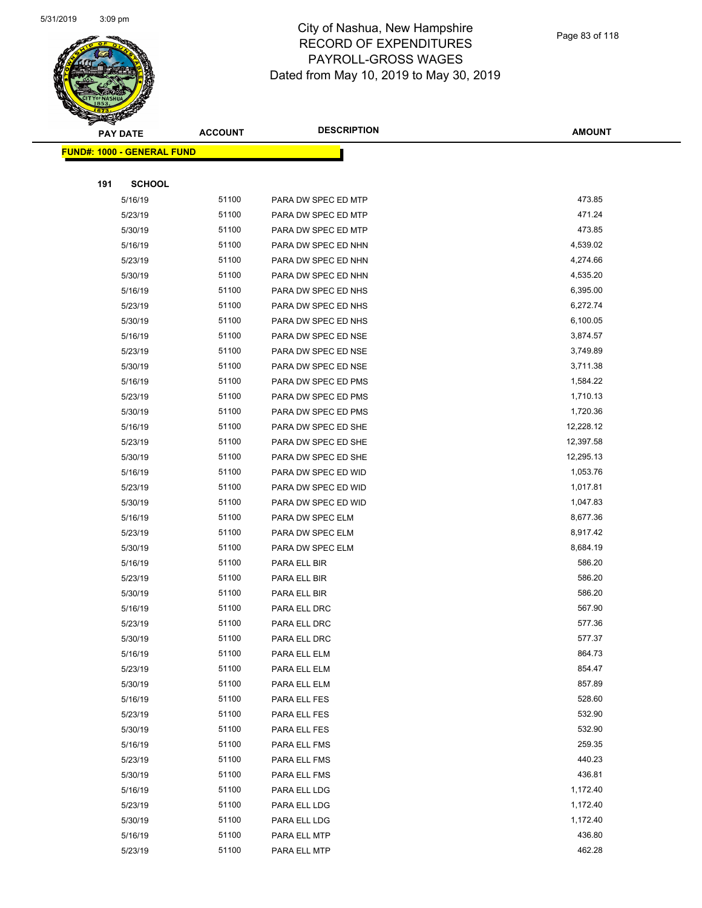City of Nashua, New Hampshire
RECORD OF EXPENDITURES
PAYROLL-GROSS WAGES
Dated from May 10, 2019 to May 30, 2019

| PAY DATE | ACCOUNT | DESCRIPTION | AMOUNT |
|---|---|---|---|
| **FUND#: 1000 - GENERAL FUND** | | | |
| **191 SCHOOL** | | | |
| 5/16/19 | 51100 | PARA DW SPEC ED MTP | 473.85 |
| 5/23/19 | 51100 | PARA DW SPEC ED MTP | 471.24 |
| 5/30/19 | 51100 | PARA DW SPEC ED MTP | 473.85 |
| 5/16/19 | 51100 | PARA DW SPEC ED NHN | 4,539.02 |
| 5/23/19 | 51100 | PARA DW SPEC ED NHN | 4,274.66 |
| 5/30/19 | 51100 | PARA DW SPEC ED NHN | 4,535.20 |
| 5/16/19 | 51100 | PARA DW SPEC ED NHS | 6,395.00 |
| 5/23/19 | 51100 | PARA DW SPEC ED NHS | 6,272.74 |
| 5/30/19 | 51100 | PARA DW SPEC ED NHS | 6,100.05 |
| 5/16/19 | 51100 | PARA DW SPEC ED NSE | 3,874.57 |
| 5/23/19 | 51100 | PARA DW SPEC ED NSE | 3,749.89 |
| 5/30/19 | 51100 | PARA DW SPEC ED NSE | 3,711.38 |
| 5/16/19 | 51100 | PARA DW SPEC ED PMS | 1,584.22 |
| 5/23/19 | 51100 | PARA DW SPEC ED PMS | 1,710.13 |
| 5/30/19 | 51100 | PARA DW SPEC ED PMS | 1,720.36 |
| 5/16/19 | 51100 | PARA DW SPEC ED SHE | 12,228.12 |
| 5/23/19 | 51100 | PARA DW SPEC ED SHE | 12,397.58 |
| 5/30/19 | 51100 | PARA DW SPEC ED SHE | 12,295.13 |
| 5/16/19 | 51100 | PARA DW SPEC ED WID | 1,053.76 |
| 5/23/19 | 51100 | PARA DW SPEC ED WID | 1,017.81 |
| 5/30/19 | 51100 | PARA DW SPEC ED WID | 1,047.83 |
| 5/16/19 | 51100 | PARA DW SPEC ELM | 8,677.36 |
| 5/23/19 | 51100 | PARA DW SPEC ELM | 8,917.42 |
| 5/30/19 | 51100 | PARA DW SPEC ELM | 8,684.19 |
| 5/16/19 | 51100 | PARA ELL BIR | 586.20 |
| 5/23/19 | 51100 | PARA ELL BIR | 586.20 |
| 5/30/19 | 51100 | PARA ELL BIR | 586.20 |
| 5/16/19 | 51100 | PARA ELL DRC | 567.90 |
| 5/23/19 | 51100 | PARA ELL DRC | 577.36 |
| 5/30/19 | 51100 | PARA ELL DRC | 577.37 |
| 5/16/19 | 51100 | PARA ELL ELM | 864.73 |
| 5/23/19 | 51100 | PARA ELL ELM | 854.47 |
| 5/30/19 | 51100 | PARA ELL ELM | 857.89 |
| 5/16/19 | 51100 | PARA ELL FES | 528.60 |
| 5/23/19 | 51100 | PARA ELL FES | 532.90 |
| 5/30/19 | 51100 | PARA ELL FES | 532.90 |
| 5/16/19 | 51100 | PARA ELL FMS | 259.35 |
| 5/23/19 | 51100 | PARA ELL FMS | 440.23 |
| 5/30/19 | 51100 | PARA ELL FMS | 436.81 |
| 5/16/19 | 51100 | PARA ELL LDG | 1,172.40 |
| 5/23/19 | 51100 | PARA ELL LDG | 1,172.40 |
| 5/30/19 | 51100 | PARA ELL LDG | 1,172.40 |
| 5/16/19 | 51100 | PARA ELL MTP | 436.80 |
| 5/23/19 | 51100 | PARA ELL MTP | 462.28 |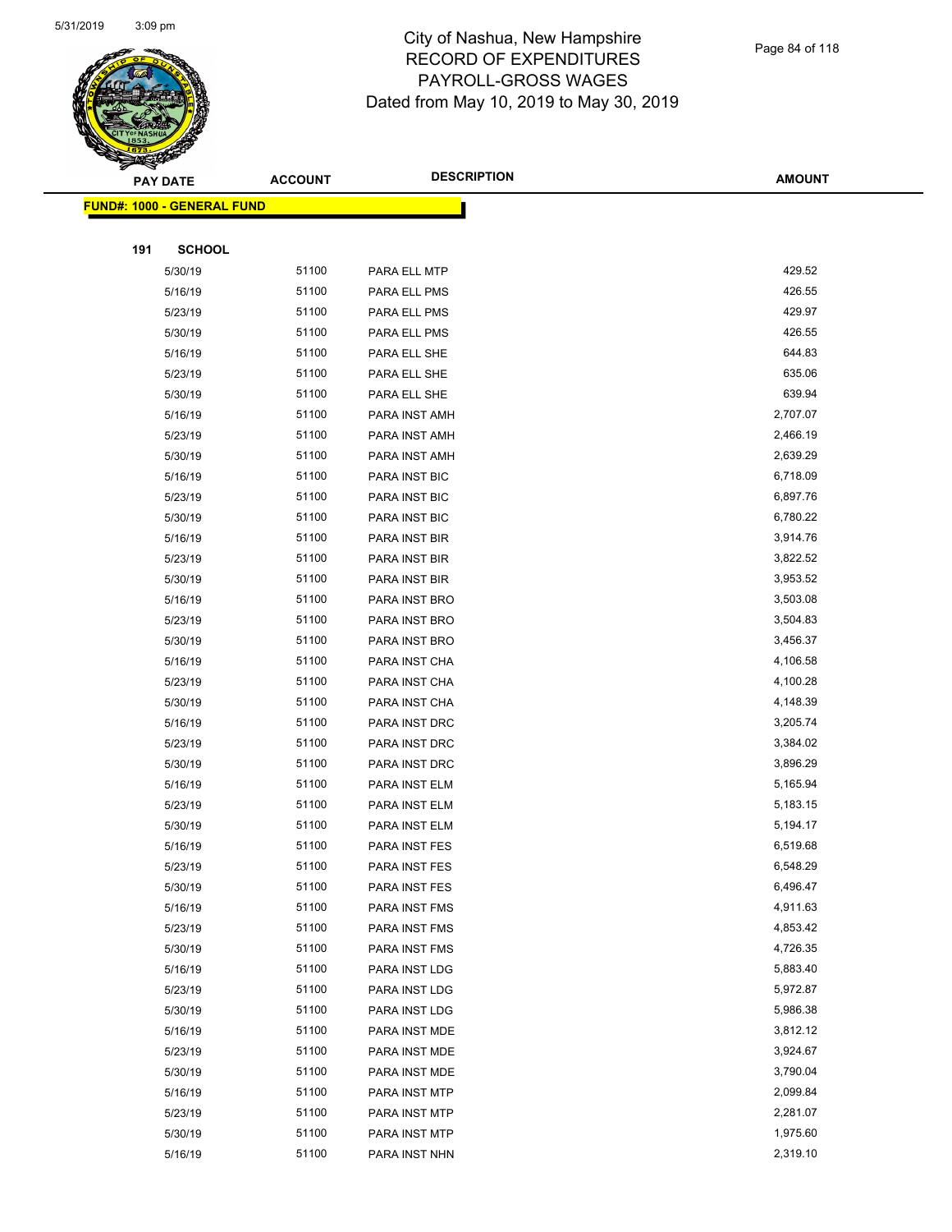City of Nashua, New Hampshire
RECORD OF EXPENDITURES
PAYROLL-GROSS WAGES
Dated from May 10, 2019 to May 30, 2019

| PAY DATE | ACCOUNT | DESCRIPTION | AMOUNT |
|---|---|---|---|
| **FUND#: 1000 - GENERAL FUND** | | | |
| **191 SCHOOL** | | | |
| 5/30/19 | 51100 | PARA ELL MTP | 429.52 |
| 5/16/19 | 51100 | PARA ELL PMS | 426.55 |
| 5/23/19 | 51100 | PARA ELL PMS | 429.97 |
| 5/30/19 | 51100 | PARA ELL PMS | 426.55 |
| 5/16/19 | 51100 | PARA ELL SHE | 644.83 |
| 5/23/19 | 51100 | PARA ELL SHE | 635.06 |
| 5/30/19 | 51100 | PARA ELL SHE | 639.94 |
| 5/16/19 | 51100 | PARA INST AMH | 2,707.07 |
| 5/23/19 | 51100 | PARA INST AMH | 2,466.19 |
| 5/30/19 | 51100 | PARA INST AMH | 2,639.29 |
| 5/16/19 | 51100 | PARA INST BIC | 6,718.09 |
| 5/23/19 | 51100 | PARA INST BIC | 6,897.76 |
| 5/30/19 | 51100 | PARA INST BIC | 6,780.22 |
| 5/16/19 | 51100 | PARA INST BIR | 3,914.76 |
| 5/23/19 | 51100 | PARA INST BIR | 3,822.52 |
| 5/30/19 | 51100 | PARA INST BIR | 3,953.52 |
| 5/16/19 | 51100 | PARA INST BRO | 3,503.08 |
| 5/23/19 | 51100 | PARA INST BRO | 3,504.83 |
| 5/30/19 | 51100 | PARA INST BRO | 3,456.37 |
| 5/16/19 | 51100 | PARA INST CHA | 4,106.58 |
| 5/23/19 | 51100 | PARA INST CHA | 4,100.28 |
| 5/30/19 | 51100 | PARA INST CHA | 4,148.39 |
| 5/16/19 | 51100 | PARA INST DRC | 3,205.74 |
| 5/23/19 | 51100 | PARA INST DRC | 3,384.02 |
| 5/30/19 | 51100 | PARA INST DRC | 3,896.29 |
| 5/16/19 | 51100 | PARA INST ELM | 5,165.94 |
| 5/23/19 | 51100 | PARA INST ELM | 5,183.15 |
| 5/30/19 | 51100 | PARA INST ELM | 5,194.17 |
| 5/16/19 | 51100 | PARA INST FES | 6,519.68 |
| 5/23/19 | 51100 | PARA INST FES | 6,548.29 |
| 5/30/19 | 51100 | PARA INST FES | 6,496.47 |
| 5/16/19 | 51100 | PARA INST FMS | 4,911.63 |
| 5/23/19 | 51100 | PARA INST FMS | 4,853.42 |
| 5/30/19 | 51100 | PARA INST FMS | 4,726.35 |
| 5/16/19 | 51100 | PARA INST LDG | 5,883.40 |
| 5/23/19 | 51100 | PARA INST LDG | 5,972.87 |
| 5/30/19 | 51100 | PARA INST LDG | 5,986.38 |
| 5/16/19 | 51100 | PARA INST MDE | 3,812.12 |
| 5/23/19 | 51100 | PARA INST MDE | 3,924.67 |
| 5/30/19 | 51100 | PARA INST MDE | 3,790.04 |
| 5/16/19 | 51100 | PARA INST MTP | 2,099.84 |
| 5/23/19 | 51100 | PARA INST MTP | 2,281.07 |
| 5/30/19 | 51100 | PARA INST MTP | 1,975.60 |
| 5/16/19 | 51100 | PARA INST NHN | 2,319.10 |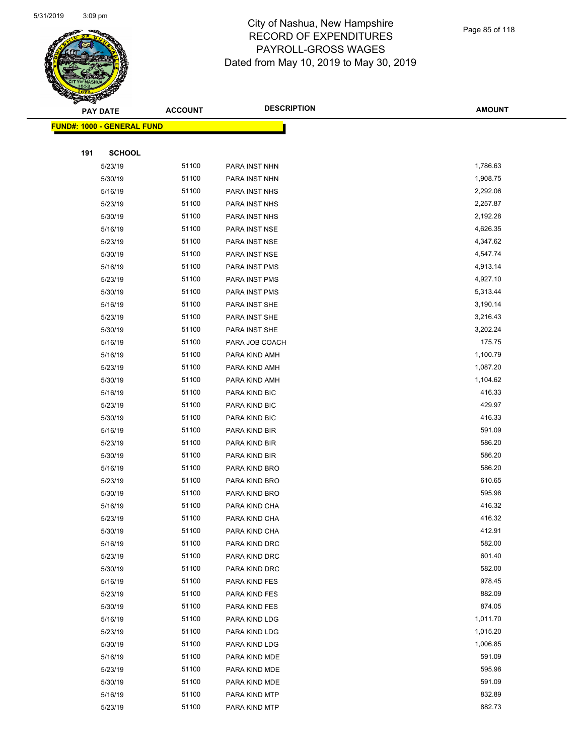# City of Nashua, New Hampshire
## RECORD OF EXPENDITURES
## PAYROLL-GROSS WAGES
## Dated from May 10, 2019 to May 30, 2019

| PAY DATE | ACCOUNT | DESCRIPTION | AMOUNT |
|---|---|---|---|

**FUND#: 1000 - GENERAL FUND**

**191 SCHOOL**

| PAY DATE | ACCOUNT | DESCRIPTION | AMOUNT |
|---|---|---|---|
| 5/23/19 | 51100 | PARA INST NHN | 1,786.63 |
| 5/30/19 | 51100 | PARA INST NHN | 1,908.75 |
| 5/16/19 | 51100 | PARA INST NHS | 2,292.06 |
| 5/23/19 | 51100 | PARA INST NHS | 2,257.87 |
| 5/30/19 | 51100 | PARA INST NHS | 2,192.28 |
| 5/16/19 | 51100 | PARA INST NSE | 4,626.35 |
| 5/23/19 | 51100 | PARA INST NSE | 4,347.62 |
| 5/30/19 | 51100 | PARA INST NSE | 4,547.74 |
| 5/16/19 | 51100 | PARA INST PMS | 4,913.14 |
| 5/23/19 | 51100 | PARA INST PMS | 4,927.10 |
| 5/30/19 | 51100 | PARA INST PMS | 5,313.44 |
| 5/16/19 | 51100 | PARA INST SHE | 3,190.14 |
| 5/23/19 | 51100 | PARA INST SHE | 3,216.43 |
| 5/30/19 | 51100 | PARA INST SHE | 3,202.24 |
| 5/16/19 | 51100 | PARA JOB COACH | 175.75 |
| 5/16/19 | 51100 | PARA KIND AMH | 1,100.79 |
| 5/23/19 | 51100 | PARA KIND AMH | 1,087.20 |
| 5/30/19 | 51100 | PARA KIND AMH | 1,104.62 |
| 5/16/19 | 51100 | PARA KIND BIC | 416.33 |
| 5/23/19 | 51100 | PARA KIND BIC | 429.97 |
| 5/30/19 | 51100 | PARA KIND BIC | 416.33 |
| 5/16/19 | 51100 | PARA KIND BIR | 591.09 |
| 5/23/19 | 51100 | PARA KIND BIR | 586.20 |
| 5/30/19 | 51100 | PARA KIND BIR | 586.20 |
| 5/16/19 | 51100 | PARA KIND BRO | 586.20 |
| 5/23/19 | 51100 | PARA KIND BRO | 610.65 |
| 5/30/19 | 51100 | PARA KIND BRO | 595.98 |
| 5/16/19 | 51100 | PARA KIND CHA | 416.32 |
| 5/23/19 | 51100 | PARA KIND CHA | 416.32 |
| 5/30/19 | 51100 | PARA KIND CHA | 412.91 |
| 5/16/19 | 51100 | PARA KIND DRC | 582.00 |
| 5/23/19 | 51100 | PARA KIND DRC | 601.40 |
| 5/30/19 | 51100 | PARA KIND DRC | 582.00 |
| 5/16/19 | 51100 | PARA KIND FES | 978.45 |
| 5/23/19 | 51100 | PARA KIND FES | 882.09 |
| 5/30/19 | 51100 | PARA KIND FES | 874.05 |
| 5/16/19 | 51100 | PARA KIND LDG | 1,011.70 |
| 5/23/19 | 51100 | PARA KIND LDG | 1,015.20 |
| 5/30/19 | 51100 | PARA KIND LDG | 1,006.85 |
| 5/16/19 | 51100 | PARA KIND MDE | 591.09 |
| 5/23/19 | 51100 | PARA KIND MDE | 595.98 |
| 5/30/19 | 51100 | PARA KIND MDE | 591.09 |
| 5/16/19 | 51100 | PARA KIND MTP | 832.89 |
| 5/23/19 | 51100 | PARA KIND MTP | 882.73 |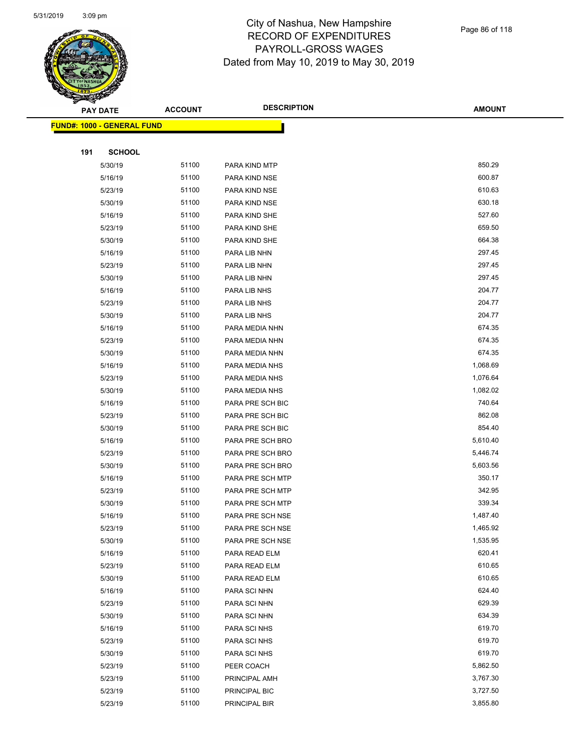# City of Nashua, New Hampshire
## RECORD OF EXPENDITURES
## PAYROLL-GROSS WAGES
### Dated from May 10, 2019 to May 30, 2019

| PAY DATE | ACCOUNT | DESCRIPTION | AMOUNT |
|---|---|---|---|

**FUND#: 1000 - GENERAL FUND**

**191 SCHOOL**

| PAY DATE | ACCOUNT | DESCRIPTION | AMOUNT |
|---|---|---|---|
| 5/30/19 | 51100 | PARA KIND MTP | 850.29 |
| 5/16/19 | 51100 | PARA KIND NSE | 600.87 |
| 5/23/19 | 51100 | PARA KIND NSE | 610.63 |
| 5/30/19 | 51100 | PARA KIND NSE | 630.18 |
| 5/16/19 | 51100 | PARA KIND SHE | 527.60 |
| 5/23/19 | 51100 | PARA KIND SHE | 659.50 |
| 5/30/19 | 51100 | PARA KIND SHE | 664.38 |
| 5/16/19 | 51100 | PARA LIB NHN | 297.45 |
| 5/23/19 | 51100 | PARA LIB NHN | 297.45 |
| 5/30/19 | 51100 | PARA LIB NHN | 297.45 |
| 5/16/19 | 51100 | PARA LIB NHS | 204.77 |
| 5/23/19 | 51100 | PARA LIB NHS | 204.77 |
| 5/30/19 | 51100 | PARA LIB NHS | 204.77 |
| 5/16/19 | 51100 | PARA MEDIA NHN | 674.35 |
| 5/23/19 | 51100 | PARA MEDIA NHN | 674.35 |
| 5/30/19 | 51100 | PARA MEDIA NHN | 674.35 |
| 5/16/19 | 51100 | PARA MEDIA NHS | 1,068.69 |
| 5/23/19 | 51100 | PARA MEDIA NHS | 1,076.64 |
| 5/30/19 | 51100 | PARA MEDIA NHS | 1,082.02 |
| 5/16/19 | 51100 | PARA PRE SCH BIC | 740.64 |
| 5/23/19 | 51100 | PARA PRE SCH BIC | 862.08 |
| 5/30/19 | 51100 | PARA PRE SCH BIC | 854.40 |
| 5/16/19 | 51100 | PARA PRE SCH BRO | 5,610.40 |
| 5/23/19 | 51100 | PARA PRE SCH BRO | 5,446.74 |
| 5/30/19 | 51100 | PARA PRE SCH BRO | 5,603.56 |
| 5/16/19 | 51100 | PARA PRE SCH MTP | 350.17 |
| 5/23/19 | 51100 | PARA PRE SCH MTP | 342.95 |
| 5/30/19 | 51100 | PARA PRE SCH MTP | 339.34 |
| 5/16/19 | 51100 | PARA PRE SCH NSE | 1,487.40 |
| 5/23/19 | 51100 | PARA PRE SCH NSE | 1,465.92 |
| 5/30/19 | 51100 | PARA PRE SCH NSE | 1,535.95 |
| 5/16/19 | 51100 | PARA READ ELM | 620.41 |
| 5/23/19 | 51100 | PARA READ ELM | 610.65 |
| 5/30/19 | 51100 | PARA READ ELM | 610.65 |
| 5/16/19 | 51100 | PARA SCI NHN | 624.40 |
| 5/23/19 | 51100 | PARA SCI NHN | 629.39 |
| 5/30/19 | 51100 | PARA SCI NHN | 634.39 |
| 5/16/19 | 51100 | PARA SCI NHS | 619.70 |
| 5/23/19 | 51100 | PARA SCI NHS | 619.70 |
| 5/30/19 | 51100 | PARA SCI NHS | 619.70 |
| 5/23/19 | 51100 | PEER COACH | 5,862.50 |
| 5/23/19 | 51100 | PRINCIPAL AMH | 3,767.30 |
| 5/23/19 | 51100 | PRINCIPAL BIC | 3,727.50 |
| 5/23/19 | 51100 | PRINCIPAL BIR | 3,855.80 |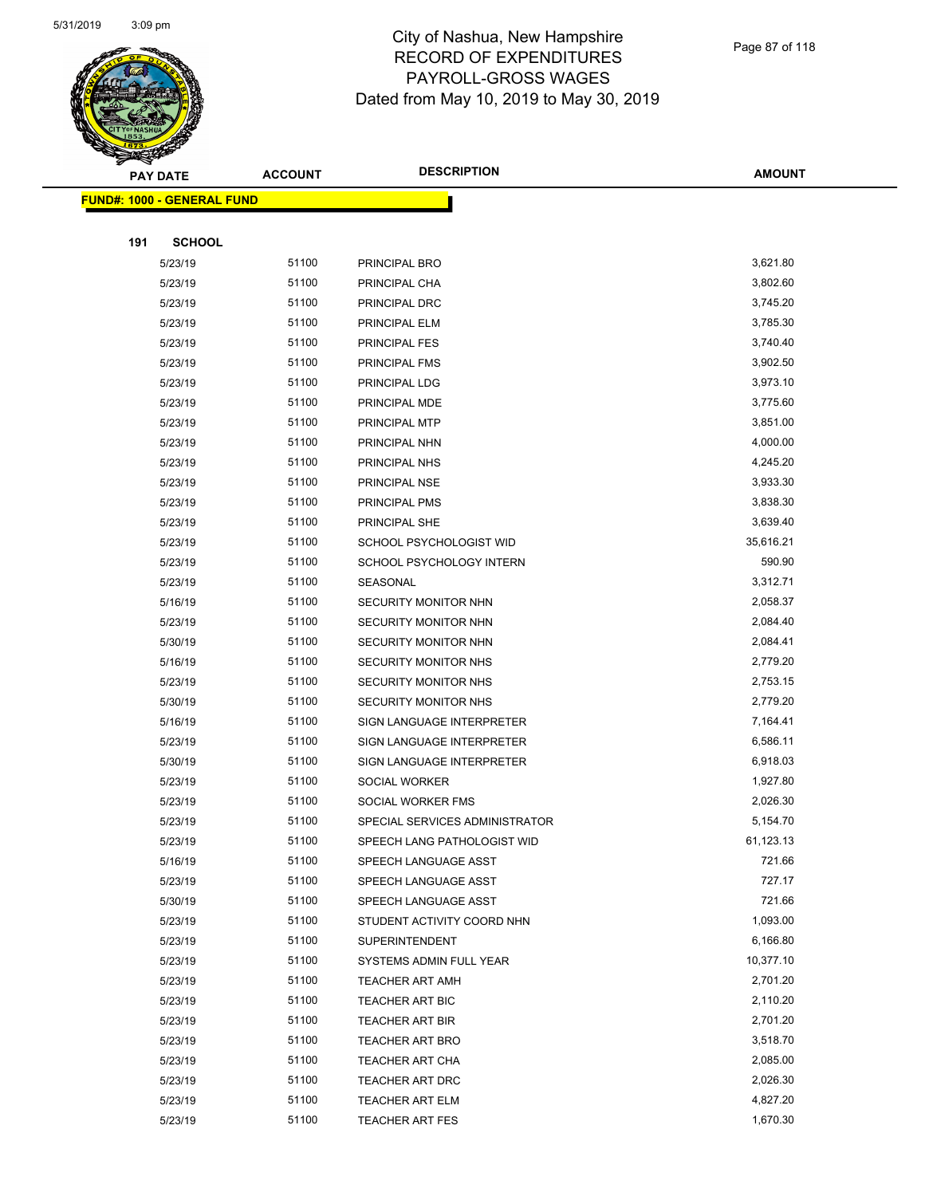City of Nashua, New Hampshire
RECORD OF EXPENDITURES
PAYROLL-GROSS WAGES
Dated from May 10, 2019 to May 30, 2019

**FUND#: 1000 - GENERAL FUND**

**191 SCHOOL**

| PAY DATE | ACCOUNT | DESCRIPTION | AMOUNT |
|---|---|---|---|
| 5/23/19 | 51100 | PRINCIPAL BRO | 3,621.80 |
| 5/23/19 | 51100 | PRINCIPAL CHA | 3,802.60 |
| 5/23/19 | 51100 | PRINCIPAL DRC | 3,745.20 |
| 5/23/19 | 51100 | PRINCIPAL ELM | 3,785.30 |
| 5/23/19 | 51100 | PRINCIPAL FES | 3,740.40 |
| 5/23/19 | 51100 | PRINCIPAL FMS | 3,902.50 |
| 5/23/19 | 51100 | PRINCIPAL LDG | 3,973.10 |
| 5/23/19 | 51100 | PRINCIPAL MDE | 3,775.60 |
| 5/23/19 | 51100 | PRINCIPAL MTP | 3,851.00 |
| 5/23/19 | 51100 | PRINCIPAL NHN | 4,000.00 |
| 5/23/19 | 51100 | PRINCIPAL NHS | 4,245.20 |
| 5/23/19 | 51100 | PRINCIPAL NSE | 3,933.30 |
| 5/23/19 | 51100 | PRINCIPAL PMS | 3,838.30 |
| 5/23/19 | 51100 | PRINCIPAL SHE | 3,639.40 |
| 5/23/19 | 51100 | SCHOOL PSYCHOLOGIST WID | 35,616.21 |
| 5/23/19 | 51100 | SCHOOL PSYCHOLOGY INTERN | 590.90 |
| 5/23/19 | 51100 | SEASONAL | 3,312.71 |
| 5/16/19 | 51100 | SECURITY MONITOR NHN | 2,058.37 |
| 5/23/19 | 51100 | SECURITY MONITOR NHN | 2,084.40 |
| 5/30/19 | 51100 | SECURITY MONITOR NHN | 2,084.41 |
| 5/16/19 | 51100 | SECURITY MONITOR NHS | 2,779.20 |
| 5/23/19 | 51100 | SECURITY MONITOR NHS | 2,753.15 |
| 5/30/19 | 51100 | SECURITY MONITOR NHS | 2,779.20 |
| 5/16/19 | 51100 | SIGN LANGUAGE INTERPRETER | 7,164.41 |
| 5/23/19 | 51100 | SIGN LANGUAGE INTERPRETER | 6,586.11 |
| 5/30/19 | 51100 | SIGN LANGUAGE INTERPRETER | 6,918.03 |
| 5/23/19 | 51100 | SOCIAL WORKER | 1,927.80 |
| 5/23/19 | 51100 | SOCIAL WORKER FMS | 2,026.30 |
| 5/23/19 | 51100 | SPECIAL SERVICES ADMINISTRATOR | 5,154.70 |
| 5/23/19 | 51100 | SPEECH LANG PATHOLOGIST WID | 61,123.13 |
| 5/16/19 | 51100 | SPEECH LANGUAGE ASST | 721.66 |
| 5/23/19 | 51100 | SPEECH LANGUAGE ASST | 727.17 |
| 5/30/19 | 51100 | SPEECH LANGUAGE ASST | 721.66 |
| 5/23/19 | 51100 | STUDENT ACTIVITY COORD NHN | 1,093.00 |
| 5/23/19 | 51100 | SUPERINTENDENT | 6,166.80 |
| 5/23/19 | 51100 | SYSTEMS ADMIN FULL YEAR | 10,377.10 |
| 5/23/19 | 51100 | TEACHER ART AMH | 2,701.20 |
| 5/23/19 | 51100 | TEACHER ART BIC | 2,110.20 |
| 5/23/19 | 51100 | TEACHER ART BIR | 2,701.20 |
| 5/23/19 | 51100 | TEACHER ART BRO | 3,518.70 |
| 5/23/19 | 51100 | TEACHER ART CHA | 2,085.00 |
| 5/23/19 | 51100 | TEACHER ART DRC | 2,026.30 |
| 5/23/19 | 51100 | TEACHER ART ELM | 4,827.20 |
| 5/23/19 | 51100 | TEACHER ART FES | 1,670.30 |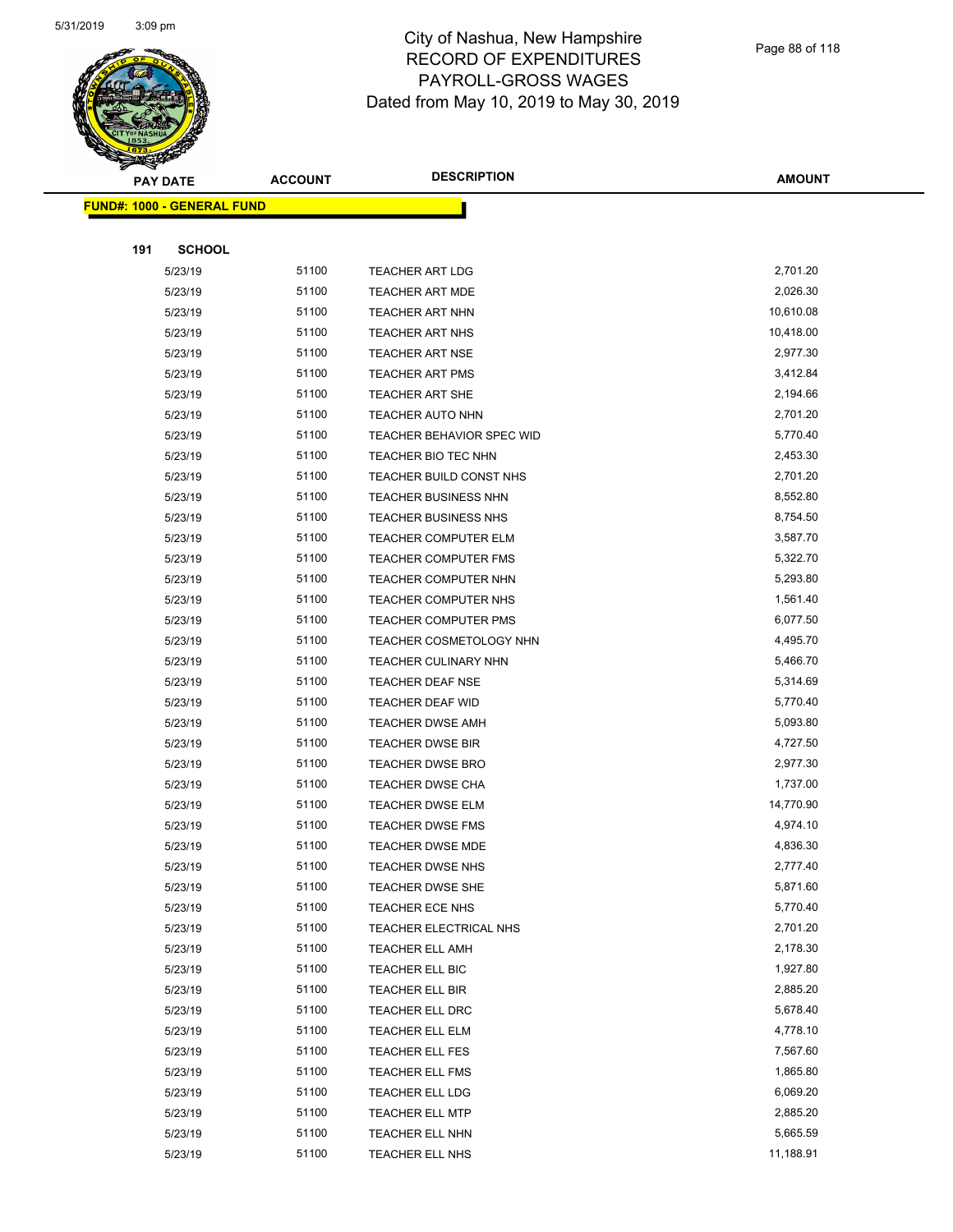# City of Nashua, New Hampshire
## RECORD OF EXPENDITURES
## PAYROLL-GROSS WAGES
### Dated from May 10, 2019 to May 30, 2019

| PAY DATE | ACCOUNT | DESCRIPTION | AMOUNT |
|---|---|---|---|
| **FUND#: 1000 - GENERAL FUND** | | | |
| **191 SCHOOL** | | | |
| 5/23/19 | 51100 | TEACHER ART LDG | 2,701.20 |
| 5/23/19 | 51100 | TEACHER ART MDE | 2,026.30 |
| 5/23/19 | 51100 | TEACHER ART NHN | 10,610.08 |
| 5/23/19 | 51100 | TEACHER ART NHS | 10,418.00 |
| 5/23/19 | 51100 | TEACHER ART NSE | 2,977.30 |
| 5/23/19 | 51100 | TEACHER ART PMS | 3,412.84 |
| 5/23/19 | 51100 | TEACHER ART SHE | 2,194.66 |
| 5/23/19 | 51100 | TEACHER AUTO NHN | 2,701.20 |
| 5/23/19 | 51100 | TEACHER BEHAVIOR SPEC WID | 5,770.40 |
| 5/23/19 | 51100 | TEACHER BIO TEC NHN | 2,453.30 |
| 5/23/19 | 51100 | TEACHER BUILD CONST NHS | 2,701.20 |
| 5/23/19 | 51100 | TEACHER BUSINESS NHN | 8,552.80 |
| 5/23/19 | 51100 | TEACHER BUSINESS NHS | 8,754.50 |
| 5/23/19 | 51100 | TEACHER COMPUTER ELM | 3,587.70 |
| 5/23/19 | 51100 | TEACHER COMPUTER FMS | 5,322.70 |
| 5/23/19 | 51100 | TEACHER COMPUTER NHN | 5,293.80 |
| 5/23/19 | 51100 | TEACHER COMPUTER NHS | 1,561.40 |
| 5/23/19 | 51100 | TEACHER COMPUTER PMS | 6,077.50 |
| 5/23/19 | 51100 | TEACHER COSMETOLOGY NHN | 4,495.70 |
| 5/23/19 | 51100 | TEACHER CULINARY NHN | 5,466.70 |
| 5/23/19 | 51100 | TEACHER DEAF NSE | 5,314.69 |
| 5/23/19 | 51100 | TEACHER DEAF WID | 5,770.40 |
| 5/23/19 | 51100 | TEACHER DWSE AMH | 5,093.80 |
| 5/23/19 | 51100 | TEACHER DWSE BIR | 4,727.50 |
| 5/23/19 | 51100 | TEACHER DWSE BRO | 2,977.30 |
| 5/23/19 | 51100 | TEACHER DWSE CHA | 1,737.00 |
| 5/23/19 | 51100 | TEACHER DWSE ELM | 14,770.90 |
| 5/23/19 | 51100 | TEACHER DWSE FMS | 4,974.10 |
| 5/23/19 | 51100 | TEACHER DWSE MDE | 4,836.30 |
| 5/23/19 | 51100 | TEACHER DWSE NHS | 2,777.40 |
| 5/23/19 | 51100 | TEACHER DWSE SHE | 5,871.60 |
| 5/23/19 | 51100 | TEACHER ECE NHS | 5,770.40 |
| 5/23/19 | 51100 | TEACHER ELECTRICAL NHS | 2,701.20 |
| 5/23/19 | 51100 | TEACHER ELL AMH | 2,178.30 |
| 5/23/19 | 51100 | TEACHER ELL BIC | 1,927.80 |
| 5/23/19 | 51100 | TEACHER ELL BIR | 2,885.20 |
| 5/23/19 | 51100 | TEACHER ELL DRC | 5,678.40 |
| 5/23/19 | 51100 | TEACHER ELL ELM | 4,778.10 |
| 5/23/19 | 51100 | TEACHER ELL FES | 7,567.60 |
| 5/23/19 | 51100 | TEACHER ELL FMS | 1,865.80 |
| 5/23/19 | 51100 | TEACHER ELL LDG | 6,069.20 |
| 5/23/19 | 51100 | TEACHER ELL MTP | 2,885.20 |
| 5/23/19 | 51100 | TEACHER ELL NHN | 5,665.59 |
| 5/23/19 | 51100 | TEACHER ELL NHS | 11,188.91 |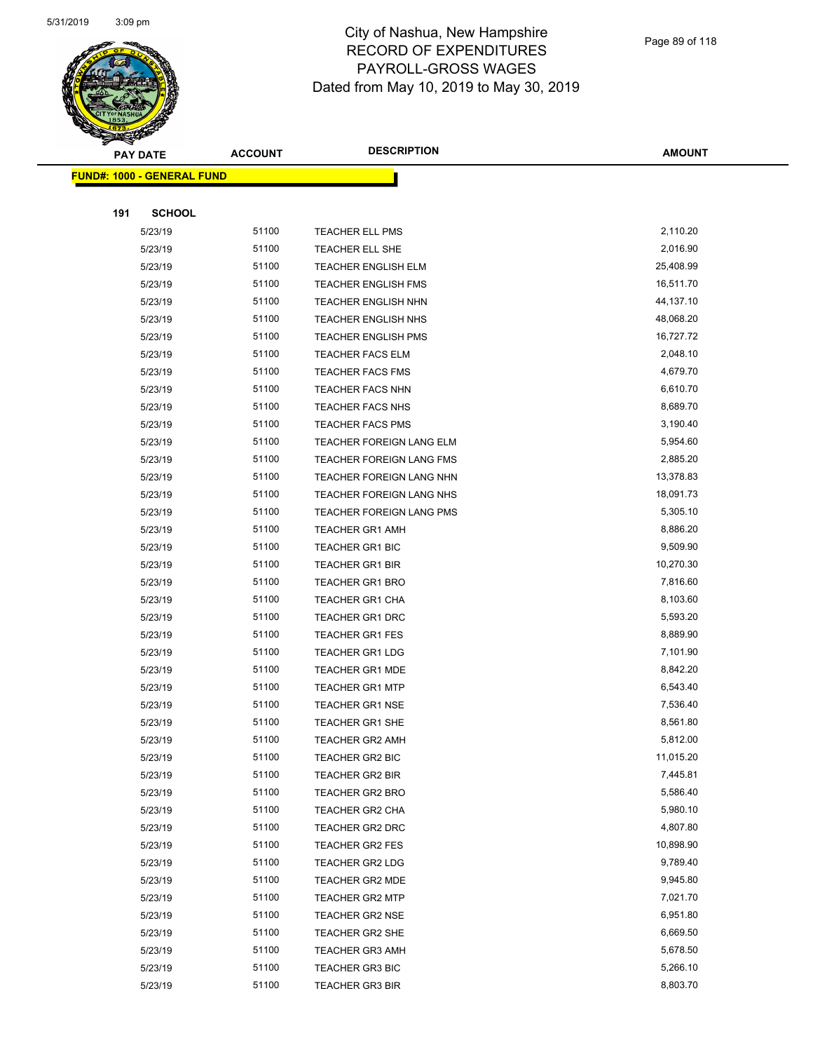# City of Nashua, New Hampshire
## RECORD OF EXPENDITURES
## PAYROLL-GROSS WAGES
### Dated from May 10, 2019 to May 30, 2019

| PAY DATE | ACCOUNT | DESCRIPTION | AMOUNT |
|---|---|---|---|

**FUND#: 1000 - GENERAL FUND**

**191 SCHOOL**

| PAY DATE | ACCOUNT | DESCRIPTION | AMOUNT |
|---|---|---|---|
| 5/23/19 | 51100 | TEACHER ELL PMS | 2,110.20 |
| 5/23/19 | 51100 | TEACHER ELL SHE | 2,016.90 |
| 5/23/19 | 51100 | TEACHER ENGLISH ELM | 25,408.99 |
| 5/23/19 | 51100 | TEACHER ENGLISH FMS | 16,511.70 |
| 5/23/19 | 51100 | TEACHER ENGLISH NHN | 44,137.10 |
| 5/23/19 | 51100 | TEACHER ENGLISH NHS | 48,068.20 |
| 5/23/19 | 51100 | TEACHER ENGLISH PMS | 16,727.72 |
| 5/23/19 | 51100 | TEACHER FACS ELM | 2,048.10 |
| 5/23/19 | 51100 | TEACHER FACS FMS | 4,679.70 |
| 5/23/19 | 51100 | TEACHER FACS NHN | 6,610.70 |
| 5/23/19 | 51100 | TEACHER FACS NHS | 8,689.70 |
| 5/23/19 | 51100 | TEACHER FACS PMS | 3,190.40 |
| 5/23/19 | 51100 | TEACHER FOREIGN LANG ELM | 5,954.60 |
| 5/23/19 | 51100 | TEACHER FOREIGN LANG FMS | 2,885.20 |
| 5/23/19 | 51100 | TEACHER FOREIGN LANG NHN | 13,378.83 |
| 5/23/19 | 51100 | TEACHER FOREIGN LANG NHS | 18,091.73 |
| 5/23/19 | 51100 | TEACHER FOREIGN LANG PMS | 5,305.10 |
| 5/23/19 | 51100 | TEACHER GR1 AMH | 8,886.20 |
| 5/23/19 | 51100 | TEACHER GR1 BIC | 9,509.90 |
| 5/23/19 | 51100 | TEACHER GR1 BIR | 10,270.30 |
| 5/23/19 | 51100 | TEACHER GR1 BRO | 7,816.60 |
| 5/23/19 | 51100 | TEACHER GR1 CHA | 8,103.60 |
| 5/23/19 | 51100 | TEACHER GR1 DRC | 5,593.20 |
| 5/23/19 | 51100 | TEACHER GR1 FES | 8,889.90 |
| 5/23/19 | 51100 | TEACHER GR1 LDG | 7,101.90 |
| 5/23/19 | 51100 | TEACHER GR1 MDE | 8,842.20 |
| 5/23/19 | 51100 | TEACHER GR1 MTP | 6,543.40 |
| 5/23/19 | 51100 | TEACHER GR1 NSE | 7,536.40 |
| 5/23/19 | 51100 | TEACHER GR1 SHE | 8,561.80 |
| 5/23/19 | 51100 | TEACHER GR2 AMH | 5,812.00 |
| 5/23/19 | 51100 | TEACHER GR2 BIC | 11,015.20 |
| 5/23/19 | 51100 | TEACHER GR2 BIR | 7,445.81 |
| 5/23/19 | 51100 | TEACHER GR2 BRO | 5,586.40 |
| 5/23/19 | 51100 | TEACHER GR2 CHA | 5,980.10 |
| 5/23/19 | 51100 | TEACHER GR2 DRC | 4,807.80 |
| 5/23/19 | 51100 | TEACHER GR2 FES | 10,898.90 |
| 5/23/19 | 51100 | TEACHER GR2 LDG | 9,789.40 |
| 5/23/19 | 51100 | TEACHER GR2 MDE | 9,945.80 |
| 5/23/19 | 51100 | TEACHER GR2 MTP | 7,021.70 |
| 5/23/19 | 51100 | TEACHER GR2 NSE | 6,951.80 |
| 5/23/19 | 51100 | TEACHER GR2 SHE | 6,669.50 |
| 5/23/19 | 51100 | TEACHER GR3 AMH | 5,678.50 |
| 5/23/19 | 51100 | TEACHER GR3 BIC | 5,266.10 |
| 5/23/19 | 51100 | TEACHER GR3 BIR | 8,803.70 |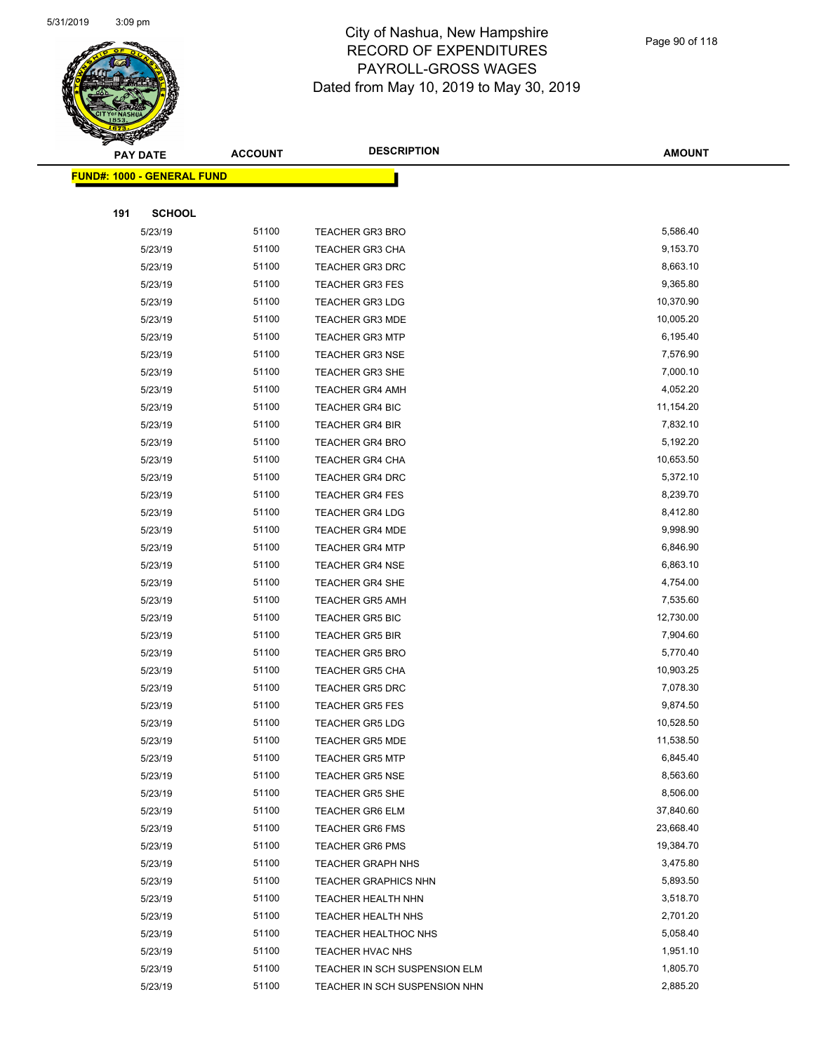# City of Nashua, New Hampshire
## RECORD OF EXPENDITURES
## PAYROLL-GROSS WAGES
### Dated from May 10, 2019 to May 30, 2019

| PAY DATE | ACCOUNT | DESCRIPTION | AMOUNT |
|---|---|---|---|
| **FUND#: 1000 - GENERAL FUND** | | | |
| **191 SCHOOL** | | | |
| 5/23/19 | 51100 | TEACHER GR3 BRO | 5,586.40 |
| 5/23/19 | 51100 | TEACHER GR3 CHA | 9,153.70 |
| 5/23/19 | 51100 | TEACHER GR3 DRC | 8,663.10 |
| 5/23/19 | 51100 | TEACHER GR3 FES | 9,365.80 |
| 5/23/19 | 51100 | TEACHER GR3 LDG | 10,370.90 |
| 5/23/19 | 51100 | TEACHER GR3 MDE | 10,005.20 |
| 5/23/19 | 51100 | TEACHER GR3 MTP | 6,195.40 |
| 5/23/19 | 51100 | TEACHER GR3 NSE | 7,576.90 |
| 5/23/19 | 51100 | TEACHER GR3 SHE | 7,000.10 |
| 5/23/19 | 51100 | TEACHER GR4 AMH | 4,052.20 |
| 5/23/19 | 51100 | TEACHER GR4 BIC | 11,154.20 |
| 5/23/19 | 51100 | TEACHER GR4 BIR | 7,832.10 |
| 5/23/19 | 51100 | TEACHER GR4 BRO | 5,192.20 |
| 5/23/19 | 51100 | TEACHER GR4 CHA | 10,653.50 |
| 5/23/19 | 51100 | TEACHER GR4 DRC | 5,372.10 |
| 5/23/19 | 51100 | TEACHER GR4 FES | 8,239.70 |
| 5/23/19 | 51100 | TEACHER GR4 LDG | 8,412.80 |
| 5/23/19 | 51100 | TEACHER GR4 MDE | 9,998.90 |
| 5/23/19 | 51100 | TEACHER GR4 MTP | 6,846.90 |
| 5/23/19 | 51100 | TEACHER GR4 NSE | 6,863.10 |
| 5/23/19 | 51100 | TEACHER GR4 SHE | 4,754.00 |
| 5/23/19 | 51100 | TEACHER GR5 AMH | 7,535.60 |
| 5/23/19 | 51100 | TEACHER GR5 BIC | 12,730.00 |
| 5/23/19 | 51100 | TEACHER GR5 BIR | 7,904.60 |
| 5/23/19 | 51100 | TEACHER GR5 BRO | 5,770.40 |
| 5/23/19 | 51100 | TEACHER GR5 CHA | 10,903.25 |
| 5/23/19 | 51100 | TEACHER GR5 DRC | 7,078.30 |
| 5/23/19 | 51100 | TEACHER GR5 FES | 9,874.50 |
| 5/23/19 | 51100 | TEACHER GR5 LDG | 10,528.50 |
| 5/23/19 | 51100 | TEACHER GR5 MDE | 11,538.50 |
| 5/23/19 | 51100 | TEACHER GR5 MTP | 6,845.40 |
| 5/23/19 | 51100 | TEACHER GR5 NSE | 8,563.60 |
| 5/23/19 | 51100 | TEACHER GR5 SHE | 8,506.00 |
| 5/23/19 | 51100 | TEACHER GR6 ELM | 37,840.60 |
| 5/23/19 | 51100 | TEACHER GR6 FMS | 23,668.40 |
| 5/23/19 | 51100 | TEACHER GR6 PMS | 19,384.70 |
| 5/23/19 | 51100 | TEACHER GRAPH NHS | 3,475.80 |
| 5/23/19 | 51100 | TEACHER GRAPHICS NHN | 5,893.50 |
| 5/23/19 | 51100 | TEACHER HEALTH NHN | 3,518.70 |
| 5/23/19 | 51100 | TEACHER HEALTH NHS | 2,701.20 |
| 5/23/19 | 51100 | TEACHER HEALTHOC NHS | 5,058.40 |
| 5/23/19 | 51100 | TEACHER HVAC NHS | 1,951.10 |
| 5/23/19 | 51100 | TEACHER IN SCH SUSPENSION ELM | 1,805.70 |
| 5/23/19 | 51100 | TEACHER IN SCH SUSPENSION NHN | 2,885.20 |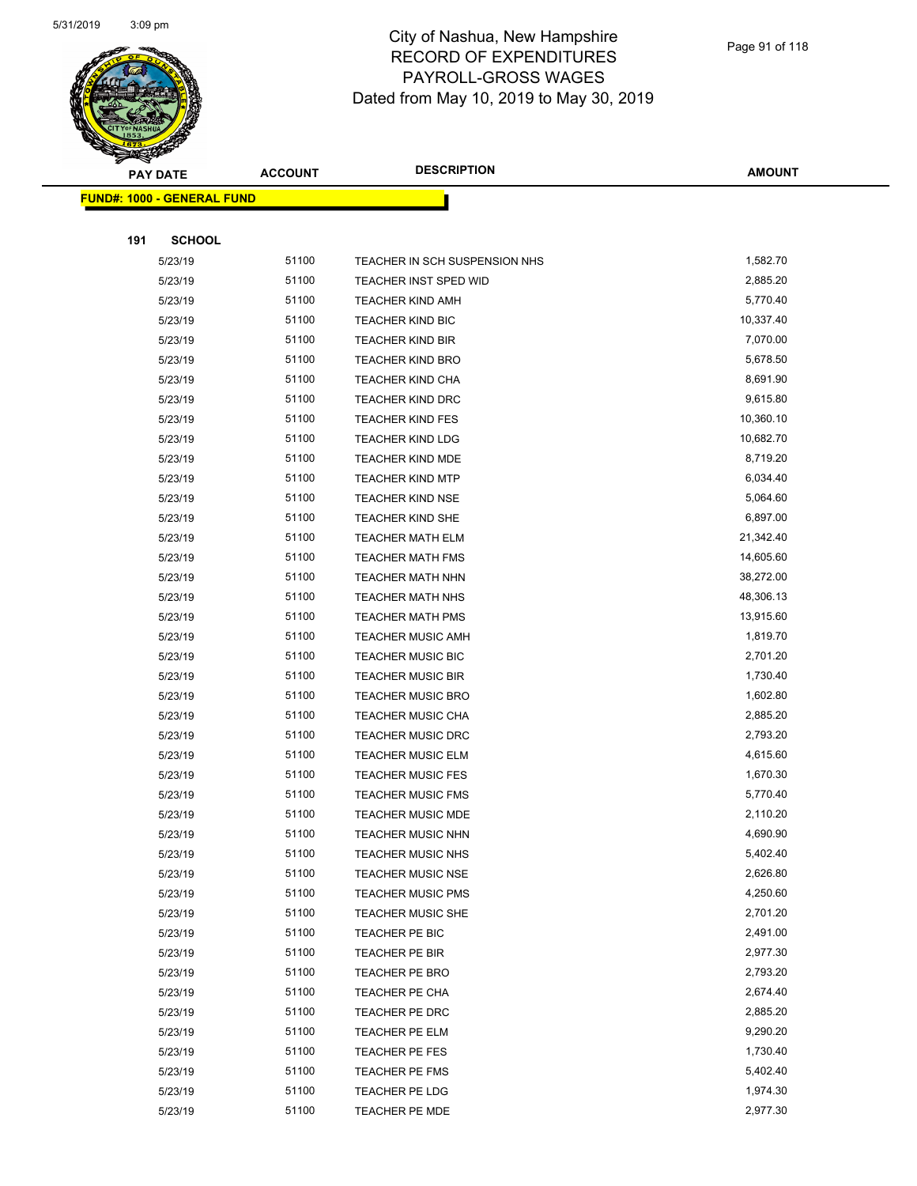# City of Nashua, New Hampshire
# RECORD OF EXPENDITURES
# PAYROLL-GROSS WAGES
Dated from May 10, 2019 to May 30, 2019

| PAY DATE | ACCOUNT | DESCRIPTION | AMOUNT |
|---|---|---|---|
| **FUND#: 1000 - GENERAL FUND** | | | |
| **191 SCHOOL** | | | |
| 5/23/19 | 51100 | TEACHER IN SCH SUSPENSION NHS | 1,582.70 |
| 5/23/19 | 51100 | TEACHER INST SPED WID | 2,885.20 |
| 5/23/19 | 51100 | TEACHER KIND AMH | 5,770.40 |
| 5/23/19 | 51100 | TEACHER KIND BIC | 10,337.40 |
| 5/23/19 | 51100 | TEACHER KIND BIR | 7,070.00 |
| 5/23/19 | 51100 | TEACHER KIND BRO | 5,678.50 |
| 5/23/19 | 51100 | TEACHER KIND CHA | 8,691.90 |
| 5/23/19 | 51100 | TEACHER KIND DRC | 9,615.80 |
| 5/23/19 | 51100 | TEACHER KIND FES | 10,360.10 |
| 5/23/19 | 51100 | TEACHER KIND LDG | 10,682.70 |
| 5/23/19 | 51100 | TEACHER KIND MDE | 8,719.20 |
| 5/23/19 | 51100 | TEACHER KIND MTP | 6,034.40 |
| 5/23/19 | 51100 | TEACHER KIND NSE | 5,064.60 |
| 5/23/19 | 51100 | TEACHER KIND SHE | 6,897.00 |
| 5/23/19 | 51100 | TEACHER MATH ELM | 21,342.40 |
| 5/23/19 | 51100 | TEACHER MATH FMS | 14,605.60 |
| 5/23/19 | 51100 | TEACHER MATH NHN | 38,272.00 |
| 5/23/19 | 51100 | TEACHER MATH NHS | 48,306.13 |
| 5/23/19 | 51100 | TEACHER MATH PMS | 13,915.60 |
| 5/23/19 | 51100 | TEACHER MUSIC AMH | 1,819.70 |
| 5/23/19 | 51100 | TEACHER MUSIC BIC | 2,701.20 |
| 5/23/19 | 51100 | TEACHER MUSIC BIR | 1,730.40 |
| 5/23/19 | 51100 | TEACHER MUSIC BRO | 1,602.80 |
| 5/23/19 | 51100 | TEACHER MUSIC CHA | 2,885.20 |
| 5/23/19 | 51100 | TEACHER MUSIC DRC | 2,793.20 |
| 5/23/19 | 51100 | TEACHER MUSIC ELM | 4,615.60 |
| 5/23/19 | 51100 | TEACHER MUSIC FES | 1,670.30 |
| 5/23/19 | 51100 | TEACHER MUSIC FMS | 5,770.40 |
| 5/23/19 | 51100 | TEACHER MUSIC MDE | 2,110.20 |
| 5/23/19 | 51100 | TEACHER MUSIC NHN | 4,690.90 |
| 5/23/19 | 51100 | TEACHER MUSIC NHS | 5,402.40 |
| 5/23/19 | 51100 | TEACHER MUSIC NSE | 2,626.80 |
| 5/23/19 | 51100 | TEACHER MUSIC PMS | 4,250.60 |
| 5/23/19 | 51100 | TEACHER MUSIC SHE | 2,701.20 |
| 5/23/19 | 51100 | TEACHER PE BIC | 2,491.00 |
| 5/23/19 | 51100 | TEACHER PE BIR | 2,977.30 |
| 5/23/19 | 51100 | TEACHER PE BRO | 2,793.20 |
| 5/23/19 | 51100 | TEACHER PE CHA | 2,674.40 |
| 5/23/19 | 51100 | TEACHER PE DRC | 2,885.20 |
| 5/23/19 | 51100 | TEACHER PE ELM | 9,290.20 |
| 5/23/19 | 51100 | TEACHER PE FES | 1,730.40 |
| 5/23/19 | 51100 | TEACHER PE FMS | 5,402.40 |
| 5/23/19 | 51100 | TEACHER PE LDG | 1,974.30 |
| 5/23/19 | 51100 | TEACHER PE MDE | 2,977.30 |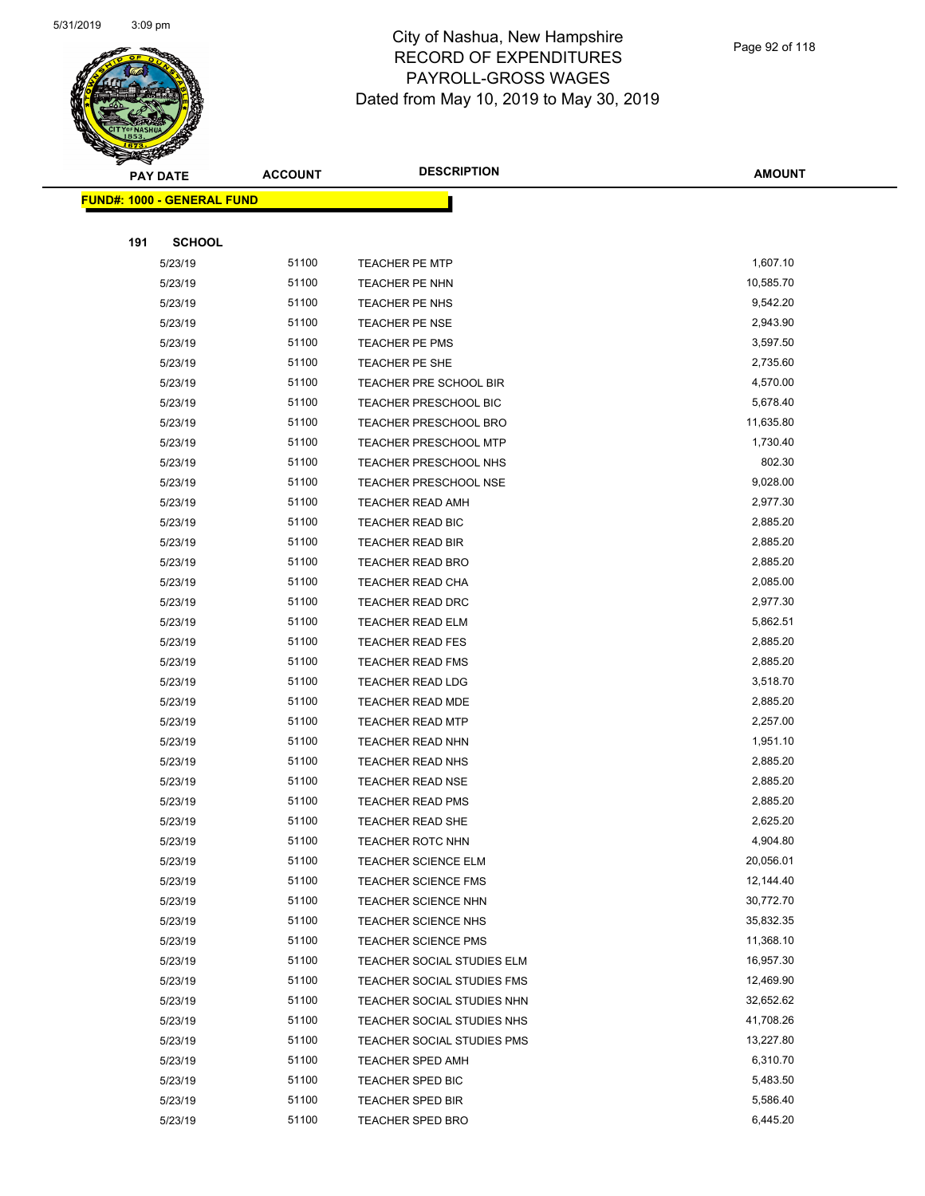# City of Nashua, New Hampshire
## RECORD OF EXPENDITURES
## PAYROLL-GROSS WAGES
### Dated from May 10, 2019 to May 30, 2019

| PAY DATE | ACCOUNT | DESCRIPTION | AMOUNT |
|---|---|---|---|

**FUND#: 1000 - GENERAL FUND**

**191 SCHOOL**

| PAY DATE | ACCOUNT | DESCRIPTION | AMOUNT |
|---|---|---|---|
| 5/23/19 | 51100 | TEACHER PE MTP | 1,607.10 |
| 5/23/19 | 51100 | TEACHER PE NHN | 10,585.70 |
| 5/23/19 | 51100 | TEACHER PE NHS | 9,542.20 |
| 5/23/19 | 51100 | TEACHER PE NSE | 2,943.90 |
| 5/23/19 | 51100 | TEACHER PE PMS | 3,597.50 |
| 5/23/19 | 51100 | TEACHER PE SHE | 2,735.60 |
| 5/23/19 | 51100 | TEACHER PRE SCHOOL BIR | 4,570.00 |
| 5/23/19 | 51100 | TEACHER PRESCHOOL BIC | 5,678.40 |
| 5/23/19 | 51100 | TEACHER PRESCHOOL BRO | 11,635.80 |
| 5/23/19 | 51100 | TEACHER PRESCHOOL MTP | 1,730.40 |
| 5/23/19 | 51100 | TEACHER PRESCHOOL NHS | 802.30 |
| 5/23/19 | 51100 | TEACHER PRESCHOOL NSE | 9,028.00 |
| 5/23/19 | 51100 | TEACHER READ AMH | 2,977.30 |
| 5/23/19 | 51100 | TEACHER READ BIC | 2,885.20 |
| 5/23/19 | 51100 | TEACHER READ BIR | 2,885.20 |
| 5/23/19 | 51100 | TEACHER READ BRO | 2,885.20 |
| 5/23/19 | 51100 | TEACHER READ CHA | 2,085.00 |
| 5/23/19 | 51100 | TEACHER READ DRC | 2,977.30 |
| 5/23/19 | 51100 | TEACHER READ ELM | 5,862.51 |
| 5/23/19 | 51100 | TEACHER READ FES | 2,885.20 |
| 5/23/19 | 51100 | TEACHER READ FMS | 2,885.20 |
| 5/23/19 | 51100 | TEACHER READ LDG | 3,518.70 |
| 5/23/19 | 51100 | TEACHER READ MDE | 2,885.20 |
| 5/23/19 | 51100 | TEACHER READ MTP | 2,257.00 |
| 5/23/19 | 51100 | TEACHER READ NHN | 1,951.10 |
| 5/23/19 | 51100 | TEACHER READ NHS | 2,885.20 |
| 5/23/19 | 51100 | TEACHER READ NSE | 2,885.20 |
| 5/23/19 | 51100 | TEACHER READ PMS | 2,885.20 |
| 5/23/19 | 51100 | TEACHER READ SHE | 2,625.20 |
| 5/23/19 | 51100 | TEACHER ROTC NHN | 4,904.80 |
| 5/23/19 | 51100 | TEACHER SCIENCE ELM | 20,056.01 |
| 5/23/19 | 51100 | TEACHER SCIENCE FMS | 12,144.40 |
| 5/23/19 | 51100 | TEACHER SCIENCE NHN | 30,772.70 |
| 5/23/19 | 51100 | TEACHER SCIENCE NHS | 35,832.35 |
| 5/23/19 | 51100 | TEACHER SCIENCE PMS | 11,368.10 |
| 5/23/19 | 51100 | TEACHER SOCIAL STUDIES ELM | 16,957.30 |
| 5/23/19 | 51100 | TEACHER SOCIAL STUDIES FMS | 12,469.90 |
| 5/23/19 | 51100 | TEACHER SOCIAL STUDIES NHN | 32,652.62 |
| 5/23/19 | 51100 | TEACHER SOCIAL STUDIES NHS | 41,708.26 |
| 5/23/19 | 51100 | TEACHER SOCIAL STUDIES PMS | 13,227.80 |
| 5/23/19 | 51100 | TEACHER SPED AMH | 6,310.70 |
| 5/23/19 | 51100 | TEACHER SPED BIC | 5,483.50 |
| 5/23/19 | 51100 | TEACHER SPED BIR | 5,586.40 |
| 5/23/19 | 51100 | TEACHER SPED BRO | 6,445.20 |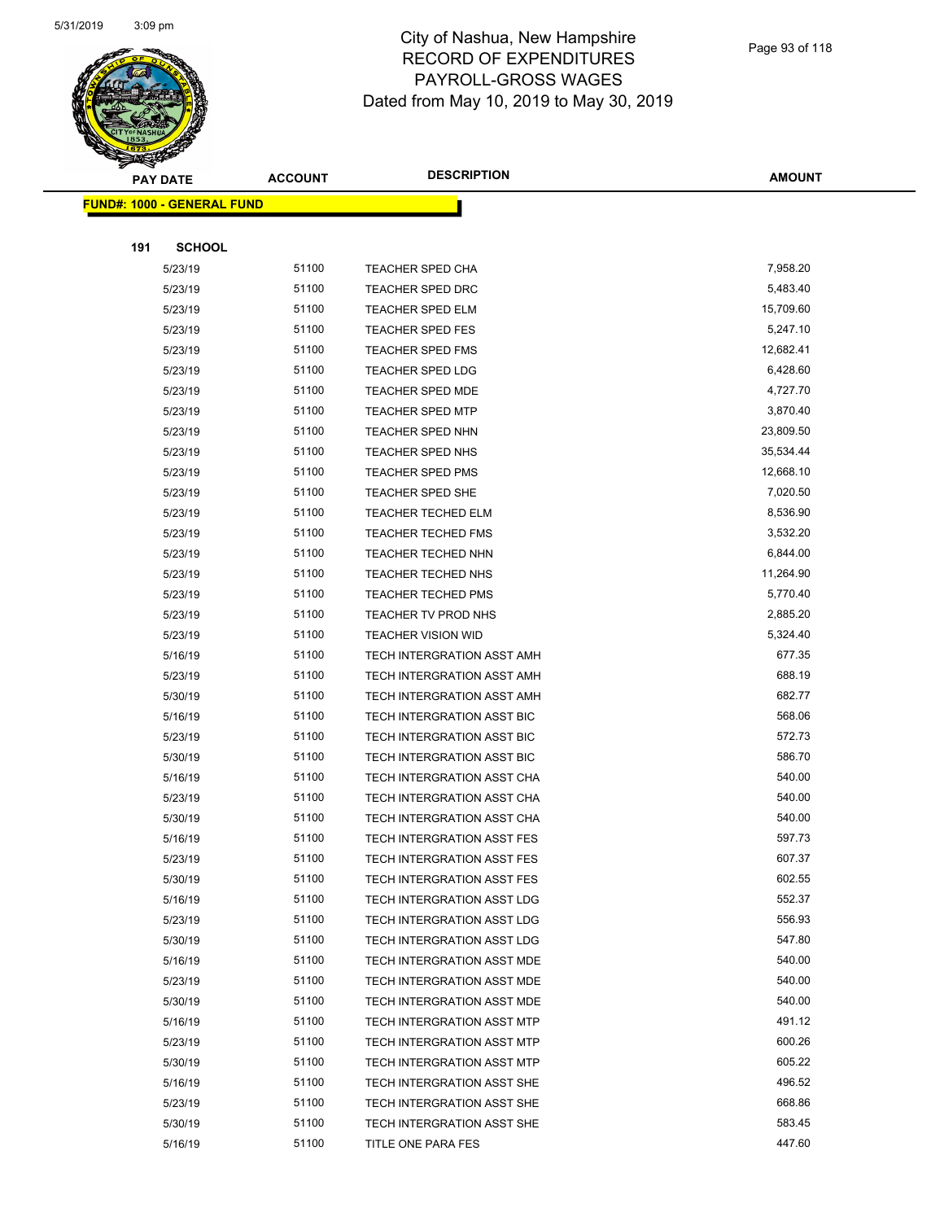# City of Nashua, New Hampshire
## RECORD OF EXPENDITURES
## PAYROLL-GROSS WAGES
### Dated from May 10, 2019 to May 30, 2019

| PAY DATE | ACCOUNT | DESCRIPTION | AMOUNT |
|---|---|---|---|

**FUND#: 1000 - GENERAL FUND**

**191 SCHOOL**

| PAY DATE | ACCOUNT | DESCRIPTION | AMOUNT |
|---|---|---|---|
| 5/23/19 | 51100 | TEACHER SPED CHA | 7,958.20 |
| 5/23/19 | 51100 | TEACHER SPED DRC | 5,483.40 |
| 5/23/19 | 51100 | TEACHER SPED ELM | 15,709.60 |
| 5/23/19 | 51100 | TEACHER SPED FES | 5,247.10 |
| 5/23/19 | 51100 | TEACHER SPED FMS | 12,682.41 |
| 5/23/19 | 51100 | TEACHER SPED LDG | 6,428.60 |
| 5/23/19 | 51100 | TEACHER SPED MDE | 4,727.70 |
| 5/23/19 | 51100 | TEACHER SPED MTP | 3,870.40 |
| 5/23/19 | 51100 | TEACHER SPED NHN | 23,809.50 |
| 5/23/19 | 51100 | TEACHER SPED NHS | 35,534.44 |
| 5/23/19 | 51100 | TEACHER SPED PMS | 12,668.10 |
| 5/23/19 | 51100 | TEACHER SPED SHE | 7,020.50 |
| 5/23/19 | 51100 | TEACHER TECHED ELM | 8,536.90 |
| 5/23/19 | 51100 | TEACHER TECHED FMS | 3,532.20 |
| 5/23/19 | 51100 | TEACHER TECHED NHN | 6,844.00 |
| 5/23/19 | 51100 | TEACHER TECHED NHS | 11,264.90 |
| 5/23/19 | 51100 | TEACHER TECHED PMS | 5,770.40 |
| 5/23/19 | 51100 | TEACHER TV PROD NHS | 2,885.20 |
| 5/23/19 | 51100 | TEACHER VISION WID | 5,324.40 |
| 5/16/19 | 51100 | TECH INTERGRATION ASST AMH | 677.35 |
| 5/23/19 | 51100 | TECH INTERGRATION ASST AMH | 688.19 |
| 5/30/19 | 51100 | TECH INTERGRATION ASST AMH | 682.77 |
| 5/16/19 | 51100 | TECH INTERGRATION ASST BIC | 568.06 |
| 5/23/19 | 51100 | TECH INTERGRATION ASST BIC | 572.73 |
| 5/30/19 | 51100 | TECH INTERGRATION ASST BIC | 586.70 |
| 5/16/19 | 51100 | TECH INTERGRATION ASST CHA | 540.00 |
| 5/23/19 | 51100 | TECH INTERGRATION ASST CHA | 540.00 |
| 5/30/19 | 51100 | TECH INTERGRATION ASST CHA | 540.00 |
| 5/16/19 | 51100 | TECH INTERGRATION ASST FES | 597.73 |
| 5/23/19 | 51100 | TECH INTERGRATION ASST FES | 607.37 |
| 5/30/19 | 51100 | TECH INTERGRATION ASST FES | 602.55 |
| 5/16/19 | 51100 | TECH INTERGRATION ASST LDG | 552.37 |
| 5/23/19 | 51100 | TECH INTERGRATION ASST LDG | 556.93 |
| 5/30/19 | 51100 | TECH INTERGRATION ASST LDG | 547.80 |
| 5/16/19 | 51100 | TECH INTERGRATION ASST MDE | 540.00 |
| 5/23/19 | 51100 | TECH INTERGRATION ASST MDE | 540.00 |
| 5/30/19 | 51100 | TECH INTERGRATION ASST MDE | 540.00 |
| 5/16/19 | 51100 | TECH INTERGRATION ASST MTP | 491.12 |
| 5/23/19 | 51100 | TECH INTERGRATION ASST MTP | 600.26 |
| 5/30/19 | 51100 | TECH INTERGRATION ASST MTP | 605.22 |
| 5/16/19 | 51100 | TECH INTERGRATION ASST SHE | 496.52 |
| 5/23/19 | 51100 | TECH INTERGRATION ASST SHE | 668.86 |
| 5/30/19 | 51100 | TECH INTERGRATION ASST SHE | 583.45 |
| 5/16/19 | 51100 | TITLE ONE PARA FES | 447.60 |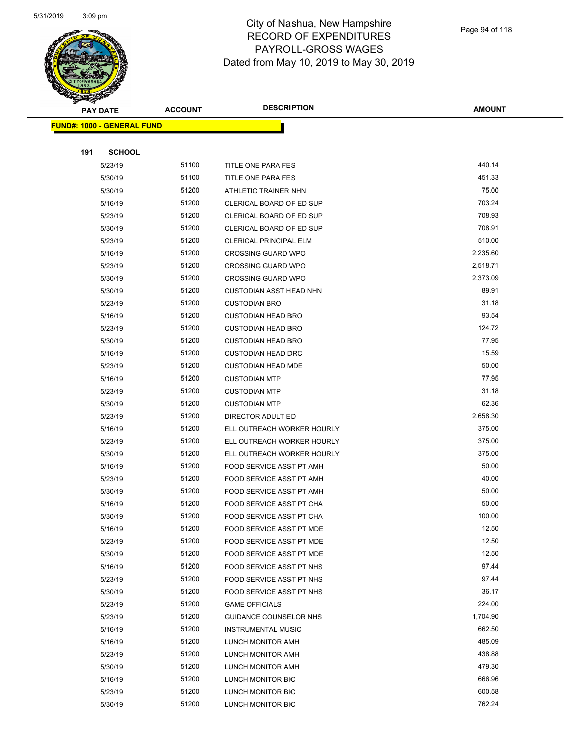# City of Nashua, New Hampshire
## RECORD OF EXPENDITURES
## PAYROLL-GROSS WAGES
## Dated from May 10, 2019 to May 30, 2019

| PAY DATE | ACCOUNT | DESCRIPTION | AMOUNT |
|---|---|---|---|

**FUND#: 1000 - GENERAL FUND**

**191 SCHOOL**

| PAY DATE | ACCOUNT | DESCRIPTION | AMOUNT |
|---|---|---|---|
| 5/23/19 | 51100 | TITLE ONE PARA FES | 440.14 |
| 5/30/19 | 51100 | TITLE ONE PARA FES | 451.33 |
| 5/30/19 | 51200 | ATHLETIC TRAINER NHN | 75.00 |
| 5/16/19 | 51200 | CLERICAL BOARD OF ED SUP | 703.24 |
| 5/23/19 | 51200 | CLERICAL BOARD OF ED SUP | 708.93 |
| 5/30/19 | 51200 | CLERICAL BOARD OF ED SUP | 708.91 |
| 5/23/19 | 51200 | CLERICAL PRINCIPAL ELM | 510.00 |
| 5/16/19 | 51200 | CROSSING GUARD WPO | 2,235.60 |
| 5/23/19 | 51200 | CROSSING GUARD WPO | 2,518.71 |
| 5/30/19 | 51200 | CROSSING GUARD WPO | 2,373.09 |
| 5/30/19 | 51200 | CUSTODIAN ASST HEAD NHN | 89.91 |
| 5/23/19 | 51200 | CUSTODIAN BRO | 31.18 |
| 5/16/19 | 51200 | CUSTODIAN HEAD BRO | 93.54 |
| 5/23/19 | 51200 | CUSTODIAN HEAD BRO | 124.72 |
| 5/30/19 | 51200 | CUSTODIAN HEAD BRO | 77.95 |
| 5/16/19 | 51200 | CUSTODIAN HEAD DRC | 15.59 |
| 5/23/19 | 51200 | CUSTODIAN HEAD MDE | 50.00 |
| 5/16/19 | 51200 | CUSTODIAN MTP | 77.95 |
| 5/23/19 | 51200 | CUSTODIAN MTP | 31.18 |
| 5/30/19 | 51200 | CUSTODIAN MTP | 62.36 |
| 5/23/19 | 51200 | DIRECTOR ADULT ED | 2,658.30 |
| 5/16/19 | 51200 | ELL OUTREACH WORKER HOURLY | 375.00 |
| 5/23/19 | 51200 | ELL OUTREACH WORKER HOURLY | 375.00 |
| 5/30/19 | 51200 | ELL OUTREACH WORKER HOURLY | 375.00 |
| 5/16/19 | 51200 | FOOD SERVICE ASST PT AMH | 50.00 |
| 5/23/19 | 51200 | FOOD SERVICE ASST PT AMH | 40.00 |
| 5/30/19 | 51200 | FOOD SERVICE ASST PT AMH | 50.00 |
| 5/16/19 | 51200 | FOOD SERVICE ASST PT CHA | 50.00 |
| 5/30/19 | 51200 | FOOD SERVICE ASST PT CHA | 100.00 |
| 5/16/19 | 51200 | FOOD SERVICE ASST PT MDE | 12.50 |
| 5/23/19 | 51200 | FOOD SERVICE ASST PT MDE | 12.50 |
| 5/30/19 | 51200 | FOOD SERVICE ASST PT MDE | 12.50 |
| 5/16/19 | 51200 | FOOD SERVICE ASST PT NHS | 97.44 |
| 5/23/19 | 51200 | FOOD SERVICE ASST PT NHS | 97.44 |
| 5/30/19 | 51200 | FOOD SERVICE ASST PT NHS | 36.17 |
| 5/23/19 | 51200 | GAME OFFICIALS | 224.00 |
| 5/23/19 | 51200 | GUIDANCE COUNSELOR NHS | 1,704.90 |
| 5/16/19 | 51200 | INSTRUMENTAL MUSIC | 662.50 |
| 5/16/19 | 51200 | LUNCH MONITOR AMH | 485.09 |
| 5/23/19 | 51200 | LUNCH MONITOR AMH | 438.88 |
| 5/30/19 | 51200 | LUNCH MONITOR AMH | 479.30 |
| 5/16/19 | 51200 | LUNCH MONITOR BIC | 666.96 |
| 5/23/19 | 51200 | LUNCH MONITOR BIC | 600.58 |
| 5/30/19 | 51200 | LUNCH MONITOR BIC | 762.24 |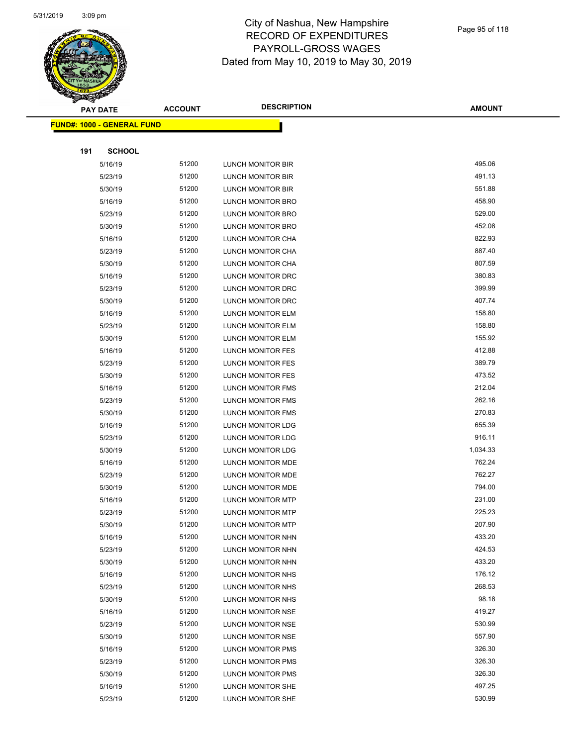# City of Nashua, New Hampshire
# RECORD OF EXPENDITURES
# PAYROLL-GROSS WAGES
# Dated from May 10, 2019 to May 30, 2019

| PAY DATE | ACCOUNT | DESCRIPTION | AMOUNT |
|---|---|---|---|

**FUND#: 1000 - GENERAL FUND**

**191 SCHOOL**

| PAY DATE | ACCOUNT | DESCRIPTION | AMOUNT |
|---|---|---|---|
| 5/16/19 | 51200 | LUNCH MONITOR BIR | 495.06 |
| 5/23/19 | 51200 | LUNCH MONITOR BIR | 491.13 |
| 5/30/19 | 51200 | LUNCH MONITOR BIR | 551.88 |
| 5/16/19 | 51200 | LUNCH MONITOR BRO | 458.90 |
| 5/23/19 | 51200 | LUNCH MONITOR BRO | 529.00 |
| 5/30/19 | 51200 | LUNCH MONITOR BRO | 452.08 |
| 5/16/19 | 51200 | LUNCH MONITOR CHA | 822.93 |
| 5/23/19 | 51200 | LUNCH MONITOR CHA | 887.40 |
| 5/30/19 | 51200 | LUNCH MONITOR CHA | 807.59 |
| 5/16/19 | 51200 | LUNCH MONITOR DRC | 380.83 |
| 5/23/19 | 51200 | LUNCH MONITOR DRC | 399.99 |
| 5/30/19 | 51200 | LUNCH MONITOR DRC | 407.74 |
| 5/16/19 | 51200 | LUNCH MONITOR ELM | 158.80 |
| 5/23/19 | 51200 | LUNCH MONITOR ELM | 158.80 |
| 5/30/19 | 51200 | LUNCH MONITOR ELM | 155.92 |
| 5/16/19 | 51200 | LUNCH MONITOR FES | 412.88 |
| 5/23/19 | 51200 | LUNCH MONITOR FES | 389.79 |
| 5/30/19 | 51200 | LUNCH MONITOR FES | 473.52 |
| 5/16/19 | 51200 | LUNCH MONITOR FMS | 212.04 |
| 5/23/19 | 51200 | LUNCH MONITOR FMS | 262.16 |
| 5/30/19 | 51200 | LUNCH MONITOR FMS | 270.83 |
| 5/16/19 | 51200 | LUNCH MONITOR LDG | 655.39 |
| 5/23/19 | 51200 | LUNCH MONITOR LDG | 916.11 |
| 5/30/19 | 51200 | LUNCH MONITOR LDG | 1,034.33 |
| 5/16/19 | 51200 | LUNCH MONITOR MDE | 762.24 |
| 5/23/19 | 51200 | LUNCH MONITOR MDE | 762.27 |
| 5/30/19 | 51200 | LUNCH MONITOR MDE | 794.00 |
| 5/16/19 | 51200 | LUNCH MONITOR MTP | 231.00 |
| 5/23/19 | 51200 | LUNCH MONITOR MTP | 225.23 |
| 5/30/19 | 51200 | LUNCH MONITOR MTP | 207.90 |
| 5/16/19 | 51200 | LUNCH MONITOR NHN | 433.20 |
| 5/23/19 | 51200 | LUNCH MONITOR NHN | 424.53 |
| 5/30/19 | 51200 | LUNCH MONITOR NHN | 433.20 |
| 5/16/19 | 51200 | LUNCH MONITOR NHS | 176.12 |
| 5/23/19 | 51200 | LUNCH MONITOR NHS | 268.53 |
| 5/30/19 | 51200 | LUNCH MONITOR NHS | 98.18 |
| 5/16/19 | 51200 | LUNCH MONITOR NSE | 419.27 |
| 5/23/19 | 51200 | LUNCH MONITOR NSE | 530.99 |
| 5/30/19 | 51200 | LUNCH MONITOR NSE | 557.90 |
| 5/16/19 | 51200 | LUNCH MONITOR PMS | 326.30 |
| 5/23/19 | 51200 | LUNCH MONITOR PMS | 326.30 |
| 5/30/19 | 51200 | LUNCH MONITOR PMS | 326.30 |
| 5/16/19 | 51200 | LUNCH MONITOR SHE | 497.25 |
| 5/23/19 | 51200 | LUNCH MONITOR SHE | 530.99 |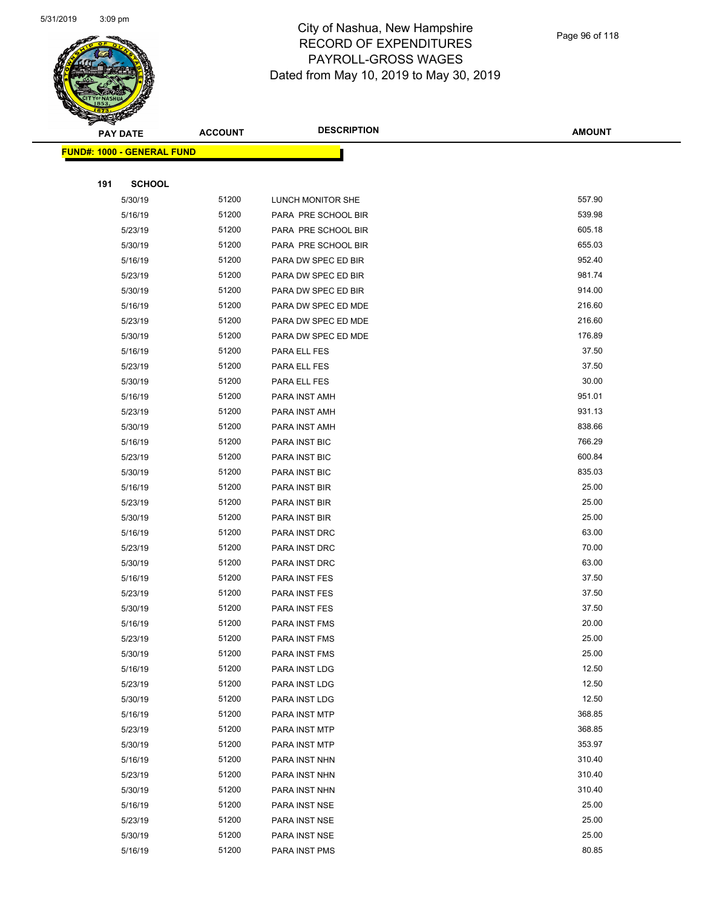# City of Nashua, New Hampshire
## RECORD OF EXPENDITURES
## PAYROLL-GROSS WAGES
## Dated from May 10, 2019 to May 30, 2019

| PAY DATE | ACCOUNT | DESCRIPTION | AMOUNT |
|---|---|---|---|

**FUND#: 1000 - GENERAL FUND**

**191 SCHOOL**

| PAY DATE | ACCOUNT | DESCRIPTION | AMOUNT |
|---|---|---|---|
| 5/30/19 | 51200 | LUNCH MONITOR SHE | 557.90 |
| 5/16/19 | 51200 | PARA PRE SCHOOL BIR | 539.98 |
| 5/23/19 | 51200 | PARA PRE SCHOOL BIR | 605.18 |
| 5/30/19 | 51200 | PARA PRE SCHOOL BIR | 655.03 |
| 5/16/19 | 51200 | PARA DW SPEC ED BIR | 952.40 |
| 5/23/19 | 51200 | PARA DW SPEC ED BIR | 981.74 |
| 5/30/19 | 51200 | PARA DW SPEC ED BIR | 914.00 |
| 5/16/19 | 51200 | PARA DW SPEC ED MDE | 216.60 |
| 5/23/19 | 51200 | PARA DW SPEC ED MDE | 216.60 |
| 5/30/19 | 51200 | PARA DW SPEC ED MDE | 176.89 |
| 5/16/19 | 51200 | PARA ELL FES | 37.50 |
| 5/23/19 | 51200 | PARA ELL FES | 37.50 |
| 5/30/19 | 51200 | PARA ELL FES | 30.00 |
| 5/16/19 | 51200 | PARA INST AMH | 951.01 |
| 5/23/19 | 51200 | PARA INST AMH | 931.13 |
| 5/30/19 | 51200 | PARA INST AMH | 838.66 |
| 5/16/19 | 51200 | PARA INST BIC | 766.29 |
| 5/23/19 | 51200 | PARA INST BIC | 600.84 |
| 5/30/19 | 51200 | PARA INST BIC | 835.03 |
| 5/16/19 | 51200 | PARA INST BIR | 25.00 |
| 5/23/19 | 51200 | PARA INST BIR | 25.00 |
| 5/30/19 | 51200 | PARA INST BIR | 25.00 |
| 5/16/19 | 51200 | PARA INST DRC | 63.00 |
| 5/23/19 | 51200 | PARA INST DRC | 70.00 |
| 5/30/19 | 51200 | PARA INST DRC | 63.00 |
| 5/16/19 | 51200 | PARA INST FES | 37.50 |
| 5/23/19 | 51200 | PARA INST FES | 37.50 |
| 5/30/19 | 51200 | PARA INST FES | 37.50 |
| 5/16/19 | 51200 | PARA INST FMS | 20.00 |
| 5/23/19 | 51200 | PARA INST FMS | 25.00 |
| 5/30/19 | 51200 | PARA INST FMS | 25.00 |
| 5/16/19 | 51200 | PARA INST LDG | 12.50 |
| 5/23/19 | 51200 | PARA INST LDG | 12.50 |
| 5/30/19 | 51200 | PARA INST LDG | 12.50 |
| 5/16/19 | 51200 | PARA INST MTP | 368.85 |
| 5/23/19 | 51200 | PARA INST MTP | 368.85 |
| 5/30/19 | 51200 | PARA INST MTP | 353.97 |
| 5/16/19 | 51200 | PARA INST NHN | 310.40 |
| 5/23/19 | 51200 | PARA INST NHN | 310.40 |
| 5/30/19 | 51200 | PARA INST NHN | 310.40 |
| 5/16/19 | 51200 | PARA INST NSE | 25.00 |
| 5/23/19 | 51200 | PARA INST NSE | 25.00 |
| 5/30/19 | 51200 | PARA INST NSE | 25.00 |
| 5/16/19 | 51200 | PARA INST PMS | 80.85 |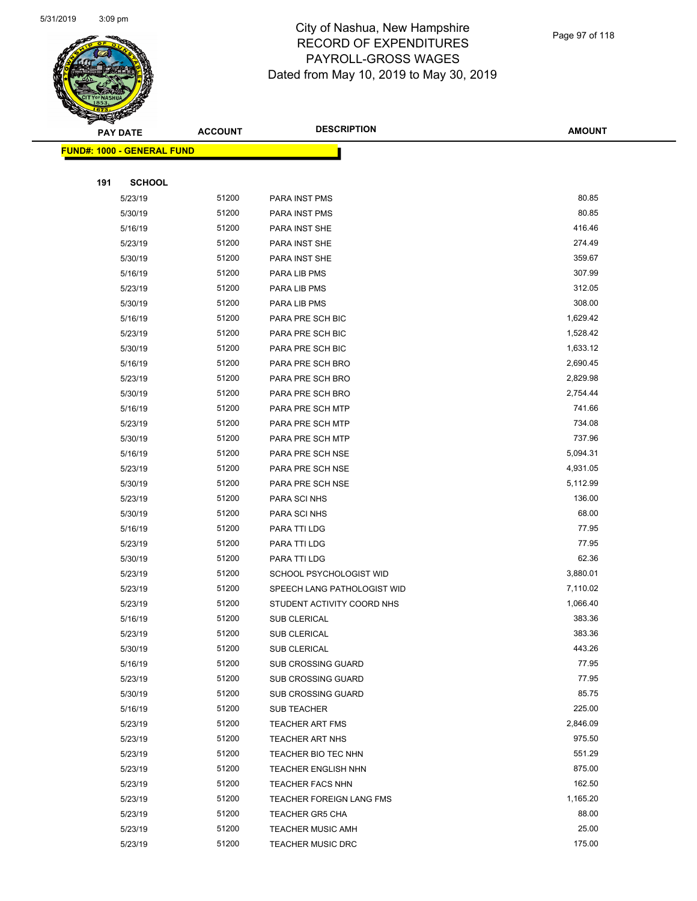# City of Nashua, New Hampshire
## RECORD OF EXPENDITURES
## PAYROLL-GROSS WAGES
### Dated from May 10, 2019 to May 30, 2019

| PAY DATE | ACCOUNT | DESCRIPTION | AMOUNT |
|---|---|---|---|
| **FUND#: 1000 - GENERAL FUND** | | | |
| **191 SCHOOL** | | | |
| 5/23/19 | 51200 | PARA INST PMS | 80.85 |
| 5/30/19 | 51200 | PARA INST PMS | 80.85 |
| 5/16/19 | 51200 | PARA INST SHE | 416.46 |
| 5/23/19 | 51200 | PARA INST SHE | 274.49 |
| 5/30/19 | 51200 | PARA INST SHE | 359.67 |
| 5/16/19 | 51200 | PARA LIB PMS | 307.99 |
| 5/23/19 | 51200 | PARA LIB PMS | 312.05 |
| 5/30/19 | 51200 | PARA LIB PMS | 308.00 |
| 5/16/19 | 51200 | PARA PRE SCH BIC | 1,629.42 |
| 5/23/19 | 51200 | PARA PRE SCH BIC | 1,528.42 |
| 5/30/19 | 51200 | PARA PRE SCH BIC | 1,633.12 |
| 5/16/19 | 51200 | PARA PRE SCH BRO | 2,690.45 |
| 5/23/19 | 51200 | PARA PRE SCH BRO | 2,829.98 |
| 5/30/19 | 51200 | PARA PRE SCH BRO | 2,754.44 |
| 5/16/19 | 51200 | PARA PRE SCH MTP | 741.66 |
| 5/23/19 | 51200 | PARA PRE SCH MTP | 734.08 |
| 5/30/19 | 51200 | PARA PRE SCH MTP | 737.96 |
| 5/16/19 | 51200 | PARA PRE SCH NSE | 5,094.31 |
| 5/23/19 | 51200 | PARA PRE SCH NSE | 4,931.05 |
| 5/30/19 | 51200 | PARA PRE SCH NSE | 5,112.99 |
| 5/23/19 | 51200 | PARA SCI NHS | 136.00 |
| 5/30/19 | 51200 | PARA SCI NHS | 68.00 |
| 5/16/19 | 51200 | PARA TTI LDG | 77.95 |
| 5/23/19 | 51200 | PARA TTI LDG | 77.95 |
| 5/30/19 | 51200 | PARA TTI LDG | 62.36 |
| 5/23/19 | 51200 | SCHOOL PSYCHOLOGIST WID | 3,880.01 |
| 5/23/19 | 51200 | SPEECH LANG PATHOLOGIST WID | 7,110.02 |
| 5/23/19 | 51200 | STUDENT ACTIVITY COORD NHS | 1,066.40 |
| 5/16/19 | 51200 | SUB CLERICAL | 383.36 |
| 5/23/19 | 51200 | SUB CLERICAL | 383.36 |
| 5/30/19 | 51200 | SUB CLERICAL | 443.26 |
| 5/16/19 | 51200 | SUB CROSSING GUARD | 77.95 |
| 5/23/19 | 51200 | SUB CROSSING GUARD | 77.95 |
| 5/30/19 | 51200 | SUB CROSSING GUARD | 85.75 |
| 5/16/19 | 51200 | SUB TEACHER | 225.00 |
| 5/23/19 | 51200 | TEACHER ART FMS | 2,846.09 |
| 5/23/19 | 51200 | TEACHER ART NHS | 975.50 |
| 5/23/19 | 51200 | TEACHER BIO TEC NHN | 551.29 |
| 5/23/19 | 51200 | TEACHER ENGLISH NHN | 875.00 |
| 5/23/19 | 51200 | TEACHER FACS NHN | 162.50 |
| 5/23/19 | 51200 | TEACHER FOREIGN LANG FMS | 1,165.20 |
| 5/23/19 | 51200 | TEACHER GR5 CHA | 88.00 |
| 5/23/19 | 51200 | TEACHER MUSIC AMH | 25.00 |
| 5/23/19 | 51200 | TEACHER MUSIC DRC | 175.00 |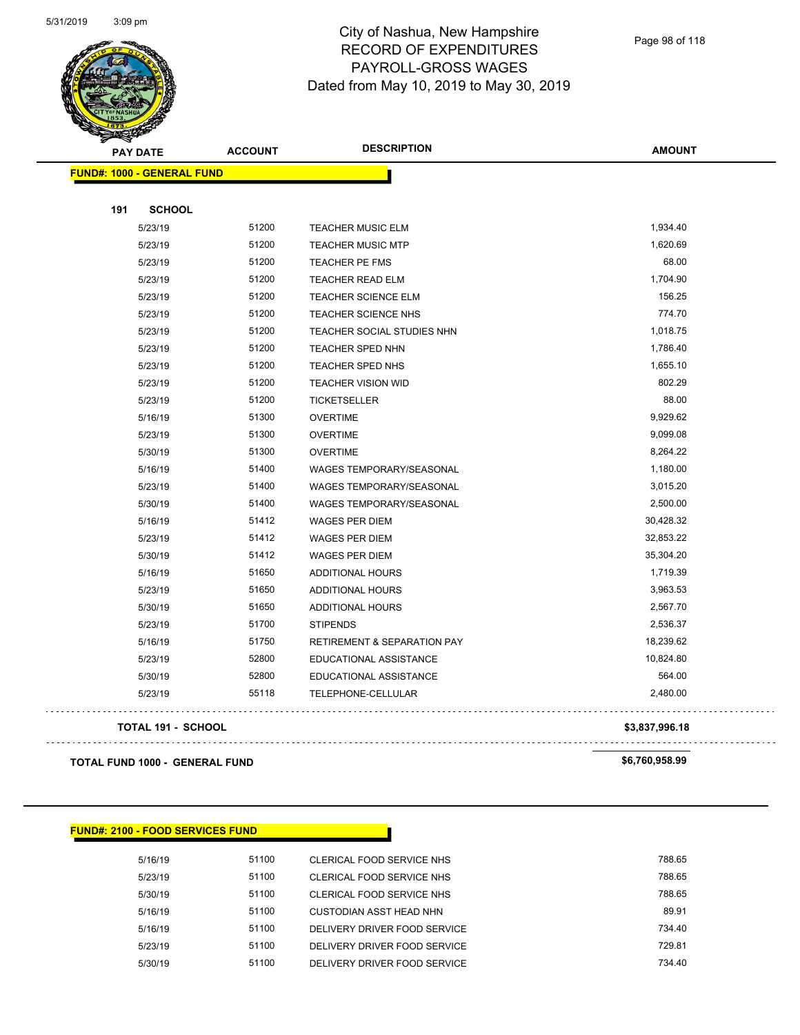# City of Nashua, New Hampshire
## RECORD OF EXPENDITURES
## PAYROLL-GROSS WAGES
## Dated from May 10, 2019 to May 30, 2019

| PAY DATE | ACCOUNT | DESCRIPTION | AMOUNT |
|---|---|---|---|
| **FUND#: 1000 - GENERAL FUND** | | | |
| **191 SCHOOL** | | | |
| 5/23/19 | 51200 | TEACHER MUSIC ELM | 1,934.40 |
| 5/23/19 | 51200 | TEACHER MUSIC MTP | 1,620.69 |
| 5/23/19 | 51200 | TEACHER PE FMS | 68.00 |
| 5/23/19 | 51200 | TEACHER READ ELM | 1,704.90 |
| 5/23/19 | 51200 | TEACHER SCIENCE ELM | 156.25 |
| 5/23/19 | 51200 | TEACHER SCIENCE NHS | 774.70 |
| 5/23/19 | 51200 | TEACHER SOCIAL STUDIES NHN | 1,018.75 |
| 5/23/19 | 51200 | TEACHER SPED NHN | 1,786.40 |
| 5/23/19 | 51200 | TEACHER SPED NHS | 1,655.10 |
| 5/23/19 | 51200 | TEACHER VISION WID | 802.29 |
| 5/23/19 | 51200 | TICKETSELLER | 88.00 |
| 5/16/19 | 51300 | OVERTIME | 9,929.62 |
| 5/23/19 | 51300 | OVERTIME | 9,099.08 |
| 5/30/19 | 51300 | OVERTIME | 8,264.22 |
| 5/16/19 | 51400 | WAGES TEMPORARY/SEASONAL | 1,180.00 |
| 5/23/19 | 51400 | WAGES TEMPORARY/SEASONAL | 3,015.20 |
| 5/30/19 | 51400 | WAGES TEMPORARY/SEASONAL | 2,500.00 |
| 5/16/19 | 51412 | WAGES PER DIEM | 30,428.32 |
| 5/23/19 | 51412 | WAGES PER DIEM | 32,853.22 |
| 5/30/19 | 51412 | WAGES PER DIEM | 35,304.20 |
| 5/16/19 | 51650 | ADDITIONAL HOURS | 1,719.39 |
| 5/23/19 | 51650 | ADDITIONAL HOURS | 3,963.53 |
| 5/30/19 | 51650 | ADDITIONAL HOURS | 2,567.70 |
| 5/23/19 | 51700 | STIPENDS | 2,536.37 |
| 5/16/19 | 51750 | RETIREMENT & SEPARATION PAY | 18,239.62 |
| 5/23/19 | 52800 | EDUCATIONAL ASSISTANCE | 10,824.80 |
| 5/30/19 | 52800 | EDUCATIONAL ASSISTANCE | 564.00 |
| 5/23/19 | 55118 | TELEPHONE-CELLULAR | 2,480.00 |
| **TOTAL 191 - SCHOOL** | | | **$3,837,996.18** |
| **TOTAL FUND 1000 - GENERAL FUND** | | | **$6,760,958.99** |

| PAY DATE | ACCOUNT | DESCRIPTION | AMOUNT |
|---|---|---|---|
| **FUND#: 2100 - FOOD SERVICES FUND** | | | |
| 5/16/19 | 51100 | CLERICAL FOOD SERVICE NHS | 788.65 |
| 5/23/19 | 51100 | CLERICAL FOOD SERVICE NHS | 788.65 |
| 5/30/19 | 51100 | CLERICAL FOOD SERVICE NHS | 788.65 |
| 5/16/19 | 51100 | CUSTODIAN ASST HEAD NHN | 89.91 |
| 5/16/19 | 51100 | DELIVERY DRIVER FOOD SERVICE | 734.40 |
| 5/23/19 | 51100 | DELIVERY DRIVER FOOD SERVICE | 729.81 |
| 5/30/19 | 51100 | DELIVERY DRIVER FOOD SERVICE | 734.40 |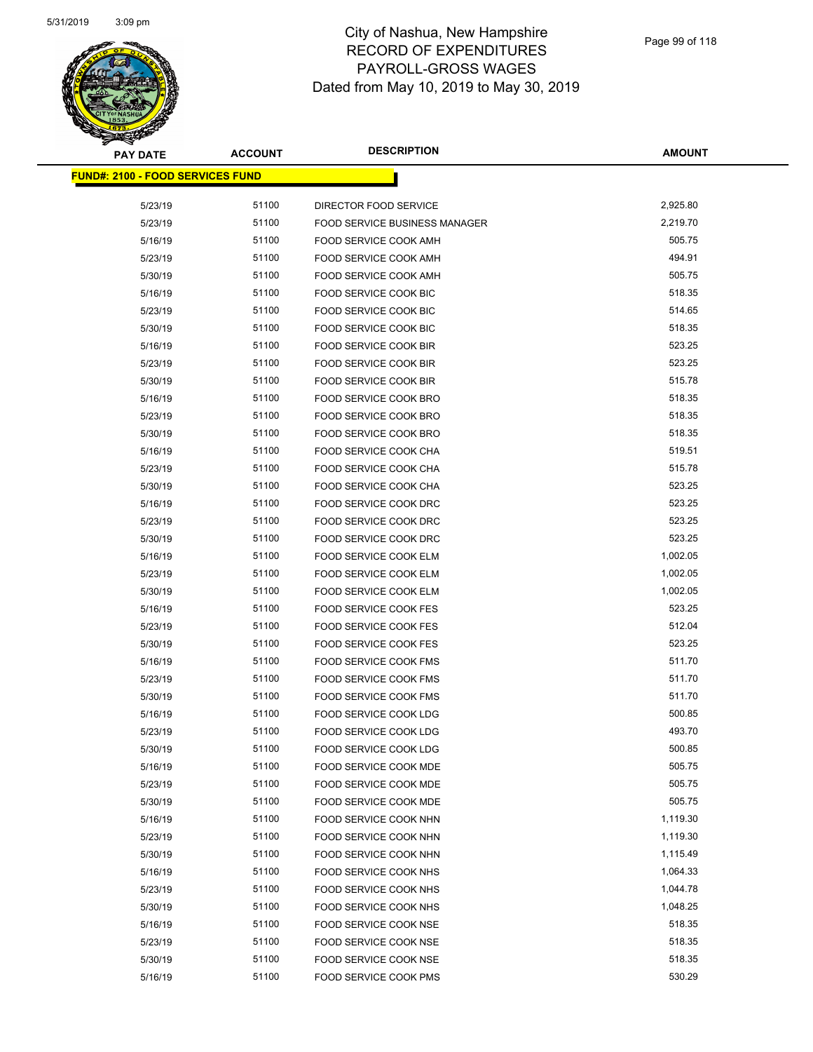# City of Nashua, New Hampshire
## RECORD OF EXPENDITURES
## PAYROLL-GROSS WAGES
## Dated from May 10, 2019 to May 30, 2019

| PAY DATE | ACCOUNT | DESCRIPTION | AMOUNT |
|---|---|---|---|
| **FUND#: 2100 - FOOD SERVICES FUND** | | | |
| 5/23/19 | 51100 | DIRECTOR FOOD SERVICE | 2,925.80 |
| 5/23/19 | 51100 | FOOD SERVICE BUSINESS MANAGER | 2,219.70 |
| 5/16/19 | 51100 | FOOD SERVICE COOK AMH | 505.75 |
| 5/23/19 | 51100 | FOOD SERVICE COOK AMH | 494.91 |
| 5/30/19 | 51100 | FOOD SERVICE COOK AMH | 505.75 |
| 5/16/19 | 51100 | FOOD SERVICE COOK BIC | 518.35 |
| 5/23/19 | 51100 | FOOD SERVICE COOK BIC | 514.65 |
| 5/30/19 | 51100 | FOOD SERVICE COOK BIC | 518.35 |
| 5/16/19 | 51100 | FOOD SERVICE COOK BIR | 523.25 |
| 5/23/19 | 51100 | FOOD SERVICE COOK BIR | 523.25 |
| 5/30/19 | 51100 | FOOD SERVICE COOK BIR | 515.78 |
| 5/16/19 | 51100 | FOOD SERVICE COOK BRO | 518.35 |
| 5/23/19 | 51100 | FOOD SERVICE COOK BRO | 518.35 |
| 5/30/19 | 51100 | FOOD SERVICE COOK BRO | 518.35 |
| 5/16/19 | 51100 | FOOD SERVICE COOK CHA | 519.51 |
| 5/23/19 | 51100 | FOOD SERVICE COOK CHA | 515.78 |
| 5/30/19 | 51100 | FOOD SERVICE COOK CHA | 523.25 |
| 5/16/19 | 51100 | FOOD SERVICE COOK DRC | 523.25 |
| 5/23/19 | 51100 | FOOD SERVICE COOK DRC | 523.25 |
| 5/30/19 | 51100 | FOOD SERVICE COOK DRC | 523.25 |
| 5/16/19 | 51100 | FOOD SERVICE COOK ELM | 1,002.05 |
| 5/23/19 | 51100 | FOOD SERVICE COOK ELM | 1,002.05 |
| 5/30/19 | 51100 | FOOD SERVICE COOK ELM | 1,002.05 |
| 5/16/19 | 51100 | FOOD SERVICE COOK FES | 523.25 |
| 5/23/19 | 51100 | FOOD SERVICE COOK FES | 512.04 |
| 5/30/19 | 51100 | FOOD SERVICE COOK FES | 523.25 |
| 5/16/19 | 51100 | FOOD SERVICE COOK FMS | 511.70 |
| 5/23/19 | 51100 | FOOD SERVICE COOK FMS | 511.70 |
| 5/30/19 | 51100 | FOOD SERVICE COOK FMS | 511.70 |
| 5/16/19 | 51100 | FOOD SERVICE COOK LDG | 500.85 |
| 5/23/19 | 51100 | FOOD SERVICE COOK LDG | 493.70 |
| 5/30/19 | 51100 | FOOD SERVICE COOK LDG | 500.85 |
| 5/16/19 | 51100 | FOOD SERVICE COOK MDE | 505.75 |
| 5/23/19 | 51100 | FOOD SERVICE COOK MDE | 505.75 |
| 5/30/19 | 51100 | FOOD SERVICE COOK MDE | 505.75 |
| 5/16/19 | 51100 | FOOD SERVICE COOK NHN | 1,119.30 |
| 5/23/19 | 51100 | FOOD SERVICE COOK NHN | 1,119.30 |
| 5/30/19 | 51100 | FOOD SERVICE COOK NHN | 1,115.49 |
| 5/16/19 | 51100 | FOOD SERVICE COOK NHS | 1,064.33 |
| 5/23/19 | 51100 | FOOD SERVICE COOK NHS | 1,044.78 |
| 5/30/19 | 51100 | FOOD SERVICE COOK NHS | 1,048.25 |
| 5/16/19 | 51100 | FOOD SERVICE COOK NSE | 518.35 |
| 5/23/19 | 51100 | FOOD SERVICE COOK NSE | 518.35 |
| 5/30/19 | 51100 | FOOD SERVICE COOK NSE | 518.35 |
| 5/16/19 | 51100 | FOOD SERVICE COOK PMS | 530.29 |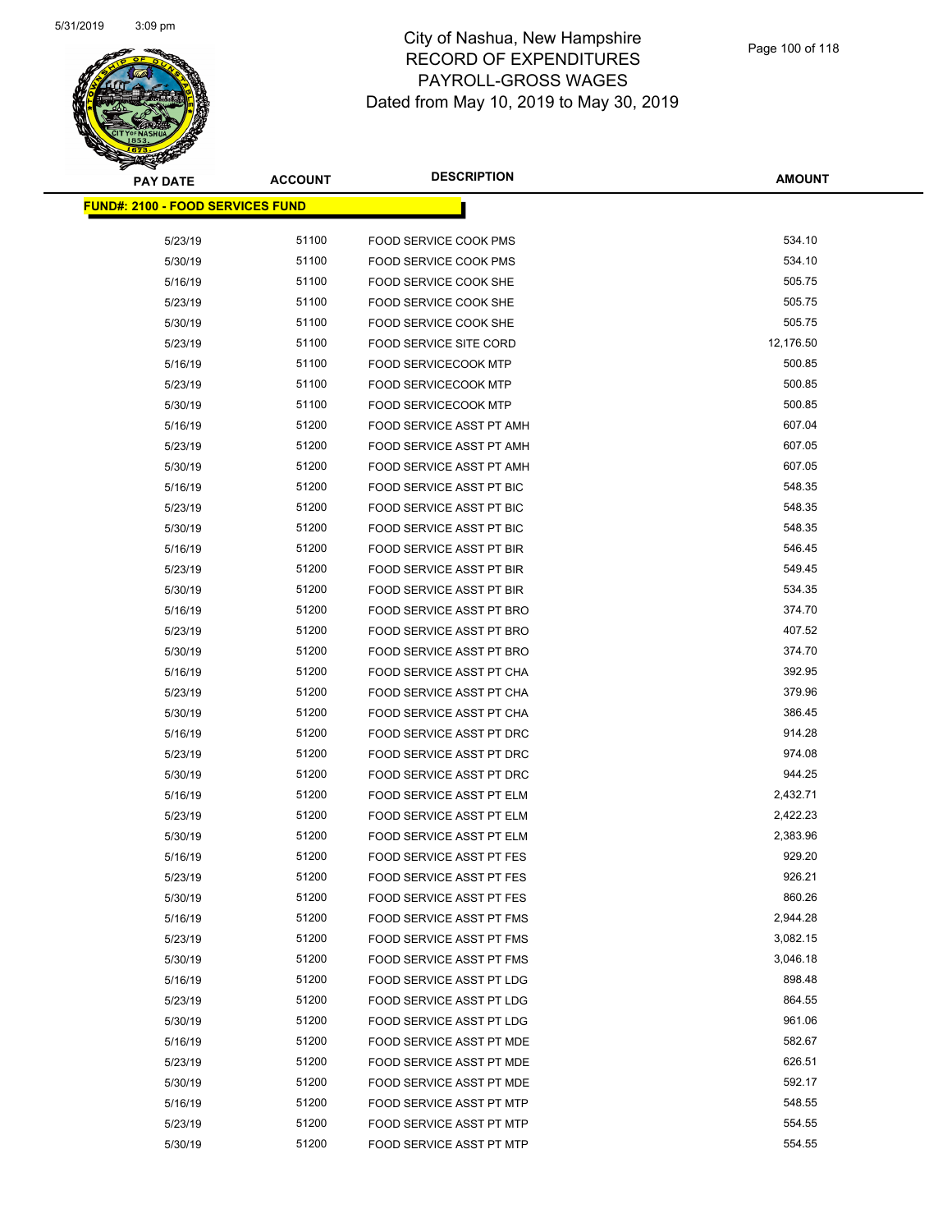# City of Nashua, New Hampshire
## RECORD OF EXPENDITURES
## PAYROLL-GROSS WAGES
## Dated from May 10, 2019 to May 30, 2019

| PAY DATE | ACCOUNT | DESCRIPTION | AMOUNT |
|---|---|---|---|
| **FUND#: 2100 - FOOD SERVICES FUND** | | | |
| 5/23/19 | 51100 | FOOD SERVICE COOK PMS | 534.10 |
| 5/30/19 | 51100 | FOOD SERVICE COOK PMS | 534.10 |
| 5/16/19 | 51100 | FOOD SERVICE COOK SHE | 505.75 |
| 5/23/19 | 51100 | FOOD SERVICE COOK SHE | 505.75 |
| 5/30/19 | 51100 | FOOD SERVICE COOK SHE | 505.75 |
| 5/23/19 | 51100 | FOOD SERVICE SITE CORD | 12,176.50 |
| 5/16/19 | 51100 | FOOD SERVICECOOK MTP | 500.85 |
| 5/23/19 | 51100 | FOOD SERVICECOOK MTP | 500.85 |
| 5/30/19 | 51100 | FOOD SERVICECOOK MTP | 500.85 |
| 5/16/19 | 51200 | FOOD SERVICE ASST PT AMH | 607.04 |
| 5/23/19 | 51200 | FOOD SERVICE ASST PT AMH | 607.05 |
| 5/30/19 | 51200 | FOOD SERVICE ASST PT AMH | 607.05 |
| 5/16/19 | 51200 | FOOD SERVICE ASST PT BIC | 548.35 |
| 5/23/19 | 51200 | FOOD SERVICE ASST PT BIC | 548.35 |
| 5/30/19 | 51200 | FOOD SERVICE ASST PT BIC | 548.35 |
| 5/16/19 | 51200 | FOOD SERVICE ASST PT BIR | 546.45 |
| 5/23/19 | 51200 | FOOD SERVICE ASST PT BIR | 549.45 |
| 5/30/19 | 51200 | FOOD SERVICE ASST PT BIR | 534.35 |
| 5/16/19 | 51200 | FOOD SERVICE ASST PT BRO | 374.70 |
| 5/23/19 | 51200 | FOOD SERVICE ASST PT BRO | 407.52 |
| 5/30/19 | 51200 | FOOD SERVICE ASST PT BRO | 374.70 |
| 5/16/19 | 51200 | FOOD SERVICE ASST PT CHA | 392.95 |
| 5/23/19 | 51200 | FOOD SERVICE ASST PT CHA | 379.96 |
| 5/30/19 | 51200 | FOOD SERVICE ASST PT CHA | 386.45 |
| 5/16/19 | 51200 | FOOD SERVICE ASST PT DRC | 914.28 |
| 5/23/19 | 51200 | FOOD SERVICE ASST PT DRC | 974.08 |
| 5/30/19 | 51200 | FOOD SERVICE ASST PT DRC | 944.25 |
| 5/16/19 | 51200 | FOOD SERVICE ASST PT ELM | 2,432.71 |
| 5/23/19 | 51200 | FOOD SERVICE ASST PT ELM | 2,422.23 |
| 5/30/19 | 51200 | FOOD SERVICE ASST PT ELM | 2,383.96 |
| 5/16/19 | 51200 | FOOD SERVICE ASST PT FES | 929.20 |
| 5/23/19 | 51200 | FOOD SERVICE ASST PT FES | 926.21 |
| 5/30/19 | 51200 | FOOD SERVICE ASST PT FES | 860.26 |
| 5/16/19 | 51200 | FOOD SERVICE ASST PT FMS | 2,944.28 |
| 5/23/19 | 51200 | FOOD SERVICE ASST PT FMS | 3,082.15 |
| 5/30/19 | 51200 | FOOD SERVICE ASST PT FMS | 3,046.18 |
| 5/16/19 | 51200 | FOOD SERVICE ASST PT LDG | 898.48 |
| 5/23/19 | 51200 | FOOD SERVICE ASST PT LDG | 864.55 |
| 5/30/19 | 51200 | FOOD SERVICE ASST PT LDG | 961.06 |
| 5/16/19 | 51200 | FOOD SERVICE ASST PT MDE | 582.67 |
| 5/23/19 | 51200 | FOOD SERVICE ASST PT MDE | 626.51 |
| 5/30/19 | 51200 | FOOD SERVICE ASST PT MDE | 592.17 |
| 5/16/19 | 51200 | FOOD SERVICE ASST PT MTP | 548.55 |
| 5/23/19 | 51200 | FOOD SERVICE ASST PT MTP | 554.55 |
| 5/30/19 | 51200 | FOOD SERVICE ASST PT MTP | 554.55 |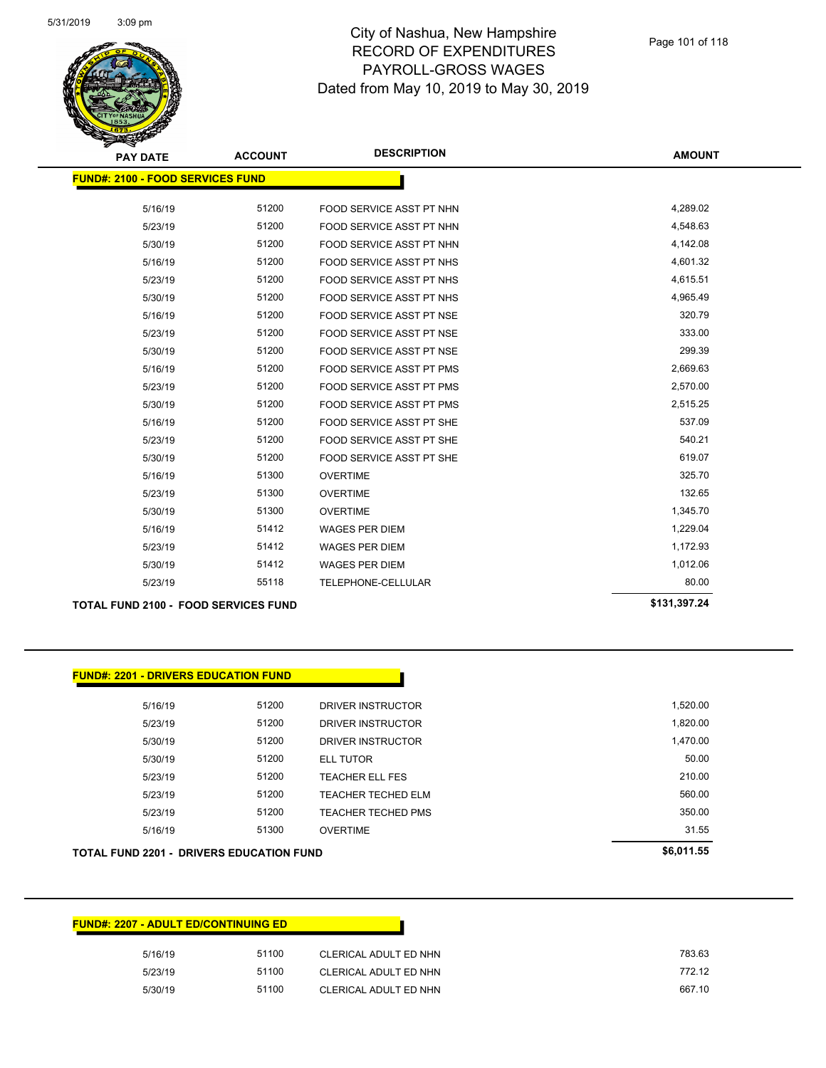# City of Nashua, New Hampshire
## RECORD OF EXPENDITURES
## PAYROLL-GROSS WAGES
## Dated from May 10, 2019 to May 30, 2019

| PAY DATE | ACCOUNT | DESCRIPTION | AMOUNT |
|---|---|---|---|
| **FUND#: 2100 - FOOD SERVICES FUND** | | | |
| 5/16/19 | 51200 | FOOD SERVICE ASST PT NHN | 4,289.02 |
| 5/23/19 | 51200 | FOOD SERVICE ASST PT NHN | 4,548.63 |
| 5/30/19 | 51200 | FOOD SERVICE ASST PT NHN | 4,142.08 |
| 5/16/19 | 51200 | FOOD SERVICE ASST PT NHS | 4,601.32 |
| 5/23/19 | 51200 | FOOD SERVICE ASST PT NHS | 4,615.51 |
| 5/30/19 | 51200 | FOOD SERVICE ASST PT NHS | 4,965.49 |
| 5/16/19 | 51200 | FOOD SERVICE ASST PT NSE | 320.79 |
| 5/23/19 | 51200 | FOOD SERVICE ASST PT NSE | 333.00 |
| 5/30/19 | 51200 | FOOD SERVICE ASST PT NSE | 299.39 |
| 5/16/19 | 51200 | FOOD SERVICE ASST PT PMS | 2,669.63 |
| 5/23/19 | 51200 | FOOD SERVICE ASST PT PMS | 2,570.00 |
| 5/30/19 | 51200 | FOOD SERVICE ASST PT PMS | 2,515.25 |
| 5/16/19 | 51200 | FOOD SERVICE ASST PT SHE | 537.09 |
| 5/23/19 | 51200 | FOOD SERVICE ASST PT SHE | 540.21 |
| 5/30/19 | 51200 | FOOD SERVICE ASST PT SHE | 619.07 |
| 5/16/19 | 51300 | OVERTIME | 325.70 |
| 5/23/19 | 51300 | OVERTIME | 132.65 |
| 5/30/19 | 51300 | OVERTIME | 1,345.70 |
| 5/16/19 | 51412 | WAGES PER DIEM | 1,229.04 |
| 5/23/19 | 51412 | WAGES PER DIEM | 1,172.93 |
| 5/30/19 | 51412 | WAGES PER DIEM | 1,012.06 |
| 5/23/19 | 55118 | TELEPHONE-CELLULAR | 80.00 |
| **TOTAL FUND 2100 - FOOD SERVICES FUND** | | | **$131,397.24** |

| PAY DATE | ACCOUNT | DESCRIPTION | AMOUNT |
|---|---|---|---|
| **FUND#: 2201 - DRIVERS EDUCATION FUND** | | | |
| 5/16/19 | 51200 | DRIVER INSTRUCTOR | 1,520.00 |
| 5/23/19 | 51200 | DRIVER INSTRUCTOR | 1,820.00 |
| 5/30/19 | 51200 | DRIVER INSTRUCTOR | 1,470.00 |
| 5/30/19 | 51200 | ELL TUTOR | 50.00 |
| 5/23/19 | 51200 | TEACHER ELL FES | 210.00 |
| 5/23/19 | 51200 | TEACHER TECHED ELM | 560.00 |
| 5/23/19 | 51200 | TEACHER TECHED PMS | 350.00 |
| 5/16/19 | 51300 | OVERTIME | 31.55 |
| **TOTAL FUND 2201 - DRIVERS EDUCATION FUND** | | | **$6,011.55** |

| PAY DATE | ACCOUNT | DESCRIPTION | AMOUNT |
|---|---|---|---|
| **FUND#: 2207 - ADULT ED/CONTINUING ED** | | | |
| 5/16/19 | 51100 | CLERICAL ADULT ED NHN | 783.63 |
| 5/23/19 | 51100 | CLERICAL ADULT ED NHN | 772.12 |
| 5/30/19 | 51100 | CLERICAL ADULT ED NHN | 667.10 |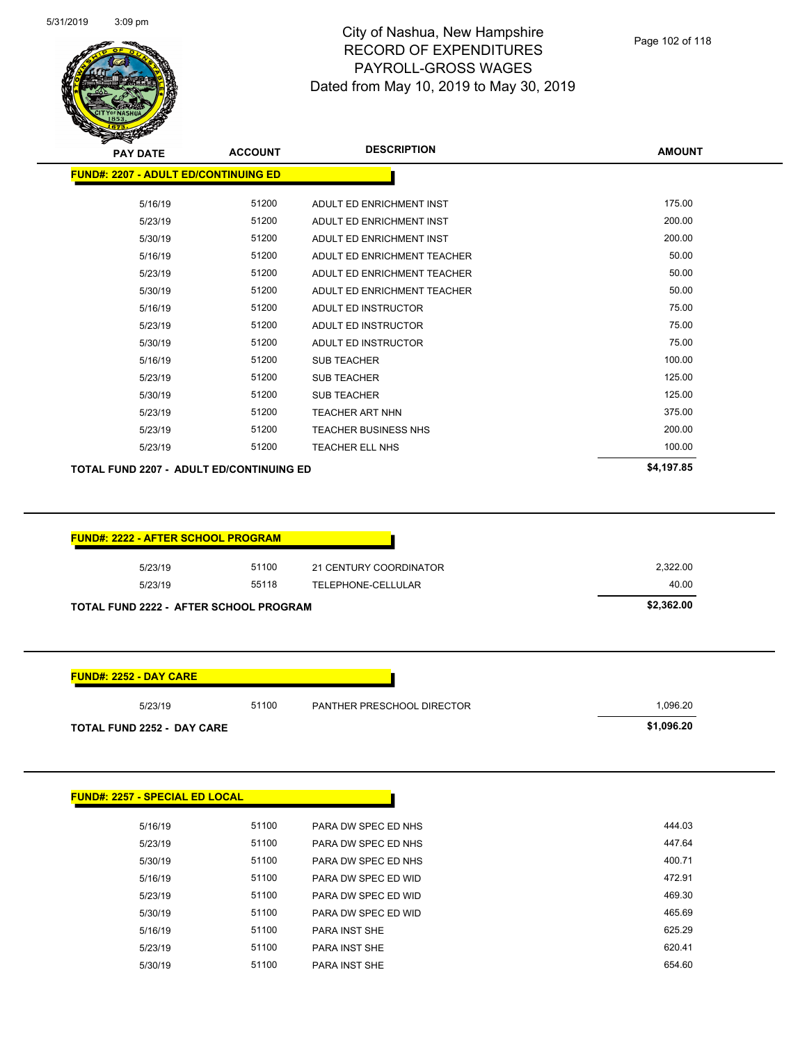# City of Nashua, New Hampshire
## RECORD OF EXPENDITURES
## PAYROLL-GROSS WAGES
## Dated from May 10, 2019 to May 30, 2019

| PAY DATE | ACCOUNT | DESCRIPTION | AMOUNT |
|---|---|---|---|
| **FUND#: 2207 - ADULT ED/CONTINUING ED** | | | |
| 5/16/19 | 51200 | ADULT ED ENRICHMENT INST | 175.00 |
| 5/23/19 | 51200 | ADULT ED ENRICHMENT INST | 200.00 |
| 5/30/19 | 51200 | ADULT ED ENRICHMENT INST | 200.00 |
| 5/16/19 | 51200 | ADULT ED ENRICHMENT TEACHER | 50.00 |
| 5/23/19 | 51200 | ADULT ED ENRICHMENT TEACHER | 50.00 |
| 5/30/19 | 51200 | ADULT ED ENRICHMENT TEACHER | 50.00 |
| 5/16/19 | 51200 | ADULT ED INSTRUCTOR | 75.00 |
| 5/23/19 | 51200 | ADULT ED INSTRUCTOR | 75.00 |
| 5/30/19 | 51200 | ADULT ED INSTRUCTOR | 75.00 |
| 5/16/19 | 51200 | SUB TEACHER | 100.00 |
| 5/23/19 | 51200 | SUB TEACHER | 125.00 |
| 5/30/19 | 51200 | SUB TEACHER | 125.00 |
| 5/23/19 | 51200 | TEACHER ART NHN | 375.00 |
| 5/23/19 | 51200 | TEACHER BUSINESS NHS | 200.00 |
| 5/23/19 | 51200 | TEACHER ELL NHS | 100.00 |
| **TOTAL FUND 2207 - ADULT ED/CONTINUING ED** | | | **$4,197.85** |

| PAY DATE | ACCOUNT | DESCRIPTION | AMOUNT |
|---|---|---|---|
| **FUND#: 2222 - AFTER SCHOOL PROGRAM** | | | |
| 5/23/19 | 51100 | 21 CENTURY COORDINATOR | 2,322.00 |
| 5/23/19 | 55118 | TELEPHONE-CELLULAR | 40.00 |
| **TOTAL FUND 2222 - AFTER SCHOOL PROGRAM** | | | **$2,362.00** |

| PAY DATE | ACCOUNT | DESCRIPTION | AMOUNT |
|---|---|---|---|
| **FUND#: 2252 - DAY CARE** | | | |
| 5/23/19 | 51100 | PANTHER PRESCHOOL DIRECTOR | 1,096.20 |
| **TOTAL FUND 2252 - DAY CARE** | | | **$1,096.20** |

| PAY DATE | ACCOUNT | DESCRIPTION | AMOUNT |
|---|---|---|---|
| **FUND#: 2257 - SPECIAL ED LOCAL** | | | |
| 5/16/19 | 51100 | PARA DW SPEC ED NHS | 444.03 |
| 5/23/19 | 51100 | PARA DW SPEC ED NHS | 447.64 |
| 5/30/19 | 51100 | PARA DW SPEC ED NHS | 400.71 |
| 5/16/19 | 51100 | PARA DW SPEC ED WID | 472.91 |
| 5/23/19 | 51100 | PARA DW SPEC ED WID | 469.30 |
| 5/30/19 | 51100 | PARA DW SPEC ED WID | 465.69 |
| 5/16/19 | 51100 | PARA INST SHE | 625.29 |
| 5/23/19 | 51100 | PARA INST SHE | 620.41 |
| 5/30/19 | 51100 | PARA INST SHE | 654.60 |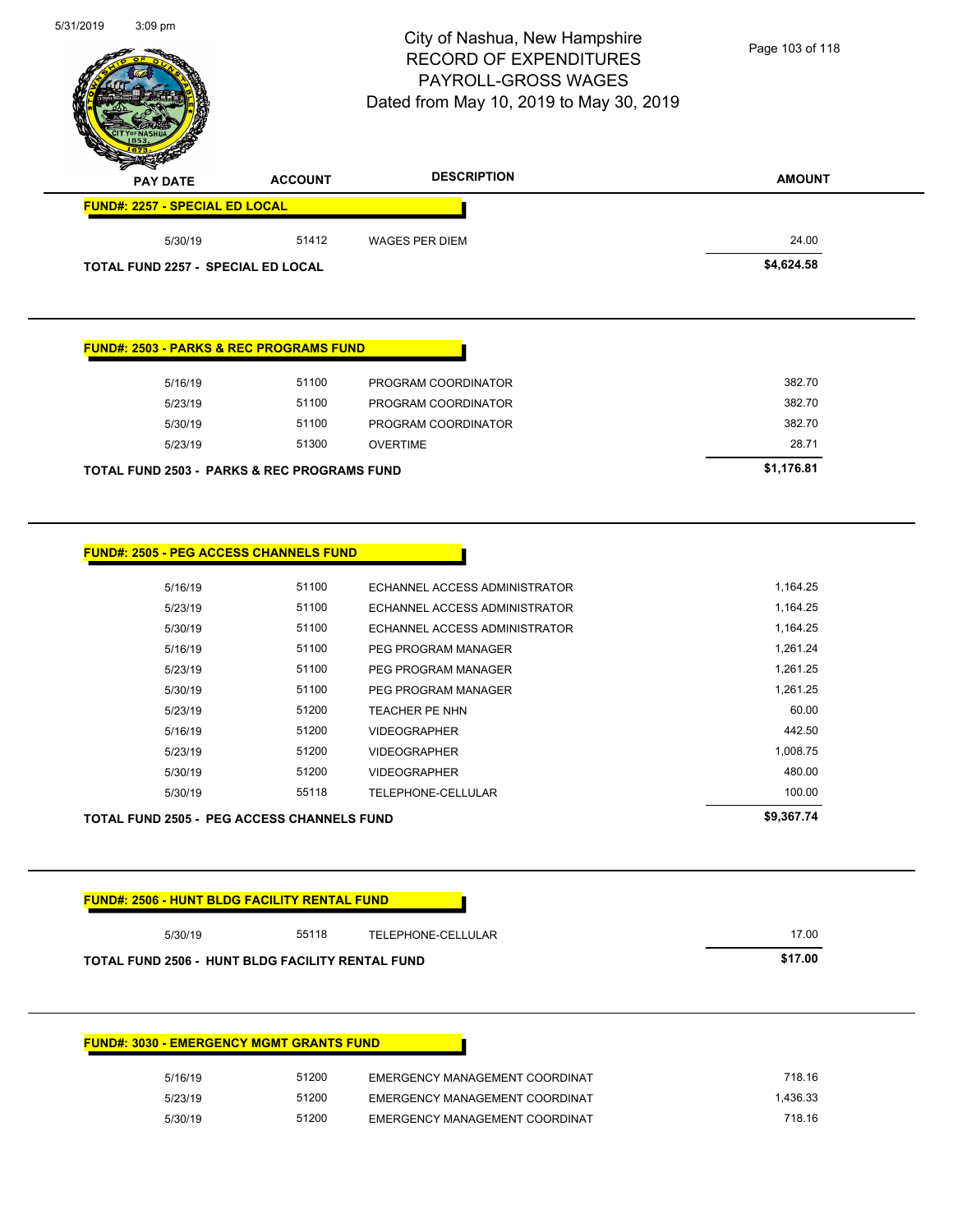City of Nashua, New Hampshire
RECORD OF EXPENDITURES
PAYROLL-GROSS WAGES
Dated from May 10, 2019 to May 30, 2019

| PAY DATE | ACCOUNT | DESCRIPTION | AMOUNT |
|---|---|---|---|
| **FUND#: 2257 - SPECIAL ED LOCAL** | | | |
| 5/30/19 | 51412 | WAGES PER DIEM | 24.00 |
| **TOTAL FUND 2257 - SPECIAL ED LOCAL** | | | **$4,624.58** |

| PAY DATE | ACCOUNT | DESCRIPTION | AMOUNT |
|---|---|---|---|
| **FUND#: 2503 - PARKS & REC PROGRAMS FUND** | | | |
| 5/16/19 | 51100 | PROGRAM COORDINATOR | 382.70 |
| 5/23/19 | 51100 | PROGRAM COORDINATOR | 382.70 |
| 5/30/19 | 51100 | PROGRAM COORDINATOR | 382.70 |
| 5/23/19 | 51300 | OVERTIME | 28.71 |
| **TOTAL FUND 2503 - PARKS & REC PROGRAMS FUND** | | | **$1,176.81** |

| PAY DATE | ACCOUNT | DESCRIPTION | AMOUNT |
|---|---|---|---|
| **FUND#: 2505 - PEG ACCESS CHANNELS FUND** | | | |
| 5/16/19 | 51100 | ECHANNEL ACCESS ADMINISTRATOR | 1,164.25 |
| 5/23/19 | 51100 | ECHANNEL ACCESS ADMINISTRATOR | 1,164.25 |
| 5/30/19 | 51100 | ECHANNEL ACCESS ADMINISTRATOR | 1,164.25 |
| 5/16/19 | 51100 | PEG PROGRAM MANAGER | 1,261.24 |
| 5/23/19 | 51100 | PEG PROGRAM MANAGER | 1,261.25 |
| 5/30/19 | 51100 | PEG PROGRAM MANAGER | 1,261.25 |
| 5/23/19 | 51200 | TEACHER PE NHN | 60.00 |
| 5/16/19 | 51200 | VIDEOGRAPHER | 442.50 |
| 5/23/19 | 51200 | VIDEOGRAPHER | 1,008.75 |
| 5/30/19 | 51200 | VIDEOGRAPHER | 480.00 |
| 5/30/19 | 55118 | TELEPHONE-CELLULAR | 100.00 |
| **TOTAL FUND 2505 - PEG ACCESS CHANNELS FUND** | | | **$9,367.74** |

| PAY DATE | ACCOUNT | DESCRIPTION | AMOUNT |
|---|---|---|---|
| **FUND#: 2506 - HUNT BLDG FACILITY RENTAL FUND** | | | |
| 5/30/19 | 55118 | TELEPHONE-CELLULAR | 17.00 |
| **TOTAL FUND 2506 - HUNT BLDG FACILITY RENTAL FUND** | | | **$17.00** |

| PAY DATE | ACCOUNT | DESCRIPTION | AMOUNT |
|---|---|---|---|
| **FUND#: 3030 - EMERGENCY MGMT GRANTS FUND** | | | |
| 5/16/19 | 51200 | EMERGENCY MANAGEMENT COORDINAT | 718.16 |
| 5/23/19 | 51200 | EMERGENCY MANAGEMENT COORDINAT | 1,436.33 |
| 5/30/19 | 51200 | EMERGENCY MANAGEMENT COORDINAT | 718.16 |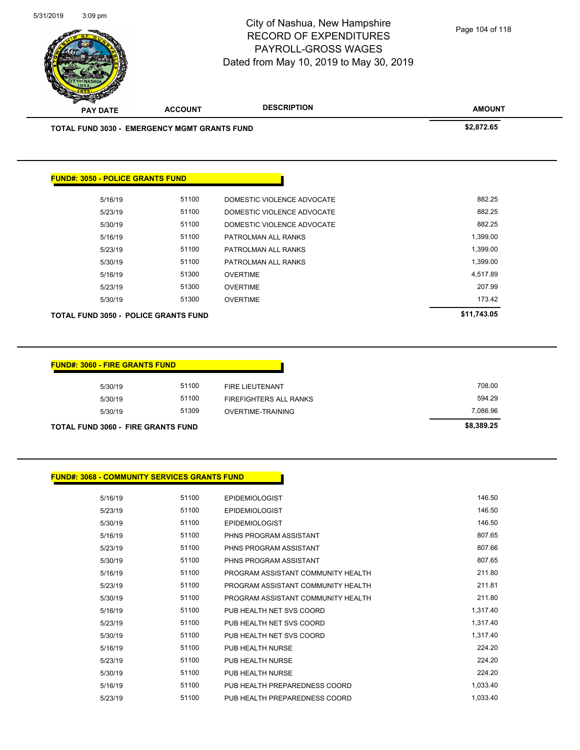# City of Nashua, New Hampshire
## RECORD OF EXPENDITURES
## PAYROLL-GROSS WAGES
### Dated from May 10, 2019 to May 30, 2019

| PAY DATE | ACCOUNT | DESCRIPTION | AMOUNT |
|---|---|---|---|
| **TOTAL FUND 3030 - EMERGENCY MGMT GRANTS FUND** | | | **$2,872.65** |

**FUND#: 3050 - POLICE GRANTS FUND**

| PAY DATE | ACCOUNT | DESCRIPTION | AMOUNT |
|---|---|---|---|
| 5/16/19 | 51100 | DOMESTIC VIOLENCE ADVOCATE | 882.25 |
| 5/23/19 | 51100 | DOMESTIC VIOLENCE ADVOCATE | 882.25 |
| 5/30/19 | 51100 | DOMESTIC VIOLENCE ADVOCATE | 882.25 |
| 5/16/19 | 51100 | PATROLMAN ALL RANKS | 1,399.00 |
| 5/23/19 | 51100 | PATROLMAN ALL RANKS | 1,399.00 |
| 5/30/19 | 51100 | PATROLMAN ALL RANKS | 1,399.00 |
| 5/16/19 | 51300 | OVERTIME | 4,517.89 |
| 5/23/19 | 51300 | OVERTIME | 207.99 |
| 5/30/19 | 51300 | OVERTIME | 173.42 |
| **TOTAL FUND 3050 - POLICE GRANTS FUND** | | | **$11,743.05** |

**FUND#: 3060 - FIRE GRANTS FUND**

| PAY DATE | ACCOUNT | DESCRIPTION | AMOUNT |
|---|---|---|---|
| 5/30/19 | 51100 | FIRE LIEUTENANT | 708.00 |
| 5/30/19 | 51100 | FIREFIGHTERS ALL RANKS | 594.29 |
| 5/30/19 | 51309 | OVERTIME-TRAINING | 7,086.96 |
| **TOTAL FUND 3060 - FIRE GRANTS FUND** | | | **$8,389.25** |

**FUND#: 3068 - COMMUNITY SERVICES GRANTS FUND**

| PAY DATE | ACCOUNT | DESCRIPTION | AMOUNT |
|---|---|---|---|
| 5/16/19 | 51100 | EPIDEMIOLOGIST | 146.50 |
| 5/23/19 | 51100 | EPIDEMIOLOGIST | 146.50 |
| 5/30/19 | 51100 | EPIDEMIOLOGIST | 146.50 |
| 5/16/19 | 51100 | PHNS PROGRAM ASSISTANT | 807.65 |
| 5/23/19 | 51100 | PHNS PROGRAM ASSISTANT | 807.66 |
| 5/30/19 | 51100 | PHNS PROGRAM ASSISTANT | 807.65 |
| 5/16/19 | 51100 | PROGRAM ASSISTANT COMMUNITY HEALTH | 211.80 |
| 5/23/19 | 51100 | PROGRAM ASSISTANT COMMUNITY HEALTH | 211.81 |
| 5/30/19 | 51100 | PROGRAM ASSISTANT COMMUNITY HEALTH | 211.80 |
| 5/16/19 | 51100 | PUB HEALTH NET SVS COORD | 1,317.40 |
| 5/23/19 | 51100 | PUB HEALTH NET SVS COORD | 1,317.40 |
| 5/30/19 | 51100 | PUB HEALTH NET SVS COORD | 1,317.40 |
| 5/16/19 | 51100 | PUB HEALTH NURSE | 224.20 |
| 5/23/19 | 51100 | PUB HEALTH NURSE | 224.20 |
| 5/30/19 | 51100 | PUB HEALTH NURSE | 224.20 |
| 5/16/19 | 51100 | PUB HEALTH PREPAREDNESS COORD | 1,033.40 |
| 5/23/19 | 51100 | PUB HEALTH PREPAREDNESS COORD | 1,033.40 |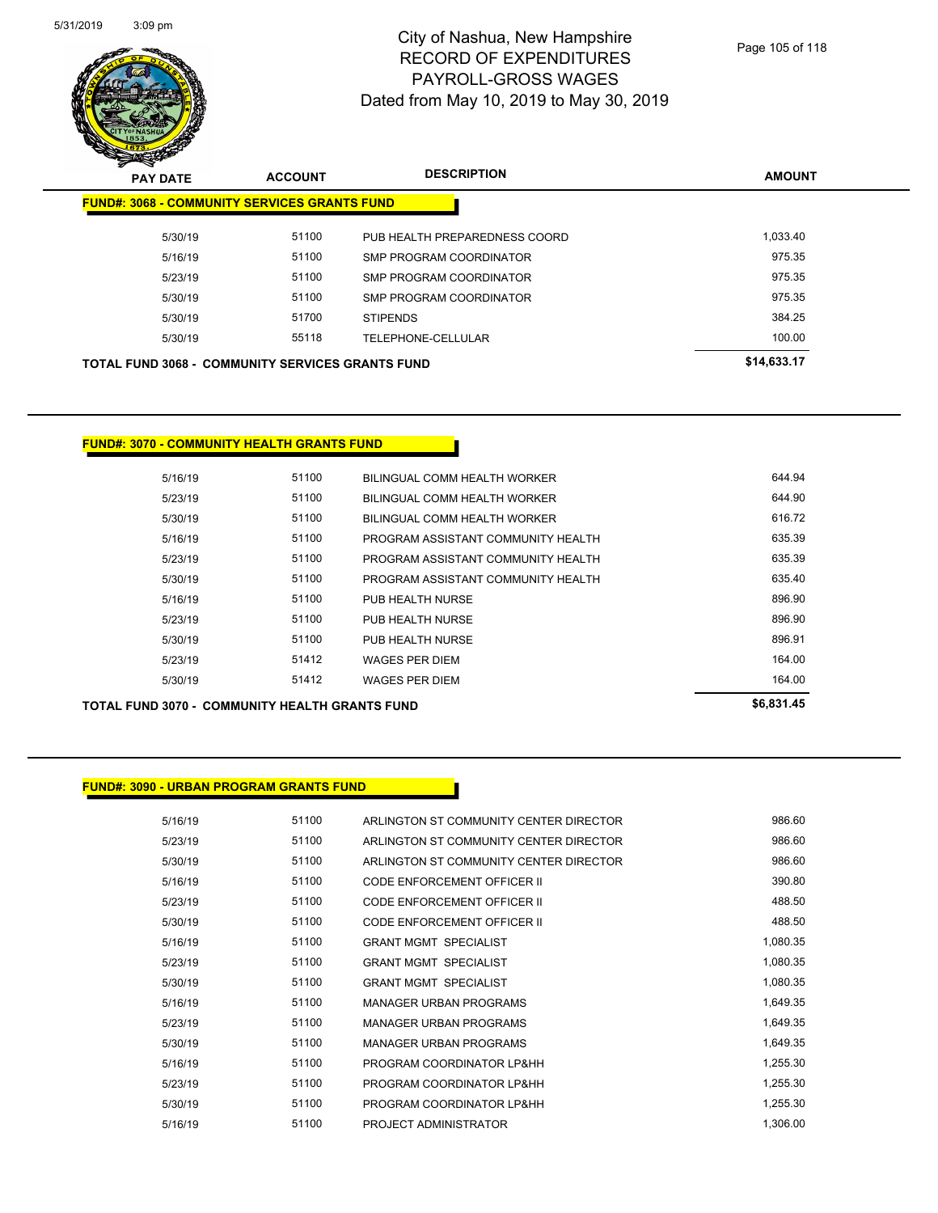| PAY DATE | ACCOUNT | DESCRIPTION | AMOUNT |
|---|---|---|---|

**FUND#: 3068 - COMMUNITY SERVICES GRANTS FUND**

| PAY DATE | ACCOUNT | DESCRIPTION | AMOUNT |
|---|---|---|---|
| 5/30/19 | 51100 | PUB HEALTH PREPAREDNESS COORD | 1,033.40 |
| 5/16/19 | 51100 | SMP PROGRAM COORDINATOR | 975.35 |
| 5/23/19 | 51100 | SMP PROGRAM COORDINATOR | 975.35 |
| 5/30/19 | 51100 | SMP PROGRAM COORDINATOR | 975.35 |
| 5/30/19 | 51700 | STIPENDS | 384.25 |
| 5/30/19 | 55118 | TELEPHONE-CELLULAR | 100.00 |
| **TOTAL FUND 3068 - COMMUNITY SERVICES GRANTS FUND** | | | **$14,633.17** |

**FUND#: 3070 - COMMUNITY HEALTH GRANTS FUND**

| PAY DATE | ACCOUNT | DESCRIPTION | AMOUNT |
|---|---|---|---|
| 5/16/19 | 51100 | BILINGUAL COMM HEALTH WORKER | 644.94 |
| 5/23/19 | 51100 | BILINGUAL COMM HEALTH WORKER | 644.90 |
| 5/30/19 | 51100 | BILINGUAL COMM HEALTH WORKER | 616.72 |
| 5/16/19 | 51100 | PROGRAM ASSISTANT COMMUNITY HEALTH | 635.39 |
| 5/23/19 | 51100 | PROGRAM ASSISTANT COMMUNITY HEALTH | 635.39 |
| 5/30/19 | 51100 | PROGRAM ASSISTANT COMMUNITY HEALTH | 635.40 |
| 5/16/19 | 51100 | PUB HEALTH NURSE | 896.90 |
| 5/23/19 | 51100 | PUB HEALTH NURSE | 896.90 |
| 5/30/19 | 51100 | PUB HEALTH NURSE | 896.91 |
| 5/23/19 | 51412 | WAGES PER DIEM | 164.00 |
| 5/30/19 | 51412 | WAGES PER DIEM | 164.00 |
| **TOTAL FUND 3070 - COMMUNITY HEALTH GRANTS FUND** | | | **$6,831.45** |

**FUND#: 3090 - URBAN PROGRAM GRANTS FUND**

| PAY DATE | ACCOUNT | DESCRIPTION | AMOUNT |
|---|---|---|---|
| 5/16/19 | 51100 | ARLINGTON ST COMMUNITY CENTER DIRECTOR | 986.60 |
| 5/23/19 | 51100 | ARLINGTON ST COMMUNITY CENTER DIRECTOR | 986.60 |
| 5/30/19 | 51100 | ARLINGTON ST COMMUNITY CENTER DIRECTOR | 986.60 |
| 5/16/19 | 51100 | CODE ENFORCEMENT OFFICER II | 390.80 |
| 5/23/19 | 51100 | CODE ENFORCEMENT OFFICER II | 488.50 |
| 5/30/19 | 51100 | CODE ENFORCEMENT OFFICER II | 488.50 |
| 5/16/19 | 51100 | GRANT MGMT SPECIALIST | 1,080.35 |
| 5/23/19 | 51100 | GRANT MGMT SPECIALIST | 1,080.35 |
| 5/30/19 | 51100 | GRANT MGMT SPECIALIST | 1,080.35 |
| 5/16/19 | 51100 | MANAGER URBAN PROGRAMS | 1,649.35 |
| 5/23/19 | 51100 | MANAGER URBAN PROGRAMS | 1,649.35 |
| 5/30/19 | 51100 | MANAGER URBAN PROGRAMS | 1,649.35 |
| 5/16/19 | 51100 | PROGRAM COORDINATOR LP&HH | 1,255.30 |
| 5/23/19 | 51100 | PROGRAM COORDINATOR LP&HH | 1,255.30 |
| 5/30/19 | 51100 | PROGRAM COORDINATOR LP&HH | 1,255.30 |
| 5/16/19 | 51100 | PROJECT ADMINISTRATOR | 1,306.00 |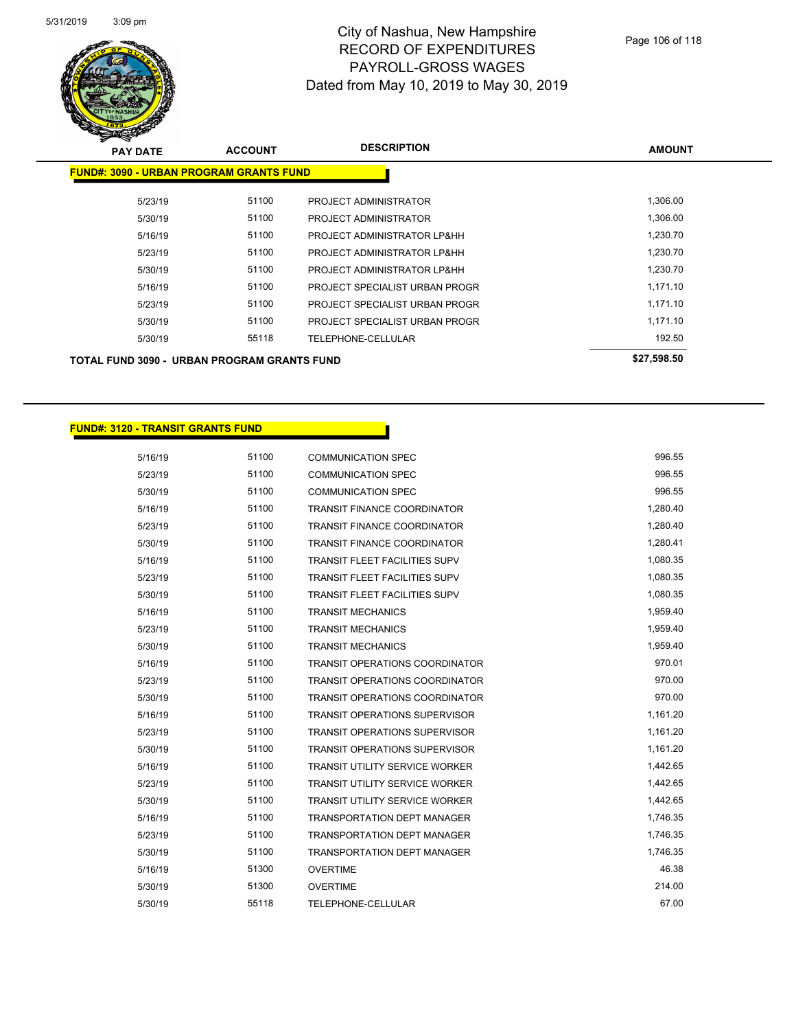# City of Nashua, New Hampshire
## RECORD OF EXPENDITURES
## PAYROLL-GROSS WAGES
## Dated from May 10, 2019 to May 30, 2019

| PAY DATE | ACCOUNT | DESCRIPTION | AMOUNT |
|---|---|---|---|
| **FUND#: 3090 - URBAN PROGRAM GRANTS FUND** | | | |
| 5/23/19 | 51100 | PROJECT ADMINISTRATOR | 1,306.00 |
| 5/30/19 | 51100 | PROJECT ADMINISTRATOR | 1,306.00 |
| 5/16/19 | 51100 | PROJECT ADMINISTRATOR LP&HH | 1,230.70 |
| 5/23/19 | 51100 | PROJECT ADMINISTRATOR LP&HH | 1,230.70 |
| 5/30/19 | 51100 | PROJECT ADMINISTRATOR LP&HH | 1,230.70 |
| 5/16/19 | 51100 | PROJECT SPECIALIST URBAN PROGR | 1,171.10 |
| 5/23/19 | 51100 | PROJECT SPECIALIST URBAN PROGR | 1,171.10 |
| 5/30/19 | 51100 | PROJECT SPECIALIST URBAN PROGR | 1,171.10 |
| 5/30/19 | 55118 | TELEPHONE-CELLULAR | 192.50 |
| **TOTAL FUND 3090 - URBAN PROGRAM GRANTS FUND** | | | **$27,598.50** |

| PAY DATE | ACCOUNT | DESCRIPTION | AMOUNT |
|---|---|---|---|
| **FUND#: 3120 - TRANSIT GRANTS FUND** | | | |
| 5/16/19 | 51100 | COMMUNICATION SPEC | 996.55 |
| 5/23/19 | 51100 | COMMUNICATION SPEC | 996.55 |
| 5/30/19 | 51100 | COMMUNICATION SPEC | 996.55 |
| 5/16/19 | 51100 | TRANSIT FINANCE COORDINATOR | 1,280.40 |
| 5/23/19 | 51100 | TRANSIT FINANCE COORDINATOR | 1,280.40 |
| 5/30/19 | 51100 | TRANSIT FINANCE COORDINATOR | 1,280.41 |
| 5/16/19 | 51100 | TRANSIT FLEET FACILITIES SUPV | 1,080.35 |
| 5/23/19 | 51100 | TRANSIT FLEET FACILITIES SUPV | 1,080.35 |
| 5/30/19 | 51100 | TRANSIT FLEET FACILITIES SUPV | 1,080.35 |
| 5/16/19 | 51100 | TRANSIT MECHANICS | 1,959.40 |
| 5/23/19 | 51100 | TRANSIT MECHANICS | 1,959.40 |
| 5/30/19 | 51100 | TRANSIT MECHANICS | 1,959.40 |
| 5/16/19 | 51100 | TRANSIT OPERATIONS COORDINATOR | 970.01 |
| 5/23/19 | 51100 | TRANSIT OPERATIONS COORDINATOR | 970.00 |
| 5/30/19 | 51100 | TRANSIT OPERATIONS COORDINATOR | 970.00 |
| 5/16/19 | 51100 | TRANSIT OPERATIONS SUPERVISOR | 1,161.20 |
| 5/23/19 | 51100 | TRANSIT OPERATIONS SUPERVISOR | 1,161.20 |
| 5/30/19 | 51100 | TRANSIT OPERATIONS SUPERVISOR | 1,161.20 |
| 5/16/19 | 51100 | TRANSIT UTILITY SERVICE WORKER | 1,442.65 |
| 5/23/19 | 51100 | TRANSIT UTILITY SERVICE WORKER | 1,442.65 |
| 5/30/19 | 51100 | TRANSIT UTILITY SERVICE WORKER | 1,442.65 |
| 5/16/19 | 51100 | TRANSPORTATION DEPT MANAGER | 1,746.35 |
| 5/23/19 | 51100 | TRANSPORTATION DEPT MANAGER | 1,746.35 |
| 5/30/19 | 51100 | TRANSPORTATION DEPT MANAGER | 1,746.35 |
| 5/16/19 | 51300 | OVERTIME | 46.38 |
| 5/30/19 | 51300 | OVERTIME | 214.00 |
| 5/30/19 | 55118 | TELEPHONE-CELLULAR | 67.00 |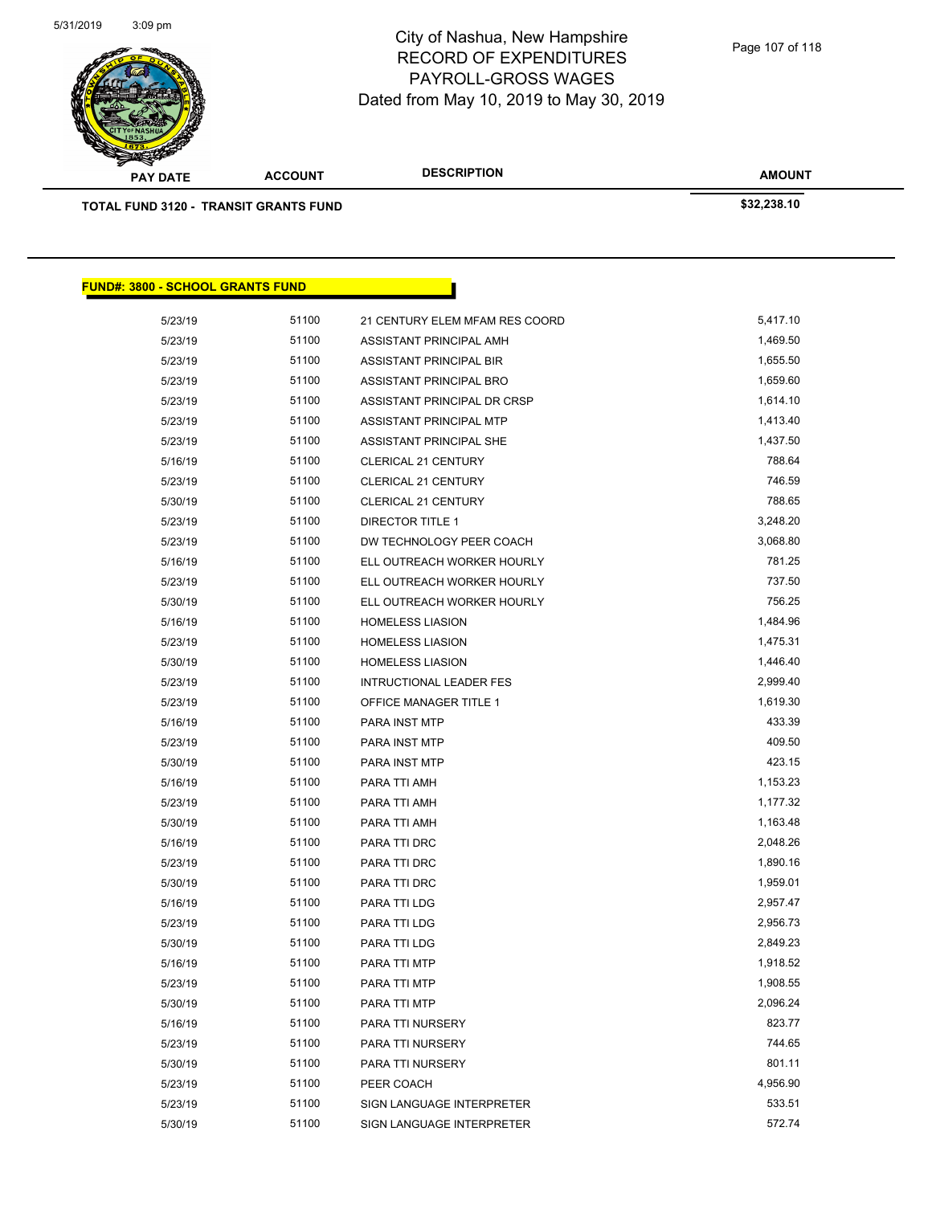| PAY DATE | ACCOUNT | DESCRIPTION | AMOUNT |
|---|---|---|---|
| **TOTAL FUND 3120 - TRANSIT GRANTS FUND** | | | **$32,238.10** |

**FUND#: 3800 - SCHOOL GRANTS FUND**

| PAY DATE | ACCOUNT | DESCRIPTION | AMOUNT |
|---|---|---|---|
| 5/23/19 | 51100 | 21 CENTURY ELEM MFAM RES COORD | 5,417.10 |
| 5/23/19 | 51100 | ASSISTANT PRINCIPAL AMH | 1,469.50 |
| 5/23/19 | 51100 | ASSISTANT PRINCIPAL BIR | 1,655.50 |
| 5/23/19 | 51100 | ASSISTANT PRINCIPAL BRO | 1,659.60 |
| 5/23/19 | 51100 | ASSISTANT PRINCIPAL DR CRSP | 1,614.10 |
| 5/23/19 | 51100 | ASSISTANT PRINCIPAL MTP | 1,413.40 |
| 5/23/19 | 51100 | ASSISTANT PRINCIPAL SHE | 1,437.50 |
| 5/16/19 | 51100 | CLERICAL 21 CENTURY | 788.64 |
| 5/23/19 | 51100 | CLERICAL 21 CENTURY | 746.59 |
| 5/30/19 | 51100 | CLERICAL 21 CENTURY | 788.65 |
| 5/23/19 | 51100 | DIRECTOR TITLE 1 | 3,248.20 |
| 5/23/19 | 51100 | DW TECHNOLOGY PEER COACH | 3,068.80 |
| 5/16/19 | 51100 | ELL OUTREACH WORKER HOURLY | 781.25 |
| 5/23/19 | 51100 | ELL OUTREACH WORKER HOURLY | 737.50 |
| 5/30/19 | 51100 | ELL OUTREACH WORKER HOURLY | 756.25 |
| 5/16/19 | 51100 | HOMELESS LIASION | 1,484.96 |
| 5/23/19 | 51100 | HOMELESS LIASION | 1,475.31 |
| 5/30/19 | 51100 | HOMELESS LIASION | 1,446.40 |
| 5/23/19 | 51100 | INTRUCTIONAL LEADER FES | 2,999.40 |
| 5/23/19 | 51100 | OFFICE MANAGER TITLE 1 | 1,619.30 |
| 5/16/19 | 51100 | PARA INST MTP | 433.39 |
| 5/23/19 | 51100 | PARA INST MTP | 409.50 |
| 5/30/19 | 51100 | PARA INST MTP | 423.15 |
| 5/16/19 | 51100 | PARA TTI AMH | 1,153.23 |
| 5/23/19 | 51100 | PARA TTI AMH | 1,177.32 |
| 5/30/19 | 51100 | PARA TTI AMH | 1,163.48 |
| 5/16/19 | 51100 | PARA TTI DRC | 2,048.26 |
| 5/23/19 | 51100 | PARA TTI DRC | 1,890.16 |
| 5/30/19 | 51100 | PARA TTI DRC | 1,959.01 |
| 5/16/19 | 51100 | PARA TTI LDG | 2,957.47 |
| 5/23/19 | 51100 | PARA TTI LDG | 2,956.73 |
| 5/30/19 | 51100 | PARA TTI LDG | 2,849.23 |
| 5/16/19 | 51100 | PARA TTI MTP | 1,918.52 |
| 5/23/19 | 51100 | PARA TTI MTP | 1,908.55 |
| 5/30/19 | 51100 | PARA TTI MTP | 2,096.24 |
| 5/16/19 | 51100 | PARA TTI NURSERY | 823.77 |
| 5/23/19 | 51100 | PARA TTI NURSERY | 744.65 |
| 5/30/19 | 51100 | PARA TTI NURSERY | 801.11 |
| 5/23/19 | 51100 | PEER COACH | 4,956.90 |
| 5/23/19 | 51100 | SIGN LANGUAGE INTERPRETER | 533.51 |
| 5/30/19 | 51100 | SIGN LANGUAGE INTERPRETER | 572.74 |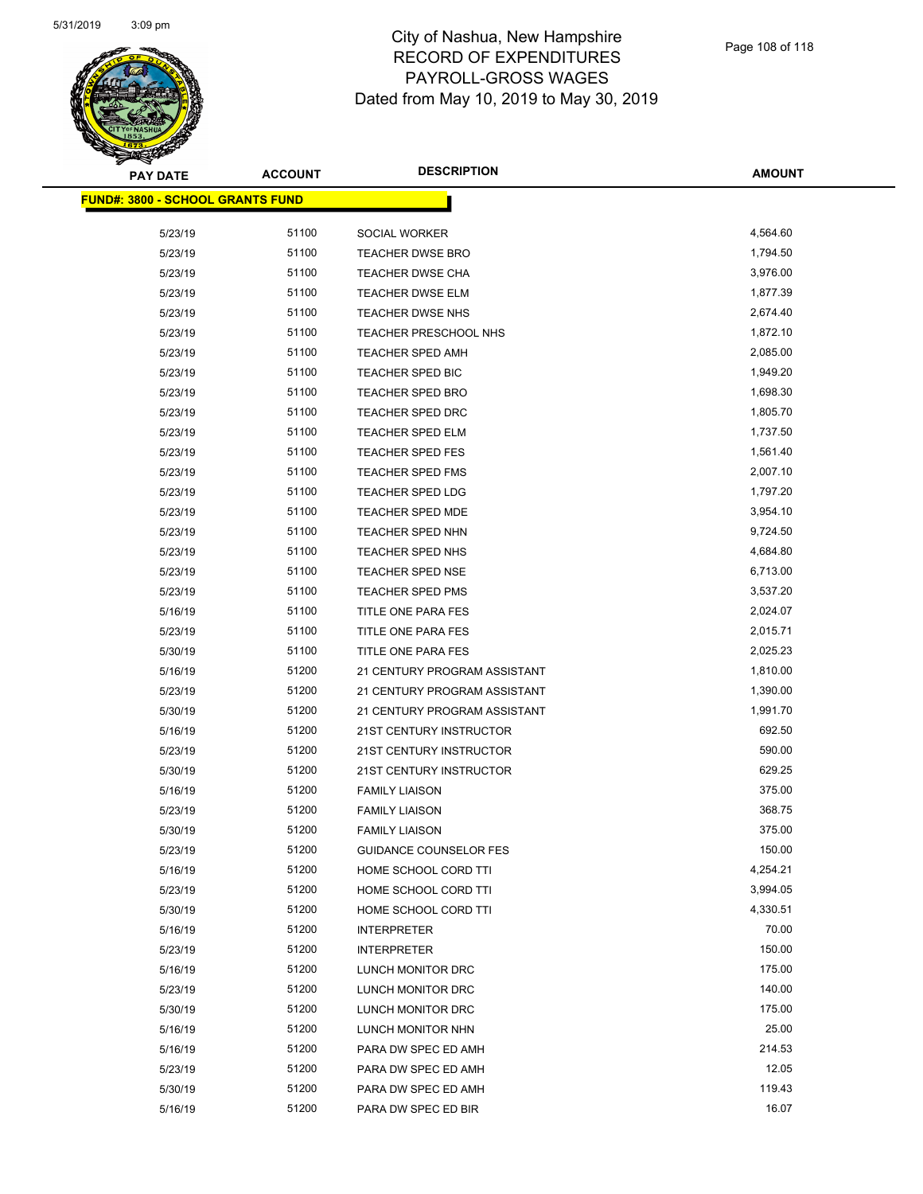# City of Nashua, New Hampshire
## RECORD OF EXPENDITURES
## PAYROLL-GROSS WAGES
## Dated from May 10, 2019 to May 30, 2019

| PAY DATE | ACCOUNT | DESCRIPTION | AMOUNT |
|---|---|---|---|
| **FUND#: 3800 - SCHOOL GRANTS FUND** | | | |
| 5/23/19 | 51100 | SOCIAL WORKER | 4,564.60 |
| 5/23/19 | 51100 | TEACHER DWSE BRO | 1,794.50 |
| 5/23/19 | 51100 | TEACHER DWSE CHA | 3,976.00 |
| 5/23/19 | 51100 | TEACHER DWSE ELM | 1,877.39 |
| 5/23/19 | 51100 | TEACHER DWSE NHS | 2,674.40 |
| 5/23/19 | 51100 | TEACHER PRESCHOOL NHS | 1,872.10 |
| 5/23/19 | 51100 | TEACHER SPED AMH | 2,085.00 |
| 5/23/19 | 51100 | TEACHER SPED BIC | 1,949.20 |
| 5/23/19 | 51100 | TEACHER SPED BRO | 1,698.30 |
| 5/23/19 | 51100 | TEACHER SPED DRC | 1,805.70 |
| 5/23/19 | 51100 | TEACHER SPED ELM | 1,737.50 |
| 5/23/19 | 51100 | TEACHER SPED FES | 1,561.40 |
| 5/23/19 | 51100 | TEACHER SPED FMS | 2,007.10 |
| 5/23/19 | 51100 | TEACHER SPED LDG | 1,797.20 |
| 5/23/19 | 51100 | TEACHER SPED MDE | 3,954.10 |
| 5/23/19 | 51100 | TEACHER SPED NHN | 9,724.50 |
| 5/23/19 | 51100 | TEACHER SPED NHS | 4,684.80 |
| 5/23/19 | 51100 | TEACHER SPED NSE | 6,713.00 |
| 5/23/19 | 51100 | TEACHER SPED PMS | 3,537.20 |
| 5/16/19 | 51100 | TITLE ONE PARA FES | 2,024.07 |
| 5/23/19 | 51100 | TITLE ONE PARA FES | 2,015.71 |
| 5/30/19 | 51100 | TITLE ONE PARA FES | 2,025.23 |
| 5/16/19 | 51200 | 21 CENTURY PROGRAM ASSISTANT | 1,810.00 |
| 5/23/19 | 51200 | 21 CENTURY PROGRAM ASSISTANT | 1,390.00 |
| 5/30/19 | 51200 | 21 CENTURY PROGRAM ASSISTANT | 1,991.70 |
| 5/16/19 | 51200 | 21ST CENTURY INSTRUCTOR | 692.50 |
| 5/23/19 | 51200 | 21ST CENTURY INSTRUCTOR | 590.00 |
| 5/30/19 | 51200 | 21ST CENTURY INSTRUCTOR | 629.25 |
| 5/16/19 | 51200 | FAMILY LIAISON | 375.00 |
| 5/23/19 | 51200 | FAMILY LIAISON | 368.75 |
| 5/30/19 | 51200 | FAMILY LIAISON | 375.00 |
| 5/23/19 | 51200 | GUIDANCE COUNSELOR FES | 150.00 |
| 5/16/19 | 51200 | HOME SCHOOL CORD TTI | 4,254.21 |
| 5/23/19 | 51200 | HOME SCHOOL CORD TTI | 3,994.05 |
| 5/30/19 | 51200 | HOME SCHOOL CORD TTI | 4,330.51 |
| 5/16/19 | 51200 | INTERPRETER | 70.00 |
| 5/23/19 | 51200 | INTERPRETER | 150.00 |
| 5/16/19 | 51200 | LUNCH MONITOR DRC | 175.00 |
| 5/23/19 | 51200 | LUNCH MONITOR DRC | 140.00 |
| 5/30/19 | 51200 | LUNCH MONITOR DRC | 175.00 |
| 5/16/19 | 51200 | LUNCH MONITOR NHN | 25.00 |
| 5/16/19 | 51200 | PARA DW SPEC ED AMH | 214.53 |
| 5/23/19 | 51200 | PARA DW SPEC ED AMH | 12.05 |
| 5/30/19 | 51200 | PARA DW SPEC ED AMH | 119.43 |
| 5/16/19 | 51200 | PARA DW SPEC ED BIR | 16.07 |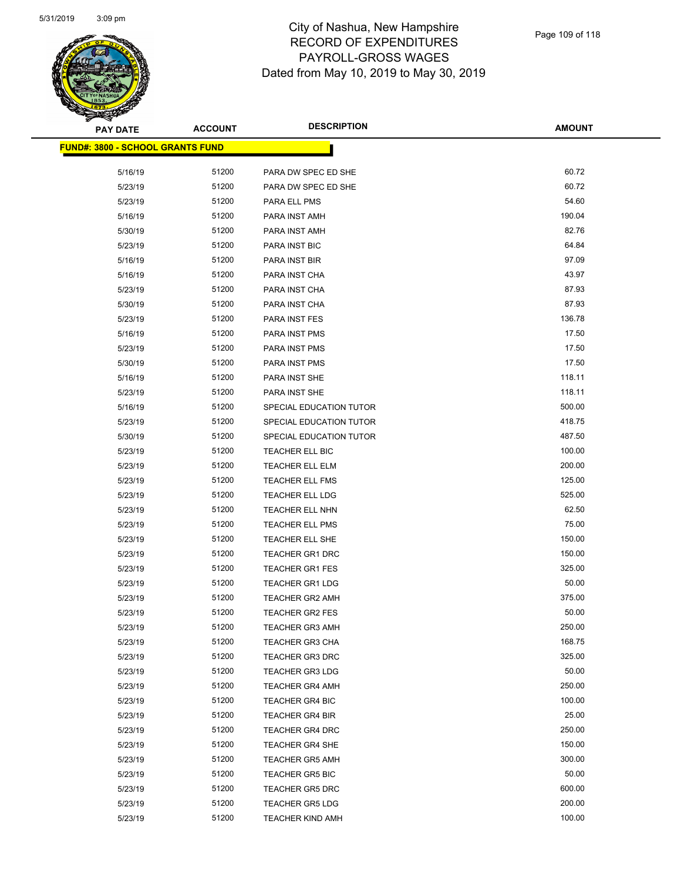# City of Nashua, New Hampshire
## RECORD OF EXPENDITURES
## PAYROLL-GROSS WAGES
## Dated from May 10, 2019 to May 30, 2019

| PAY DATE | ACCOUNT | DESCRIPTION | AMOUNT |
|---|---|---|---|
| **FUND#: 3800 - SCHOOL GRANTS FUND** | | | |
| 5/16/19 | 51200 | PARA DW SPEC ED SHE | 60.72 |
| 5/23/19 | 51200 | PARA DW SPEC ED SHE | 60.72 |
| 5/23/19 | 51200 | PARA ELL PMS | 54.60 |
| 5/16/19 | 51200 | PARA INST AMH | 190.04 |
| 5/30/19 | 51200 | PARA INST AMH | 82.76 |
| 5/23/19 | 51200 | PARA INST BIC | 64.84 |
| 5/16/19 | 51200 | PARA INST BIR | 97.09 |
| 5/16/19 | 51200 | PARA INST CHA | 43.97 |
| 5/23/19 | 51200 | PARA INST CHA | 87.93 |
| 5/30/19 | 51200 | PARA INST CHA | 87.93 |
| 5/23/19 | 51200 | PARA INST FES | 136.78 |
| 5/16/19 | 51200 | PARA INST PMS | 17.50 |
| 5/23/19 | 51200 | PARA INST PMS | 17.50 |
| 5/30/19 | 51200 | PARA INST PMS | 17.50 |
| 5/16/19 | 51200 | PARA INST SHE | 118.11 |
| 5/23/19 | 51200 | PARA INST SHE | 118.11 |
| 5/16/19 | 51200 | SPECIAL EDUCATION TUTOR | 500.00 |
| 5/23/19 | 51200 | SPECIAL EDUCATION TUTOR | 418.75 |
| 5/30/19 | 51200 | SPECIAL EDUCATION TUTOR | 487.50 |
| 5/23/19 | 51200 | TEACHER ELL BIC | 100.00 |
| 5/23/19 | 51200 | TEACHER ELL ELM | 200.00 |
| 5/23/19 | 51200 | TEACHER ELL FMS | 125.00 |
| 5/23/19 | 51200 | TEACHER ELL LDG | 525.00 |
| 5/23/19 | 51200 | TEACHER ELL NHN | 62.50 |
| 5/23/19 | 51200 | TEACHER ELL PMS | 75.00 |
| 5/23/19 | 51200 | TEACHER ELL SHE | 150.00 |
| 5/23/19 | 51200 | TEACHER GR1 DRC | 150.00 |
| 5/23/19 | 51200 | TEACHER GR1 FES | 325.00 |
| 5/23/19 | 51200 | TEACHER GR1 LDG | 50.00 |
| 5/23/19 | 51200 | TEACHER GR2 AMH | 375.00 |
| 5/23/19 | 51200 | TEACHER GR2 FES | 50.00 |
| 5/23/19 | 51200 | TEACHER GR3 AMH | 250.00 |
| 5/23/19 | 51200 | TEACHER GR3 CHA | 168.75 |
| 5/23/19 | 51200 | TEACHER GR3 DRC | 325.00 |
| 5/23/19 | 51200 | TEACHER GR3 LDG | 50.00 |
| 5/23/19 | 51200 | TEACHER GR4 AMH | 250.00 |
| 5/23/19 | 51200 | TEACHER GR4 BIC | 100.00 |
| 5/23/19 | 51200 | TEACHER GR4 BIR | 25.00 |
| 5/23/19 | 51200 | TEACHER GR4 DRC | 250.00 |
| 5/23/19 | 51200 | TEACHER GR4 SHE | 150.00 |
| 5/23/19 | 51200 | TEACHER GR5 AMH | 300.00 |
| 5/23/19 | 51200 | TEACHER GR5 BIC | 50.00 |
| 5/23/19 | 51200 | TEACHER GR5 DRC | 600.00 |
| 5/23/19 | 51200 | TEACHER GR5 LDG | 200.00 |
| 5/23/19 | 51200 | TEACHER KIND AMH | 100.00 |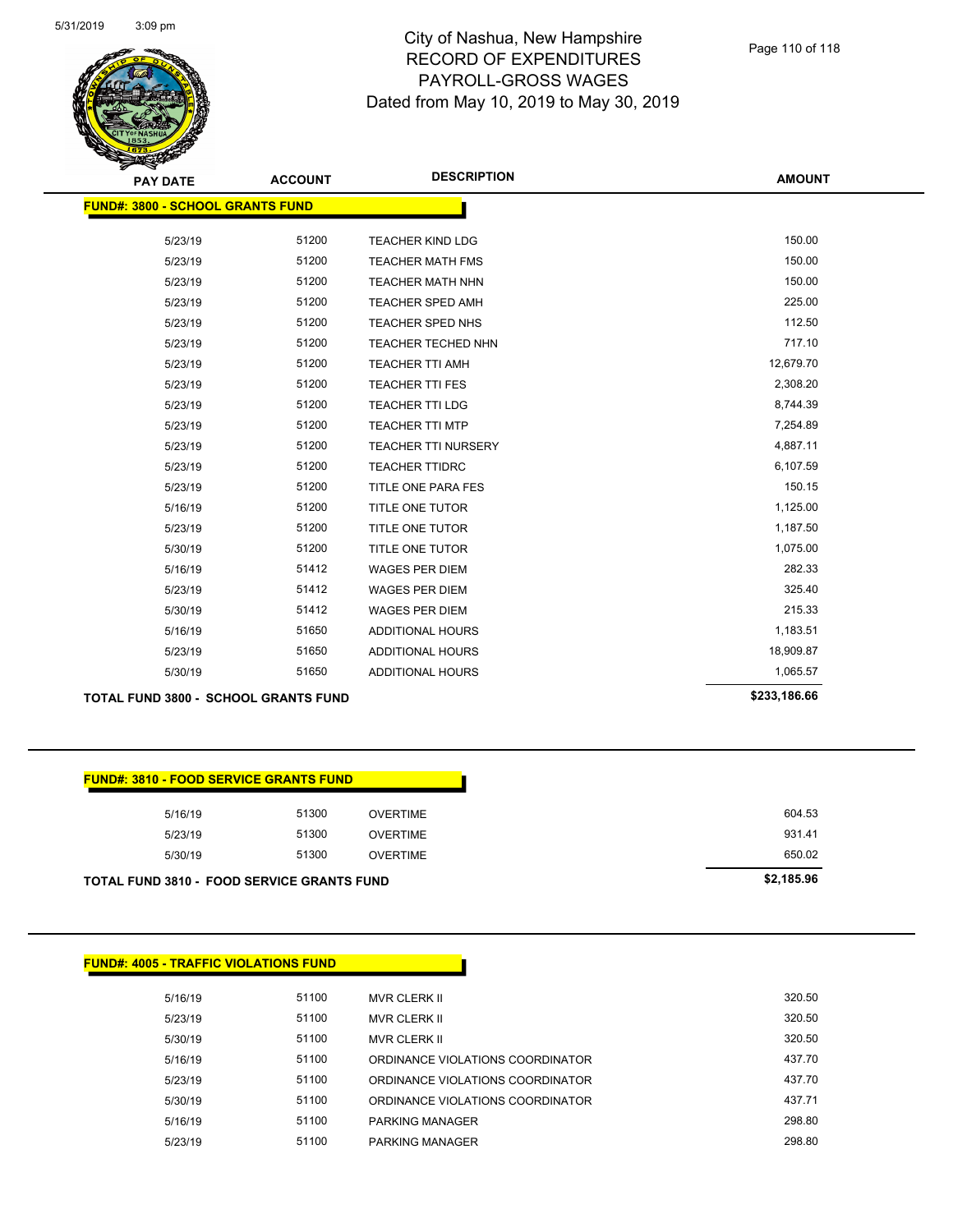# City of Nashua, New Hampshire
## RECORD OF EXPENDITURES
## PAYROLL-GROSS WAGES
## Dated from May 10, 2019 to May 30, 2019

**FUND#: 3800 - SCHOOL GRANTS FUND**

| PAY DATE | ACCOUNT | DESCRIPTION | AMOUNT |
|---|---|---|---|
| 5/23/19 | 51200 | TEACHER KIND LDG | 150.00 |
| 5/23/19 | 51200 | TEACHER MATH FMS | 150.00 |
| 5/23/19 | 51200 | TEACHER MATH NHN | 150.00 |
| 5/23/19 | 51200 | TEACHER SPED AMH | 225.00 |
| 5/23/19 | 51200 | TEACHER SPED NHS | 112.50 |
| 5/23/19 | 51200 | TEACHER TECHED NHN | 717.10 |
| 5/23/19 | 51200 | TEACHER TTI AMH | 12,679.70 |
| 5/23/19 | 51200 | TEACHER TTI FES | 2,308.20 |
| 5/23/19 | 51200 | TEACHER TTI LDG | 8,744.39 |
| 5/23/19 | 51200 | TEACHER TTI MTP | 7,254.89 |
| 5/23/19 | 51200 | TEACHER TTI NURSERY | 4,887.11 |
| 5/23/19 | 51200 | TEACHER TTIDRC | 6,107.59 |
| 5/23/19 | 51200 | TITLE ONE PARA FES | 150.15 |
| 5/16/19 | 51200 | TITLE ONE TUTOR | 1,125.00 |
| 5/23/19 | 51200 | TITLE ONE TUTOR | 1,187.50 |
| 5/30/19 | 51200 | TITLE ONE TUTOR | 1,075.00 |
| 5/16/19 | 51412 | WAGES PER DIEM | 282.33 |
| 5/23/19 | 51412 | WAGES PER DIEM | 325.40 |
| 5/30/19 | 51412 | WAGES PER DIEM | 215.33 |
| 5/16/19 | 51650 | ADDITIONAL HOURS | 1,183.51 |
| 5/23/19 | 51650 | ADDITIONAL HOURS | 18,909.87 |
| 5/30/19 | 51650 | ADDITIONAL HOURS | 1,065.57 |
| **TOTAL FUND 3800 - SCHOOL GRANTS FUND** | | | **$233,186.66** |

**FUND#: 3810 - FOOD SERVICE GRANTS FUND**

| PAY DATE | ACCOUNT | DESCRIPTION | AMOUNT |
|---|---|---|---|
| 5/16/19 | 51300 | OVERTIME | 604.53 |
| 5/23/19 | 51300 | OVERTIME | 931.41 |
| 5/30/19 | 51300 | OVERTIME | 650.02 |
| **TOTAL FUND 3810 - FOOD SERVICE GRANTS FUND** | | | **$2,185.96** |

**FUND#: 4005 - TRAFFIC VIOLATIONS FUND**

| PAY DATE | ACCOUNT | DESCRIPTION | AMOUNT |
|---|---|---|---|
| 5/16/19 | 51100 | MVR CLERK II | 320.50 |
| 5/23/19 | 51100 | MVR CLERK II | 320.50 |
| 5/30/19 | 51100 | MVR CLERK II | 320.50 |
| 5/16/19 | 51100 | ORDINANCE VIOLATIONS COORDINATOR | 437.70 |
| 5/23/19 | 51100 | ORDINANCE VIOLATIONS COORDINATOR | 437.70 |
| 5/30/19 | 51100 | ORDINANCE VIOLATIONS COORDINATOR | 437.71 |
| 5/16/19 | 51100 | PARKING MANAGER | 298.80 |
| 5/23/19 | 51100 | PARKING MANAGER | 298.80 |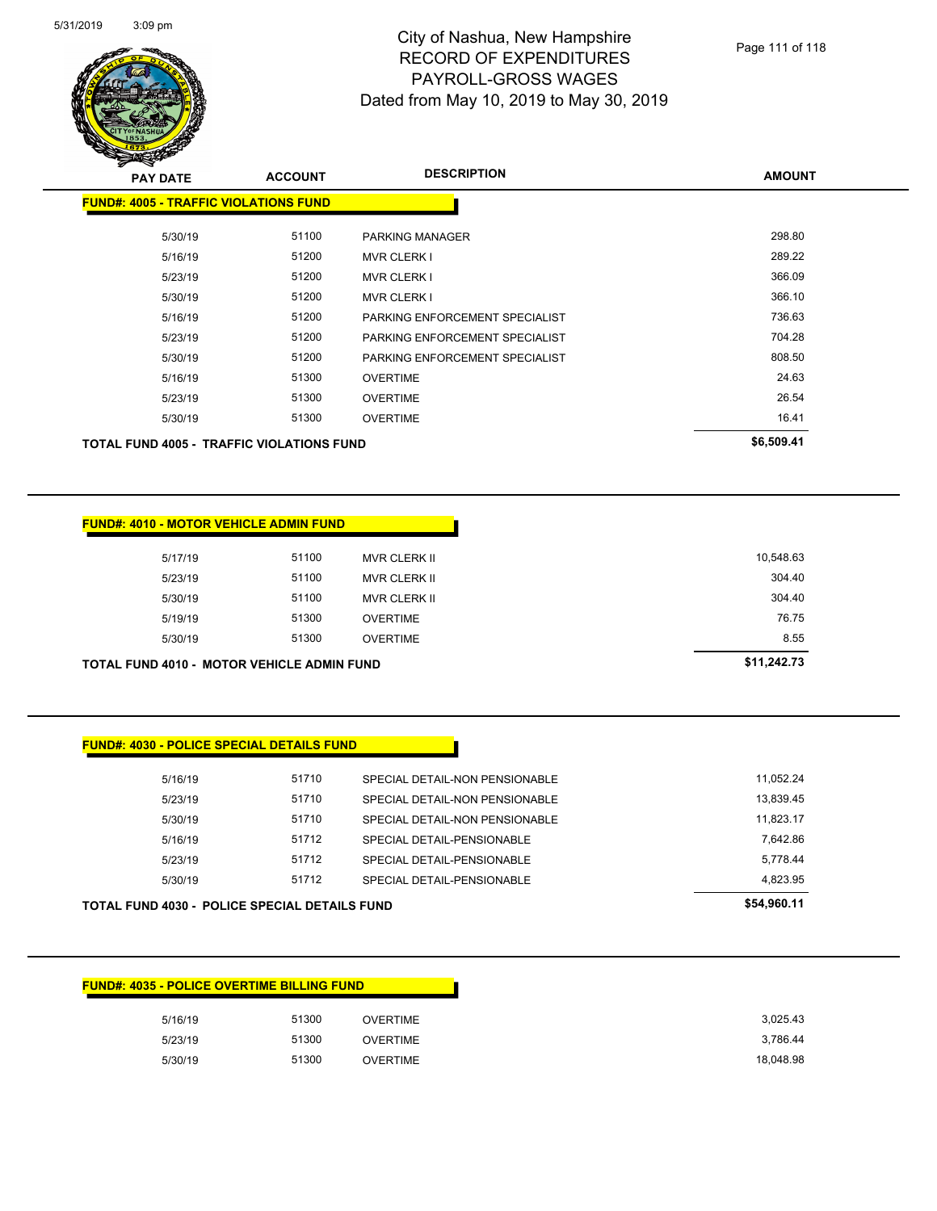# City of Nashua, New Hampshire
## RECORD OF EXPENDITURES
## PAYROLL-GROSS WAGES
## Dated from May 10, 2019 to May 30, 2019

| PAY DATE | ACCOUNT | DESCRIPTION | AMOUNT |
|---|---|---|---|
| **FUND#: 4005 - TRAFFIC VIOLATIONS FUND** | | | |
| 5/30/19 | 51100 | PARKING MANAGER | 298.80 |
| 5/16/19 | 51200 | MVR CLERK I | 289.22 |
| 5/23/19 | 51200 | MVR CLERK I | 366.09 |
| 5/30/19 | 51200 | MVR CLERK I | 366.10 |
| 5/16/19 | 51200 | PARKING ENFORCEMENT SPECIALIST | 736.63 |
| 5/23/19 | 51200 | PARKING ENFORCEMENT SPECIALIST | 704.28 |
| 5/30/19 | 51200 | PARKING ENFORCEMENT SPECIALIST | 808.50 |
| 5/16/19 | 51300 | OVERTIME | 24.63 |
| 5/23/19 | 51300 | OVERTIME | 26.54 |
| 5/30/19 | 51300 | OVERTIME | 16.41 |
| **TOTAL FUND 4005 - TRAFFIC VIOLATIONS FUND** | | | **$6,509.41** |

| PAY DATE | ACCOUNT | DESCRIPTION | AMOUNT |
|---|---|---|---|
| **FUND#: 4010 - MOTOR VEHICLE ADMIN FUND** | | | |
| 5/17/19 | 51100 | MVR CLERK II | 10,548.63 |
| 5/23/19 | 51100 | MVR CLERK II | 304.40 |
| 5/30/19 | 51100 | MVR CLERK II | 304.40 |
| 5/19/19 | 51300 | OVERTIME | 76.75 |
| 5/30/19 | 51300 | OVERTIME | 8.55 |
| **TOTAL FUND 4010 - MOTOR VEHICLE ADMIN FUND** | | | **$11,242.73** |

| PAY DATE | ACCOUNT | DESCRIPTION | AMOUNT |
|---|---|---|---|
| **FUND#: 4030 - POLICE SPECIAL DETAILS FUND** | | | |
| 5/16/19 | 51710 | SPECIAL DETAIL-NON PENSIONABLE | 11,052.24 |
| 5/23/19 | 51710 | SPECIAL DETAIL-NON PENSIONABLE | 13,839.45 |
| 5/30/19 | 51710 | SPECIAL DETAIL-NON PENSIONABLE | 11,823.17 |
| 5/16/19 | 51712 | SPECIAL DETAIL-PENSIONABLE | 7,642.86 |
| 5/23/19 | 51712 | SPECIAL DETAIL-PENSIONABLE | 5,778.44 |
| 5/30/19 | 51712 | SPECIAL DETAIL-PENSIONABLE | 4,823.95 |
| **TOTAL FUND 4030 - POLICE SPECIAL DETAILS FUND** | | | **$54,960.11** |

| PAY DATE | ACCOUNT | DESCRIPTION | AMOUNT |
|---|---|---|---|
| **FUND#: 4035 - POLICE OVERTIME BILLING FUND** | | | |
| 5/16/19 | 51300 | OVERTIME | 3,025.43 |
| 5/23/19 | 51300 | OVERTIME | 3,786.44 |
| 5/30/19 | 51300 | OVERTIME | 18,048.98 |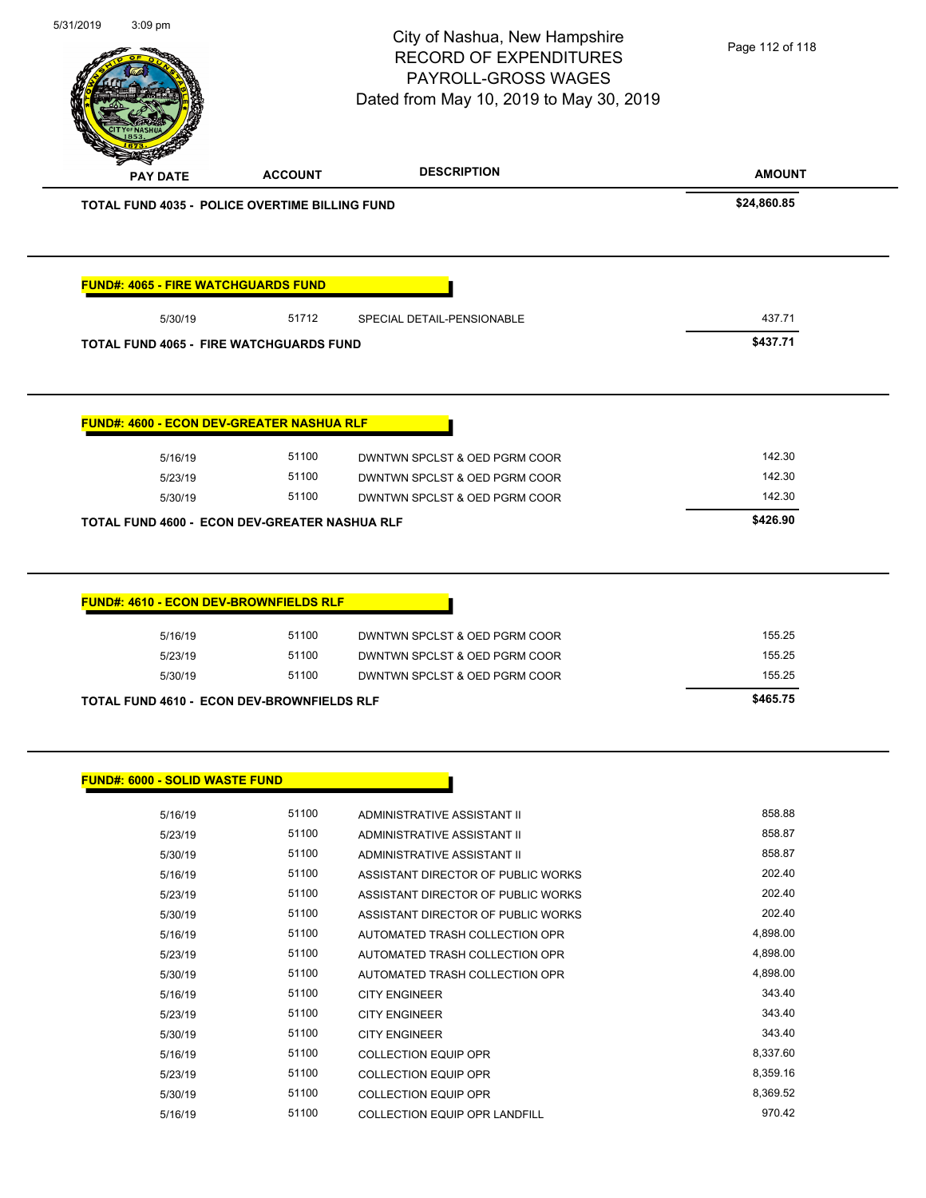# City of Nashua, New Hampshire
## RECORD OF EXPENDITURES
## PAYROLL-GROSS WAGES
## Dated from May 10, 2019 to May 30, 2019

| PAY DATE | ACCOUNT | DESCRIPTION | AMOUNT |
|---|---|---|---|
| **TOTAL FUND 4035 - POLICE OVERTIME BILLING FUND** | | | **$24,860.85** |

**FUND#: 4065 - FIRE WATCHGUARDS FUND**

| PAY DATE | ACCOUNT | DESCRIPTION | AMOUNT |
|---|---|---|---|
| 5/30/19 | 51712 | SPECIAL DETAIL-PENSIONABLE | 437.71 |
| **TOTAL FUND 4065 - FIRE WATCHGUARDS FUND** | | | **$437.71** |

**FUND#: 4600 - ECON DEV-GREATER NASHUA RLF**

| PAY DATE | ACCOUNT | DESCRIPTION | AMOUNT |
|---|---|---|---|
| 5/16/19 | 51100 | DWNTWN SPCLST & OED PGRM COOR | 142.30 |
| 5/23/19 | 51100 | DWNTWN SPCLST & OED PGRM COOR | 142.30 |
| 5/30/19 | 51100 | DWNTWN SPCLST & OED PGRM COOR | 142.30 |
| **TOTAL FUND 4600 - ECON DEV-GREATER NASHUA RLF** | | | **$426.90** |

**FUND#: 4610 - ECON DEV-BROWNFIELDS RLF**

| PAY DATE | ACCOUNT | DESCRIPTION | AMOUNT |
|---|---|---|---|
| 5/16/19 | 51100 | DWNTWN SPCLST & OED PGRM COOR | 155.25 |
| 5/23/19 | 51100 | DWNTWN SPCLST & OED PGRM COOR | 155.25 |
| 5/30/19 | 51100 | DWNTWN SPCLST & OED PGRM COOR | 155.25 |
| **TOTAL FUND 4610 - ECON DEV-BROWNFIELDS RLF** | | | **$465.75** |

**FUND#: 6000 - SOLID WASTE FUND**

| PAY DATE | ACCOUNT | DESCRIPTION | AMOUNT |
|---|---|---|---|
| 5/16/19 | 51100 | ADMINISTRATIVE ASSISTANT II | 858.88 |
| 5/23/19 | 51100 | ADMINISTRATIVE ASSISTANT II | 858.87 |
| 5/30/19 | 51100 | ADMINISTRATIVE ASSISTANT II | 858.87 |
| 5/16/19 | 51100 | ASSISTANT DIRECTOR OF PUBLIC WORKS | 202.40 |
| 5/23/19 | 51100 | ASSISTANT DIRECTOR OF PUBLIC WORKS | 202.40 |
| 5/30/19 | 51100 | ASSISTANT DIRECTOR OF PUBLIC WORKS | 202.40 |
| 5/16/19 | 51100 | AUTOMATED TRASH COLLECTION OPR | 4,898.00 |
| 5/23/19 | 51100 | AUTOMATED TRASH COLLECTION OPR | 4,898.00 |
| 5/30/19 | 51100 | AUTOMATED TRASH COLLECTION OPR | 4,898.00 |
| 5/16/19 | 51100 | CITY ENGINEER | 343.40 |
| 5/23/19 | 51100 | CITY ENGINEER | 343.40 |
| 5/30/19 | 51100 | CITY ENGINEER | 343.40 |
| 5/16/19 | 51100 | COLLECTION EQUIP OPR | 8,337.60 |
| 5/23/19 | 51100 | COLLECTION EQUIP OPR | 8,359.16 |
| 5/30/19 | 51100 | COLLECTION EQUIP OPR | 8,369.52 |
| 5/16/19 | 51100 | COLLECTION EQUIP OPR LANDFILL | 970.42 |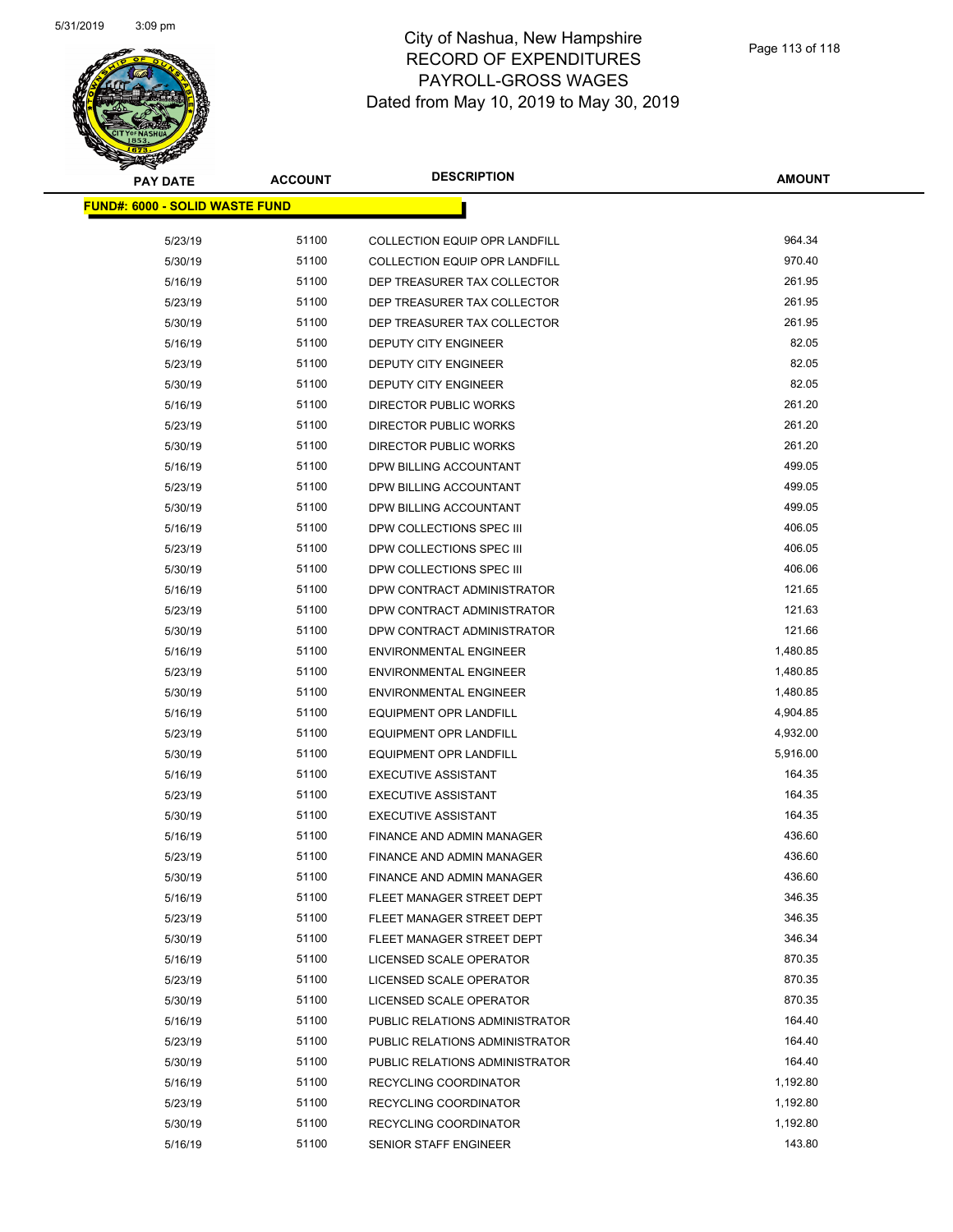# City of Nashua, New Hampshire
# RECORD OF EXPENDITURES
# PAYROLL-GROSS WAGES
# Dated from May 10, 2019 to May 30, 2019

| PAY DATE | ACCOUNT | DESCRIPTION | AMOUNT |
|---|---|---|---|
| **FUND#: 6000 - SOLID WASTE FUND** | | | |
| 5/23/19 | 51100 | COLLECTION EQUIP OPR LANDFILL | 964.34 |
| 5/30/19 | 51100 | COLLECTION EQUIP OPR LANDFILL | 970.40 |
| 5/16/19 | 51100 | DEP TREASURER TAX COLLECTOR | 261.95 |
| 5/23/19 | 51100 | DEP TREASURER TAX COLLECTOR | 261.95 |
| 5/30/19 | 51100 | DEP TREASURER TAX COLLECTOR | 261.95 |
| 5/16/19 | 51100 | DEPUTY CITY ENGINEER | 82.05 |
| 5/23/19 | 51100 | DEPUTY CITY ENGINEER | 82.05 |
| 5/30/19 | 51100 | DEPUTY CITY ENGINEER | 82.05 |
| 5/16/19 | 51100 | DIRECTOR PUBLIC WORKS | 261.20 |
| 5/23/19 | 51100 | DIRECTOR PUBLIC WORKS | 261.20 |
| 5/30/19 | 51100 | DIRECTOR PUBLIC WORKS | 261.20 |
| 5/16/19 | 51100 | DPW BILLING ACCOUNTANT | 499.05 |
| 5/23/19 | 51100 | DPW BILLING ACCOUNTANT | 499.05 |
| 5/30/19 | 51100 | DPW BILLING ACCOUNTANT | 499.05 |
| 5/16/19 | 51100 | DPW COLLECTIONS SPEC III | 406.05 |
| 5/23/19 | 51100 | DPW COLLECTIONS SPEC III | 406.05 |
| 5/30/19 | 51100 | DPW COLLECTIONS SPEC III | 406.06 |
| 5/16/19 | 51100 | DPW CONTRACT ADMINISTRATOR | 121.65 |
| 5/23/19 | 51100 | DPW CONTRACT ADMINISTRATOR | 121.63 |
| 5/30/19 | 51100 | DPW CONTRACT ADMINISTRATOR | 121.66 |
| 5/16/19 | 51100 | ENVIRONMENTAL ENGINEER | 1,480.85 |
| 5/23/19 | 51100 | ENVIRONMENTAL ENGINEER | 1,480.85 |
| 5/30/19 | 51100 | ENVIRONMENTAL ENGINEER | 1,480.85 |
| 5/16/19 | 51100 | EQUIPMENT OPR LANDFILL | 4,904.85 |
| 5/23/19 | 51100 | EQUIPMENT OPR LANDFILL | 4,932.00 |
| 5/30/19 | 51100 | EQUIPMENT OPR LANDFILL | 5,916.00 |
| 5/16/19 | 51100 | EXECUTIVE ASSISTANT | 164.35 |
| 5/23/19 | 51100 | EXECUTIVE ASSISTANT | 164.35 |
| 5/30/19 | 51100 | EXECUTIVE ASSISTANT | 164.35 |
| 5/16/19 | 51100 | FINANCE AND ADMIN MANAGER | 436.60 |
| 5/23/19 | 51100 | FINANCE AND ADMIN MANAGER | 436.60 |
| 5/30/19 | 51100 | FINANCE AND ADMIN MANAGER | 436.60 |
| 5/16/19 | 51100 | FLEET MANAGER STREET DEPT | 346.35 |
| 5/23/19 | 51100 | FLEET MANAGER STREET DEPT | 346.35 |
| 5/30/19 | 51100 | FLEET MANAGER STREET DEPT | 346.34 |
| 5/16/19 | 51100 | LICENSED SCALE OPERATOR | 870.35 |
| 5/23/19 | 51100 | LICENSED SCALE OPERATOR | 870.35 |
| 5/30/19 | 51100 | LICENSED SCALE OPERATOR | 870.35 |
| 5/16/19 | 51100 | PUBLIC RELATIONS ADMINISTRATOR | 164.40 |
| 5/23/19 | 51100 | PUBLIC RELATIONS ADMINISTRATOR | 164.40 |
| 5/30/19 | 51100 | PUBLIC RELATIONS ADMINISTRATOR | 164.40 |
| 5/16/19 | 51100 | RECYCLING COORDINATOR | 1,192.80 |
| 5/23/19 | 51100 | RECYCLING COORDINATOR | 1,192.80 |
| 5/30/19 | 51100 | RECYCLING COORDINATOR | 1,192.80 |
| 5/16/19 | 51100 | SENIOR STAFF ENGINEER | 143.80 |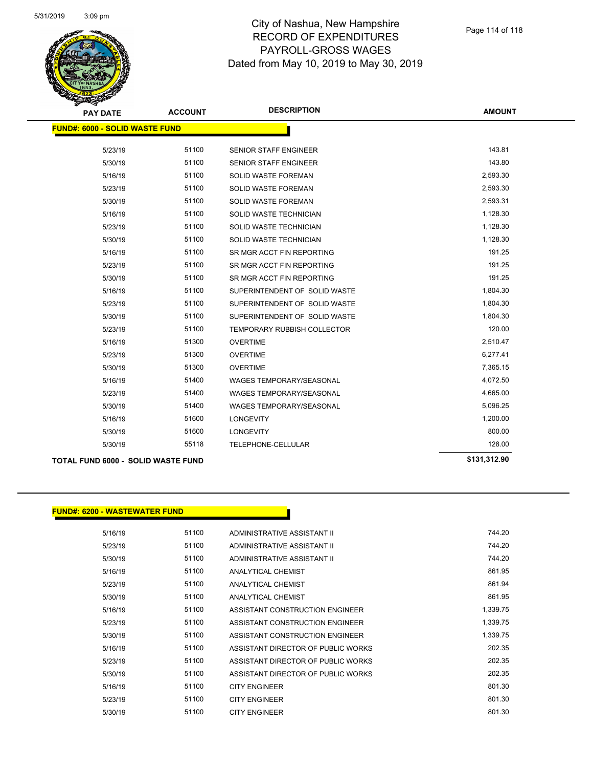# City of Nashua, New Hampshire
## RECORD OF EXPENDITURES
## PAYROLL-GROSS WAGES
## Dated from May 10, 2019 to May 30, 2019

| PAY DATE | ACCOUNT | DESCRIPTION | AMOUNT |
|---|---|---|---|
| **FUND#: 6000 - SOLID WASTE FUND** | | | |
| 5/23/19 | 51100 | SENIOR STAFF ENGINEER | 143.81 |
| 5/30/19 | 51100 | SENIOR STAFF ENGINEER | 143.80 |
| 5/16/19 | 51100 | SOLID WASTE FOREMAN | 2,593.30 |
| 5/23/19 | 51100 | SOLID WASTE FOREMAN | 2,593.30 |
| 5/30/19 | 51100 | SOLID WASTE FOREMAN | 2,593.31 |
| 5/16/19 | 51100 | SOLID WASTE TECHNICIAN | 1,128.30 |
| 5/23/19 | 51100 | SOLID WASTE TECHNICIAN | 1,128.30 |
| 5/30/19 | 51100 | SOLID WASTE TECHNICIAN | 1,128.30 |
| 5/16/19 | 51100 | SR MGR ACCT FIN REPORTING | 191.25 |
| 5/23/19 | 51100 | SR MGR ACCT FIN REPORTING | 191.25 |
| 5/30/19 | 51100 | SR MGR ACCT FIN REPORTING | 191.25 |
| 5/16/19 | 51100 | SUPERINTENDENT OF SOLID WASTE | 1,804.30 |
| 5/23/19 | 51100 | SUPERINTENDENT OF SOLID WASTE | 1,804.30 |
| 5/30/19 | 51100 | SUPERINTENDENT OF SOLID WASTE | 1,804.30 |
| 5/23/19 | 51100 | TEMPORARY RUBBISH COLLECTOR | 120.00 |
| 5/16/19 | 51300 | OVERTIME | 2,510.47 |
| 5/23/19 | 51300 | OVERTIME | 6,277.41 |
| 5/30/19 | 51300 | OVERTIME | 7,365.15 |
| 5/16/19 | 51400 | WAGES TEMPORARY/SEASONAL | 4,072.50 |
| 5/23/19 | 51400 | WAGES TEMPORARY/SEASONAL | 4,665.00 |
| 5/30/19 | 51400 | WAGES TEMPORARY/SEASONAL | 5,096.25 |
| 5/16/19 | 51600 | LONGEVITY | 1,200.00 |
| 5/30/19 | 51600 | LONGEVITY | 800.00 |
| 5/30/19 | 55118 | TELEPHONE-CELLULAR | 128.00 |
| **TOTAL FUND 6000 - SOLID WASTE FUND** | | | **$131,312.90** |

| PAY DATE | ACCOUNT | DESCRIPTION | AMOUNT |
|---|---|---|---|
| **FUND#: 6200 - WASTEWATER FUND** | | | |
| 5/16/19 | 51100 | ADMINISTRATIVE ASSISTANT II | 744.20 |
| 5/23/19 | 51100 | ADMINISTRATIVE ASSISTANT II | 744.20 |
| 5/30/19 | 51100 | ADMINISTRATIVE ASSISTANT II | 744.20 |
| 5/16/19 | 51100 | ANALYTICAL CHEMIST | 861.95 |
| 5/23/19 | 51100 | ANALYTICAL CHEMIST | 861.94 |
| 5/30/19 | 51100 | ANALYTICAL CHEMIST | 861.95 |
| 5/16/19 | 51100 | ASSISTANT CONSTRUCTION ENGINEER | 1,339.75 |
| 5/23/19 | 51100 | ASSISTANT CONSTRUCTION ENGINEER | 1,339.75 |
| 5/30/19 | 51100 | ASSISTANT CONSTRUCTION ENGINEER | 1,339.75 |
| 5/16/19 | 51100 | ASSISTANT DIRECTOR OF PUBLIC WORKS | 202.35 |
| 5/23/19 | 51100 | ASSISTANT DIRECTOR OF PUBLIC WORKS | 202.35 |
| 5/30/19 | 51100 | ASSISTANT DIRECTOR OF PUBLIC WORKS | 202.35 |
| 5/16/19 | 51100 | CITY ENGINEER | 801.30 |
| 5/23/19 | 51100 | CITY ENGINEER | 801.30 |
| 5/30/19 | 51100 | CITY ENGINEER | 801.30 |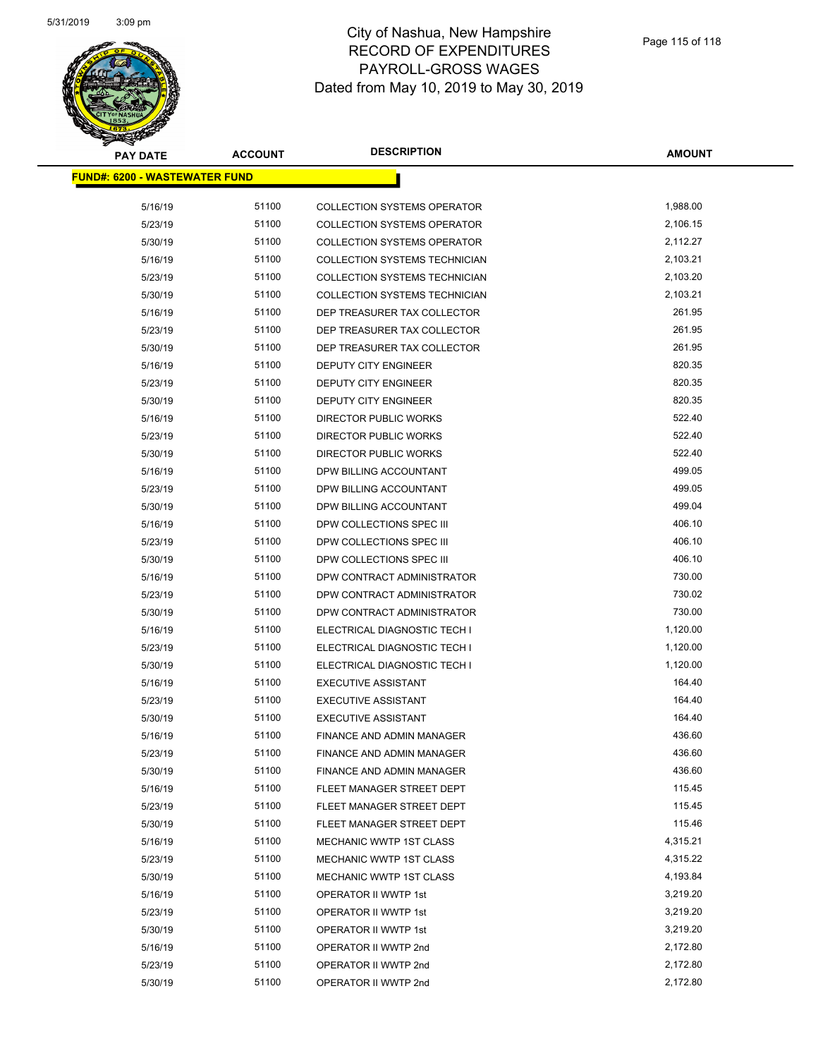# City of Nashua, New Hampshire
## RECORD OF EXPENDITURES
## PAYROLL-GROSS WAGES
## Dated from May 10, 2019 to May 30, 2019

| PAY DATE | ACCOUNT | DESCRIPTION | AMOUNT |
|---|---|---|---|
| **FUND#: 6200 - WASTEWATER FUND** | | | |
| 5/16/19 | 51100 | COLLECTION SYSTEMS OPERATOR | 1,988.00 |
| 5/23/19 | 51100 | COLLECTION SYSTEMS OPERATOR | 2,106.15 |
| 5/30/19 | 51100 | COLLECTION SYSTEMS OPERATOR | 2,112.27 |
| 5/16/19 | 51100 | COLLECTION SYSTEMS TECHNICIAN | 2,103.21 |
| 5/23/19 | 51100 | COLLECTION SYSTEMS TECHNICIAN | 2,103.20 |
| 5/30/19 | 51100 | COLLECTION SYSTEMS TECHNICIAN | 2,103.21 |
| 5/16/19 | 51100 | DEP TREASURER TAX COLLECTOR | 261.95 |
| 5/23/19 | 51100 | DEP TREASURER TAX COLLECTOR | 261.95 |
| 5/30/19 | 51100 | DEP TREASURER TAX COLLECTOR | 261.95 |
| 5/16/19 | 51100 | DEPUTY CITY ENGINEER | 820.35 |
| 5/23/19 | 51100 | DEPUTY CITY ENGINEER | 820.35 |
| 5/30/19 | 51100 | DEPUTY CITY ENGINEER | 820.35 |
| 5/16/19 | 51100 | DIRECTOR PUBLIC WORKS | 522.40 |
| 5/23/19 | 51100 | DIRECTOR PUBLIC WORKS | 522.40 |
| 5/30/19 | 51100 | DIRECTOR PUBLIC WORKS | 522.40 |
| 5/16/19 | 51100 | DPW BILLING ACCOUNTANT | 499.05 |
| 5/23/19 | 51100 | DPW BILLING ACCOUNTANT | 499.05 |
| 5/30/19 | 51100 | DPW BILLING ACCOUNTANT | 499.04 |
| 5/16/19 | 51100 | DPW COLLECTIONS SPEC III | 406.10 |
| 5/23/19 | 51100 | DPW COLLECTIONS SPEC III | 406.10 |
| 5/30/19 | 51100 | DPW COLLECTIONS SPEC III | 406.10 |
| 5/16/19 | 51100 | DPW CONTRACT ADMINISTRATOR | 730.00 |
| 5/23/19 | 51100 | DPW CONTRACT ADMINISTRATOR | 730.02 |
| 5/30/19 | 51100 | DPW CONTRACT ADMINISTRATOR | 730.00 |
| 5/16/19 | 51100 | ELECTRICAL DIAGNOSTIC TECH I | 1,120.00 |
| 5/23/19 | 51100 | ELECTRICAL DIAGNOSTIC TECH I | 1,120.00 |
| 5/30/19 | 51100 | ELECTRICAL DIAGNOSTIC TECH I | 1,120.00 |
| 5/16/19 | 51100 | EXECUTIVE ASSISTANT | 164.40 |
| 5/23/19 | 51100 | EXECUTIVE ASSISTANT | 164.40 |
| 5/30/19 | 51100 | EXECUTIVE ASSISTANT | 164.40 |
| 5/16/19 | 51100 | FINANCE AND ADMIN MANAGER | 436.60 |
| 5/23/19 | 51100 | FINANCE AND ADMIN MANAGER | 436.60 |
| 5/30/19 | 51100 | FINANCE AND ADMIN MANAGER | 436.60 |
| 5/16/19 | 51100 | FLEET MANAGER STREET DEPT | 115.45 |
| 5/23/19 | 51100 | FLEET MANAGER STREET DEPT | 115.45 |
| 5/30/19 | 51100 | FLEET MANAGER STREET DEPT | 115.46 |
| 5/16/19 | 51100 | MECHANIC WWTP 1ST CLASS | 4,315.21 |
| 5/23/19 | 51100 | MECHANIC WWTP 1ST CLASS | 4,315.22 |
| 5/30/19 | 51100 | MECHANIC WWTP 1ST CLASS | 4,193.84 |
| 5/16/19 | 51100 | OPERATOR II WWTP 1st | 3,219.20 |
| 5/23/19 | 51100 | OPERATOR II WWTP 1st | 3,219.20 |
| 5/30/19 | 51100 | OPERATOR II WWTP 1st | 3,219.20 |
| 5/16/19 | 51100 | OPERATOR II WWTP 2nd | 2,172.80 |
| 5/23/19 | 51100 | OPERATOR II WWTP 2nd | 2,172.80 |
| 5/30/19 | 51100 | OPERATOR II WWTP 2nd | 2,172.80 |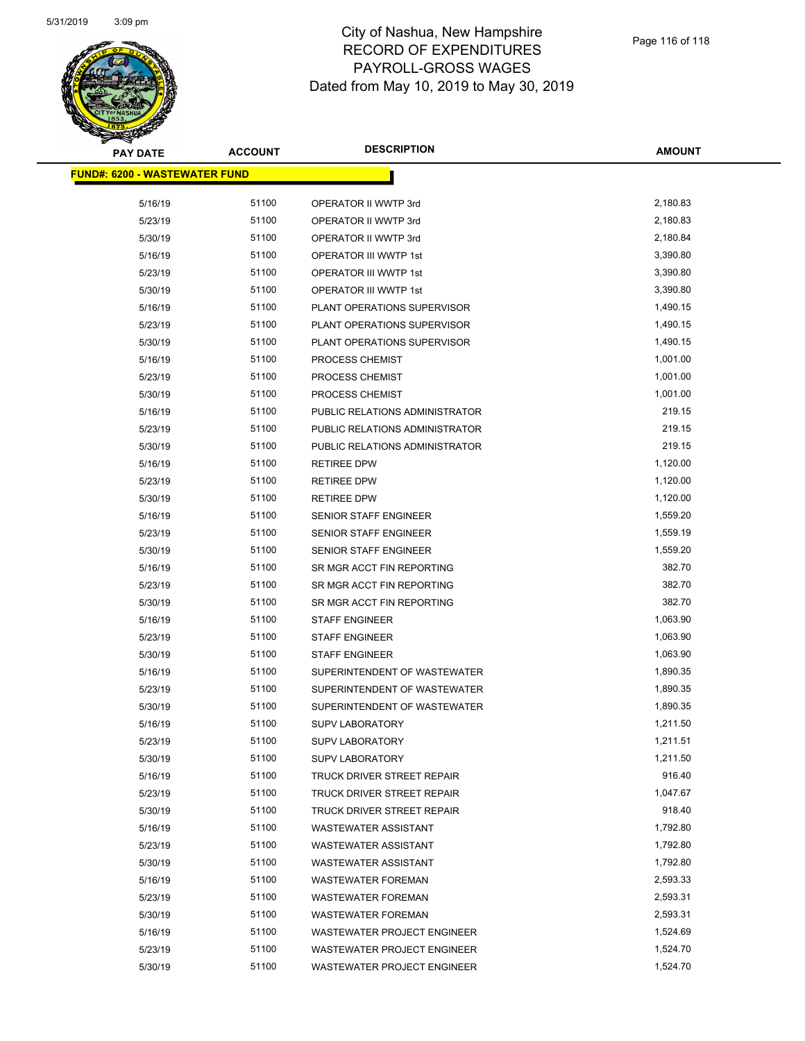# City of Nashua, New Hampshire
## RECORD OF EXPENDITURES
## PAYROLL-GROSS WAGES
### Dated from May 10, 2019 to May 30, 2019

| PAY DATE | ACCOUNT | DESCRIPTION | AMOUNT |
|---|---|---|---|
| **FUND#: 6200 - WASTEWATER FUND** | | | |
| 5/16/19 | 51100 | OPERATOR II WWTP 3rd | 2,180.83 |
| 5/23/19 | 51100 | OPERATOR II WWTP 3rd | 2,180.83 |
| 5/30/19 | 51100 | OPERATOR II WWTP 3rd | 2,180.84 |
| 5/16/19 | 51100 | OPERATOR III WWTP 1st | 3,390.80 |
| 5/23/19 | 51100 | OPERATOR III WWTP 1st | 3,390.80 |
| 5/30/19 | 51100 | OPERATOR III WWTP 1st | 3,390.80 |
| 5/16/19 | 51100 | PLANT OPERATIONS SUPERVISOR | 1,490.15 |
| 5/23/19 | 51100 | PLANT OPERATIONS SUPERVISOR | 1,490.15 |
| 5/30/19 | 51100 | PLANT OPERATIONS SUPERVISOR | 1,490.15 |
| 5/16/19 | 51100 | PROCESS CHEMIST | 1,001.00 |
| 5/23/19 | 51100 | PROCESS CHEMIST | 1,001.00 |
| 5/30/19 | 51100 | PROCESS CHEMIST | 1,001.00 |
| 5/16/19 | 51100 | PUBLIC RELATIONS ADMINISTRATOR | 219.15 |
| 5/23/19 | 51100 | PUBLIC RELATIONS ADMINISTRATOR | 219.15 |
| 5/30/19 | 51100 | PUBLIC RELATIONS ADMINISTRATOR | 219.15 |
| 5/16/19 | 51100 | RETIREE DPW | 1,120.00 |
| 5/23/19 | 51100 | RETIREE DPW | 1,120.00 |
| 5/30/19 | 51100 | RETIREE DPW | 1,120.00 |
| 5/16/19 | 51100 | SENIOR STAFF ENGINEER | 1,559.20 |
| 5/23/19 | 51100 | SENIOR STAFF ENGINEER | 1,559.19 |
| 5/30/19 | 51100 | SENIOR STAFF ENGINEER | 1,559.20 |
| 5/16/19 | 51100 | SR MGR ACCT FIN REPORTING | 382.70 |
| 5/23/19 | 51100 | SR MGR ACCT FIN REPORTING | 382.70 |
| 5/30/19 | 51100 | SR MGR ACCT FIN REPORTING | 382.70 |
| 5/16/19 | 51100 | STAFF ENGINEER | 1,063.90 |
| 5/23/19 | 51100 | STAFF ENGINEER | 1,063.90 |
| 5/30/19 | 51100 | STAFF ENGINEER | 1,063.90 |
| 5/16/19 | 51100 | SUPERINTENDENT OF WASTEWATER | 1,890.35 |
| 5/23/19 | 51100 | SUPERINTENDENT OF WASTEWATER | 1,890.35 |
| 5/30/19 | 51100 | SUPERINTENDENT OF WASTEWATER | 1,890.35 |
| 5/16/19 | 51100 | SUPV LABORATORY | 1,211.50 |
| 5/23/19 | 51100 | SUPV LABORATORY | 1,211.51 |
| 5/30/19 | 51100 | SUPV LABORATORY | 1,211.50 |
| 5/16/19 | 51100 | TRUCK DRIVER STREET REPAIR | 916.40 |
| 5/23/19 | 51100 | TRUCK DRIVER STREET REPAIR | 1,047.67 |
| 5/30/19 | 51100 | TRUCK DRIVER STREET REPAIR | 918.40 |
| 5/16/19 | 51100 | WASTEWATER ASSISTANT | 1,792.80 |
| 5/23/19 | 51100 | WASTEWATER ASSISTANT | 1,792.80 |
| 5/30/19 | 51100 | WASTEWATER ASSISTANT | 1,792.80 |
| 5/16/19 | 51100 | WASTEWATER FOREMAN | 2,593.33 |
| 5/23/19 | 51100 | WASTEWATER FOREMAN | 2,593.31 |
| 5/30/19 | 51100 | WASTEWATER FOREMAN | 2,593.31 |
| 5/16/19 | 51100 | WASTEWATER PROJECT ENGINEER | 1,524.69 |
| 5/23/19 | 51100 | WASTEWATER PROJECT ENGINEER | 1,524.70 |
| 5/30/19 | 51100 | WASTEWATER PROJECT ENGINEER | 1,524.70 |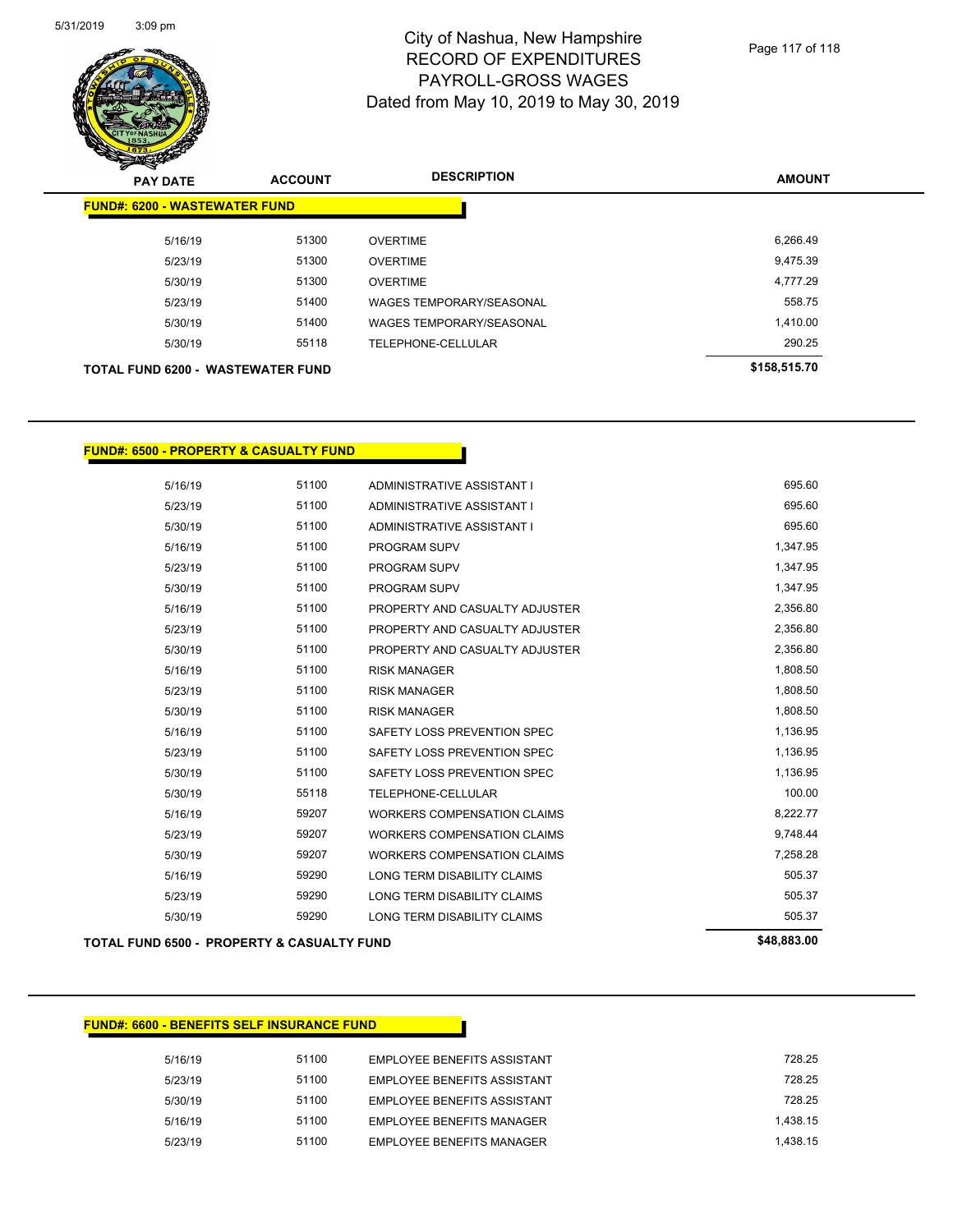# City of Nashua, New Hampshire
## RECORD OF EXPENDITURES
## PAYROLL-GROSS WAGES
### Dated from May 10, 2019 to May 30, 2019

| PAY DATE | ACCOUNT | DESCRIPTION | AMOUNT |
|---|---|---|---|
| **FUND#: 6200 - WASTEWATER FUND** | | | |
| 5/16/19 | 51300 | OVERTIME | 6,266.49 |
| 5/23/19 | 51300 | OVERTIME | 9,475.39 |
| 5/30/19 | 51300 | OVERTIME | 4,777.29 |
| 5/23/19 | 51400 | WAGES TEMPORARY/SEASONAL | 558.75 |
| 5/30/19 | 51400 | WAGES TEMPORARY/SEASONAL | 1,410.00 |
| 5/30/19 | 55118 | TELEPHONE-CELLULAR | 290.25 |
| **TOTAL FUND 6200 - WASTEWATER FUND** | | | **$158,515.70** |

| PAY DATE | ACCOUNT | DESCRIPTION | AMOUNT |
|---|---|---|---|
| **FUND#: 6500 - PROPERTY & CASUALTY FUND** | | | |
| 5/16/19 | 51100 | ADMINISTRATIVE ASSISTANT I | 695.60 |
| 5/23/19 | 51100 | ADMINISTRATIVE ASSISTANT I | 695.60 |
| 5/30/19 | 51100 | ADMINISTRATIVE ASSISTANT I | 695.60 |
| 5/16/19 | 51100 | PROGRAM SUPV | 1,347.95 |
| 5/23/19 | 51100 | PROGRAM SUPV | 1,347.95 |
| 5/30/19 | 51100 | PROGRAM SUPV | 1,347.95 |
| 5/16/19 | 51100 | PROPERTY AND CASUALTY ADJUSTER | 2,356.80 |
| 5/23/19 | 51100 | PROPERTY AND CASUALTY ADJUSTER | 2,356.80 |
| 5/30/19 | 51100 | PROPERTY AND CASUALTY ADJUSTER | 2,356.80 |
| 5/16/19 | 51100 | RISK MANAGER | 1,808.50 |
| 5/23/19 | 51100 | RISK MANAGER | 1,808.50 |
| 5/30/19 | 51100 | RISK MANAGER | 1,808.50 |
| 5/16/19 | 51100 | SAFETY LOSS PREVENTION SPEC | 1,136.95 |
| 5/23/19 | 51100 | SAFETY LOSS PREVENTION SPEC | 1,136.95 |
| 5/30/19 | 51100 | SAFETY LOSS PREVENTION SPEC | 1,136.95 |
| 5/30/19 | 55118 | TELEPHONE-CELLULAR | 100.00 |
| 5/16/19 | 59207 | WORKERS COMPENSATION CLAIMS | 8,222.77 |
| 5/23/19 | 59207 | WORKERS COMPENSATION CLAIMS | 9,748.44 |
| 5/30/19 | 59207 | WORKERS COMPENSATION CLAIMS | 7,258.28 |
| 5/16/19 | 59290 | LONG TERM DISABILITY CLAIMS | 505.37 |
| 5/23/19 | 59290 | LONG TERM DISABILITY CLAIMS | 505.37 |
| 5/30/19 | 59290 | LONG TERM DISABILITY CLAIMS | 505.37 |
| **TOTAL FUND 6500 - PROPERTY & CASUALTY FUND** | | | **$48,883.00** |

| PAY DATE | ACCOUNT | DESCRIPTION | AMOUNT |
|---|---|---|---|
| **FUND#: 6600 - BENEFITS SELF INSURANCE FUND** | | | |
| 5/16/19 | 51100 | EMPLOYEE BENEFITS ASSISTANT | 728.25 |
| 5/23/19 | 51100 | EMPLOYEE BENEFITS ASSISTANT | 728.25 |
| 5/30/19 | 51100 | EMPLOYEE BENEFITS ASSISTANT | 728.25 |
| 5/16/19 | 51100 | EMPLOYEE BENEFITS MANAGER | 1,438.15 |
| 5/23/19 | 51100 | EMPLOYEE BENEFITS MANAGER | 1,438.15 |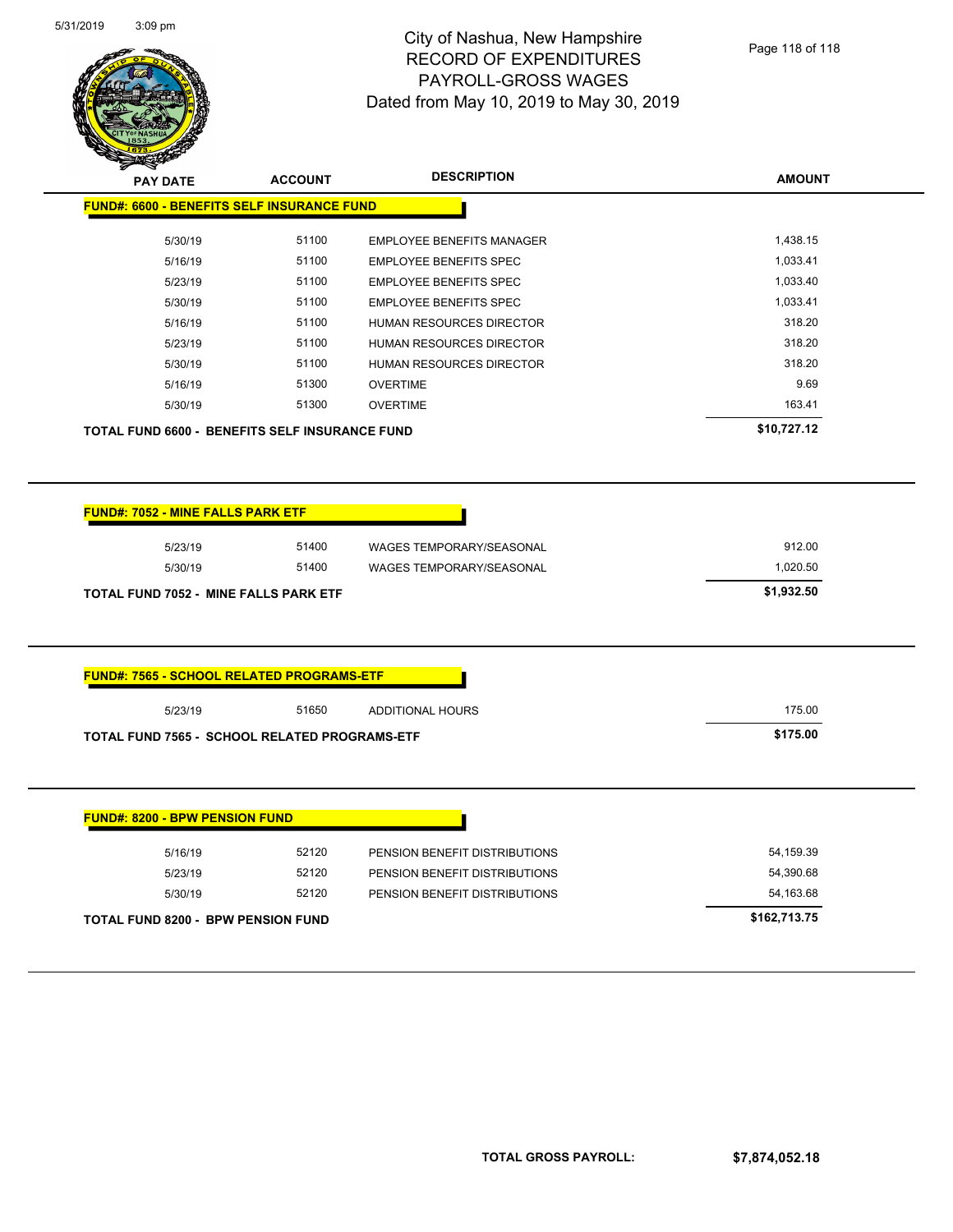# City of Nashua, New Hampshire
## RECORD OF EXPENDITURES
## PAYROLL-GROSS WAGES
### Dated from May 10, 2019 to May 30, 2019

| PAY DATE | ACCOUNT | DESCRIPTION | AMOUNT |
|---|---|---|---|
| **FUND#: 6600 - BENEFITS SELF INSURANCE FUND** | | | |
| 5/30/19 | 51100 | EMPLOYEE BENEFITS MANAGER | 1,438.15 |
| 5/16/19 | 51100 | EMPLOYEE BENEFITS SPEC | 1,033.41 |
| 5/23/19 | 51100 | EMPLOYEE BENEFITS SPEC | 1,033.40 |
| 5/30/19 | 51100 | EMPLOYEE BENEFITS SPEC | 1,033.41 |
| 5/16/19 | 51100 | HUMAN RESOURCES DIRECTOR | 318.20 |
| 5/23/19 | 51100 | HUMAN RESOURCES DIRECTOR | 318.20 |
| 5/30/19 | 51100 | HUMAN RESOURCES DIRECTOR | 318.20 |
| 5/16/19 | 51300 | OVERTIME | 9.69 |
| 5/30/19 | 51300 | OVERTIME | 163.41 |
| **TOTAL FUND 6600 - BENEFITS SELF INSURANCE FUND** | | | **$10,727.12** |

| PAY DATE | ACCOUNT | DESCRIPTION | AMOUNT |
|---|---|---|---|
| **FUND#: 7052 - MINE FALLS PARK ETF** | | | |
| 5/23/19 | 51400 | WAGES TEMPORARY/SEASONAL | 912.00 |
| 5/30/19 | 51400 | WAGES TEMPORARY/SEASONAL | 1,020.50 |
| **TOTAL FUND 7052 - MINE FALLS PARK ETF** | | | **$1,932.50** |

| PAY DATE | ACCOUNT | DESCRIPTION | AMOUNT |
|---|---|---|---|
| **FUND#: 7565 - SCHOOL RELATED PROGRAMS-ETF** | | | |
| 5/23/19 | 51650 | ADDITIONAL HOURS | 175.00 |
| **TOTAL FUND 7565 - SCHOOL RELATED PROGRAMS-ETF** | | | **$175.00** |

| PAY DATE | ACCOUNT | DESCRIPTION | AMOUNT |
|---|---|---|---|
| **FUND#: 8200 - BPW PENSION FUND** | | | |
| 5/16/19 | 52120 | PENSION BENEFIT DISTRIBUTIONS | 54,159.39 |
| 5/23/19 | 52120 | PENSION BENEFIT DISTRIBUTIONS | 54,390.68 |
| 5/30/19 | 52120 | PENSION BENEFIT DISTRIBUTIONS | 54,163.68 |
| **TOTAL FUND 8200 - BPW PENSION FUND** | | | **$162,713.75** |

**TOTAL GROSS PAYROLL: $7,874,052.18**